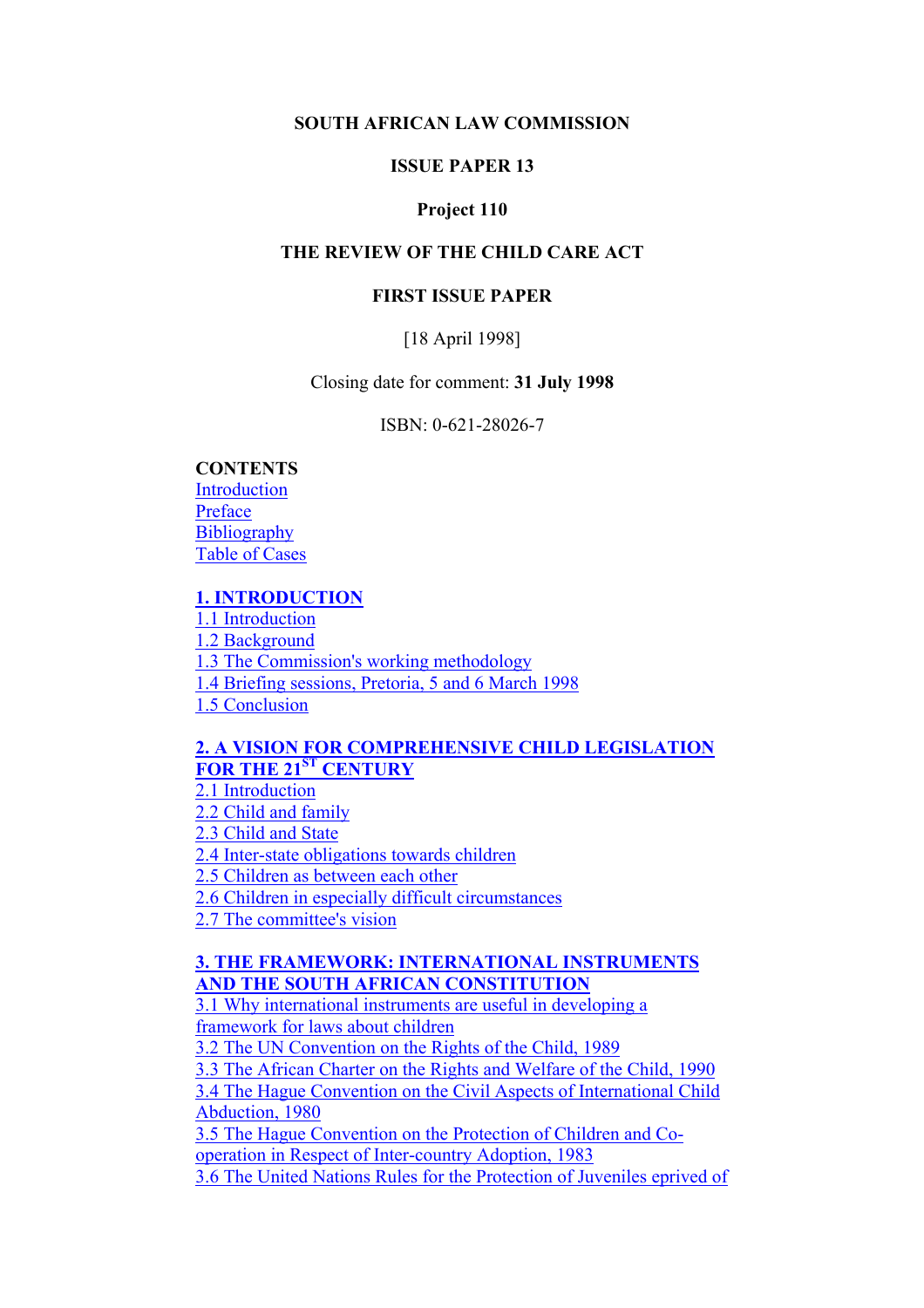**SOUTH AFRICAN LAW COMMISSION**

**ISSUE PAPER 13**

**Project 110**

**THE REVIEW OF THE CHILD CARE ACT**

**FIRST ISSUE PAPER**

[18 April 1998]

Closing date for comment: **31 July 1998**

ISBN: 0-621-28026-7

**CONTENTS**

Introduction
Preface
Bibliography
Table of Cases

**1. INTRODUCTION**

1.1 Introduction
1.2 Background
1.3 The Commission's working methodology
1.4 Briefing sessions, Pretoria, 5 and 6 March 1998
1.5 Conclusion

**2. A VISION FOR COMPREHENSIVE CHILD LEGISLATION FOR THE 21ST CENTURY**

2.1 Introduction
2.2 Child and family
2.3 Child and State
2.4 Inter-state obligations towards children
2.5 Children as between each other
2.6 Children in especially difficult circumstances
2.7 The committee's vision

**3. THE FRAMEWORK: INTERNATIONAL INSTRUMENTS AND THE SOUTH AFRICAN CONSTITUTION**

3.1 Why international instruments are useful in developing a framework for laws about children
3.2 The UN Convention on the Rights of the Child, 1989
3.3 The African Charter on the Rights and Welfare of the Child, 1990
3.4 The Hague Convention on the Civil Aspects of International Child Abduction, 1980
3.5 The Hague Convention on the Protection of Children and Co-operation in Respect of Inter-country Adoption, 1983
3.6 The United Nations Rules for the Protection of Juveniles eprived of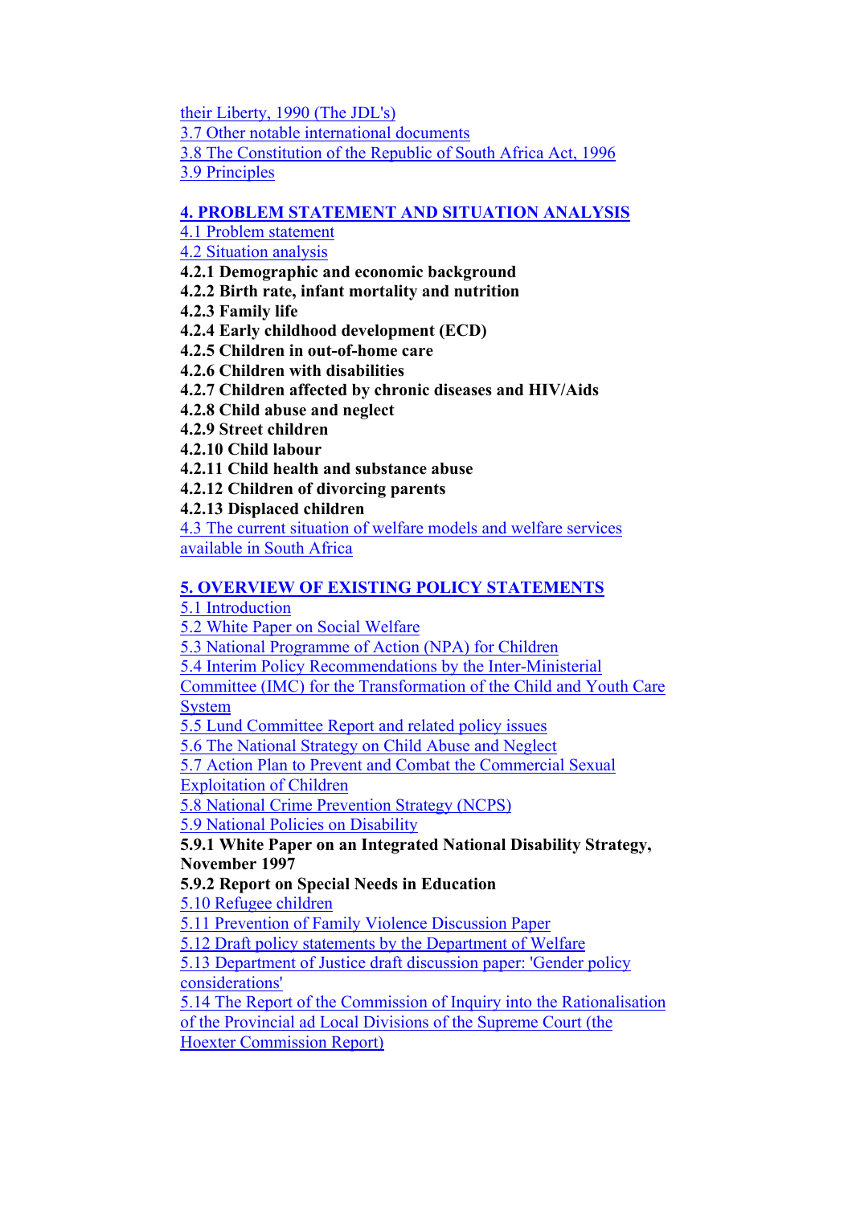their Liberty, 1990 (The JDL's)
3.7 Other notable international documents
3.8 The Constitution of the Republic of South Africa Act, 1996
3.9 Principles

**4. PROBLEM STATEMENT AND SITUATION ANALYSIS**
4.1 Problem statement
4.2 Situation analysis
**4.2.1 Demographic and economic background**
**4.2.2 Birth rate, infant mortality and nutrition**
**4.2.3 Family life**
**4.2.4 Early childhood development (ECD)**
**4.2.5 Children in out-of-home care**
**4.2.6 Children with disabilities**
**4.2.7 Children affected by chronic diseases and HIV/Aids**
**4.2.8 Child abuse and neglect**
**4.2.9 Street children**
**4.2.10 Child labour**
**4.2.11 Child health and substance abuse**
**4.2.12 Children of divorcing parents**
**4.2.13 Displaced children**
4.3 The current situation of welfare models and welfare services available in South Africa

**5. OVERVIEW OF EXISTING POLICY STATEMENTS**
5.1 Introduction
5.2 White Paper on Social Welfare
5.3 National Programme of Action (NPA) for Children
5.4 Interim Policy Recommendations by the Inter-Ministerial Committee (IMC) for the Transformation of the Child and Youth Care System
5.5 Lund Committee Report and related policy issues
5.6 The National Strategy on Child Abuse and Neglect
5.7 Action Plan to Prevent and Combat the Commercial Sexual Exploitation of Children
5.8 National Crime Prevention Strategy (NCPS)
5.9 National Policies on Disability
**5.9.1 White Paper on an Integrated National Disability Strategy, November 1997**
**5.9.2 Report on Special Needs in Education**
5.10 Refugee children
5.11 Prevention of Family Violence Discussion Paper
5.12 Draft policy statements by the Department of Welfare
5.13 Department of Justice draft discussion paper: 'Gender policy considerations'
5.14 The Report of the Commission of Inquiry into the Rationalisation of the Provincial ad Local Divisions of the Supreme Court (the Hoexter Commission Report)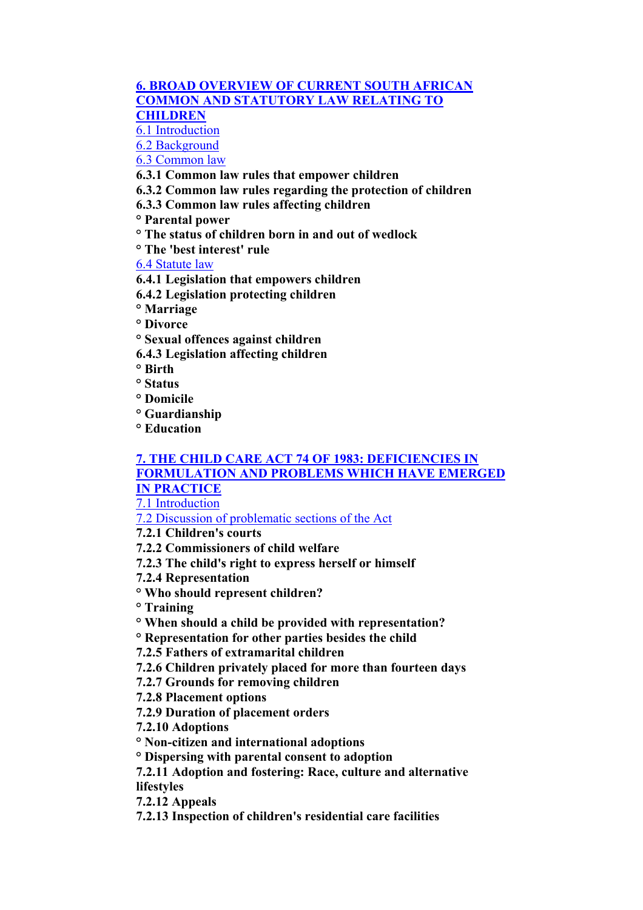[**6. BROAD OVERVIEW OF CURRENT SOUTH AFRICAN COMMON AND STATUTORY LAW RELATING TO CHILDREN**]

[6.1 Introduction]

[6.2 Background]

[6.3 Common law]

**6.3.1 Common law rules that empower children**

**6.3.2 Common law rules regarding the protection of children**

**6.3.3 Common law rules affecting children**

**° Parental power**

**° The status of children born in and out of wedlock**

**° The 'best interest' rule**

[6.4 Statute law]

**6.4.1 Legislation that empowers children**

**6.4.2 Legislation protecting children**

**° Marriage**

**° Divorce**

**° Sexual offences against children**

**6.4.3 Legislation affecting children**

**° Birth**

**° Status**

**° Domicile**

**° Guardianship**

**° Education**

[**7. THE CHILD CARE ACT 74 OF 1983: DEFICIENCIES IN FORMULATION AND PROBLEMS WHICH HAVE EMERGED IN PRACTICE**]

[7.1 Introduction]

[7.2 Discussion of problematic sections of the Act]

**7.2.1 Children's courts**

**7.2.2 Commissioners of child welfare**

**7.2.3 The child's right to express herself or himself**

**7.2.4 Representation**

**° Who should represent children?**

**° Training**

**° When should a child be provided with representation?**

**° Representation for other parties besides the child**

**7.2.5 Fathers of extramarital children**

**7.2.6 Children privately placed for more than fourteen days**

**7.2.7 Grounds for removing children**

**7.2.8 Placement options**

**7.2.9 Duration of placement orders**

**7.2.10 Adoptions**

**° Non-citizen and international adoptions**

**° Dispersing with parental consent to adoption**

**7.2.11 Adoption and fostering: Race, culture and alternative lifestyles**

**7.2.12 Appeals**

**7.2.13 Inspection of children's residential care facilities**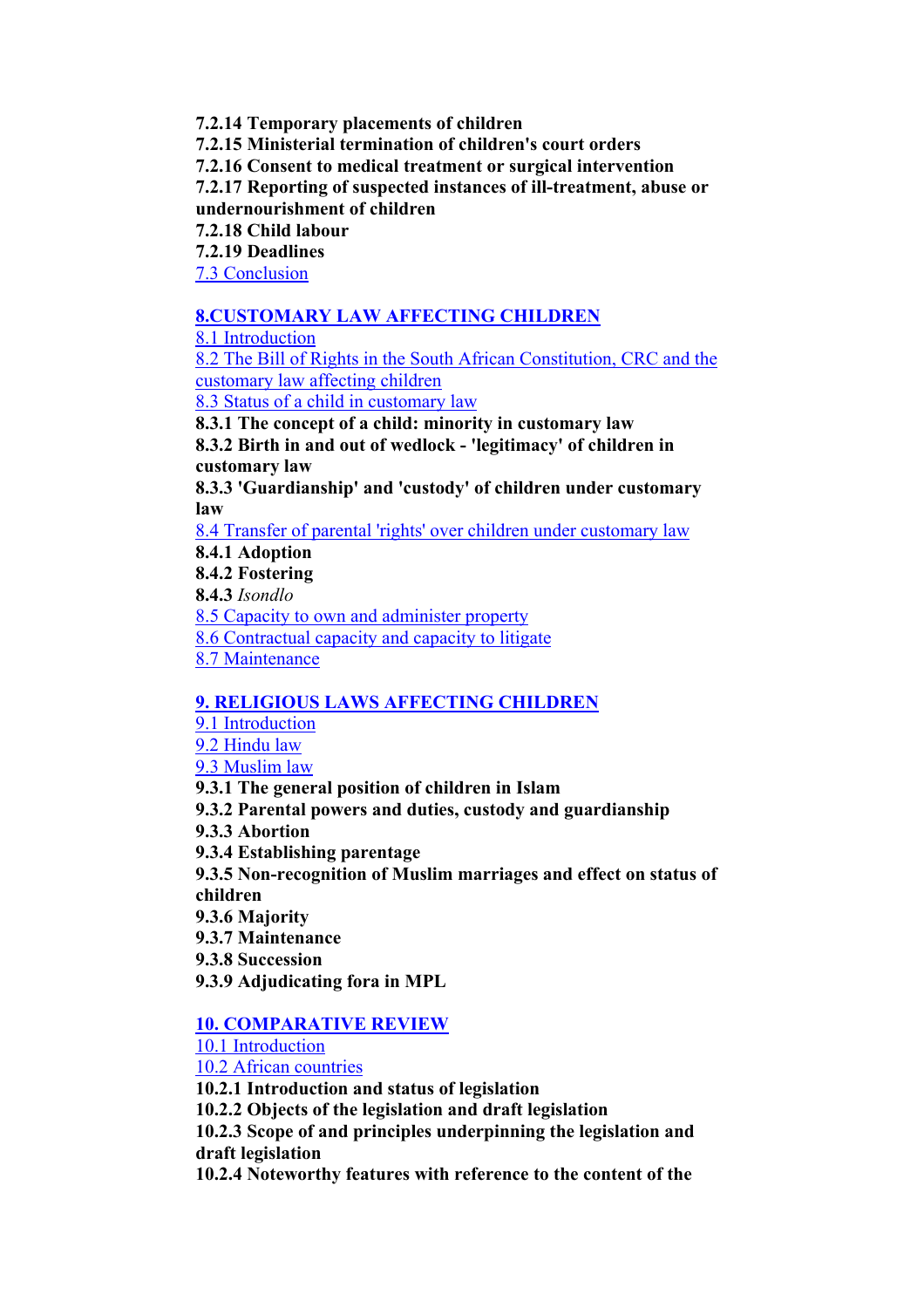**7.2.14 Temporary placements of children**
**7.2.15 Ministerial termination of children's court orders**
**7.2.16 Consent to medical treatment or surgical intervention**
**7.2.17 Reporting of suspected instances of ill-treatment, abuse or undernourishment of children**
**7.2.18 Child labour**
**7.2.19 Deadlines**
7.3 Conclusion

**8.CUSTOMARY LAW AFFECTING CHILDREN**

8.1 Introduction
8.2 The Bill of Rights in the South African Constitution, CRC and the customary law affecting children
8.3 Status of a child in customary law
**8.3.1 The concept of a child: minority in customary law**
**8.3.2 Birth in and out of wedlock - 'legitimacy' of children in customary law**
**8.3.3 'Guardianship' and 'custody' of children under customary law**
8.4 Transfer of parental 'rights' over children under customary law
**8.4.1 Adoption**
**8.4.2 Fostering**
**8.4.3** *Isondlo*
8.5 Capacity to own and administer property
8.6 Contractual capacity and capacity to litigate
8.7 Maintenance

**9. RELIGIOUS LAWS AFFECTING CHILDREN**

9.1 Introduction
9.2 Hindu law
9.3 Muslim law
**9.3.1 The general position of children in Islam**
**9.3.2 Parental powers and duties, custody and guardianship**
**9.3.3 Abortion**
**9.3.4 Establishing parentage**
**9.3.5 Non-recognition of Muslim marriages and effect on status of children**
**9.3.6 Majority**
**9.3.7 Maintenance**
**9.3.8 Succession**
**9.3.9 Adjudicating fora in MPL**

**10. COMPARATIVE REVIEW**

10.1 Introduction
10.2 African countries
**10.2.1 Introduction and status of legislation**
**10.2.2 Objects of the legislation and draft legislation**
**10.2.3 Scope of and principles underpinning the legislation and draft legislation**
**10.2.4 Noteworthy features with reference to the content of the**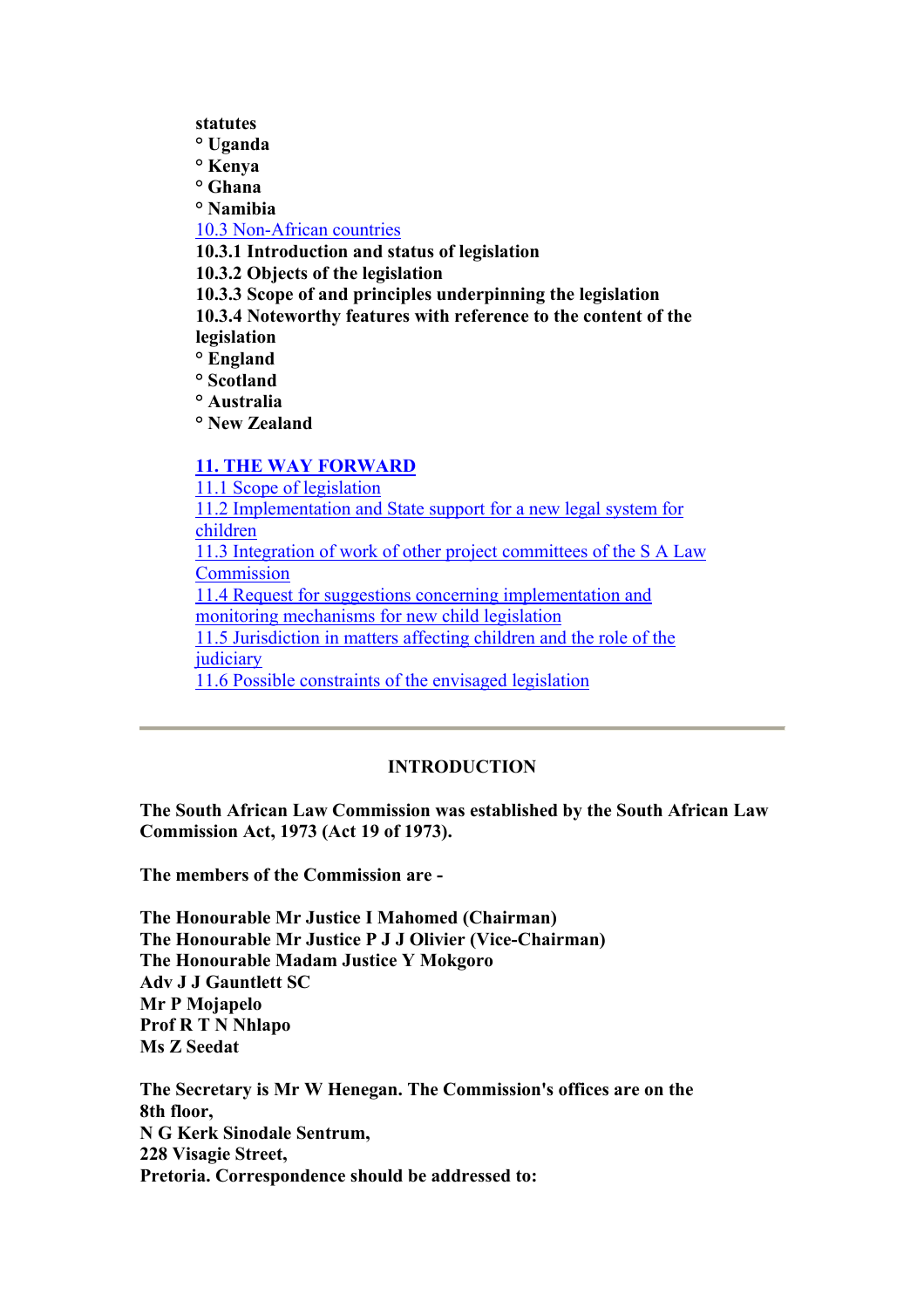**statutes**
**° Uganda**
**° Kenya**
**° Ghana**
**° Namibia**
10.3 Non-African countries
**10.3.1 Introduction and status of legislation**
**10.3.2 Objects of the legislation**
**10.3.3 Scope of and principles underpinning the legislation**
**10.3.4 Noteworthy features with reference to the content of the legislation**
**° England**
**° Scotland**
**° Australia**
**° New Zealand**

**11. THE WAY FORWARD**
11.1 Scope of legislation
11.2 Implementation and State support for a new legal system for children
11.3 Integration of work of other project committees of the S A Law Commission
11.4 Request for suggestions concerning implementation and monitoring mechanisms for new child legislation
11.5 Jurisdiction in matters affecting children and the role of the judiciary
11.6 Possible constraints of the envisaged legislation

---

## INTRODUCTION

**The South African Law Commission was established by the South African Law Commission Act, 1973 (Act 19 of 1973).**

**The members of the Commission are -**

**The Honourable Mr Justice I Mahomed (Chairman)**
**The Honourable Mr Justice P J J Olivier (Vice-Chairman)**
**The Honourable Madam Justice Y Mokgoro**
**Adv J J Gauntlett SC**
**Mr P Mojapelo**
**Prof R T N Nhlapo**
**Ms Z Seedat**

**The Secretary is Mr W Henegan. The Commission's offices are on the 8th floor,**
**N G Kerk Sinodale Sentrum,**
**228 Visagie Street,**
**Pretoria. Correspondence should be addressed to:**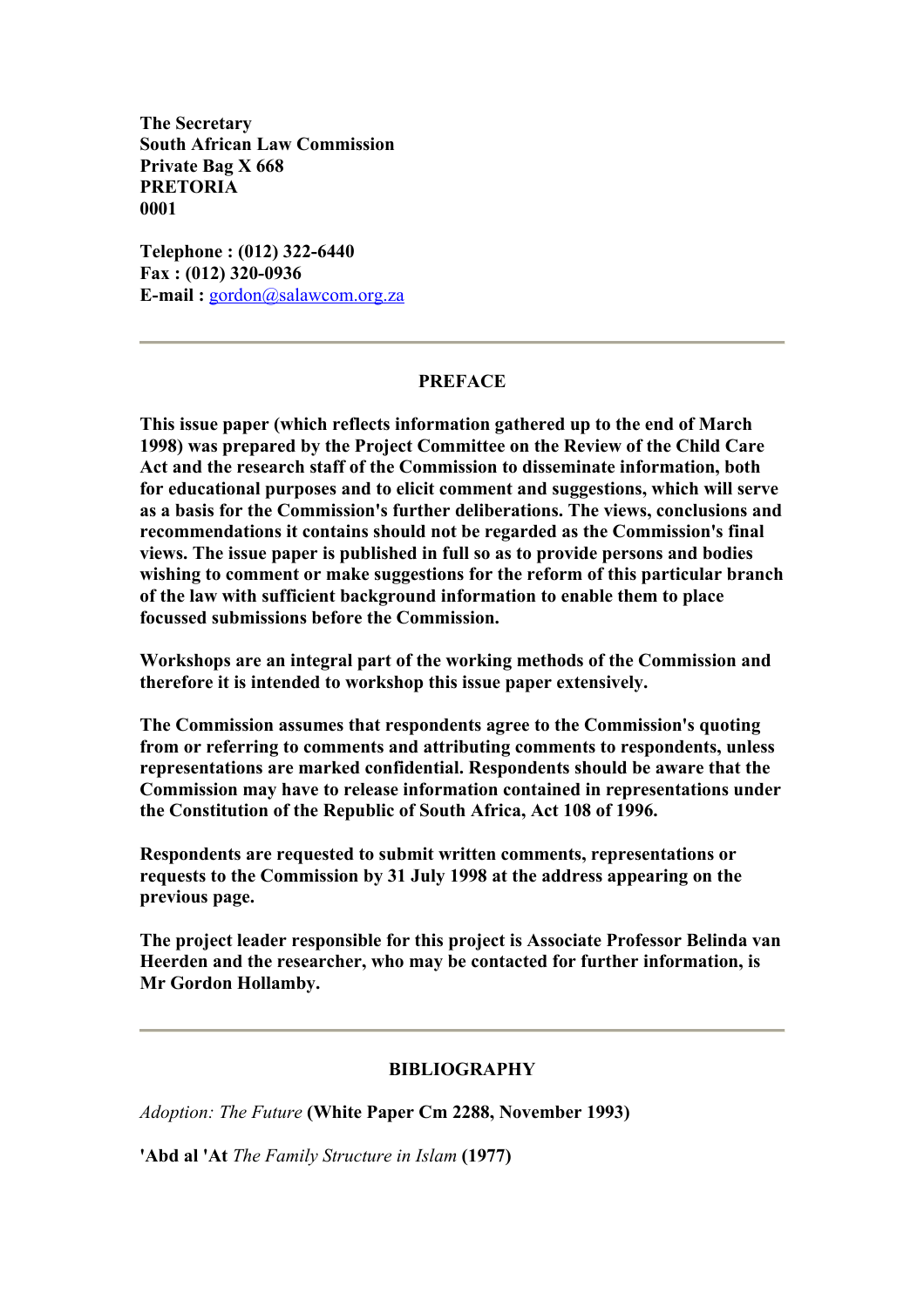**The Secretary**
**South African Law Commission**
**Private Bag X 668**
**PRETORIA**
**0001**

**Telephone : (012) 322-6440**
**Fax : (012) 320-0936**
**E-mail :** gordon@salawcom.org.za

---

## PREFACE

**This issue paper (which reflects information gathered up to the end of March 1998) was prepared by the Project Committee on the Review of the Child Care Act and the research staff of the Commission to disseminate information, both for educational purposes and to elicit comment and suggestions, which will serve as a basis for the Commission's further deliberations. The views, conclusions and recommendations it contains should not be regarded as the Commission's final views. The issue paper is published in full so as to provide persons and bodies wishing to comment or make suggestions for the reform of this particular branch of the law with sufficient background information to enable them to place focussed submissions before the Commission.**

**Workshops are an integral part of the working methods of the Commission and therefore it is intended to workshop this issue paper extensively.**

**The Commission assumes that respondents agree to the Commission's quoting from or referring to comments and attributing comments to respondents, unless representations are marked confidential. Respondents should be aware that the Commission may have to release information contained in representations under the Constitution of the Republic of South Africa, Act 108 of 1996.**

**Respondents are requested to submit written comments, representations or requests to the Commission by 31 July 1998 at the address appearing on the previous page.**

**The project leader responsible for this project is Associate Professor Belinda van Heerden and the researcher, who may be contacted for further information, is Mr Gordon Hollamby.**

---

## BIBLIOGRAPHY

*Adoption: The Future* **(White Paper Cm 2288, November 1993)**

**'Abd al 'At** *The Family Structure in Islam* **(1977)**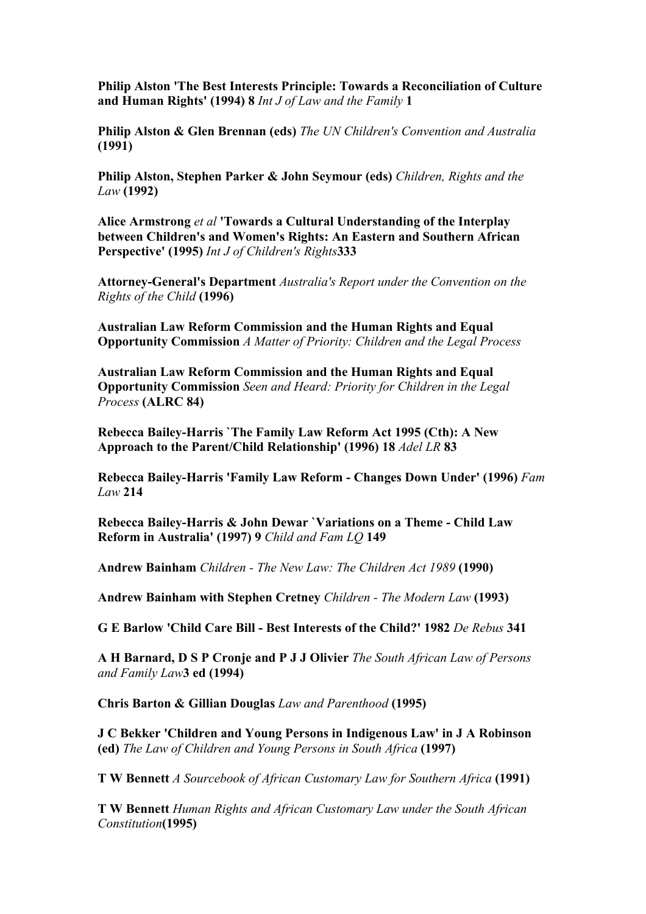**Philip Alston 'The Best Interests Principle: Towards a Reconciliation of Culture and Human Rights' (1994) 8** *Int J of Law and the Family* **1**

**Philip Alston & Glen Brennan (eds)** *The UN Children's Convention and Australia* **(1991)**

**Philip Alston, Stephen Parker & John Seymour (eds)** *Children, Rights and the Law* **(1992)**

**Alice Armstrong** *et al* **'Towards a Cultural Understanding of the Interplay between Children's and Women's Rights: An Eastern and Southern African Perspective' (1995)** *Int J of Children's Rights***333**

**Attorney-General's Department** *Australia's Report under the Convention on the Rights of the Child* **(1996)**

**Australian Law Reform Commission and the Human Rights and Equal Opportunity Commission** *A Matter of Priority: Children and the Legal Process*

**Australian Law Reform Commission and the Human Rights and Equal Opportunity Commission** *Seen and Heard: Priority for Children in the Legal Process* **(ALRC 84)**

**Rebecca Bailey-Harris `The Family Law Reform Act 1995 (Cth): A New Approach to the Parent/Child Relationship' (1996) 18** *Adel LR* **83**

**Rebecca Bailey-Harris 'Family Law Reform - Changes Down Under' (1996)** *Fam Law* **214**

**Rebecca Bailey-Harris & John Dewar `Variations on a Theme - Child Law Reform in Australia' (1997) 9** *Child and Fam LQ* **149**

**Andrew Bainham** *Children - The New Law: The Children Act 1989* **(1990)**

**Andrew Bainham with Stephen Cretney** *Children - The Modern Law* **(1993)**

**G E Barlow 'Child Care Bill - Best Interests of the Child?' 1982** *De Rebus* **341**

**A H Barnard, D S P Cronje and P J J Olivier** *The South African Law of Persons and Family Law***3 ed (1994)**

**Chris Barton & Gillian Douglas** *Law and Parenthood* **(1995)**

**J C Bekker 'Children and Young Persons in Indigenous Law' in J A Robinson (ed)** *The Law of Children and Young Persons in South Africa* **(1997)**

**T W Bennett** *A Sourcebook of African Customary Law for Southern Africa* **(1991)**

**T W Bennett** *Human Rights and African Customary Law under the South African Constitution***(1995)**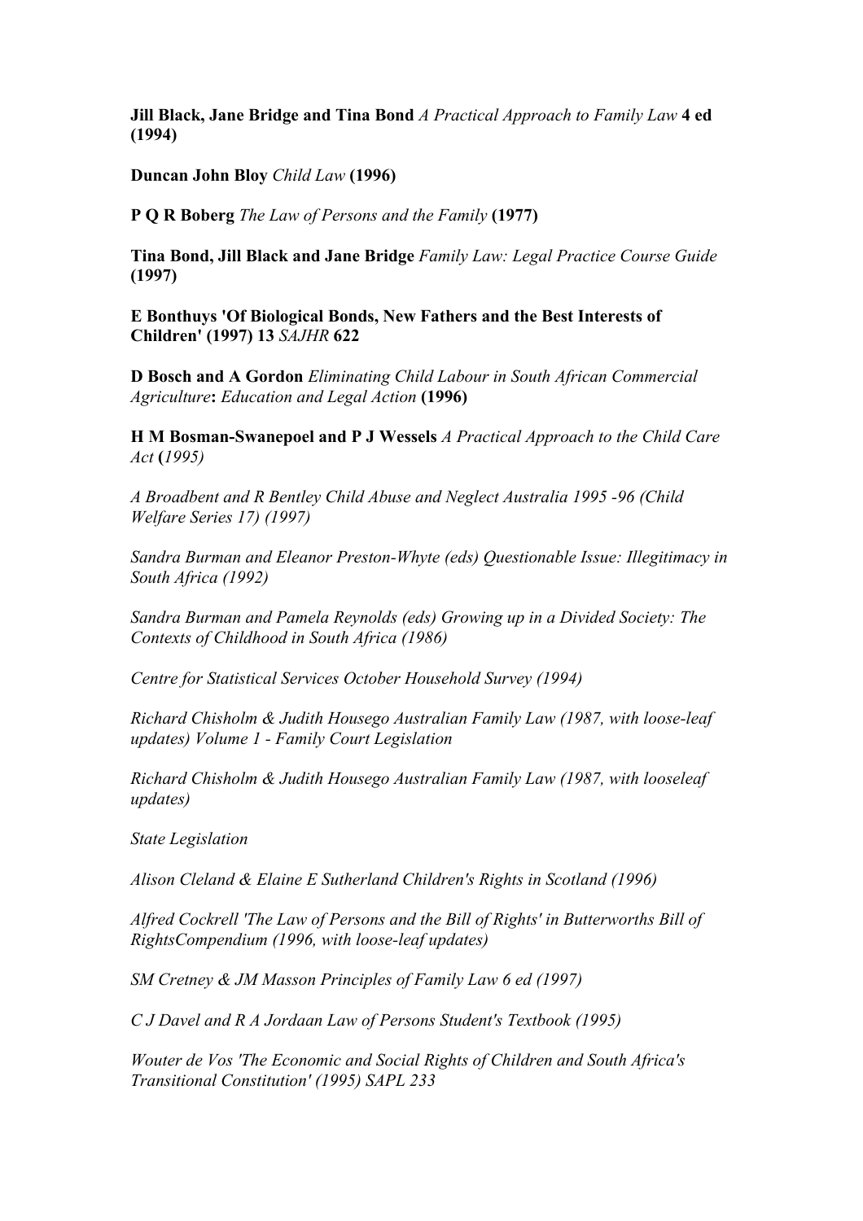**Jill Black, Jane Bridge and Tina Bond** *A Practical Approach to Family Law* **4 ed (1994)**

**Duncan John Bloy** *Child Law* **(1996)**

**P Q R Boberg** *The Law of Persons and the Family* **(1977)**

**Tina Bond, Jill Black and Jane Bridge** *Family Law: Legal Practice Course Guide* **(1997)**

**E Bonthuys 'Of Biological Bonds, New Fathers and the Best Interests of Children' (1997) 13** *SAJHR* **622**

**D Bosch and A Gordon** *Eliminating Child Labour in South African Commercial Agriculture***:** *Education and Legal Action* **(1996)**

**H M Bosman-Swanepoel and P J Wessels** *A Practical Approach to the Child Care Act* **(***1995)*

*A Broadbent and R Bentley Child Abuse and Neglect Australia 1995 -96 (Child Welfare Series 17) (1997)*

*Sandra Burman and Eleanor Preston-Whyte (eds) Questionable Issue: Illegitimacy in South Africa (1992)*

*Sandra Burman and Pamela Reynolds (eds) Growing up in a Divided Society: The Contexts of Childhood in South Africa (1986)*

*Centre for Statistical Services October Household Survey (1994)*

*Richard Chisholm & Judith Housego Australian Family Law (1987, with loose-leaf updates) Volume 1 - Family Court Legislation*

*Richard Chisholm & Judith Housego Australian Family Law (1987, with looseleaf updates)*

*State Legislation*

*Alison Cleland & Elaine E Sutherland Children's Rights in Scotland (1996)*

*Alfred Cockrell 'The Law of Persons and the Bill of Rights' in Butterworths Bill of RightsCompendium (1996, with loose-leaf updates)*

*SM Cretney & JM Masson Principles of Family Law 6 ed (1997)*

*C J Davel and R A Jordaan Law of Persons Student's Textbook (1995)*

*Wouter de Vos 'The Economic and Social Rights of Children and South Africa's Transitional Constitution' (1995) SAPL 233*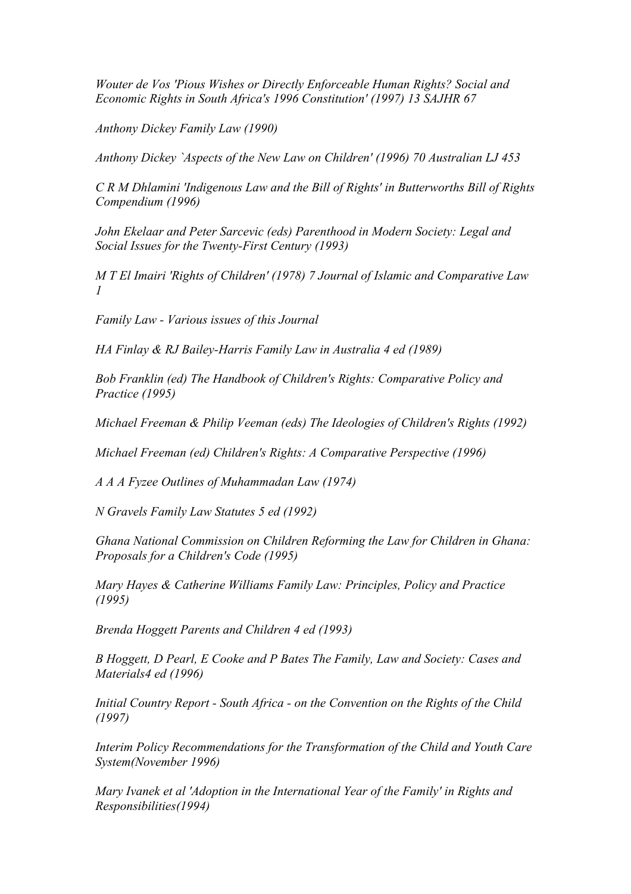*Wouter de Vos 'Pious Wishes or Directly Enforceable Human Rights? Social and Economic Rights in South Africa's 1996 Constitution' (1997) 13 SAJHR 67*

*Anthony Dickey Family Law (1990)*

*Anthony Dickey `Aspects of the New Law on Children' (1996) 70 Australian LJ 453*

*C R M Dhlamini 'Indigenous Law and the Bill of Rights' in Butterworths Bill of Rights Compendium (1996)*

*John Ekelaar and Peter Sarcevic (eds) Parenthood in Modern Society: Legal and Social Issues for the Twenty-First Century (1993)*

*M T El Imairi 'Rights of Children' (1978) 7 Journal of Islamic and Comparative Law 1*

*Family Law - Various issues of this Journal*

*HA Finlay & RJ Bailey-Harris Family Law in Australia 4 ed (1989)*

*Bob Franklin (ed) The Handbook of Children's Rights: Comparative Policy and Practice (1995)*

*Michael Freeman & Philip Veeman (eds) The Ideologies of Children's Rights (1992)*

*Michael Freeman (ed) Children's Rights: A Comparative Perspective (1996)*

*A A A Fyzee Outlines of Muhammadan Law (1974)*

*N Gravels Family Law Statutes 5 ed (1992)*

*Ghana National Commission on Children Reforming the Law for Children in Ghana: Proposals for a Children's Code (1995)*

*Mary Hayes & Catherine Williams Family Law: Principles, Policy and Practice (1995)*

*Brenda Hoggett Parents and Children 4 ed (1993)*

*B Hoggett, D Pearl, E Cooke and P Bates The Family, Law and Society: Cases and Materials4 ed (1996)*

*Initial Country Report - South Africa - on the Convention on the Rights of the Child (1997)*

*Interim Policy Recommendations for the Transformation of the Child and Youth Care System(November 1996)*

*Mary Ivanek et al 'Adoption in the International Year of the Family' in Rights and Responsibilities(1994)*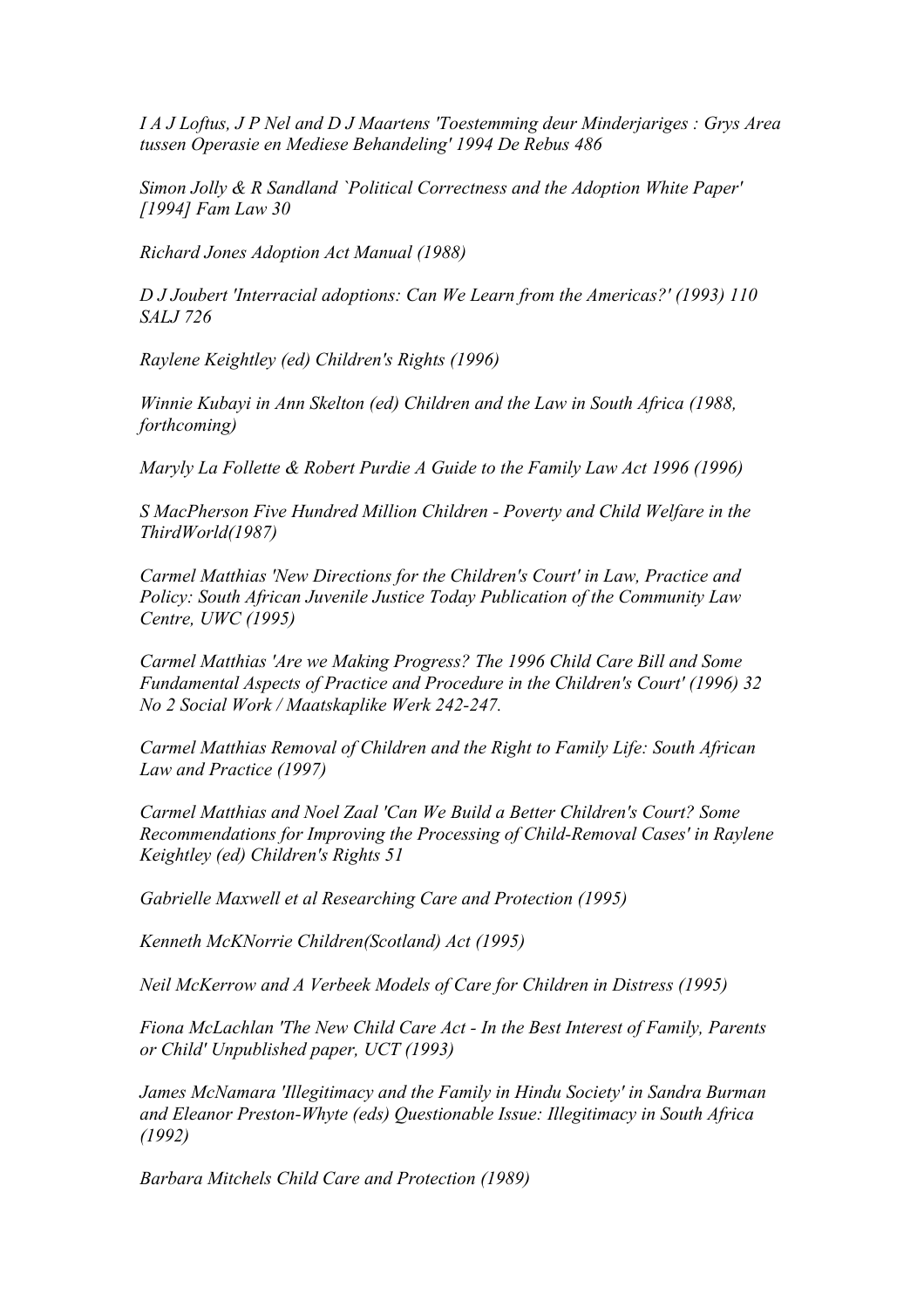*I A J Loftus, J P Nel and D J Maartens 'Toestemming deur Minderjariges : Grys Area tussen Operasie en Mediese Behandeling' 1994 De Rebus 486*

*Simon Jolly & R Sandland `Political Correctness and the Adoption White Paper' [1994] Fam Law 30*

*Richard Jones Adoption Act Manual (1988)*

*D J Joubert 'Interracial adoptions: Can We Learn from the Americas?' (1993) 110 SALJ 726*

*Raylene Keightley (ed) Children's Rights (1996)*

*Winnie Kubayi in Ann Skelton (ed) Children and the Law in South Africa (1988, forthcoming)*

*Maryly La Follette & Robert Purdie A Guide to the Family Law Act 1996 (1996)*

*S MacPherson Five Hundred Million Children - Poverty and Child Welfare in the ThirdWorld(1987)*

*Carmel Matthias 'New Directions for the Children's Court' in Law, Practice and Policy: South African Juvenile Justice Today Publication of the Community Law Centre, UWC (1995)*

*Carmel Matthias 'Are we Making Progress? The 1996 Child Care Bill and Some Fundamental Aspects of Practice and Procedure in the Children's Court' (1996) 32 No 2 Social Work / Maatskaplike Werk 242-247.*

*Carmel Matthias Removal of Children and the Right to Family Life: South African Law and Practice (1997)*

*Carmel Matthias and Noel Zaal 'Can We Build a Better Children's Court? Some Recommendations for Improving the Processing of Child-Removal Cases' in Raylene Keightley (ed) Children's Rights 51*

*Gabrielle Maxwell et al Researching Care and Protection (1995)*

*Kenneth McKNorrie Children(Scotland) Act (1995)*

*Neil McKerrow and A Verbeek Models of Care for Children in Distress (1995)*

*Fiona McLachlan 'The New Child Care Act - In the Best Interest of Family, Parents or Child' Unpublished paper, UCT (1993)*

*James McNamara 'Illegitimacy and the Family in Hindu Society' in Sandra Burman and Eleanor Preston-Whyte (eds) Questionable Issue: Illegitimacy in South Africa (1992)*

*Barbara Mitchels Child Care and Protection (1989)*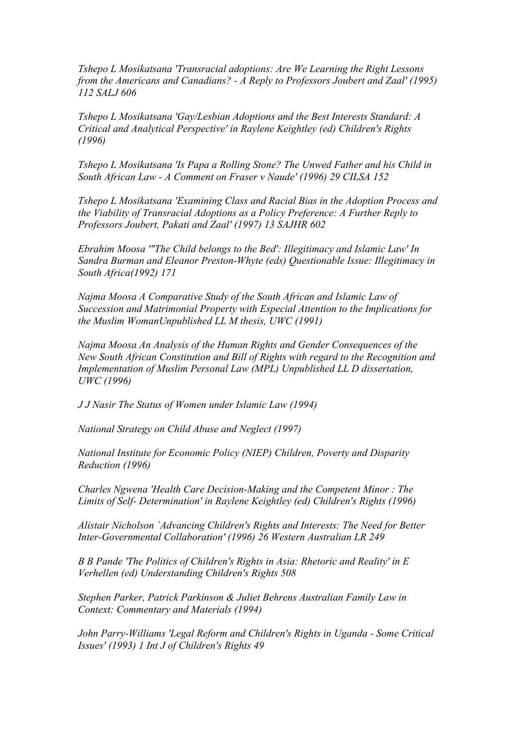*Tshepo L Mosikatsana 'Transracial adoptions: Are We Learning the Right Lessons from the Americans and Canadians? - A Reply to Professors Joubert and Zaal' (1995) 112 SALJ 606*

*Tshepo L Mosikatsana 'Gay/Lesbian Adoptions and the Best Interests Standard: A Critical and Analytical Perspective' in Raylene Keightley (ed) Children's Rights (1996)*

*Tshepo L Mosikatsana 'Is Papa a Rolling Stone? The Unwed Father and his Child in South African Law - A Comment on Fraser v Naude' (1996) 29 CILSA 152*

*Tshepo L Mosikatsana 'Examining Class and Racial Bias in the Adoption Process and the Viability of Transracial Adoptions as a Policy Preference: A Further Reply to Professors Joubert, Pakati and Zaal' (1997) 13 SAJHR 602*

*Ebrahim Moosa '"The Child belongs to the Bed': Illegitimacy and Islamic Law' In Sandra Burman and Eleanor Preston-Whyte (eds) Questionable Issue: Illegitimacy in South Africa(1992) 171*

*Najma Moosa A Comparative Study of the South African and Islamic Law of Succession and Matrimonial Property with Especial Attention to the Implications for the Muslim WomanUnpublished LL M thesis, UWC (1991)*

*Najma Moosa An Analysis of the Human Rights and Gender Consequences of the New South African Constitution and Bill of Rights with regard to the Recognition and Implementation of Muslim Personal Law (MPL) Unpublished LL D dissertation, UWC (1996)*

*J J Nasir The Status of Women under Islamic Law (1994)*

*National Strategy on Child Abuse and Neglect (1997)*

*National Institute for Economic Policy (NIEP) Children, Poverty and Disparity Reduction (1996)*

*Charles Ngwena 'Health Care Decision-Making and the Competent Minor : The Limits of Self- Determination' in Raylene Keightley (ed) Children's Rights (1996)*

*Alistair Nicholson `Advancing Children's Rights and Interests: The Need for Better Inter-Governmental Collaboration' (1996) 26 Western Australian LR 249*

*B B Pande 'The Politics of Children's Rights in Asia: Rhetoric and Reality' in E Verhellen (ed) Understanding Children's Rights 508*

*Stephen Parker, Patrick Parkinson & Juliet Behrens Australian Family Law in Context: Commentary and Materials (1994)*

*John Parry-Williams 'Legal Reform and Children's Rights in Uganda - Some Critical Issues' (1993) 1 Int J of Children's Rights 49*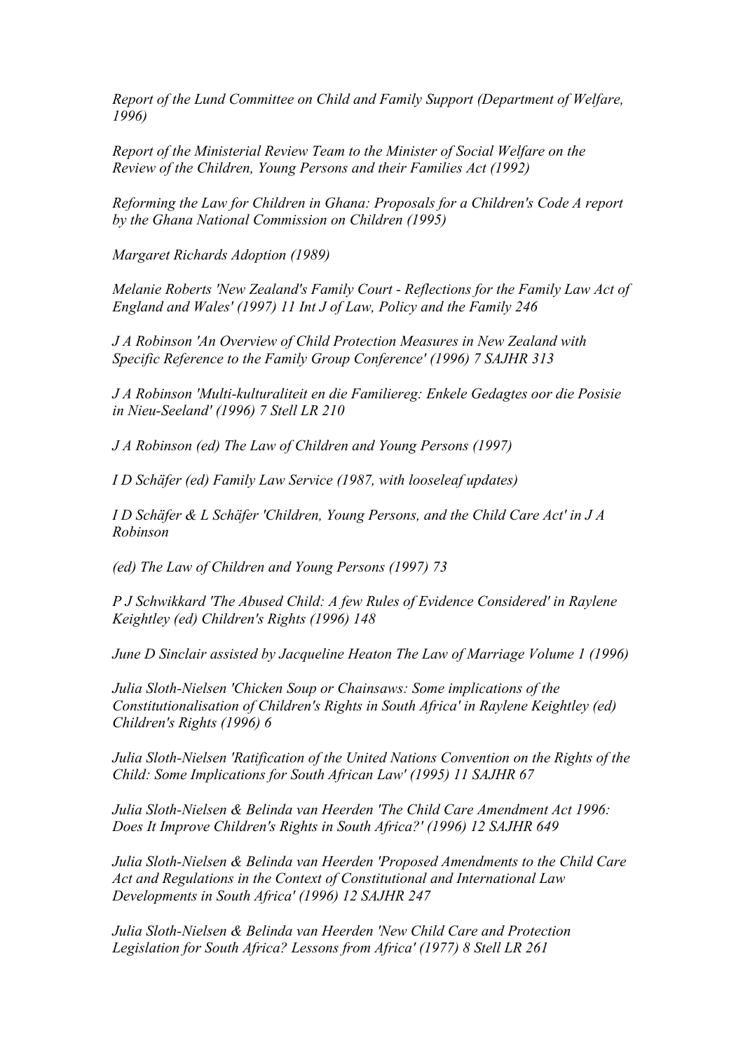*Report of the Lund Committee on Child and Family Support (Department of Welfare, 1996)*

*Report of the Ministerial Review Team to the Minister of Social Welfare on the Review of the Children, Young Persons and their Families Act (1992)*

*Reforming the Law for Children in Ghana: Proposals for a Children's Code A report by the Ghana National Commission on Children (1995)*

*Margaret Richards Adoption (1989)*

*Melanie Roberts 'New Zealand's Family Court - Reflections for the Family Law Act of England and Wales' (1997) 11 Int J of Law, Policy and the Family 246*

*J A Robinson 'An Overview of Child Protection Measures in New Zealand with Specific Reference to the Family Group Conference' (1996) 7 SAJHR 313*

*J A Robinson 'Multi-kulturaliteit en die Familiereg: Enkele Gedagtes oor die Posisie in Nieu-Seeland' (1996) 7 Stell LR 210*

*J A Robinson (ed) The Law of Children and Young Persons (1997)*

*I D Schäfer (ed) Family Law Service (1987, with looseleaf updates)*

*I D Schäfer & L Schäfer 'Children, Young Persons, and the Child Care Act' in J A Robinson*

*(ed) The Law of Children and Young Persons (1997) 73*

*P J Schwikkard 'The Abused Child: A few Rules of Evidence Considered' in Raylene Keightley (ed) Children's Rights (1996) 148*

*June D Sinclair assisted by Jacqueline Heaton The Law of Marriage Volume 1 (1996)*

*Julia Sloth-Nielsen 'Chicken Soup or Chainsaws: Some implications of the Constitutionalisation of Children's Rights in South Africa' in Raylene Keightley (ed) Children's Rights (1996) 6*

*Julia Sloth-Nielsen 'Ratification of the United Nations Convention on the Rights of the Child: Some Implications for South African Law' (1995) 11 SAJHR 67*

*Julia Sloth-Nielsen & Belinda van Heerden 'The Child Care Amendment Act 1996: Does It Improve Children's Rights in South Africa?' (1996) 12 SAJHR 649*

*Julia Sloth-Nielsen & Belinda van Heerden 'Proposed Amendments to the Child Care Act and Regulations in the Context of Constitutional and International Law Developments in South Africa' (1996) 12 SAJHR 247*

*Julia Sloth-Nielsen & Belinda van Heerden 'New Child Care and Protection Legislation for South Africa? Lessons from Africa' (1977) 8 Stell LR 261*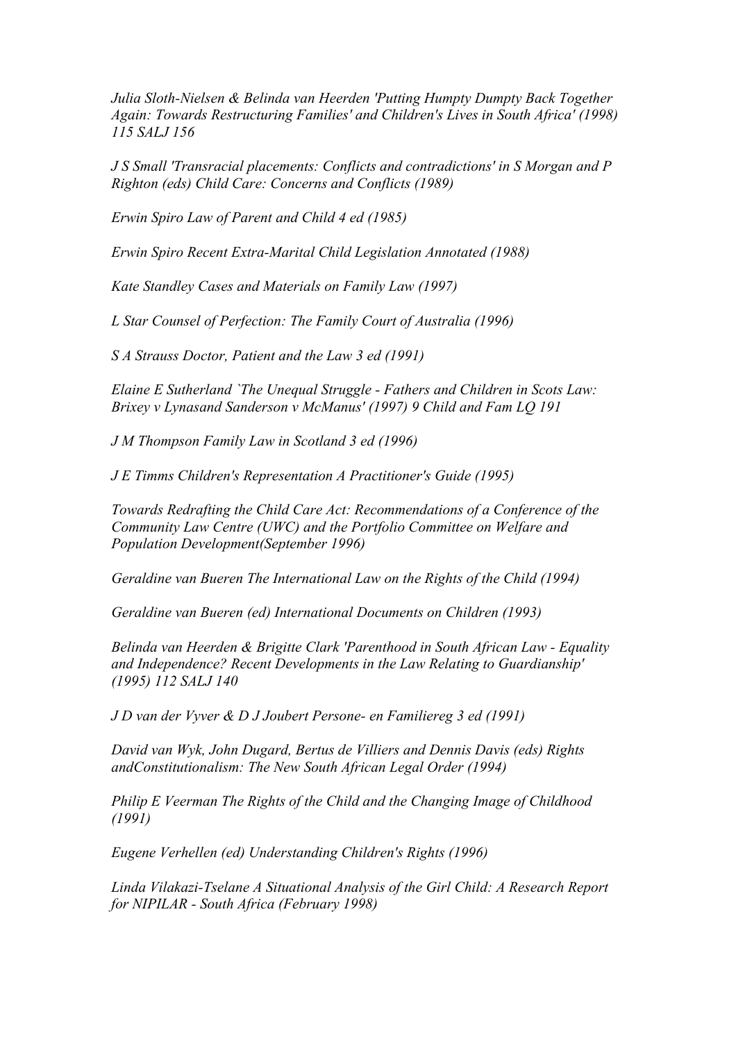*Julia Sloth-Nielsen & Belinda van Heerden 'Putting Humpty Dumpty Back Together Again: Towards Restructuring Families' and Children's Lives in South Africa' (1998) 115 SALJ 156*

*J S Small 'Transracial placements: Conflicts and contradictions' in S Morgan and P Righton (eds) Child Care: Concerns and Conflicts (1989)*

*Erwin Spiro Law of Parent and Child 4 ed (1985)*

*Erwin Spiro Recent Extra-Marital Child Legislation Annotated (1988)*

*Kate Standley Cases and Materials on Family Law (1997)*

*L Star Counsel of Perfection: The Family Court of Australia (1996)*

*S A Strauss Doctor, Patient and the Law 3 ed (1991)*

*Elaine E Sutherland `The Unequal Struggle - Fathers and Children in Scots Law: Brixey v Lynasand Sanderson v McManus' (1997) 9 Child and Fam LQ 191*

*J M Thompson Family Law in Scotland 3 ed (1996)*

*J E Timms Children's Representation A Practitioner's Guide (1995)*

*Towards Redrafting the Child Care Act: Recommendations of a Conference of the Community Law Centre (UWC) and the Portfolio Committee on Welfare and Population Development(September 1996)*

*Geraldine van Bueren The International Law on the Rights of the Child (1994)*

*Geraldine van Bueren (ed) International Documents on Children (1993)*

*Belinda van Heerden & Brigitte Clark 'Parenthood in South African Law - Equality and Independence? Recent Developments in the Law Relating to Guardianship' (1995) 112 SALJ 140*

*J D van der Vyver & D J Joubert Persone- en Familiereg 3 ed (1991)*

*David van Wyk, John Dugard, Bertus de Villiers and Dennis Davis (eds) Rights andConstitutionalism: The New South African Legal Order (1994)*

*Philip E Veerman The Rights of the Child and the Changing Image of Childhood (1991)*

*Eugene Verhellen (ed) Understanding Children's Rights (1996)*

*Linda Vilakazi-Tselane A Situational Analysis of the Girl Child: A Research Report for NIPILAR - South Africa (February 1998)*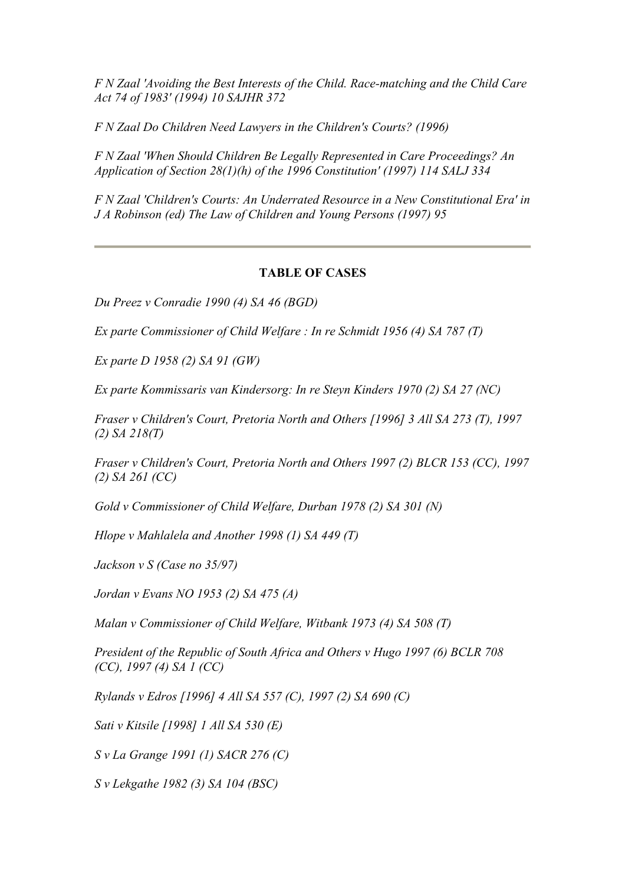*F N Zaal 'Avoiding the Best Interests of the Child. Race-matching and the Child Care Act 74 of 1983' (1994) 10 SAJHR 372*

*F N Zaal Do Children Need Lawyers in the Children's Courts? (1996)*

*F N Zaal 'When Should Children Be Legally Represented in Care Proceedings? An Application of Section 28(1)(h) of the 1996 Constitution' (1997) 114 SALJ 334*

*F N Zaal 'Children's Courts: An Underrated Resource in a New Constitutional Era' in J A Robinson (ed) The Law of Children and Young Persons (1997) 95*

---

## TABLE OF CASES

*Du Preez v Conradie 1990 (4) SA 46 (BGD)*

*Ex parte Commissioner of Child Welfare : In re Schmidt 1956 (4) SA 787 (T)*

*Ex parte D 1958 (2) SA 91 (GW)*

*Ex parte Kommissaris van Kindersorg: In re Steyn Kinders 1970 (2) SA 27 (NC)*

*Fraser v Children's Court, Pretoria North and Others [1996] 3 All SA 273 (T), 1997 (2) SA 218(T)*

*Fraser v Children's Court, Pretoria North and Others 1997 (2) BLCR 153 (CC), 1997 (2) SA 261 (CC)*

*Gold v Commissioner of Child Welfare, Durban 1978 (2) SA 301 (N)*

*Hlope v Mahlalela and Another 1998 (1) SA 449 (T)*

*Jackson v S (Case no 35/97)*

*Jordan v Evans NO 1953 (2) SA 475 (A)*

*Malan v Commissioner of Child Welfare, Witbank 1973 (4) SA 508 (T)*

*President of the Republic of South Africa and Others v Hugo 1997 (6) BCLR 708 (CC), 1997 (4) SA 1 (CC)*

*Rylands v Edros [1996] 4 All SA 557 (C), 1997 (2) SA 690 (C)*

*Sati v Kitsile [1998] 1 All SA 530 (E)*

*S v La Grange 1991 (1) SACR 276 (C)*

*S v Lekgathe 1982 (3) SA 104 (BSC)*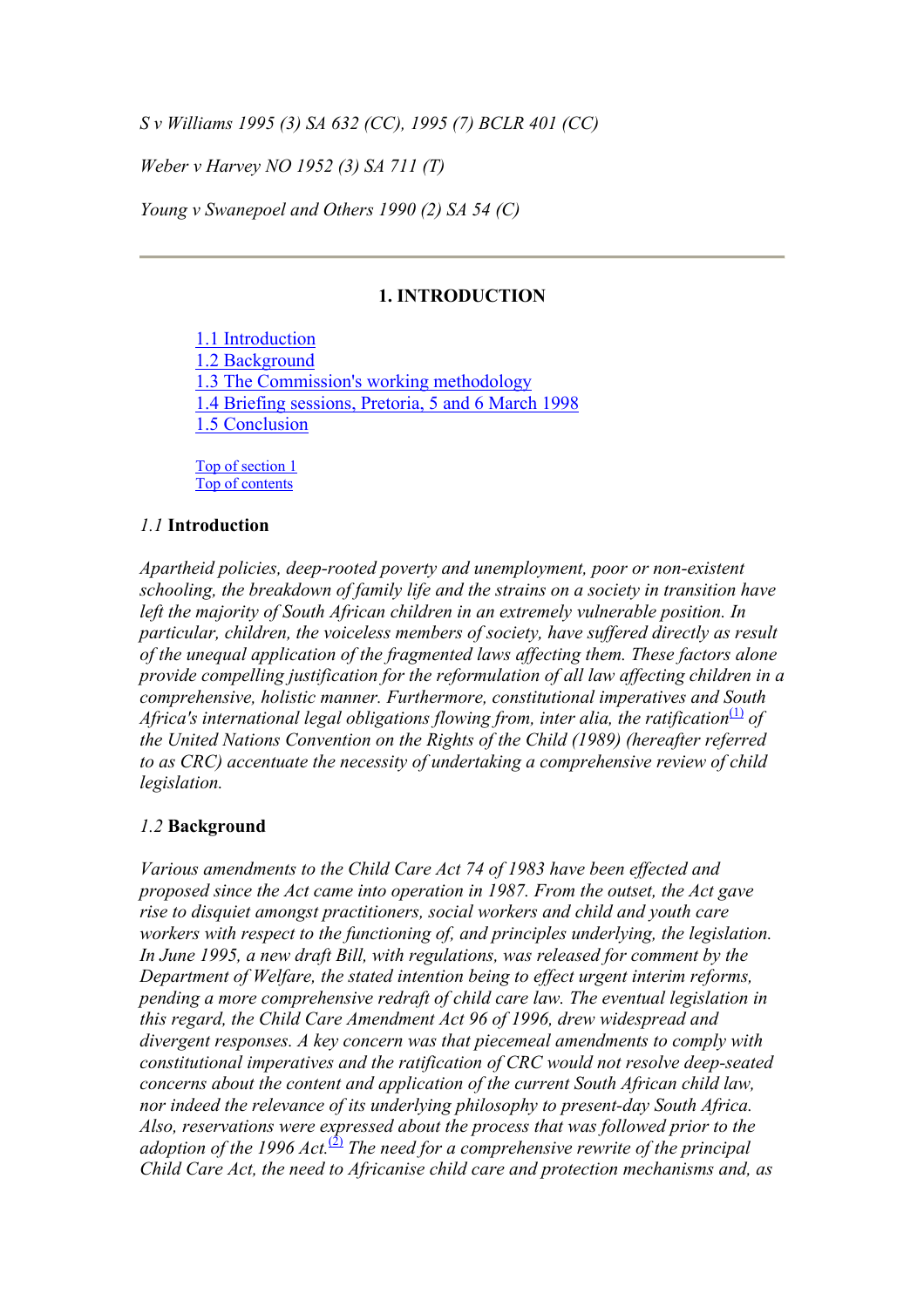*S v Williams 1995 (3) SA 632 (CC), 1995 (7) BCLR 401 (CC)*

*Weber v Harvey NO 1952 (3) SA 711 (T)*

*Young v Swanepoel and Others 1990 (2) SA 54 (C)*

---

## 1. INTRODUCTION

- 1.1 Introduction
- 1.2 Background
- 1.3 The Commission's working methodology
- 1.4 Briefing sessions, Pretoria, 5 and 6 March 1998
- 1.5 Conclusion

Top of section 1
Top of contents

### *1.1* Introduction

*Apartheid policies, deep-rooted poverty and unemployment, poor or non-existent schooling, the breakdown of family life and the strains on a society in transition have left the majority of South African children in an extremely vulnerable position. In particular, children, the voiceless members of society, have suffered directly as result of the unequal application of the fragmented laws affecting them. These factors alone provide compelling justification for the reformulation of all law affecting children in a comprehensive, holistic manner. Furthermore, constitutional imperatives and South Africa's international legal obligations flowing from, inter alia, the ratification[(1)] of the United Nations Convention on the Rights of the Child (1989) (hereafter referred to as CRC) accentuate the necessity of undertaking a comprehensive review of child legislation.*

### *1.2* Background

*Various amendments to the Child Care Act 74 of 1983 have been effected and proposed since the Act came into operation in 1987. From the outset, the Act gave rise to disquiet amongst practitioners, social workers and child and youth care workers with respect to the functioning of, and principles underlying, the legislation. In June 1995, a new draft Bill, with regulations, was released for comment by the Department of Welfare, the stated intention being to effect urgent interim reforms, pending a more comprehensive redraft of child care law. The eventual legislation in this regard, the Child Care Amendment Act 96 of 1996, drew widespread and divergent responses. A key concern was that piecemeal amendments to comply with constitutional imperatives and the ratification of CRC would not resolve deep-seated concerns about the content and application of the current South African child law, nor indeed the relevance of its underlying philosophy to present-day South Africa. Also, reservations were expressed about the process that was followed prior to the adoption of the 1996 Act.[(2)] The need for a comprehensive rewrite of the principal Child Care Act, the need to Africanise child care and protection mechanisms and, as*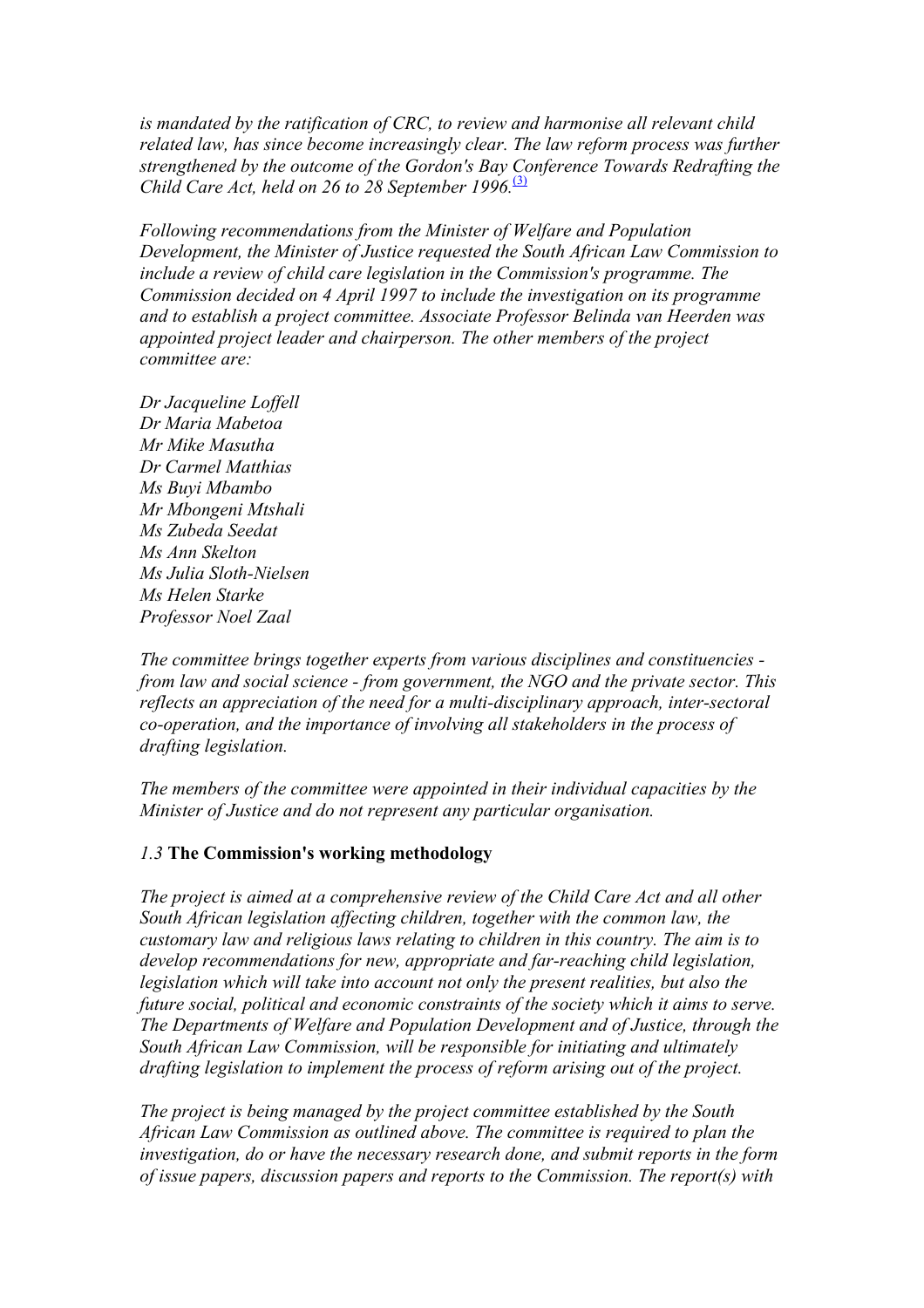*is mandated by the ratification of CRC, to review and harmonise all relevant child related law, has since become increasingly clear. The law reform process was further strengthened by the outcome of the Gordon's Bay Conference Towards Redrafting the Child Care Act, held on 26 to 28 September 1996.*[(3)]

*Following recommendations from the Minister of Welfare and Population Development, the Minister of Justice requested the South African Law Commission to include a review of child care legislation in the Commission's programme. The Commission decided on 4 April 1997 to include the investigation on its programme and to establish a project committee. Associate Professor Belinda van Heerden was appointed project leader and chairperson. The other members of the project committee are:*

*Dr Jacqueline Loffell*
*Dr Maria Mabetoa*
*Mr Mike Masutha*
*Dr Carmel Matthias*
*Ms Buyi Mbambo*
*Mr Mbongeni Mtshali*
*Ms Zubeda Seedat*
*Ms Ann Skelton*
*Ms Julia Sloth-Nielsen*
*Ms Helen Starke*
*Professor Noel Zaal*

*The committee brings together experts from various disciplines and constituencies - from law and social science - from government, the NGO and the private sector. This reflects an appreciation of the need for a multi-disciplinary approach, inter-sectoral co-operation, and the importance of involving all stakeholders in the process of drafting legislation.*

*The members of the committee were appointed in their individual capacities by the Minister of Justice and do not represent any particular organisation.*

### *1.3* **The Commission's working methodology**

*The project is aimed at a comprehensive review of the Child Care Act and all other South African legislation affecting children, together with the common law, the customary law and religious laws relating to children in this country. The aim is to develop recommendations for new, appropriate and far-reaching child legislation, legislation which will take into account not only the present realities, but also the future social, political and economic constraints of the society which it aims to serve. The Departments of Welfare and Population Development and of Justice, through the South African Law Commission, will be responsible for initiating and ultimately drafting legislation to implement the process of reform arising out of the project.*

*The project is being managed by the project committee established by the South African Law Commission as outlined above. The committee is required to plan the investigation, do or have the necessary research done, and submit reports in the form of issue papers, discussion papers and reports to the Commission. The report(s) with*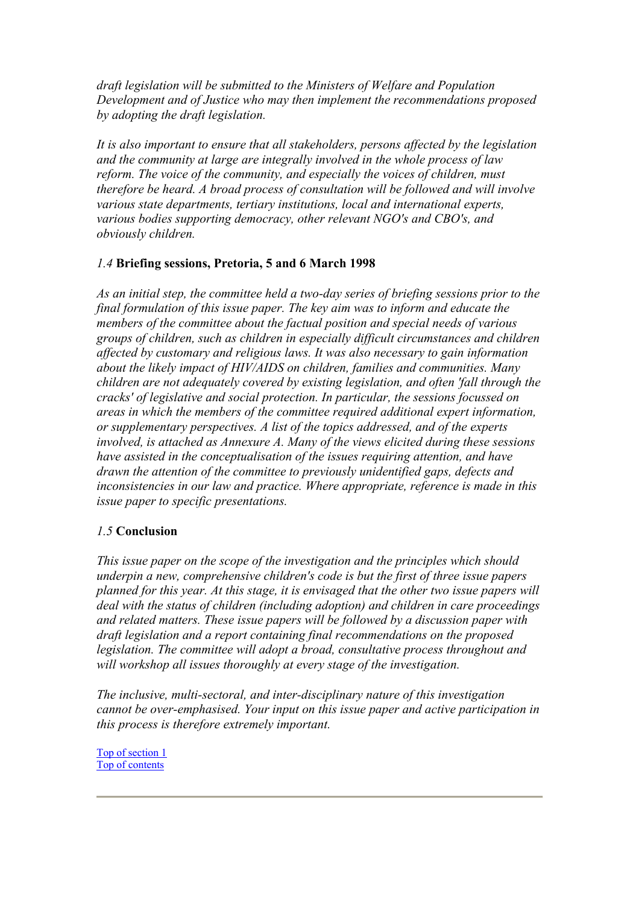*draft legislation will be submitted to the Ministers of Welfare and Population Development and of Justice who may then implement the recommendations proposed by adopting the draft legislation.*

*It is also important to ensure that all stakeholders, persons affected by the legislation and the community at large are integrally involved in the whole process of law reform. The voice of the community, and especially the voices of children, must therefore be heard. A broad process of consultation will be followed and will involve various state departments, tertiary institutions, local and international experts, various bodies supporting democracy, other relevant NGO's and CBO's, and obviously children.*

### *1.4* **Briefing sessions, Pretoria, 5 and 6 March 1998**

*As an initial step, the committee held a two-day series of briefing sessions prior to the final formulation of this issue paper. The key aim was to inform and educate the members of the committee about the factual position and special needs of various groups of children, such as children in especially difficult circumstances and children affected by customary and religious laws. It was also necessary to gain information about the likely impact of HIV/AIDS on children, families and communities. Many children are not adequately covered by existing legislation, and often 'fall through the cracks' of legislative and social protection. In particular, the sessions focussed on areas in which the members of the committee required additional expert information, or supplementary perspectives. A list of the topics addressed, and of the experts involved, is attached as Annexure A. Many of the views elicited during these sessions have assisted in the conceptualisation of the issues requiring attention, and have drawn the attention of the committee to previously unidentified gaps, defects and inconsistencies in our law and practice. Where appropriate, reference is made in this issue paper to specific presentations.*

### *1.5* **Conclusion**

*This issue paper on the scope of the investigation and the principles which should underpin a new, comprehensive children's code is but the first of three issue papers planned for this year. At this stage, it is envisaged that the other two issue papers will deal with the status of children (including adoption) and children in care proceedings and related matters. These issue papers will be followed by a discussion paper with draft legislation and a report containing final recommendations on the proposed legislation. The committee will adopt a broad, consultative process throughout and will workshop all issues thoroughly at every stage of the investigation.*

*The inclusive, multi-sectoral, and inter-disciplinary nature of this investigation cannot be over-emphasised. Your input on this issue paper and active participation in this process is therefore extremely important.*

Top of section 1
Top of contents

---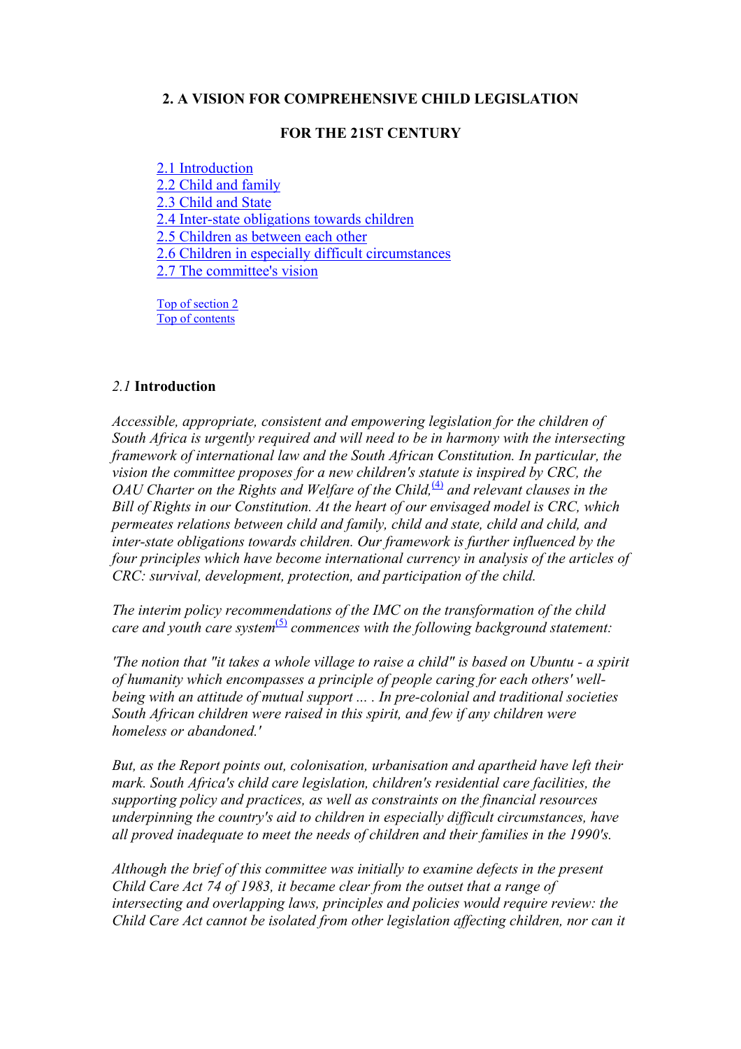## 2. A VISION FOR COMPREHENSIVE CHILD LEGISLATION

## FOR THE 21ST CENTURY

- 2.1 Introduction
- 2.2 Child and family
- 2.3 Child and State
- 2.4 Inter-state obligations towards children
- 2.5 Children as between each other
- 2.6 Children in especially difficult circumstances
- 2.7 The committee's vision

Top of section 2
Top of contents

### *2.1* **Introduction**

*Accessible, appropriate, consistent and empowering legislation for the children of South Africa is urgently required and will need to be in harmony with the intersecting framework of international law and the South African Constitution. In particular, the vision the committee proposes for a new children's statute is inspired by CRC, the OAU Charter on the Rights and Welfare of the Child,*[(4)] *and relevant clauses in the Bill of Rights in our Constitution. At the heart of our envisaged model is CRC, which permeates relations between child and family, child and state, child and child, and inter-state obligations towards children. Our framework is further influenced by the four principles which have become international currency in analysis of the articles of CRC: survival, development, protection, and participation of the child.*

*The interim policy recommendations of the IMC on the transformation of the child care and youth care system*[(5)] *commences with the following background statement:*

*'The notion that "it takes a whole village to raise a child" is based on Ubuntu - a spirit of humanity which encompasses a principle of people caring for each others' well-being with an attitude of mutual support ... . In pre-colonial and traditional societies South African children were raised in this spirit, and few if any children were homeless or abandoned.'*

*But, as the Report points out, colonisation, urbanisation and apartheid have left their mark. South Africa's child care legislation, children's residential care facilities, the supporting policy and practices, as well as constraints on the financial resources underpinning the country's aid to children in especially difficult circumstances, have all proved inadequate to meet the needs of children and their families in the 1990's.*

*Although the brief of this committee was initially to examine defects in the present Child Care Act 74 of 1983, it became clear from the outset that a range of intersecting and overlapping laws, principles and policies would require review: the Child Care Act cannot be isolated from other legislation affecting children, nor can it*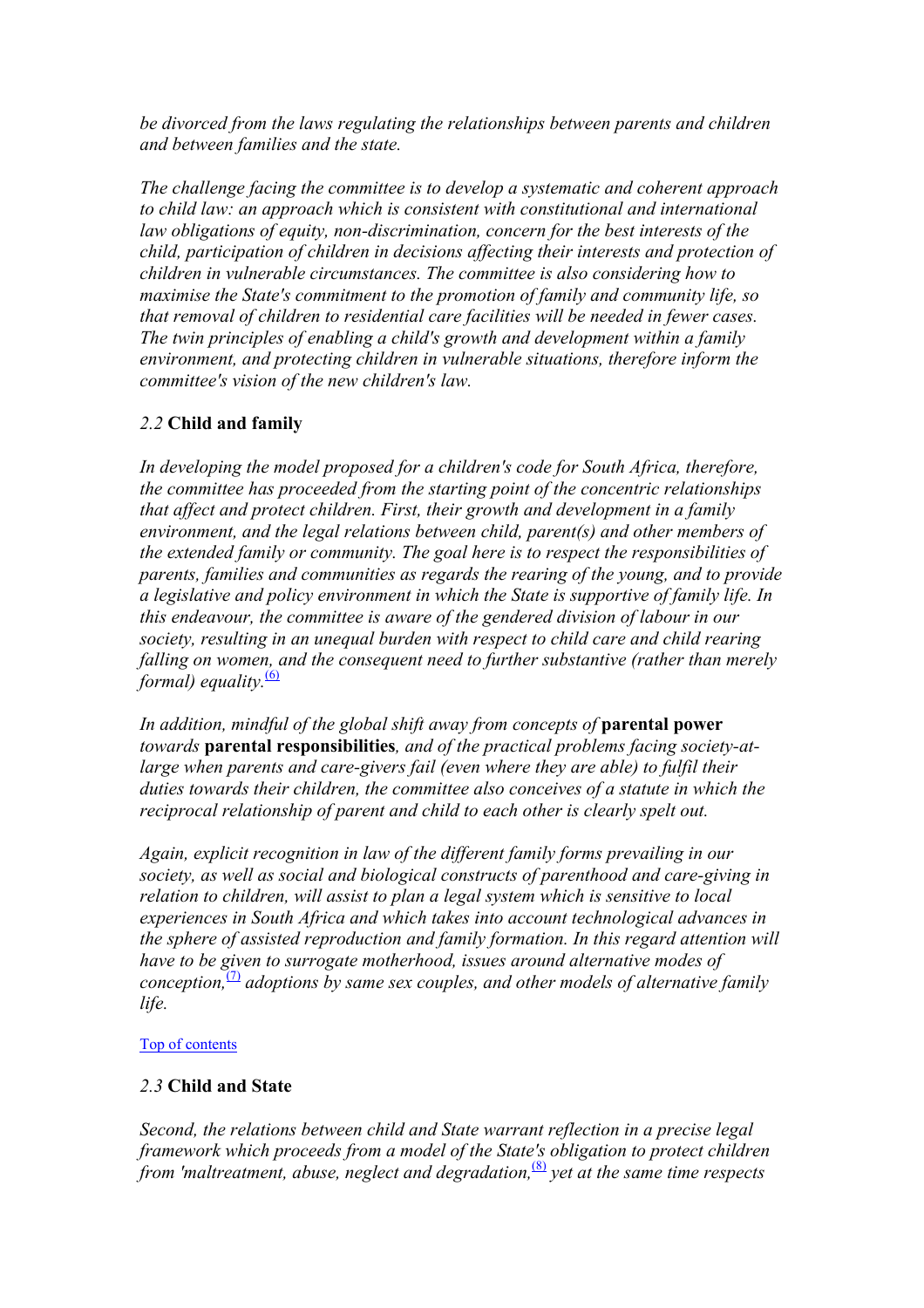*be divorced from the laws regulating the relationships between parents and children and between families and the state.*

*The challenge facing the committee is to develop a systematic and coherent approach to child law: an approach which is consistent with constitutional and international law obligations of equity, non-discrimination, concern for the best interests of the child, participation of children in decisions affecting their interests and protection of children in vulnerable circumstances. The committee is also considering how to maximise the State's commitment to the promotion of family and community life, so that removal of children to residential care facilities will be needed in fewer cases. The twin principles of enabling a child's growth and development within a family environment, and protecting children in vulnerable situations, therefore inform the committee's vision of the new children's law.*

### *2.2* Child and family

*In developing the model proposed for a children's code for South Africa, therefore, the committee has proceeded from the starting point of the concentric relationships that affect and protect children. First, their growth and development in a family environment, and the legal relations between child, parent(s) and other members of the extended family or community. The goal here is to respect the responsibilities of parents, families and communities as regards the rearing of the young, and to provide a legislative and policy environment in which the State is supportive of family life. In this endeavour, the committee is aware of the gendered division of labour in our society, resulting in an unequal burden with respect to child care and child rearing falling on women, and the consequent need to further substantive (rather than merely formal) equality.*[6]

*In addition, mindful of the global shift away from concepts of* **parental power** *towards* **parental responsibilities***, and of the practical problems facing society-at-large when parents and care-givers fail (even where they are able) to fulfil their duties towards their children, the committee also conceives of a statute in which the reciprocal relationship of parent and child to each other is clearly spelt out.*

*Again, explicit recognition in law of the different family forms prevailing in our society, as well as social and biological constructs of parenthood and care-giving in relation to children, will assist to plan a legal system which is sensitive to local experiences in South Africa and which takes into account technological advances in the sphere of assisted reproduction and family formation. In this regard attention will have to be given to surrogate motherhood, issues around alternative modes of conception,*[7] *adoptions by same sex couples, and other models of alternative family life.*

Top of contents

### *2.3* Child and State

*Second, the relations between child and State warrant reflection in a precise legal framework which proceeds from a model of the State's obligation to protect children from 'maltreatment, abuse, neglect and degradation,*[8] *yet at the same time respects*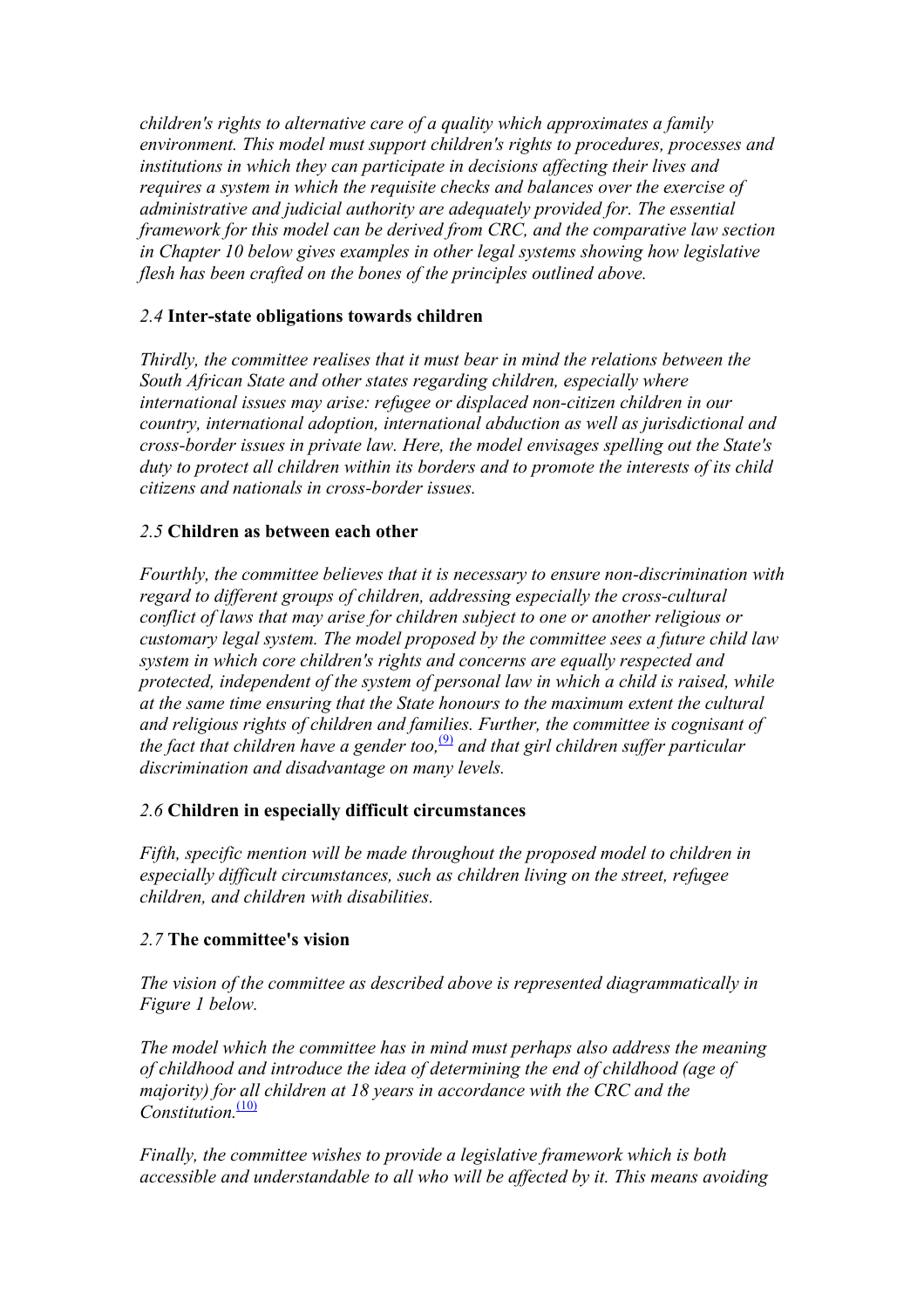*children's rights to alternative care of a quality which approximates a family environment. This model must support children's rights to procedures, processes and institutions in which they can participate in decisions affecting their lives and requires a system in which the requisite checks and balances over the exercise of administrative and judicial authority are adequately provided for. The essential framework for this model can be derived from CRC, and the comparative law section in Chapter 10 below gives examples in other legal systems showing how legislative flesh has been crafted on the bones of the principles outlined above.*

### *2.4* **Inter-state obligations towards children**

*Thirdly, the committee realises that it must bear in mind the relations between the South African State and other states regarding children, especially where international issues may arise: refugee or displaced non-citizen children in our country, international adoption, international abduction as well as jurisdictional and cross-border issues in private law. Here, the model envisages spelling out the State's duty to protect all children within its borders and to promote the interests of its child citizens and nationals in cross-border issues.*

### *2.5* **Children as between each other**

*Fourthly, the committee believes that it is necessary to ensure non-discrimination with regard to different groups of children, addressing especially the cross-cultural conflict of laws that may arise for children subject to one or another religious or customary legal system. The model proposed by the committee sees a future child law system in which core children's rights and concerns are equally respected and protected, independent of the system of personal law in which a child is raised, while at the same time ensuring that the State honours to the maximum extent the cultural and religious rights of children and families. Further, the committee is cognisant of the fact that children have a gender too,*[(9)] *and that girl children suffer particular discrimination and disadvantage on many levels.*

### *2.6* **Children in especially difficult circumstances**

*Fifth, specific mention will be made throughout the proposed model to children in especially difficult circumstances, such as children living on the street, refugee children, and children with disabilities.*

### *2.7* **The committee's vision**

*The vision of the committee as described above is represented diagrammatically in Figure 1 below.*

*The model which the committee has in mind must perhaps also address the meaning of childhood and introduce the idea of determining the end of childhood (age of majority) for all children at 18 years in accordance with the CRC and the Constitution.*[(10)]

*Finally, the committee wishes to provide a legislative framework which is both accessible and understandable to all who will be affected by it. This means avoiding*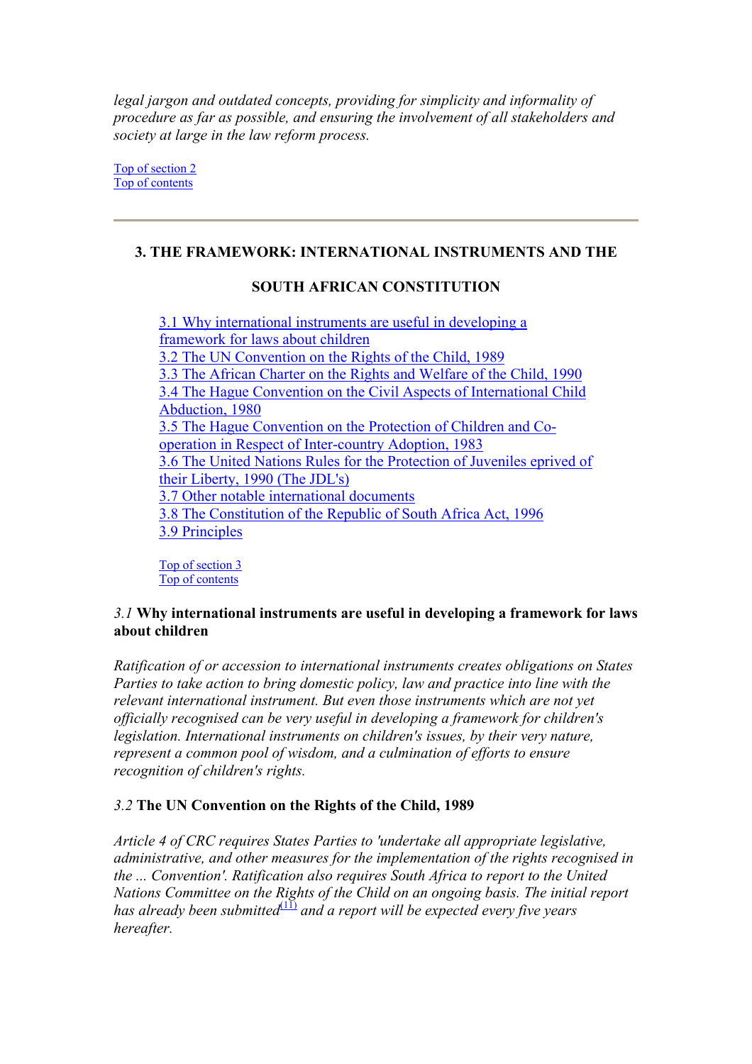*legal jargon and outdated concepts, providing for simplicity and informality of procedure as far as possible, and ensuring the involvement of all stakeholders and society at large in the law reform process.*

Top of section 2
Top of contents

---

## 3. THE FRAMEWORK: INTERNATIONAL INSTRUMENTS AND THE SOUTH AFRICAN CONSTITUTION

- 3.1 Why international instruments are useful in developing a framework for laws about children
- 3.2 The UN Convention on the Rights of the Child, 1989
- 3.3 The African Charter on the Rights and Welfare of the Child, 1990
- 3.4 The Hague Convention on the Civil Aspects of International Child Abduction, 1980
- 3.5 The Hague Convention on the Protection of Children and Co-operation in Respect of Inter-country Adoption, 1983
- 3.6 The United Nations Rules for the Protection of Juveniles eprived of their Liberty, 1990 (The JDL's)
- 3.7 Other notable international documents
- 3.8 The Constitution of the Republic of South Africa Act, 1996
- 3.9 Principles

Top of section 3
Top of contents

### *3.1* Why international instruments are useful in developing a framework for laws about children

*Ratification of or accession to international instruments creates obligations on States Parties to take action to bring domestic policy, law and practice into line with the relevant international instrument. But even those instruments which are not yet officially recognised can be very useful in developing a framework for children's legislation. International instruments on children's issues, by their very nature, represent a common pool of wisdom, and a culmination of efforts to ensure recognition of children's rights.*

### *3.2* The UN Convention on the Rights of the Child, 1989

*Article 4 of CRC requires States Parties to 'undertake all appropriate legislative, administrative, and other measures for the implementation of the rights recognised in the ... Convention'. Ratification also requires South Africa to report to the United Nations Committee on the Rights of the Child on an ongoing basis. The initial report has already been submitted*[11] *and a report will be expected every five years hereafter.*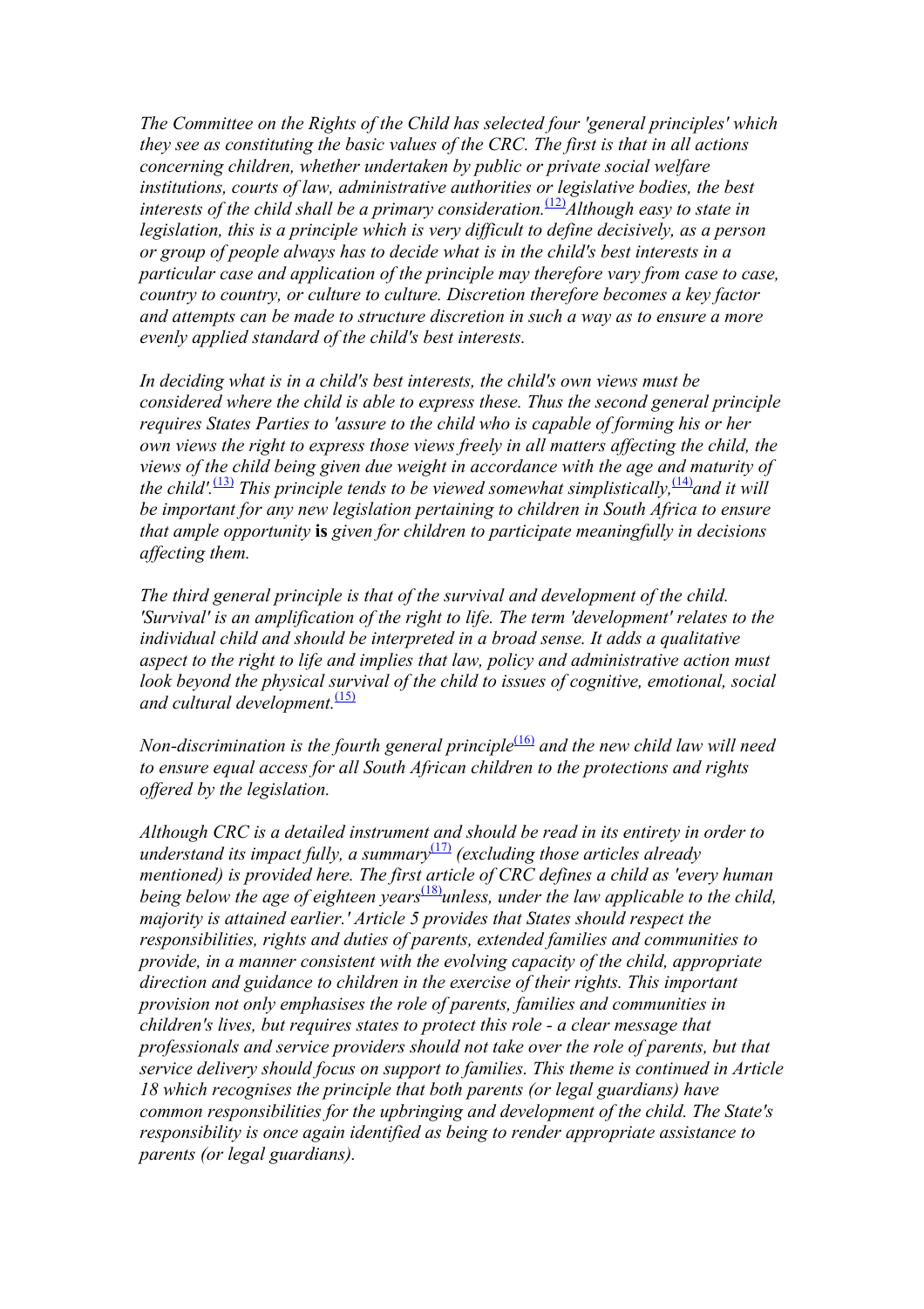*The Committee on the Rights of the Child has selected four 'general principles' which they see as constituting the basic values of the CRC. The first is that in all actions concerning children, whether undertaken by public or private social welfare institutions, courts of law, administrative authorities or legislative bodies, the best interests of the child shall be a primary consideration.*[(12)] *Although easy to state in legislation, this is a principle which is very difficult to define decisively, as a person or group of people always has to decide what is in the child's best interests in a particular case and application of the principle may therefore vary from case to case, country to country, or culture to culture. Discretion therefore becomes a key factor and attempts can be made to structure discretion in such a way as to ensure a more evenly applied standard of the child's best interests.*

*In deciding what is in a child's best interests, the child's own views must be considered where the child is able to express these. Thus the second general principle requires States Parties to 'assure to the child who is capable of forming his or her own views the right to express those views freely in all matters affecting the child, the views of the child being given due weight in accordance with the age and maturity of the child'.*[(13)] *This principle tends to be viewed somewhat simplistically,*[(14)] *and it will be important for any new legislation pertaining to children in South Africa to ensure that ample opportunity* **is** *given for children to participate meaningfully in decisions affecting them.*

*The third general principle is that of the survival and development of the child. 'Survival' is an amplification of the right to life. The term 'development' relates to the individual child and should be interpreted in a broad sense. It adds a qualitative aspect to the right to life and implies that law, policy and administrative action must look beyond the physical survival of the child to issues of cognitive, emotional, social and cultural development.*[(15)]

*Non-discrimination is the fourth general principle*[(16)] *and the new child law will need to ensure equal access for all South African children to the protections and rights offered by the legislation.*

*Although CRC is a detailed instrument and should be read in its entirety in order to understand its impact fully, a summary*[(17)] *(excluding those articles already mentioned) is provided here. The first article of CRC defines a child as 'every human being below the age of eighteen years*[(18)] *unless, under the law applicable to the child, majority is attained earlier.' Article 5 provides that States should respect the responsibilities, rights and duties of parents, extended families and communities to provide, in a manner consistent with the evolving capacity of the child, appropriate direction and guidance to children in the exercise of their rights. This important provision not only emphasises the role of parents, families and communities in children's lives, but requires states to protect this role - a clear message that professionals and service providers should not take over the role of parents, but that service delivery should focus on support to families. This theme is continued in Article 18 which recognises the principle that both parents (or legal guardians) have common responsibilities for the upbringing and development of the child. The State's responsibility is once again identified as being to render appropriate assistance to parents (or legal guardians).*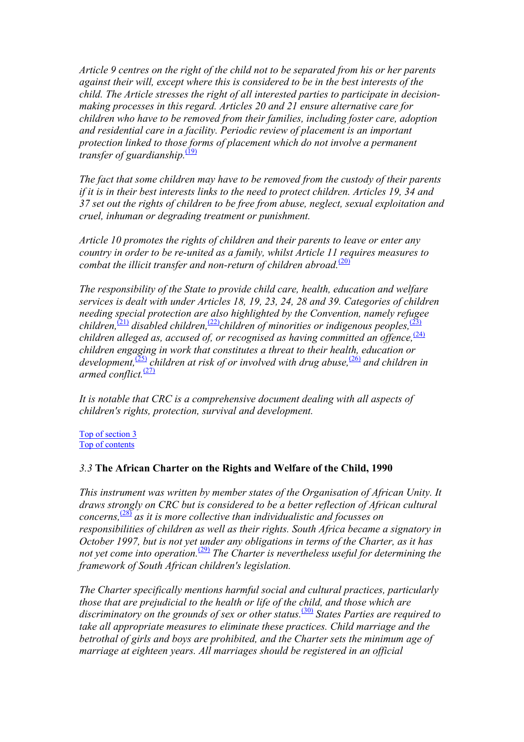*Article 9 centres on the right of the child not to be separated from his or her parents against their will, except where this is considered to be in the best interests of the child. The Article stresses the right of all interested parties to participate in decision-making processes in this regard. Articles 20 and 21 ensure alternative care for children who have to be removed from their families, including foster care, adoption and residential care in a facility. Periodic review of placement is an important protection linked to those forms of placement which do not involve a permanent transfer of guardianship.*[19]

*The fact that some children may have to be removed from the custody of their parents if it is in their best interests links to the need to protect children. Articles 19, 34 and 37 set out the rights of children to be free from abuse, neglect, sexual exploitation and cruel, inhuman or degrading treatment or punishment.*

*Article 10 promotes the rights of children and their parents to leave or enter any country in order to be re-united as a family, whilst Article 11 requires measures to combat the illicit transfer and non-return of children abroad.*[20]

*The responsibility of the State to provide child care, health, education and welfare services is dealt with under Articles 18, 19, 23, 24, 28 and 39. Categories of children needing special protection are also highlighted by the Convention, namely refugee children,*[21] *disabled children,*[22] *children of minorities or indigenous peoples,*[23] *children alleged as, accused of, or recognised as having committed an offence,*[24] *children engaging in work that constitutes a threat to their health, education or development,*[25] *children at risk of or involved with drug abuse,*[26] *and children in armed conflict.*[27]

*It is notable that CRC is a comprehensive document dealing with all aspects of children's rights, protection, survival and development.*

Top of section 3
Top of contents

### *3.3* **The African Charter on the Rights and Welfare of the Child, 1990**

*This instrument was written by member states of the Organisation of African Unity. It draws strongly on CRC but is considered to be a better reflection of African cultural concerns,*[28] *as it is more collective than individualistic and focusses on responsibilities of children as well as their rights. South Africa became a signatory in October 1997, but is not yet under any obligations in terms of the Charter, as it has not yet come into operation.*[29] *The Charter is nevertheless useful for determining the framework of South African children's legislation.*

*The Charter specifically mentions harmful social and cultural practices, particularly those that are prejudicial to the health or life of the child, and those which are discriminatory on the grounds of sex or other status.*[30] *States Parties are required to take all appropriate measures to eliminate these practices. Child marriage and the betrothal of girls and boys are prohibited, and the Charter sets the minimum age of marriage at eighteen years. All marriages should be registered in an official*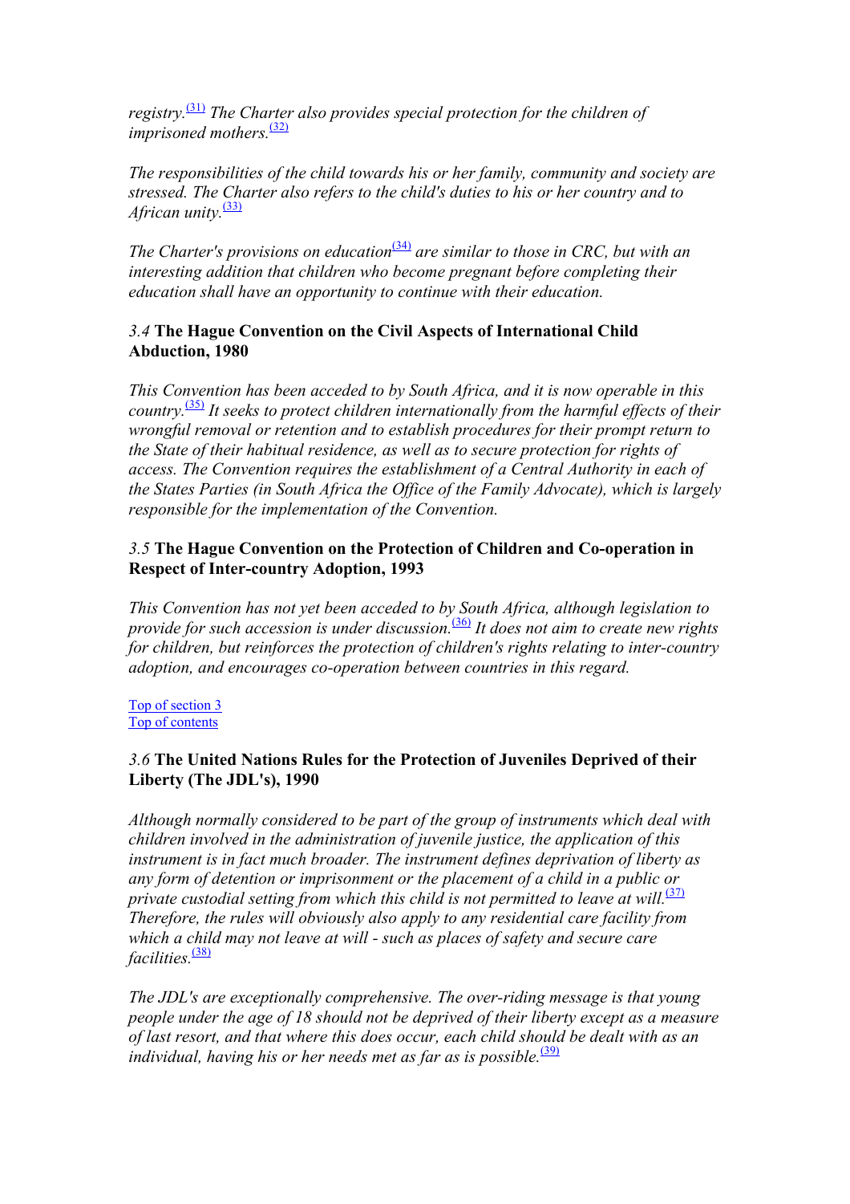*registry.*[31] *The Charter also provides special protection for the children of imprisoned mothers.*[32]

*The responsibilities of the child towards his or her family, community and society are stressed. The Charter also refers to the child's duties to his or her country and to African unity.*[33]

*The Charter's provisions on education*[34] *are similar to those in CRC, but with an interesting addition that children who become pregnant before completing their education shall have an opportunity to continue with their education.*

### *3.4* The Hague Convention on the Civil Aspects of International Child Abduction, 1980

*This Convention has been acceded to by South Africa, and it is now operable in this country.*[35] *It seeks to protect children internationally from the harmful effects of their wrongful removal or retention and to establish procedures for their prompt return to the State of their habitual residence, as well as to secure protection for rights of access. The Convention requires the establishment of a Central Authority in each of the States Parties (in South Africa the Office of the Family Advocate), which is largely responsible for the implementation of the Convention.*

### *3.5* The Hague Convention on the Protection of Children and Co-operation in Respect of Inter-country Adoption, 1993

*This Convention has not yet been acceded to by South Africa, although legislation to provide for such accession is under discussion.*[36] *It does not aim to create new rights for children, but reinforces the protection of children's rights relating to inter-country adoption, and encourages co-operation between countries in this regard.*

Top of section 3
Top of contents

### *3.6* The United Nations Rules for the Protection of Juveniles Deprived of their Liberty (The JDL's), 1990

*Although normally considered to be part of the group of instruments which deal with children involved in the administration of juvenile justice, the application of this instrument is in fact much broader. The instrument defines deprivation of liberty as any form of detention or imprisonment or the placement of a child in a public or private custodial setting from which this child is not permitted to leave at will.*[37] *Therefore, the rules will obviously also apply to any residential care facility from which a child may not leave at will - such as places of safety and secure care facilities.*[38]

*The JDL's are exceptionally comprehensive. The over-riding message is that young people under the age of 18 should not be deprived of their liberty except as a measure of last resort, and that where this does occur, each child should be dealt with as an individual, having his or her needs met as far as is possible.*[39]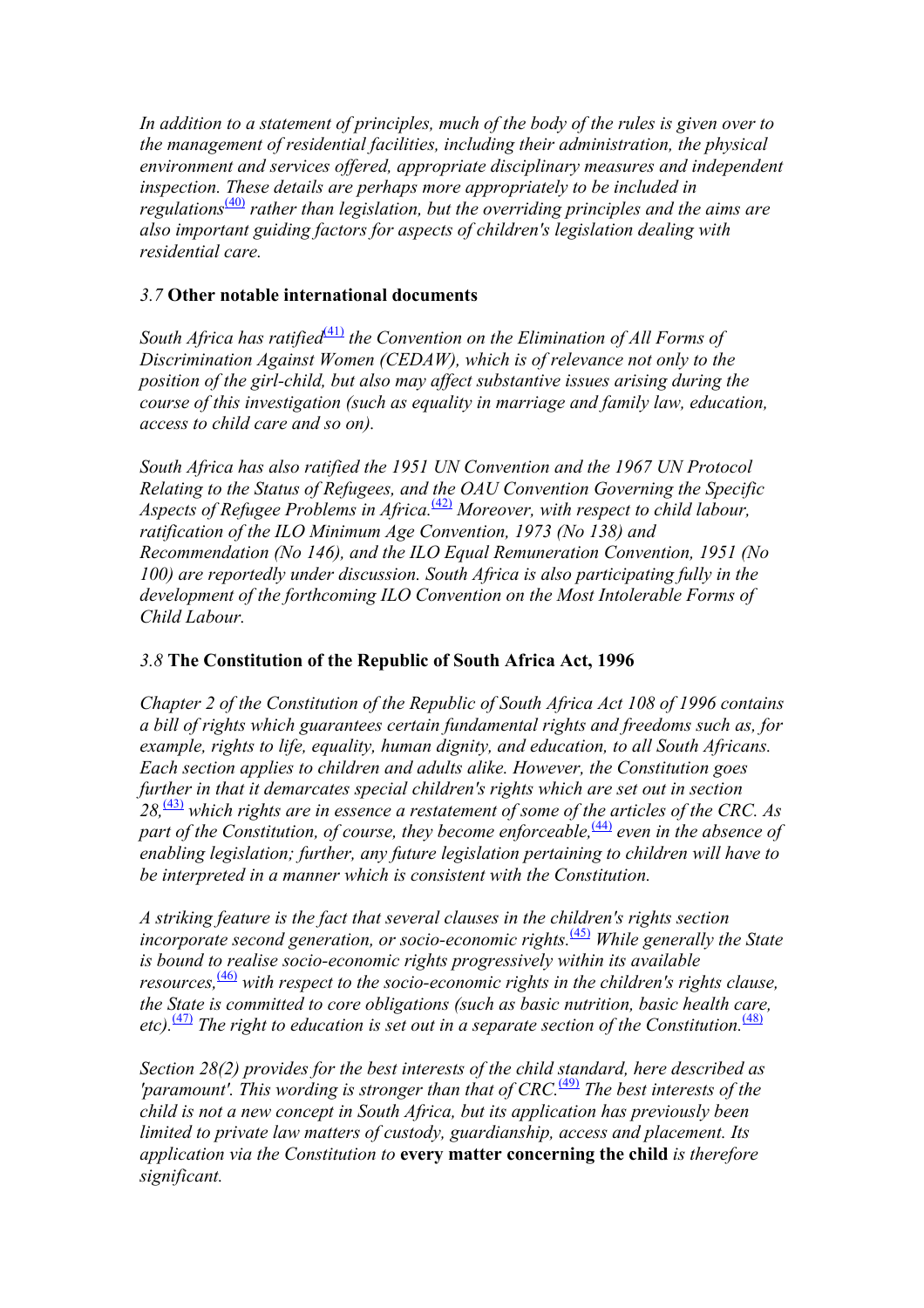*In addition to a statement of principles, much of the body of the rules is given over to the management of residential facilities, including their administration, the physical environment and services offered, appropriate disciplinary measures and independent inspection. These details are perhaps more appropriately to be included in regulations*[(40)] *rather than legislation, but the overriding principles and the aims are also important guiding factors for aspects of children's legislation dealing with residential care.*

### *3.7* **Other notable international documents**

*South Africa has ratified*[(41)] *the Convention on the Elimination of All Forms of Discrimination Against Women (CEDAW), which is of relevance not only to the position of the girl-child, but also may affect substantive issues arising during the course of this investigation (such as equality in marriage and family law, education, access to child care and so on).*

*South Africa has also ratified the 1951 UN Convention and the 1967 UN Protocol Relating to the Status of Refugees, and the OAU Convention Governing the Specific Aspects of Refugee Problems in Africa.*[(42)] *Moreover, with respect to child labour, ratification of the ILO Minimum Age Convention, 1973 (No 138) and Recommendation (No 146), and the ILO Equal Remuneration Convention, 1951 (No 100) are reportedly under discussion. South Africa is also participating fully in the development of the forthcoming ILO Convention on the Most Intolerable Forms of Child Labour.*

### *3.8* **The Constitution of the Republic of South Africa Act, 1996**

*Chapter 2 of the Constitution of the Republic of South Africa Act 108 of 1996 contains a bill of rights which guarantees certain fundamental rights and freedoms such as, for example, rights to life, equality, human dignity, and education, to all South Africans. Each section applies to children and adults alike. However, the Constitution goes further in that it demarcates special children's rights which are set out in section 28,*[(43)] *which rights are in essence a restatement of some of the articles of the CRC. As part of the Constitution, of course, they become enforceable,*[(44)] *even in the absence of enabling legislation; further, any future legislation pertaining to children will have to be interpreted in a manner which is consistent with the Constitution.*

*A striking feature is the fact that several clauses in the children's rights section incorporate second generation, or socio-economic rights.*[(45)] *While generally the State is bound to realise socio-economic rights progressively within its available resources,*[(46)] *with respect to the socio-economic rights in the children's rights clause, the State is committed to core obligations (such as basic nutrition, basic health care, etc).*[(47)] *The right to education is set out in a separate section of the Constitution.*[(48)]

*Section 28(2) provides for the best interests of the child standard, here described as 'paramount'. This wording is stronger than that of CRC.*[(49)] *The best interests of the child is not a new concept in South Africa, but its application has previously been limited to private law matters of custody, guardianship, access and placement. Its application via the Constitution to* **every matter concerning the child** *is therefore significant.*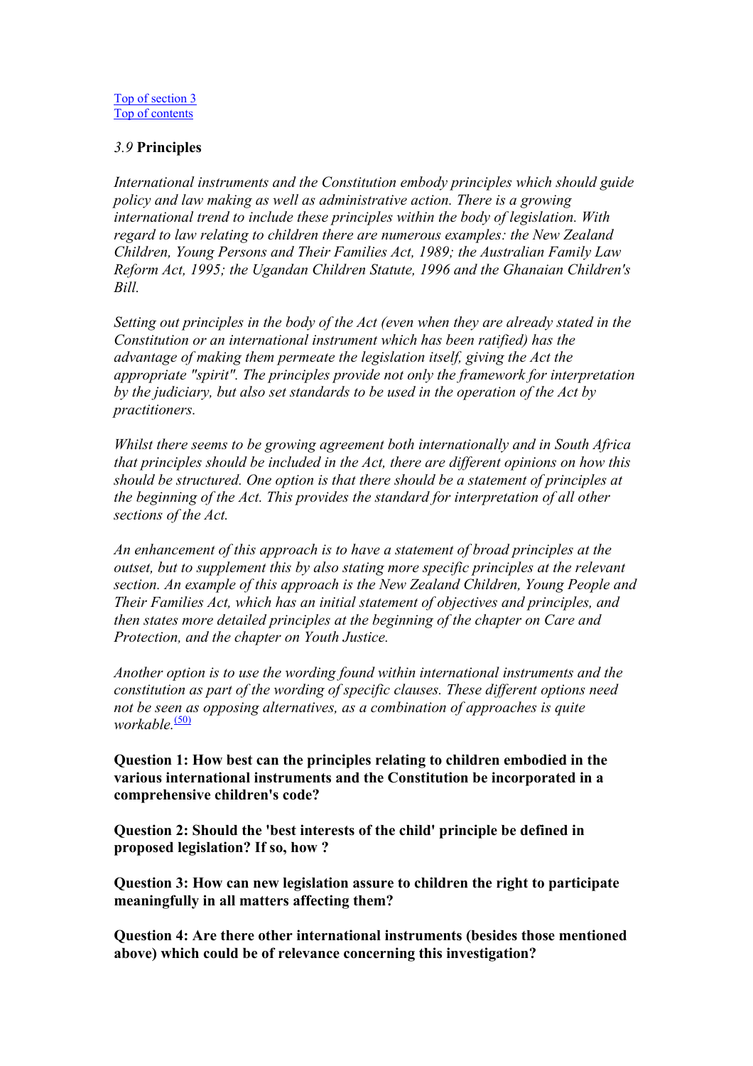Top of section 3
Top of contents

### *3.9* **Principles**

*International instruments and the Constitution embody principles which should guide policy and law making as well as administrative action. There is a growing international trend to include these principles within the body of legislation. With regard to law relating to children there are numerous examples: the New Zealand Children, Young Persons and Their Families Act, 1989; the Australian Family Law Reform Act, 1995; the Ugandan Children Statute, 1996 and the Ghanaian Children's Bill.*

*Setting out principles in the body of the Act (even when they are already stated in the Constitution or an international instrument which has been ratified) has the advantage of making them permeate the legislation itself, giving the Act the appropriate "spirit". The principles provide not only the framework for interpretation by the judiciary, but also set standards to be used in the operation of the Act by practitioners.*

*Whilst there seems to be growing agreement both internationally and in South Africa that principles should be included in the Act, there are different opinions on how this should be structured. One option is that there should be a statement of principles at the beginning of the Act. This provides the standard for interpretation of all other sections of the Act.*

*An enhancement of this approach is to have a statement of broad principles at the outset, but to supplement this by also stating more specific principles at the relevant section. An example of this approach is the New Zealand Children, Young People and Their Families Act, which has an initial statement of objectives and principles, and then states more detailed principles at the beginning of the chapter on Care and Protection, and the chapter on Youth Justice.*

*Another option is to use the wording found within international instruments and the constitution as part of the wording of specific clauses. These different options need not be seen as opposing alternatives, as a combination of approaches is quite workable.*(50)

**Question 1: How best can the principles relating to children embodied in the various international instruments and the Constitution be incorporated in a comprehensive children's code?**

**Question 2: Should the 'best interests of the child' principle be defined in proposed legislation? If so, how ?**

**Question 3: How can new legislation assure to children the right to participate meaningfully in all matters affecting them?**

**Question 4: Are there other international instruments (besides those mentioned above) which could be of relevance concerning this investigation?**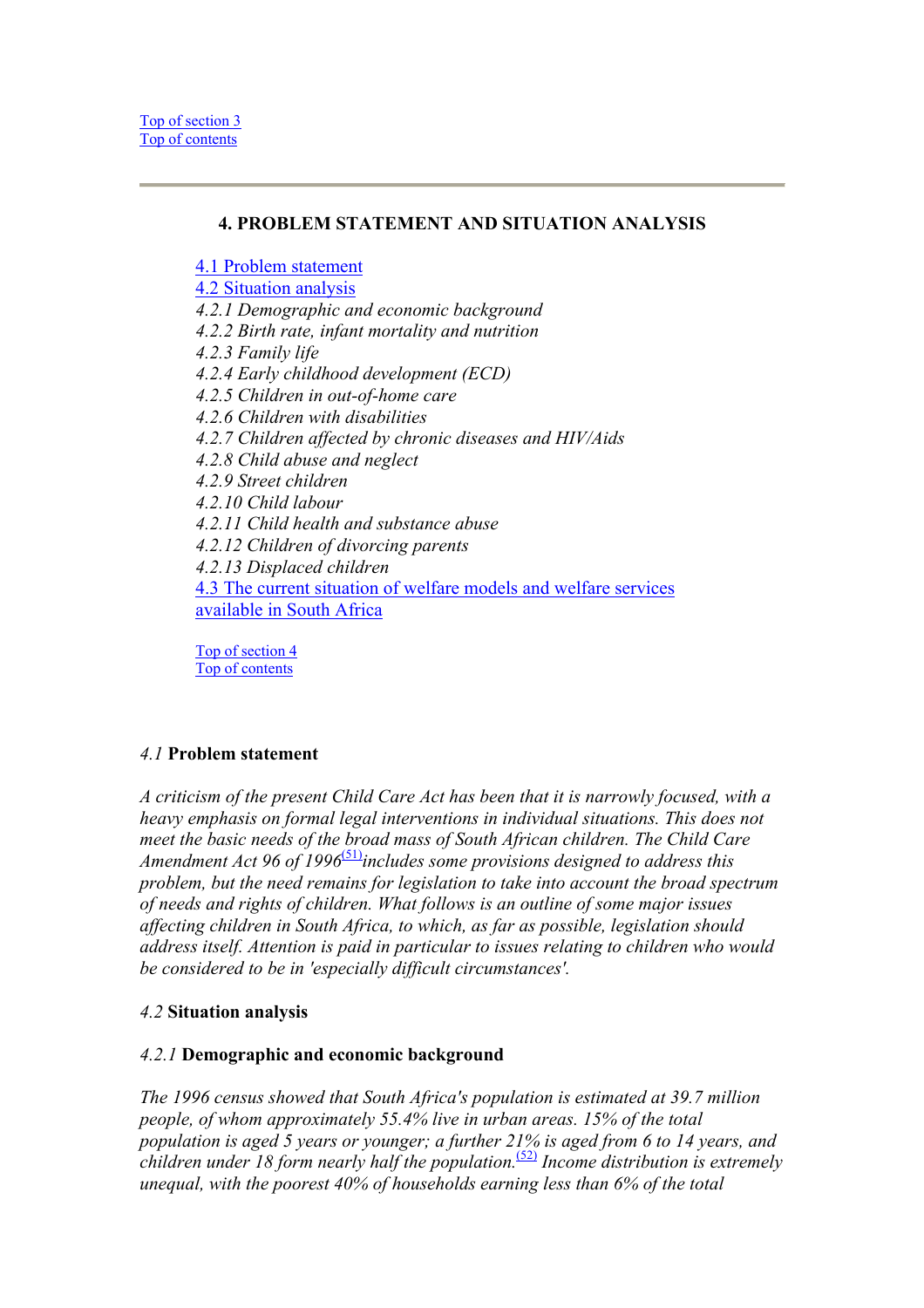Top of section 3
Top of contents

---

## 4. PROBLEM STATEMENT AND SITUATION ANALYSIS

4.1 Problem statement
4.2 Situation analysis
*4.2.1 Demographic and economic background*
*4.2.2 Birth rate, infant mortality and nutrition*
*4.2.3 Family life*
*4.2.4 Early childhood development (ECD)*
*4.2.5 Children in out-of-home care*
*4.2.6 Children with disabilities*
*4.2.7 Children affected by chronic diseases and HIV/Aids*
*4.2.8 Child abuse and neglect*
*4.2.9 Street children*
*4.2.10 Child labour*
*4.2.11 Child health and substance abuse*
*4.2.12 Children of divorcing parents*
*4.2.13 Displaced children*
4.3 The current situation of welfare models and welfare services available in South Africa

Top of section 4
Top of contents

### *4.1* Problem statement

*A criticism of the present Child Care Act has been that it is narrowly focused, with a heavy emphasis on formal legal interventions in individual situations. This does not meet the basic needs of the broad mass of South African children. The Child Care Amendment Act 96 of 1996*[(51)]*includes some provisions designed to address this problem, but the need remains for legislation to take into account the broad spectrum of needs and rights of children. What follows is an outline of some major issues affecting children in South Africa, to which, as far as possible, legislation should address itself. Attention is paid in particular to issues relating to children who would be considered to be in 'especially difficult circumstances'.*

### *4.2* Situation analysis

#### *4.2.1* Demographic and economic background

*The 1996 census showed that South Africa's population is estimated at 39.7 million people, of whom approximately 55.4% live in urban areas. 15% of the total population is aged 5 years or younger; a further 21% is aged from 6 to 14 years, and children under 18 form nearly half the population.*[(52)] *Income distribution is extremely unequal, with the poorest 40% of households earning less than 6% of the total*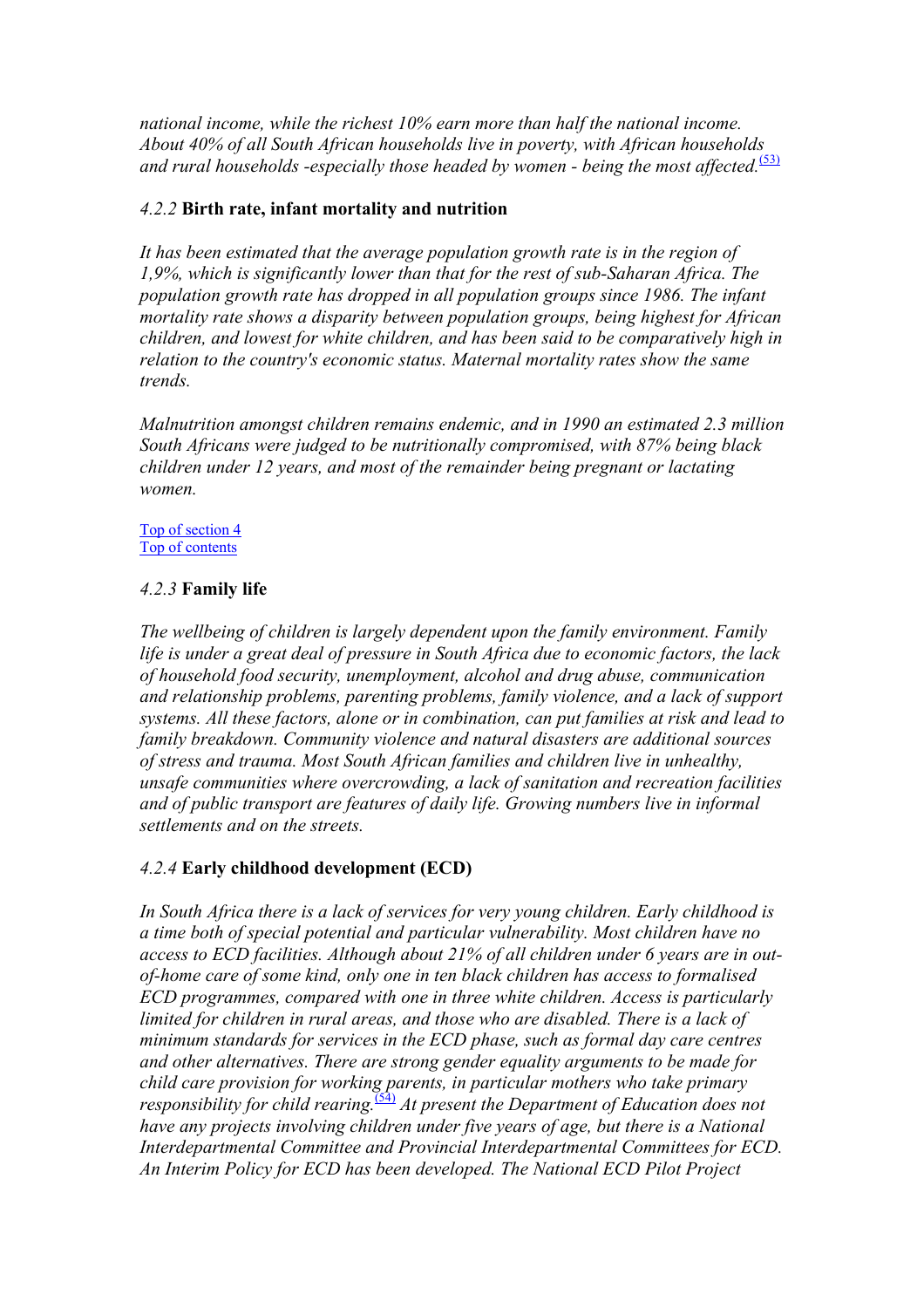*national income, while the richest 10% earn more than half the national income. About 40% of all South African households live in poverty, with African households and rural households -especially those headed by women - being the most affected.*[(53)]

### *4.2.2* **Birth rate, infant mortality and nutrition**

*It has been estimated that the average population growth rate is in the region of 1,9%, which is significantly lower than that for the rest of sub-Saharan Africa. The population growth rate has dropped in all population groups since 1986. The infant mortality rate shows a disparity between population groups, being highest for African children, and lowest for white children, and has been said to be comparatively high in relation to the country's economic status. Maternal mortality rates show the same trends.*

*Malnutrition amongst children remains endemic, and in 1990 an estimated 2.3 million South Africans were judged to be nutritionally compromised, with 87% being black children under 12 years, and most of the remainder being pregnant or lactating women.*

Top of section 4
Top of contents

### *4.2.3* **Family life**

*The wellbeing of children is largely dependent upon the family environment. Family life is under a great deal of pressure in South Africa due to economic factors, the lack of household food security, unemployment, alcohol and drug abuse, communication and relationship problems, parenting problems, family violence, and a lack of support systems. All these factors, alone or in combination, can put families at risk and lead to family breakdown. Community violence and natural disasters are additional sources of stress and trauma. Most South African families and children live in unhealthy, unsafe communities where overcrowding, a lack of sanitation and recreation facilities and of public transport are features of daily life. Growing numbers live in informal settlements and on the streets.*

### *4.2.4* **Early childhood development (ECD)**

*In South Africa there is a lack of services for very young children. Early childhood is a time both of special potential and particular vulnerability. Most children have no access to ECD facilities. Although about 21% of all children under 6 years are in out-of-home care of some kind, only one in ten black children has access to formalised ECD programmes, compared with one in three white children. Access is particularly limited for children in rural areas, and those who are disabled. There is a lack of minimum standards for services in the ECD phase, such as formal day care centres and other alternatives. There are strong gender equality arguments to be made for child care provision for working parents, in particular mothers who take primary responsibility for child rearing.*[(54)] *At present the Department of Education does not have any projects involving children under five years of age, but there is a National Interdepartmental Committee and Provincial Interdepartmental Committees for ECD. An Interim Policy for ECD has been developed. The National ECD Pilot Project*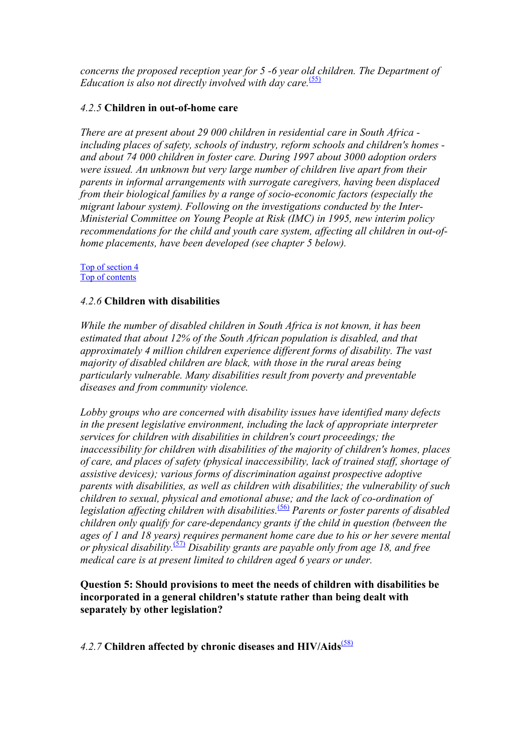*concerns the proposed reception year for 5 -6 year old children. The Department of Education is also not directly involved with day care.*[55]

### *4.2.5* **Children in out-of-home care**

*There are at present about 29 000 children in residential care in South Africa - including places of safety, schools of industry, reform schools and children's homes - and about 74 000 children in foster care. During 1997 about 3000 adoption orders were issued. An unknown but very large number of children live apart from their parents in informal arrangements with surrogate caregivers, having been displaced from their biological families by a range of socio-economic factors (especially the migrant labour system). Following on the investigations conducted by the Inter-Ministerial Committee on Young People at Risk (IMC) in 1995, new interim policy recommendations for the child and youth care system, affecting all children in out-of-home placements, have been developed (see chapter 5 below).*

Top of section 4
Top of contents

### *4.2.6* **Children with disabilities**

*While the number of disabled children in South Africa is not known, it has been estimated that about 12% of the South African population is disabled, and that approximately 4 million children experience different forms of disability. The vast majority of disabled children are black, with those in the rural areas being particularly vulnerable. Many disabilities result from poverty and preventable diseases and from community violence.*

*Lobby groups who are concerned with disability issues have identified many defects in the present legislative environment, including the lack of appropriate interpreter services for children with disabilities in children's court proceedings; the inaccessibility for children with disabilities of the majority of children's homes, places of care, and places of safety (physical inaccessibility, lack of trained staff, shortage of assistive devices); various forms of discrimination against prospective adoptive parents with disabilities, as well as children with disabilities; the vulnerability of such children to sexual, physical and emotional abuse; and the lack of co-ordination of legislation affecting children with disabilities.*[56] *Parents or foster parents of disabled children only qualify for care-dependancy grants if the child in question (between the ages of 1 and 18 years) requires permanent home care due to his or her severe mental or physical disability.*[57] *Disability grants are payable only from age 18, and free medical care is at present limited to children aged 6 years or under.*

**Question 5: Should provisions to meet the needs of children with disabilities be incorporated in a general children's statute rather than being dealt with separately by other legislation?**

### *4.2.7* **Children affected by chronic diseases and HIV/Aids**[58]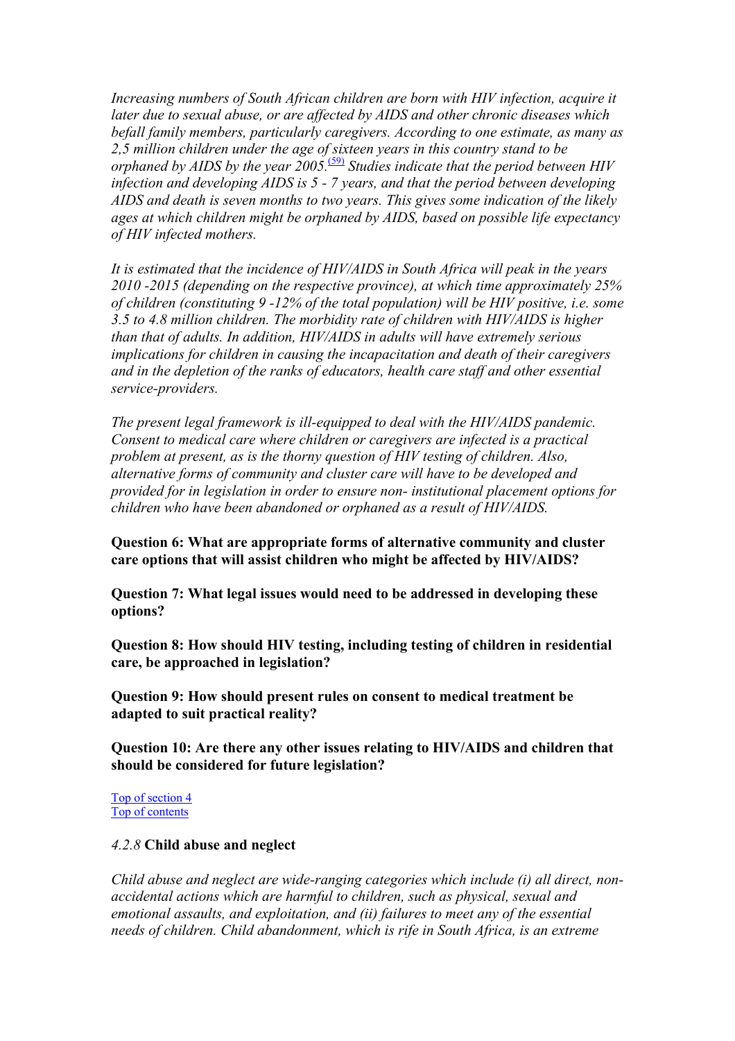*Increasing numbers of South African children are born with HIV infection, acquire it later due to sexual abuse, or are affected by AIDS and other chronic diseases which befall family members, particularly caregivers. According to one estimate, as many as 2,5 million children under the age of sixteen years in this country stand to be orphaned by AIDS by the year 2005.*[(59)] *Studies indicate that the period between HIV infection and developing AIDS is 5 - 7 years, and that the period between developing AIDS and death is seven months to two years. This gives some indication of the likely ages at which children might be orphaned by AIDS, based on possible life expectancy of HIV infected mothers.*

*It is estimated that the incidence of HIV/AIDS in South Africa will peak in the years 2010 -2015 (depending on the respective province), at which time approximately 25% of children (constituting 9 -12% of the total population) will be HIV positive, i.e. some 3.5 to 4.8 million children. The morbidity rate of children with HIV/AIDS is higher than that of adults. In addition, HIV/AIDS in adults will have extremely serious implications for children in causing the incapacitation and death of their caregivers and in the depletion of the ranks of educators, health care staff and other essential service-providers.*

*The present legal framework is ill-equipped to deal with the HIV/AIDS pandemic. Consent to medical care where children or caregivers are infected is a practical problem at present, as is the thorny question of HIV testing of children. Also, alternative forms of community and cluster care will have to be developed and provided for in legislation in order to ensure non- institutional placement options for children who have been abandoned or orphaned as a result of HIV/AIDS.*

**Question 6: What are appropriate forms of alternative community and cluster care options that will assist children who might be affected by HIV/AIDS?**

**Question 7: What legal issues would need to be addressed in developing these options?**

**Question 8: How should HIV testing, including testing of children in residential care, be approached in legislation?**

**Question 9: How should present rules on consent to medical treatment be adapted to suit practical reality?**

**Question 10: Are there any other issues relating to HIV/AIDS and children that should be considered for future legislation?**

Top of section 4
Top of contents

### *4.2.8* Child abuse and neglect

*Child abuse and neglect are wide-ranging categories which include (i) all direct, non-accidental actions which are harmful to children, such as physical, sexual and emotional assaults, and exploitation, and (ii) failures to meet any of the essential needs of children. Child abandonment, which is rife in South Africa, is an extreme*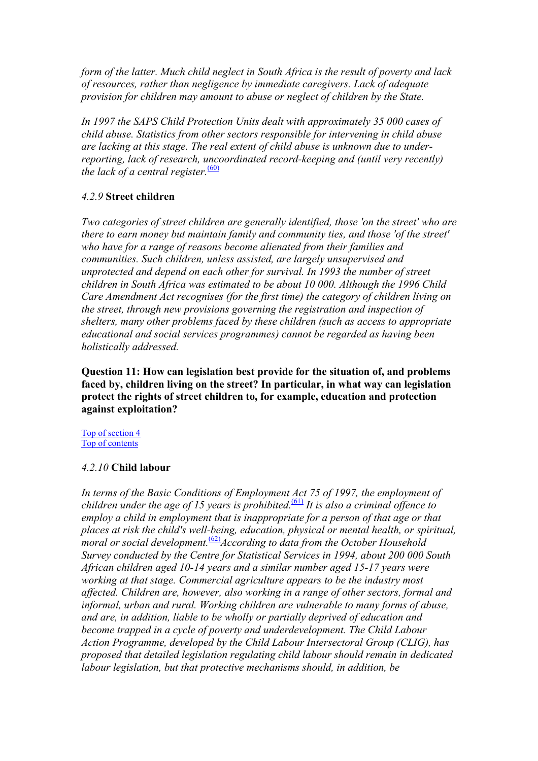*form of the latter. Much child neglect in South Africa is the result of poverty and lack of resources, rather than negligence by immediate caregivers. Lack of adequate provision for children may amount to abuse or neglect of children by the State.*

*In 1997 the SAPS Child Protection Units dealt with approximately 35 000 cases of child abuse. Statistics from other sectors responsible for intervening in child abuse are lacking at this stage. The real extent of child abuse is unknown due to under-reporting, lack of research, uncoordinated record-keeping and (until very recently) the lack of a central register.*[(60)]

### *4.2.9* Street children

*Two categories of street children are generally identified, those 'on the street' who are there to earn money but maintain family and community ties, and those 'of the street' who have for a range of reasons become alienated from their families and communities. Such children, unless assisted, are largely unsupervised and unprotected and depend on each other for survival. In 1993 the number of street children in South Africa was estimated to be about 10 000. Although the 1996 Child Care Amendment Act recognises (for the first time) the category of children living on the street, through new provisions governing the registration and inspection of shelters, many other problems faced by these children (such as access to appropriate educational and social services programmes) cannot be regarded as having been holistically addressed.*

**Question 11: How can legislation best provide for the situation of, and problems faced by, children living on the street? In particular, in what way can legislation protect the rights of street children to, for example, education and protection against exploitation?**

Top of section 4
Top of contents

### *4.2.10* Child labour

*In terms of the Basic Conditions of Employment Act 75 of 1997, the employment of children under the age of 15 years is prohibited.*[(61)] *It is also a criminal offence to employ a child in employment that is inappropriate for a person of that age or that places at risk the child's well-being, education, physical or mental health, or spiritual, moral or social development.*[(62)]*According to data from the October Household Survey conducted by the Centre for Statistical Services in 1994, about 200 000 South African children aged 10-14 years and a similar number aged 15-17 years were working at that stage. Commercial agriculture appears to be the industry most affected. Children are, however, also working in a range of other sectors, formal and informal, urban and rural. Working children are vulnerable to many forms of abuse, and are, in addition, liable to be wholly or partially deprived of education and become trapped in a cycle of poverty and underdevelopment. The Child Labour Action Programme, developed by the Child Labour Intersectoral Group (CLIG), has proposed that detailed legislation regulating child labour should remain in dedicated labour legislation, but that protective mechanisms should, in addition, be*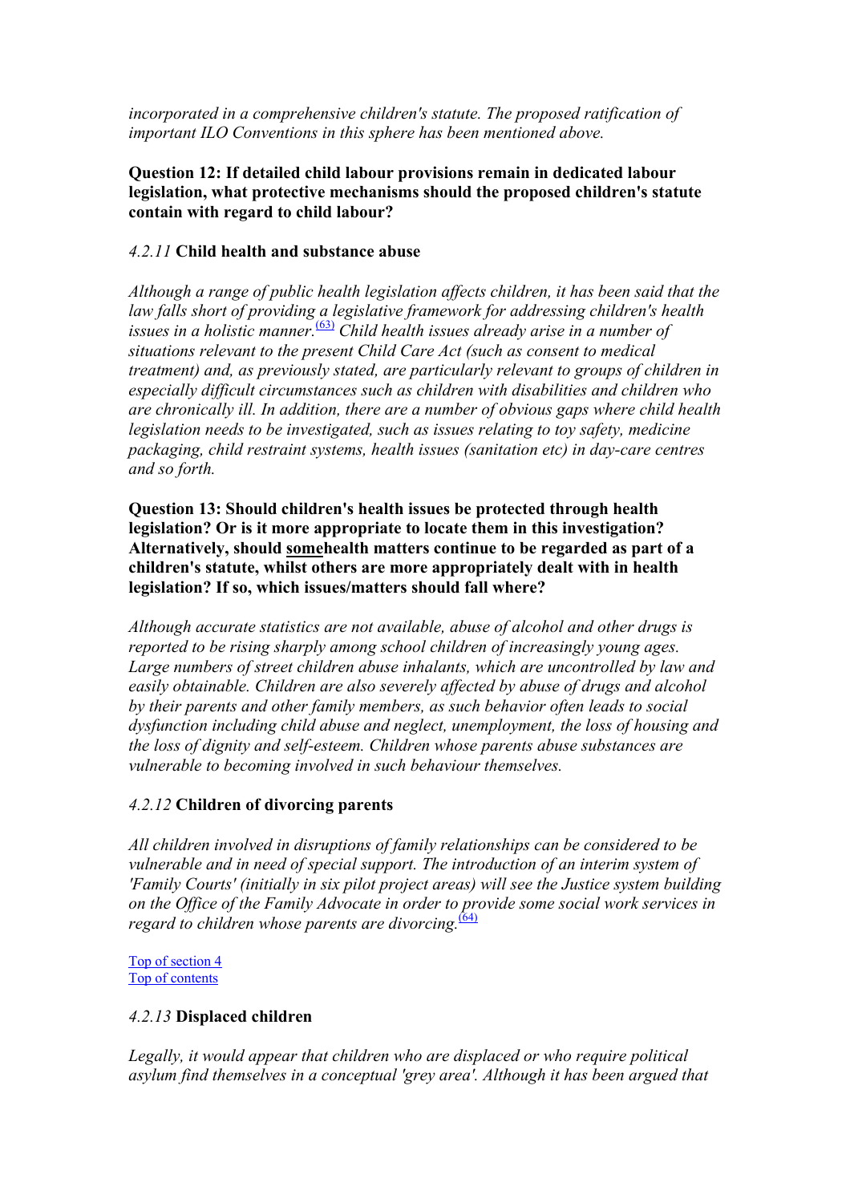*incorporated in a comprehensive children's statute. The proposed ratification of important ILO Conventions in this sphere has been mentioned above.*

**Question 12: If detailed child labour provisions remain in dedicated labour legislation, what protective mechanisms should the proposed children's statute contain with regard to child labour?**

### *4.2.11* Child health and substance abuse

*Although a range of public health legislation affects children, it has been said that the law falls short of providing a legislative framework for addressing children's health issues in a holistic manner.*[(63)] *Child health issues already arise in a number of situations relevant to the present Child Care Act (such as consent to medical treatment) and, as previously stated, are particularly relevant to groups of children in especially difficult circumstances such as children with disabilities and children who are chronically ill. In addition, there are a number of obvious gaps where child health legislation needs to be investigated, such as issues relating to toy safety, medicine packaging, child restraint systems, health issues (sanitation etc) in day-care centres and so forth.*

**Question 13: Should children's health issues be protected through health legislation? Or is it more appropriate to locate them in this investigation? Alternatively, should <u>some</u>health matters continue to be regarded as part of a children's statute, whilst others are more appropriately dealt with in health legislation? If so, which issues/matters should fall where?**

*Although accurate statistics are not available, abuse of alcohol and other drugs is reported to be rising sharply among school children of increasingly young ages. Large numbers of street children abuse inhalants, which are uncontrolled by law and easily obtainable. Children are also severely affected by abuse of drugs and alcohol by their parents and other family members, as such behavior often leads to social dysfunction including child abuse and neglect, unemployment, the loss of housing and the loss of dignity and self-esteem. Children whose parents abuse substances are vulnerable to becoming involved in such behaviour themselves.*

### *4.2.12* Children of divorcing parents

*All children involved in disruptions of family relationships can be considered to be vulnerable and in need of special support. The introduction of an interim system of 'Family Courts' (initially in six pilot project areas) will see the Justice system building on the Office of the Family Advocate in order to provide some social work services in regard to children whose parents are divorcing.*[(64)]

Top of section 4
Top of contents

### *4.2.13* Displaced children

*Legally, it would appear that children who are displaced or who require political asylum find themselves in a conceptual 'grey area'. Although it has been argued that*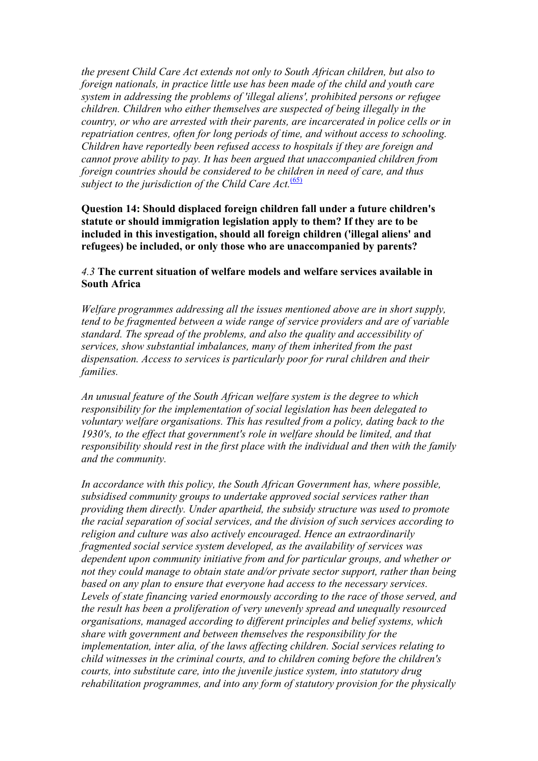*the present Child Care Act extends not only to South African children, but also to foreign nationals, in practice little use has been made of the child and youth care system in addressing the problems of 'illegal aliens', prohibited persons or refugee children. Children who either themselves are suspected of being illegally in the country, or who are arrested with their parents, are incarcerated in police cells or in repatriation centres, often for long periods of time, and without access to schooling. Children have reportedly been refused access to hospitals if they are foreign and cannot prove ability to pay. It has been argued that unaccompanied children from foreign countries should be considered to be children in need of care, and thus subject to the jurisdiction of the Child Care Act.*[(65)]

**Question 14: Should displaced foreign children fall under a future children's statute or should immigration legislation apply to them? If they are to be included in this investigation, should all foreign children ('illegal aliens' and refugees) be included, or only those who are unaccompanied by parents?**

### *4.3* The current situation of welfare models and welfare services available in South Africa

*Welfare programmes addressing all the issues mentioned above are in short supply, tend to be fragmented between a wide range of service providers and are of variable standard. The spread of the problems, and also the quality and accessibility of services, show substantial imbalances, many of them inherited from the past dispensation. Access to services is particularly poor for rural children and their families.*

*An unusual feature of the South African welfare system is the degree to which responsibility for the implementation of social legislation has been delegated to voluntary welfare organisations. This has resulted from a policy, dating back to the 1930's, to the effect that government's role in welfare should be limited, and that responsibility should rest in the first place with the individual and then with the family and the community.*

*In accordance with this policy, the South African Government has, where possible, subsidised community groups to undertake approved social services rather than providing them directly. Under apartheid, the subsidy structure was used to promote the racial separation of social services, and the division of such services according to religion and culture was also actively encouraged. Hence an extraordinarily fragmented social service system developed, as the availability of services was dependent upon community initiative from and for particular groups, and whether or not they could manage to obtain state and/or private sector support, rather than being based on any plan to ensure that everyone had access to the necessary services. Levels of state financing varied enormously according to the race of those served, and the result has been a proliferation of very unevenly spread and unequally resourced organisations, managed according to different principles and belief systems, which share with government and between themselves the responsibility for the implementation, inter alia, of the laws affecting children. Social services relating to child witnesses in the criminal courts, and to children coming before the children's courts, into substitute care, into the juvenile justice system, into statutory drug rehabilitation programmes, and into any form of statutory provision for the physically*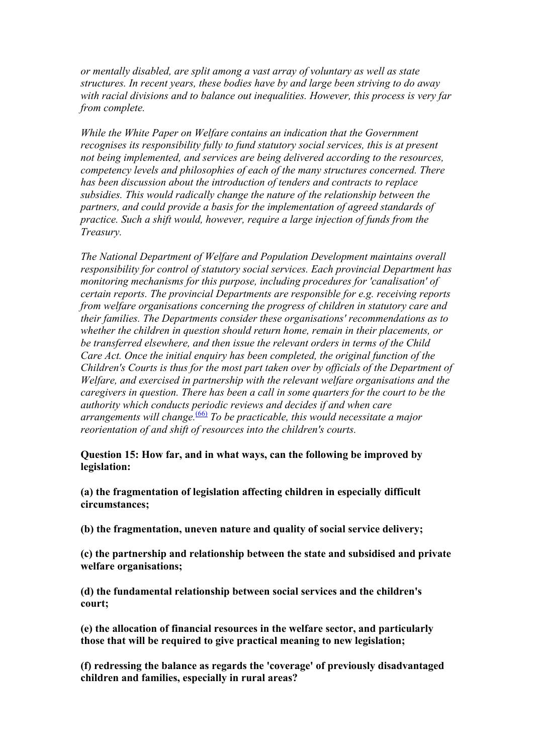*or mentally disabled, are split among a vast array of voluntary as well as state structures. In recent years, these bodies have by and large been striving to do away with racial divisions and to balance out inequalities. However, this process is very far from complete.*

*While the White Paper on Welfare contains an indication that the Government recognises its responsibility fully to fund statutory social services, this is at present not being implemented, and services are being delivered according to the resources, competency levels and philosophies of each of the many structures concerned. There has been discussion about the introduction of tenders and contracts to replace subsidies. This would radically change the nature of the relationship between the partners, and could provide a basis for the implementation of agreed standards of practice. Such a shift would, however, require a large injection of funds from the Treasury.*

*The National Department of Welfare and Population Development maintains overall responsibility for control of statutory social services. Each provincial Department has monitoring mechanisms for this purpose, including procedures for 'canalisation' of certain reports. The provincial Departments are responsible for e.g. receiving reports from welfare organisations concerning the progress of children in statutory care and their families. The Departments consider these organisations' recommendations as to whether the children in question should return home, remain in their placements, or be transferred elsewhere, and then issue the relevant orders in terms of the Child Care Act. Once the initial enquiry has been completed, the original function of the Children's Courts is thus for the most part taken over by officials of the Department of Welfare, and exercised in partnership with the relevant welfare organisations and the caregivers in question. There has been a call in some quarters for the court to be the authority which conducts periodic reviews and decides if and when care arrangements will change.*[(66)] *To be practicable, this would necessitate a major reorientation of and shift of resources into the children's courts.*

**Question 15: How far, and in what ways, can the following be improved by legislation:**

**(a) the fragmentation of legislation affecting children in especially difficult circumstances;**

**(b) the fragmentation, uneven nature and quality of social service delivery;**

**(c) the partnership and relationship between the state and subsidised and private welfare organisations;**

**(d) the fundamental relationship between social services and the children's court;**

**(e) the allocation of financial resources in the welfare sector, and particularly those that will be required to give practical meaning to new legislation;**

**(f) redressing the balance as regards the 'coverage' of previously disadvantaged children and families, especially in rural areas?**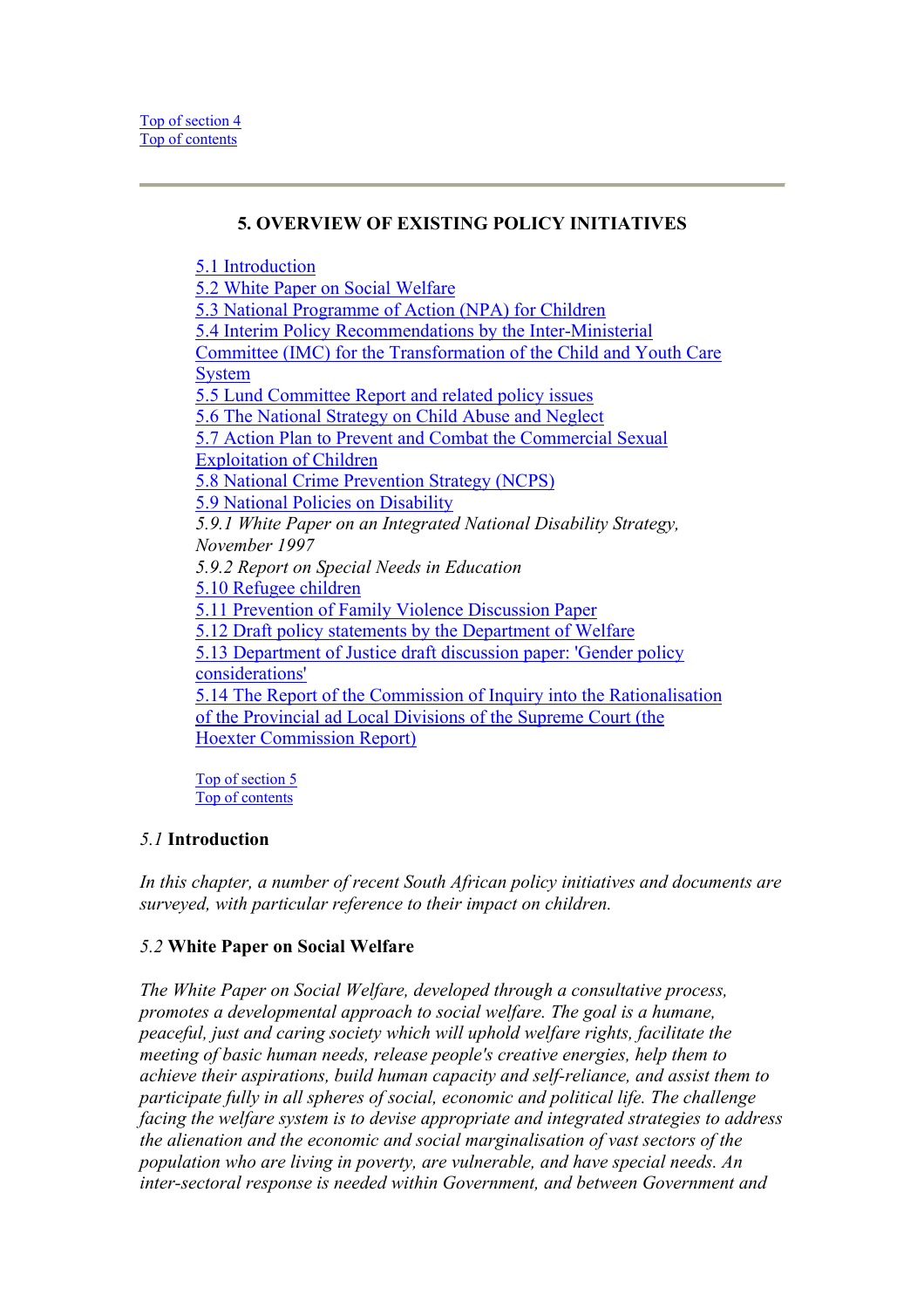Top of section 4
Top of contents

## 5. OVERVIEW OF EXISTING POLICY INITIATIVES

5.1 Introduction
5.2 White Paper on Social Welfare
5.3 National Programme of Action (NPA) for Children
5.4 Interim Policy Recommendations by the Inter-Ministerial Committee (IMC) for the Transformation of the Child and Youth Care System
5.5 Lund Committee Report and related policy issues
5.6 The National Strategy on Child Abuse and Neglect
5.7 Action Plan to Prevent and Combat the Commercial Sexual Exploitation of Children
5.8 National Crime Prevention Strategy (NCPS)
5.9 National Policies on Disability
*5.9.1 White Paper on an Integrated National Disability Strategy, November 1997*
*5.9.2 Report on Special Needs in Education*
5.10 Refugee children
5.11 Prevention of Family Violence Discussion Paper
5.12 Draft policy statements by the Department of Welfare
5.13 Department of Justice draft discussion paper: 'Gender policy considerations'
5.14 The Report of the Commission of Inquiry into the Rationalisation of the Provincial ad Local Divisions of the Supreme Court (the Hoexter Commission Report)

Top of section 5
Top of contents

### *5.1* Introduction

*In this chapter, a number of recent South African policy initiatives and documents are surveyed, with particular reference to their impact on children.*

### *5.2* White Paper on Social Welfare

*The White Paper on Social Welfare, developed through a consultative process, promotes a developmental approach to social welfare. The goal is a humane, peaceful, just and caring society which will uphold welfare rights, facilitate the meeting of basic human needs, release people's creative energies, help them to achieve their aspirations, build human capacity and self-reliance, and assist them to participate fully in all spheres of social, economic and political life. The challenge facing the welfare system is to devise appropriate and integrated strategies to address the alienation and the economic and social marginalisation of vast sectors of the population who are living in poverty, are vulnerable, and have special needs. An inter-sectoral response is needed within Government, and between Government and*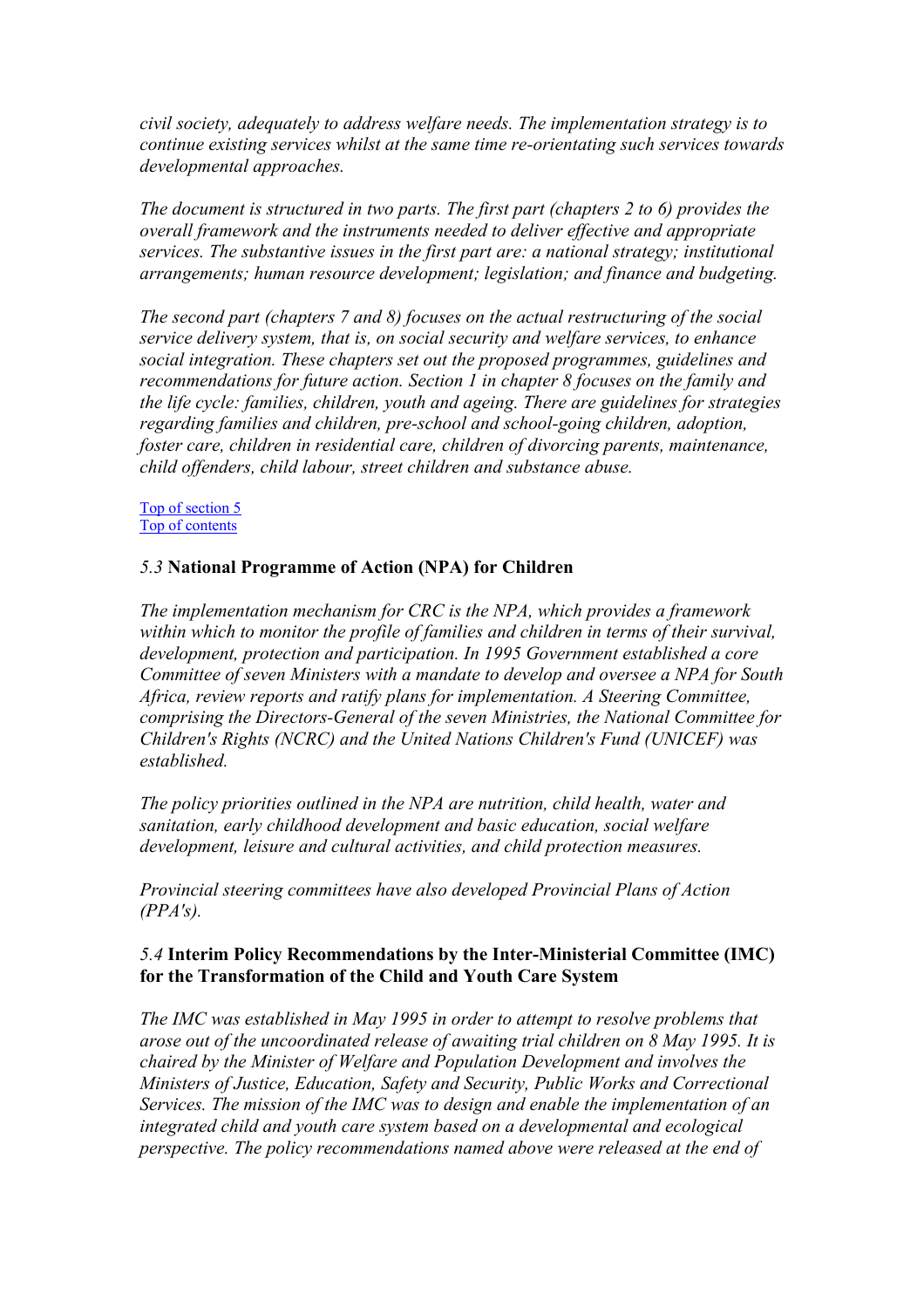*civil society, adequately to address welfare needs. The implementation strategy is to continue existing services whilst at the same time re-orientating such services towards developmental approaches.*

*The document is structured in two parts. The first part (chapters 2 to 6) provides the overall framework and the instruments needed to deliver effective and appropriate services. The substantive issues in the first part are: a national strategy; institutional arrangements; human resource development; legislation; and finance and budgeting.*

*The second part (chapters 7 and 8) focuses on the actual restructuring of the social service delivery system, that is, on social security and welfare services, to enhance social integration. These chapters set out the proposed programmes, guidelines and recommendations for future action. Section 1 in chapter 8 focuses on the family and the life cycle: families, children, youth and ageing. There are guidelines for strategies regarding families and children, pre-school and school-going children, adoption, foster care, children in residential care, children of divorcing parents, maintenance, child offenders, child labour, street children and substance abuse.*

Top of section 5
Top of contents

### *5.3* National Programme of Action (NPA) for Children

*The implementation mechanism for CRC is the NPA, which provides a framework within which to monitor the profile of families and children in terms of their survival, development, protection and participation. In 1995 Government established a core Committee of seven Ministers with a mandate to develop and oversee a NPA for South Africa, review reports and ratify plans for implementation. A Steering Committee, comprising the Directors-General of the seven Ministries, the National Committee for Children's Rights (NCRC) and the United Nations Children's Fund (UNICEF) was established.*

*The policy priorities outlined in the NPA are nutrition, child health, water and sanitation, early childhood development and basic education, social welfare development, leisure and cultural activities, and child protection measures.*

*Provincial steering committees have also developed Provincial Plans of Action (PPA's).*

### *5.4* Interim Policy Recommendations by the Inter-Ministerial Committee (IMC) for the Transformation of the Child and Youth Care System

*The IMC was established in May 1995 in order to attempt to resolve problems that arose out of the uncoordinated release of awaiting trial children on 8 May 1995. It is chaired by the Minister of Welfare and Population Development and involves the Ministers of Justice, Education, Safety and Security, Public Works and Correctional Services. The mission of the IMC was to design and enable the implementation of an integrated child and youth care system based on a developmental and ecological perspective. The policy recommendations named above were released at the end of*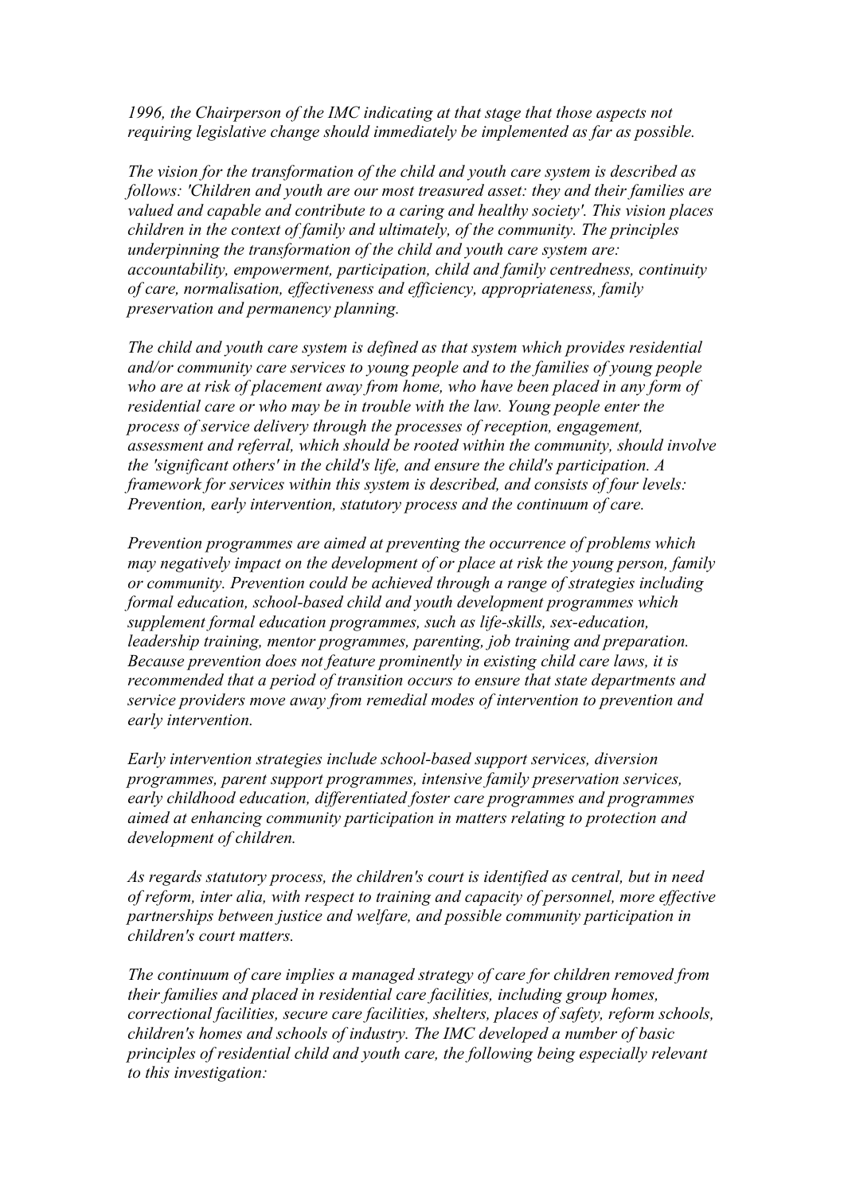*1996, the Chairperson of the IMC indicating at that stage that those aspects not requiring legislative change should immediately be implemented as far as possible.*

*The vision for the transformation of the child and youth care system is described as follows: 'Children and youth are our most treasured asset: they and their families are valued and capable and contribute to a caring and healthy society'. This vision places children in the context of family and ultimately, of the community. The principles underpinning the transformation of the child and youth care system are: accountability, empowerment, participation, child and family centredness, continuity of care, normalisation, effectiveness and efficiency, appropriateness, family preservation and permanency planning.*

*The child and youth care system is defined as that system which provides residential and/or community care services to young people and to the families of young people who are at risk of placement away from home, who have been placed in any form of residential care or who may be in trouble with the law. Young people enter the process of service delivery through the processes of reception, engagement, assessment and referral, which should be rooted within the community, should involve the 'significant others' in the child's life, and ensure the child's participation. A framework for services within this system is described, and consists of four levels: Prevention, early intervention, statutory process and the continuum of care.*

*Prevention programmes are aimed at preventing the occurrence of problems which may negatively impact on the development of or place at risk the young person, family or community. Prevention could be achieved through a range of strategies including formal education, school-based child and youth development programmes which supplement formal education programmes, such as life-skills, sex-education, leadership training, mentor programmes, parenting, job training and preparation. Because prevention does not feature prominently in existing child care laws, it is recommended that a period of transition occurs to ensure that state departments and service providers move away from remedial modes of intervention to prevention and early intervention.*

*Early intervention strategies include school-based support services, diversion programmes, parent support programmes, intensive family preservation services, early childhood education, differentiated foster care programmes and programmes aimed at enhancing community participation in matters relating to protection and development of children.*

*As regards statutory process, the children's court is identified as central, but in need of reform, inter alia, with respect to training and capacity of personnel, more effective partnerships between justice and welfare, and possible community participation in children's court matters.*

*The continuum of care implies a managed strategy of care for children removed from their families and placed in residential care facilities, including group homes, correctional facilities, secure care facilities, shelters, places of safety, reform schools, children's homes and schools of industry. The IMC developed a number of basic principles of residential child and youth care, the following being especially relevant to this investigation:*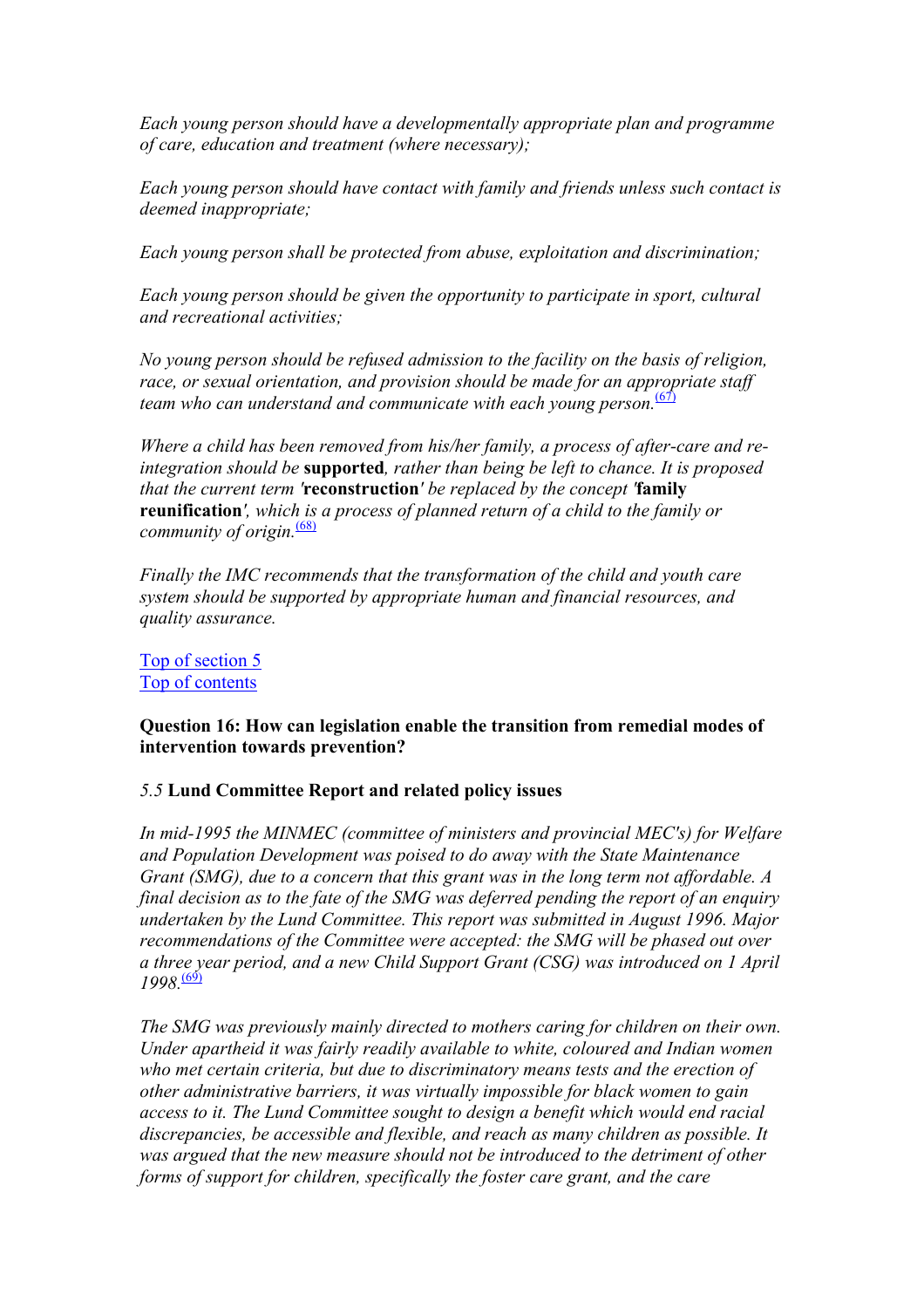*Each young person should have a developmentally appropriate plan and programme of care, education and treatment (where necessary);*

*Each young person should have contact with family and friends unless such contact is deemed inappropriate;*

*Each young person shall be protected from abuse, exploitation and discrimination;*

*Each young person should be given the opportunity to participate in sport, cultural and recreational activities;*

*No young person should be refused admission to the facility on the basis of religion, race, or sexual orientation, and provision should be made for an appropriate staff team who can understand and communicate with each young person.*[(67)]

*Where a child has been removed from his/her family, a process of after-care and re-integration should be* **supported***, rather than being be left to chance. It is proposed that the current term '***reconstruction***' be replaced by the concept '***family reunification***', which is a process of planned return of a child to the family or community of origin.*[(68)]

*Finally the IMC recommends that the transformation of the child and youth care system should be supported by appropriate human and financial resources, and quality assurance.*

Top of section 5
Top of contents

**Question 16: How can legislation enable the transition from remedial modes of intervention towards prevention?**

*5.5* **Lund Committee Report and related policy issues**

*In mid-1995 the MINMEC (committee of ministers and provincial MEC's) for Welfare and Population Development was poised to do away with the State Maintenance Grant (SMG), due to a concern that this grant was in the long term not affordable. A final decision as to the fate of the SMG was deferred pending the report of an enquiry undertaken by the Lund Committee. This report was submitted in August 1996. Major recommendations of the Committee were accepted: the SMG will be phased out over a three year period, and a new Child Support Grant (CSG) was introduced on 1 April 1998.*[(69)]

*The SMG was previously mainly directed to mothers caring for children on their own. Under apartheid it was fairly readily available to white, coloured and Indian women who met certain criteria, but due to discriminatory means tests and the erection of other administrative barriers, it was virtually impossible for black women to gain access to it. The Lund Committee sought to design a benefit which would end racial discrepancies, be accessible and flexible, and reach as many children as possible. It was argued that the new measure should not be introduced to the detriment of other forms of support for children, specifically the foster care grant, and the care*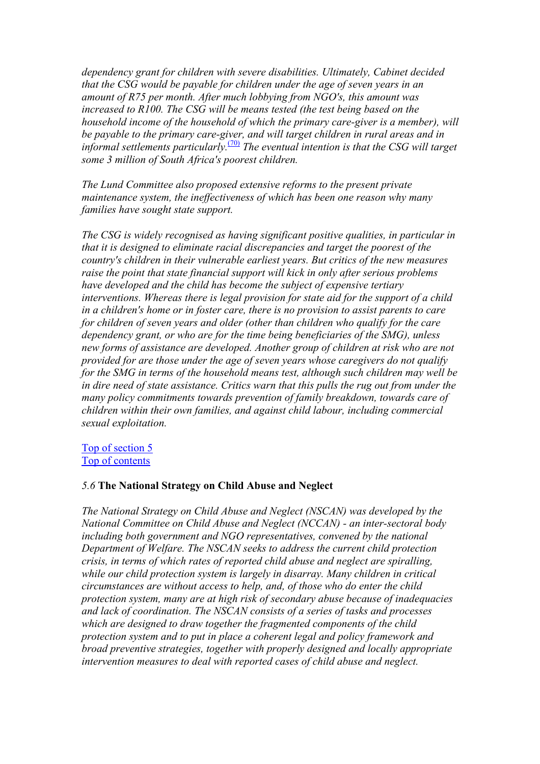*dependency grant for children with severe disabilities. Ultimately, Cabinet decided that the CSG would be payable for children under the age of seven years in an amount of R75 per month. After much lobbying from NGO's, this amount was increased to R100. The CSG will be means tested (the test being based on the household income of the household of which the primary care-giver is a member), will be payable to the primary care-giver, and will target children in rural areas and in informal settlements particularly.*[70] *The eventual intention is that the CSG will target some 3 million of South Africa's poorest children.*

*The Lund Committee also proposed extensive reforms to the present private maintenance system, the ineffectiveness of which has been one reason why many families have sought state support.*

*The CSG is widely recognised as having significant positive qualities, in particular in that it is designed to eliminate racial discrepancies and target the poorest of the country's children in their vulnerable earliest years. But critics of the new measures raise the point that state financial support will kick in only after serious problems have developed and the child has become the subject of expensive tertiary interventions. Whereas there is legal provision for state aid for the support of a child in a children's home or in foster care, there is no provision to assist parents to care for children of seven years and older (other than children who qualify for the care dependency grant, or who are for the time being beneficiaries of the SMG), unless new forms of assistance are developed. Another group of children at risk who are not provided for are those under the age of seven years whose caregivers do not qualify for the SMG in terms of the household means test, although such children may well be in dire need of state assistance. Critics warn that this pulls the rug out from under the many policy commitments towards prevention of family breakdown, towards care of children within their own families, and against child labour, including commercial sexual exploitation.*

Top of section 5
Top of contents

### *5.6* **The National Strategy on Child Abuse and Neglect**

*The National Strategy on Child Abuse and Neglect (NSCAN) was developed by the National Committee on Child Abuse and Neglect (NCCAN) - an inter-sectoral body including both government and NGO representatives, convened by the national Department of Welfare. The NSCAN seeks to address the current child protection crisis, in terms of which rates of reported child abuse and neglect are spiralling, while our child protection system is largely in disarray. Many children in critical circumstances are without access to help, and, of those who do enter the child protection system, many are at high risk of secondary abuse because of inadequacies and lack of coordination. The NSCAN consists of a series of tasks and processes which are designed to draw together the fragmented components of the child protection system and to put in place a coherent legal and policy framework and broad preventive strategies, together with properly designed and locally appropriate intervention measures to deal with reported cases of child abuse and neglect.*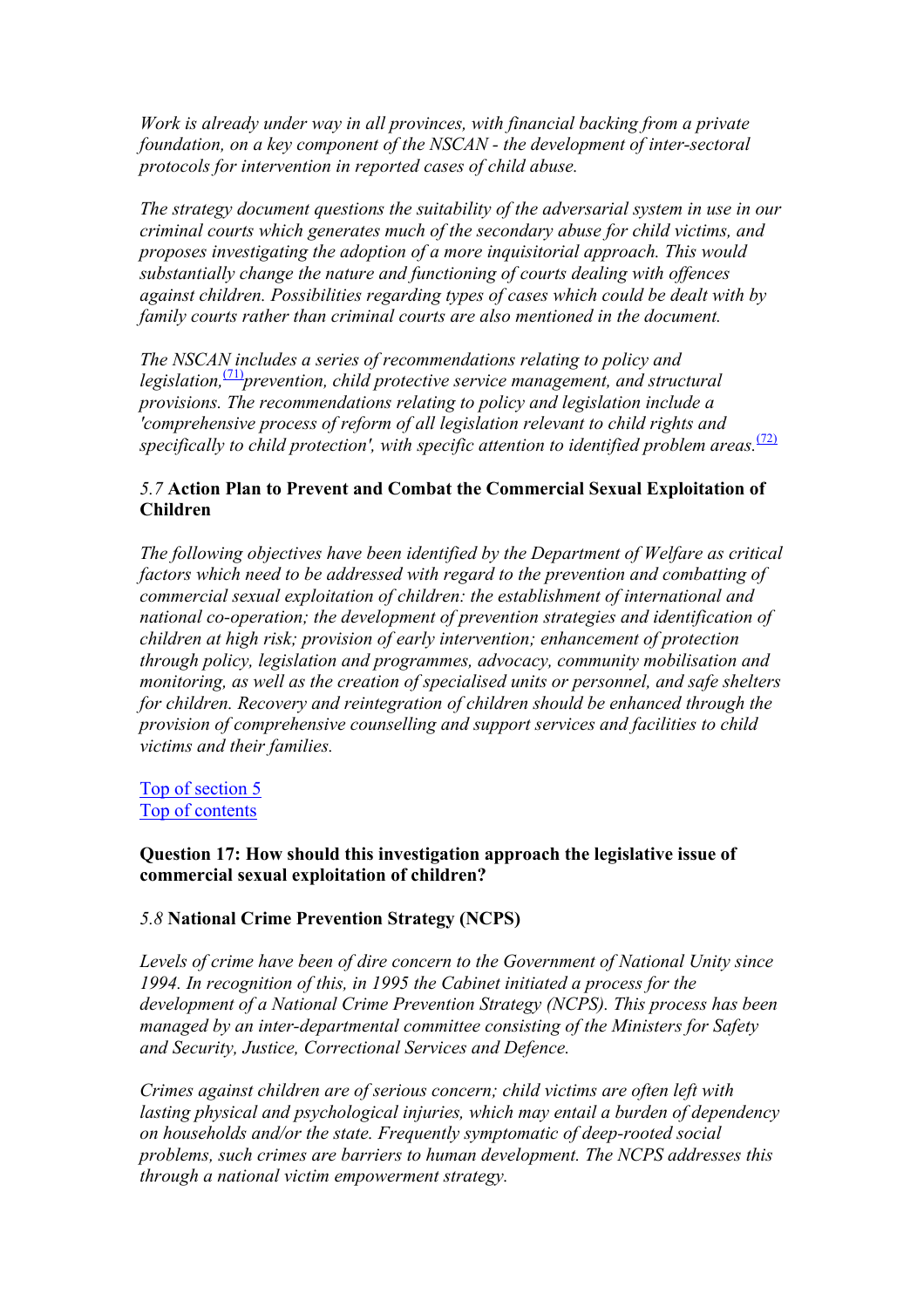*Work is already under way in all provinces, with financial backing from a private foundation, on a key component of the NSCAN - the development of inter-sectoral protocols for intervention in reported cases of child abuse.*

*The strategy document questions the suitability of the adversarial system in use in our criminal courts which generates much of the secondary abuse for child victims, and proposes investigating the adoption of a more inquisitorial approach. This would substantially change the nature and functioning of courts dealing with offences against children. Possibilities regarding types of cases which could be dealt with by family courts rather than criminal courts are also mentioned in the document.*

*The NSCAN includes a series of recommendations relating to policy and legislation,*[(71)](#)*prevention, child protective service management, and structural provisions. The recommendations relating to policy and legislation include a 'comprehensive process of reform of all legislation relevant to child rights and specifically to child protection', with specific attention to identified problem areas.*[(72)](#)

### *5.7* **Action Plan to Prevent and Combat the Commercial Sexual Exploitation of Children**

*The following objectives have been identified by the Department of Welfare as critical factors which need to be addressed with regard to the prevention and combatting of commercial sexual exploitation of children: the establishment of international and national co-operation; the development of prevention strategies and identification of children at high risk; provision of early intervention; enhancement of protection through policy, legislation and programmes, advocacy, community mobilisation and monitoring, as well as the creation of specialised units or personnel, and safe shelters for children. Recovery and reintegration of children should be enhanced through the provision of comprehensive counselling and support services and facilities to child victims and their families.*

[Top of section 5](#)
[Top of contents](#)

**Question 17: How should this investigation approach the legislative issue of commercial sexual exploitation of children?**

### *5.8* **National Crime Prevention Strategy (NCPS)**

*Levels of crime have been of dire concern to the Government of National Unity since 1994. In recognition of this, in 1995 the Cabinet initiated a process for the development of a National Crime Prevention Strategy (NCPS). This process has been managed by an inter-departmental committee consisting of the Ministers for Safety and Security, Justice, Correctional Services and Defence.*

*Crimes against children are of serious concern; child victims are often left with lasting physical and psychological injuries, which may entail a burden of dependency on households and/or the state. Frequently symptomatic of deep-rooted social problems, such crimes are barriers to human development. The NCPS addresses this through a national victim empowerment strategy.*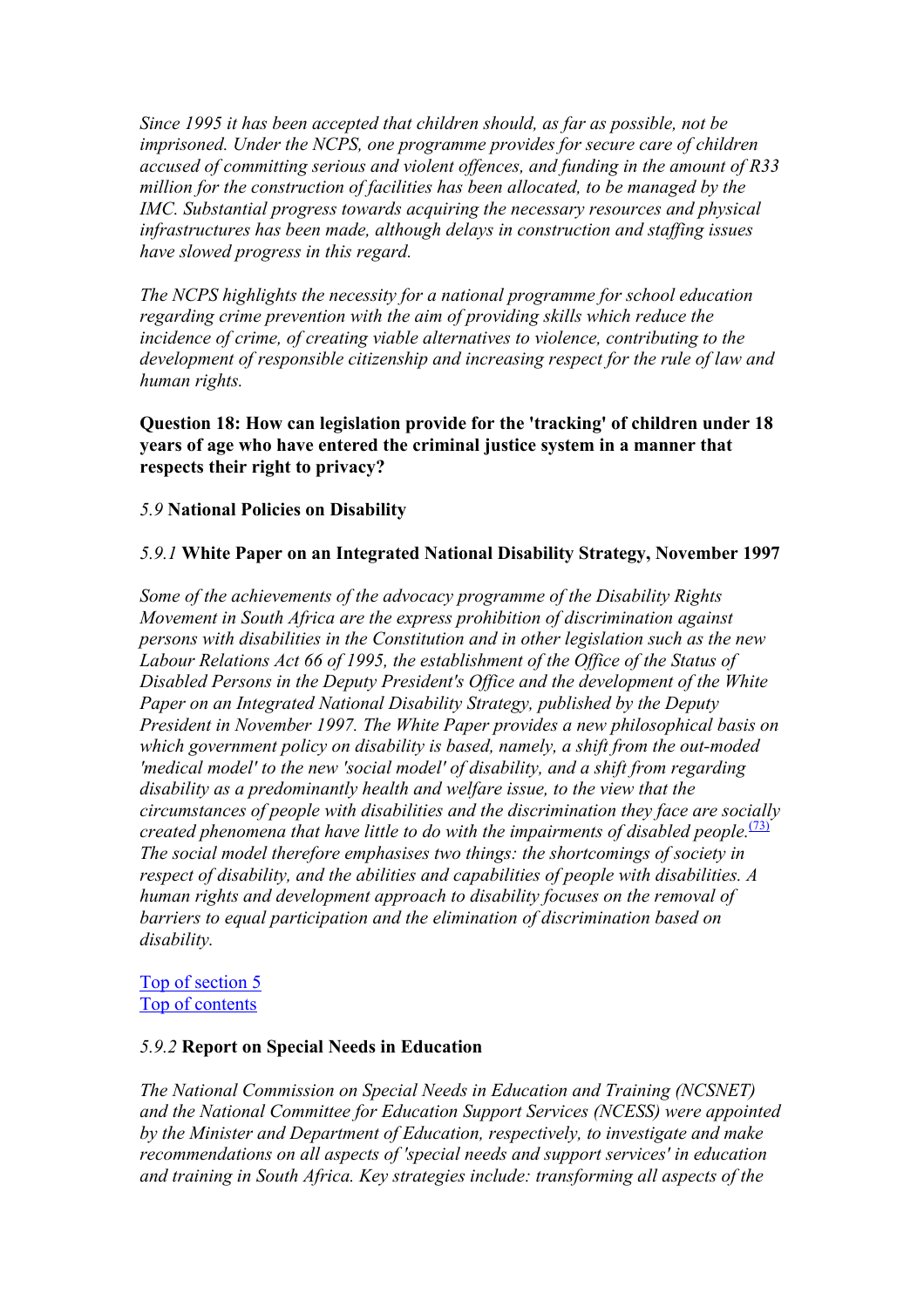*Since 1995 it has been accepted that children should, as far as possible, not be imprisoned. Under the NCPS, one programme provides for secure care of children accused of committing serious and violent offences, and funding in the amount of R33 million for the construction of facilities has been allocated, to be managed by the IMC. Substantial progress towards acquiring the necessary resources and physical infrastructures has been made, although delays in construction and staffing issues have slowed progress in this regard.*

*The NCPS highlights the necessity for a national programme for school education regarding crime prevention with the aim of providing skills which reduce the incidence of crime, of creating viable alternatives to violence, contributing to the development of responsible citizenship and increasing respect for the rule of law and human rights.*

**Question 18: How can legislation provide for the 'tracking' of children under 18 years of age who have entered the criminal justice system in a manner that respects their right to privacy?**

### *5.9* National Policies on Disability

#### *5.9.1* White Paper on an Integrated National Disability Strategy, November 1997

*Some of the achievements of the advocacy programme of the Disability Rights Movement in South Africa are the express prohibition of discrimination against persons with disabilities in the Constitution and in other legislation such as the new Labour Relations Act 66 of 1995, the establishment of the Office of the Status of Disabled Persons in the Deputy President's Office and the development of the White Paper on an Integrated National Disability Strategy, published by the Deputy President in November 1997. The White Paper provides a new philosophical basis on which government policy on disability is based, namely, a shift from the out-moded 'medical model' to the new 'social model' of disability, and a shift from regarding disability as a predominantly health and welfare issue, to the view that the circumstances of people with disabilities and the discrimination they face are socially created phenomena that have little to do with the impairments of disabled people.*[73] *The social model therefore emphasises two things: the shortcomings of society in respect of disability, and the abilities and capabilities of people with disabilities. A human rights and development approach to disability focuses on the removal of barriers to equal participation and the elimination of discrimination based on disability.*

[Top of section 5]
[Top of contents]

#### *5.9.2* Report on Special Needs in Education

*The National Commission on Special Needs in Education and Training (NCSNET) and the National Committee for Education Support Services (NCESS) were appointed by the Minister and Department of Education, respectively, to investigate and make recommendations on all aspects of 'special needs and support services' in education and training in South Africa. Key strategies include: transforming all aspects of the*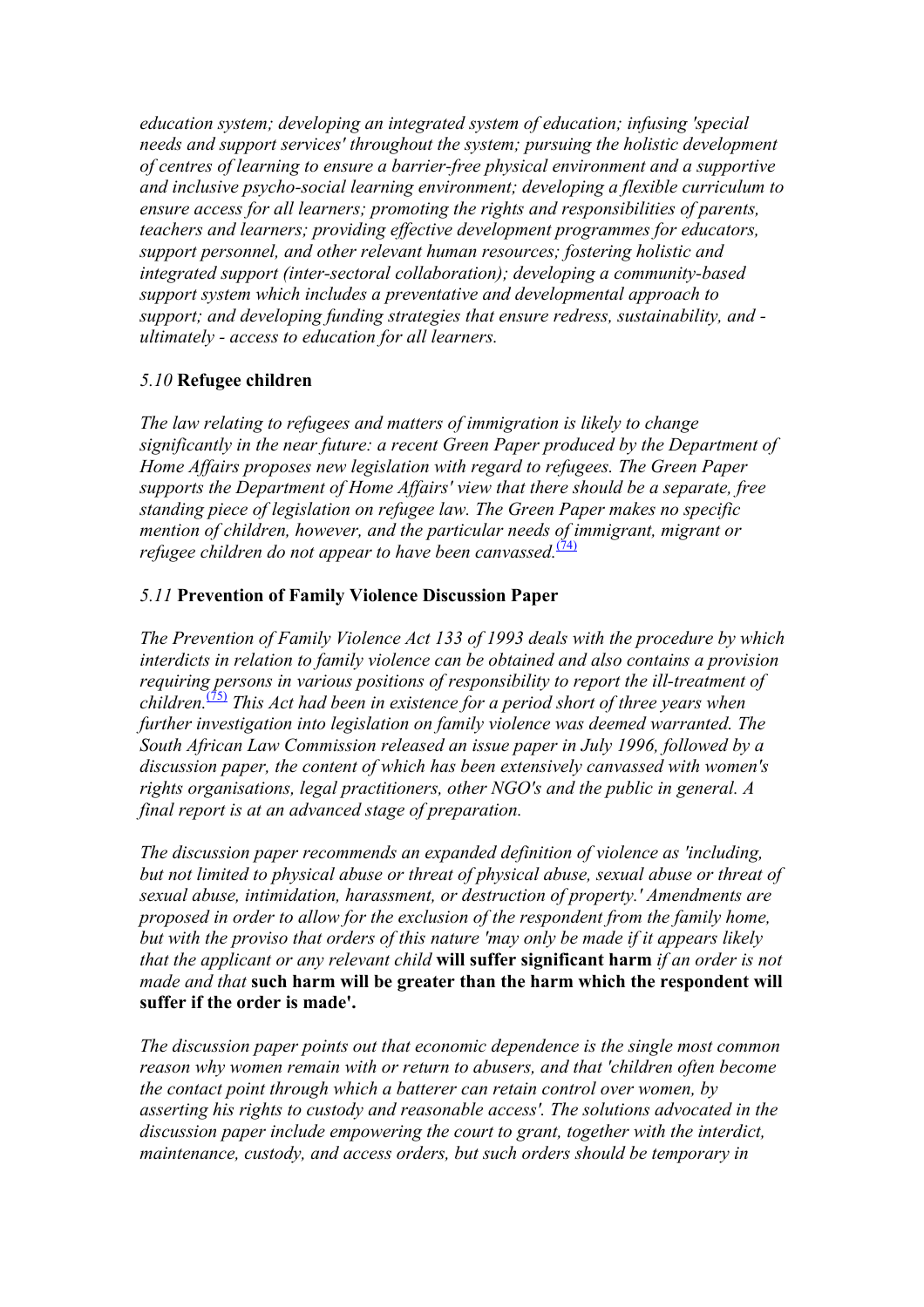*education system; developing an integrated system of education; infusing 'special needs and support services' throughout the system; pursuing the holistic development of centres of learning to ensure a barrier-free physical environment and a supportive and inclusive psycho-social learning environment; developing a flexible curriculum to ensure access for all learners; promoting the rights and responsibilities of parents, teachers and learners; providing effective development programmes for educators, support personnel, and other relevant human resources; fostering holistic and integrated support (inter-sectoral collaboration); developing a community-based support system which includes a preventative and developmental approach to support; and developing funding strategies that ensure redress, sustainability, and - ultimately - access to education for all learners.*

### *5.10* **Refugee children**

*The law relating to refugees and matters of immigration is likely to change significantly in the near future: a recent Green Paper produced by the Department of Home Affairs proposes new legislation with regard to refugees. The Green Paper supports the Department of Home Affairs' view that there should be a separate, free standing piece of legislation on refugee law. The Green Paper makes no specific mention of children, however, and the particular needs of immigrant, migrant or refugee children do not appear to have been canvassed.*[(74)]

### *5.11* **Prevention of Family Violence Discussion Paper**

*The Prevention of Family Violence Act 133 of 1993 deals with the procedure by which interdicts in relation to family violence can be obtained and also contains a provision requiring persons in various positions of responsibility to report the ill-treatment of children.*[(75)] *This Act had been in existence for a period short of three years when further investigation into legislation on family violence was deemed warranted. The South African Law Commission released an issue paper in July 1996, followed by a discussion paper, the content of which has been extensively canvassed with women's rights organisations, legal practitioners, other NGO's and the public in general. A final report is at an advanced stage of preparation.*

*The discussion paper recommends an expanded definition of violence as 'including, but not limited to physical abuse or threat of physical abuse, sexual abuse or threat of sexual abuse, intimidation, harassment, or destruction of property.' Amendments are proposed in order to allow for the exclusion of the respondent from the family home, but with the proviso that orders of this nature 'may only be made if it appears likely that the applicant or any relevant child* **will suffer significant harm** *if an order is not made and that* **such harm will be greater than the harm which the respondent will suffer if the order is made'.**

*The discussion paper points out that economic dependence is the single most common reason why women remain with or return to abusers, and that 'children often become the contact point through which a batterer can retain control over women, by asserting his rights to custody and reasonable access'. The solutions advocated in the discussion paper include empowering the court to grant, together with the interdict, maintenance, custody, and access orders, but such orders should be temporary in*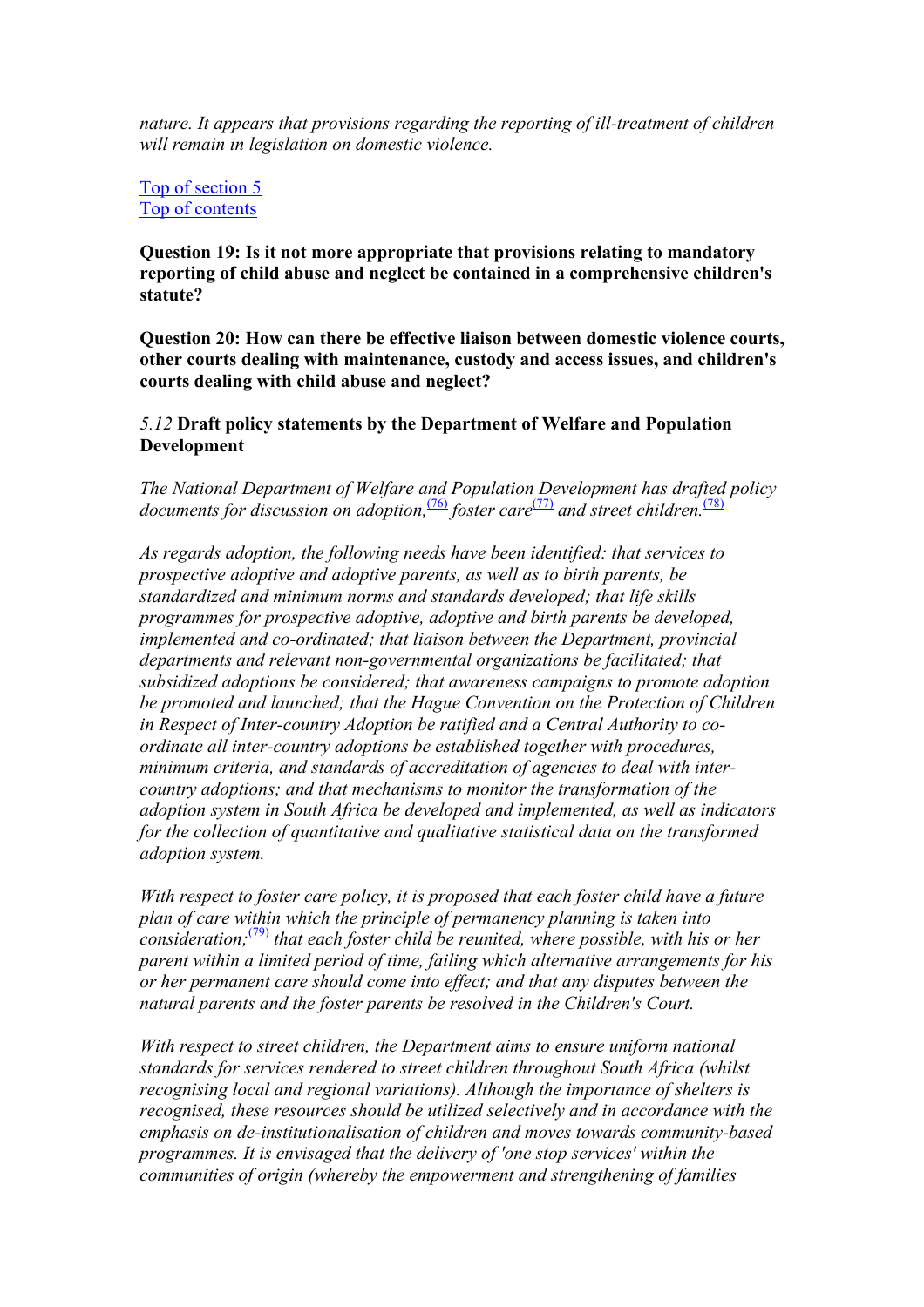*nature. It appears that provisions regarding the reporting of ill-treatment of children will remain in legislation on domestic violence.*

[Top of section 5](#)
[Top of contents](#)

**Question 19: Is it not more appropriate that provisions relating to mandatory reporting of child abuse and neglect be contained in a comprehensive children's statute?**

**Question 20: How can there be effective liaison between domestic violence courts, other courts dealing with maintenance, custody and access issues, and children's courts dealing with child abuse and neglect?**

### *5.12* Draft policy statements by the Department of Welfare and Population Development

*The National Department of Welfare and Population Development has drafted policy documents for discussion on adoption,*[(76)] *foster care*[(77)] *and street children.*[(78)]

*As regards adoption, the following needs have been identified: that services to prospective adoptive and adoptive parents, as well as to birth parents, be standardized and minimum norms and standards developed; that life skills programmes for prospective adoptive, adoptive and birth parents be developed, implemented and co-ordinated; that liaison between the Department, provincial departments and relevant non-governmental organizations be facilitated; that subsidized adoptions be considered; that awareness campaigns to promote adoption be promoted and launched; that the Hague Convention on the Protection of Children in Respect of Inter-country Adoption be ratified and a Central Authority to co-ordinate all inter-country adoptions be established together with procedures, minimum criteria, and standards of accreditation of agencies to deal with inter-country adoptions; and that mechanisms to monitor the transformation of the adoption system in South Africa be developed and implemented, as well as indicators for the collection of quantitative and qualitative statistical data on the transformed adoption system.*

*With respect to foster care policy, it is proposed that each foster child have a future plan of care within which the principle of permanency planning is taken into consideration;*[(79)] *that each foster child be reunited, where possible, with his or her parent within a limited period of time, failing which alternative arrangements for his or her permanent care should come into effect; and that any disputes between the natural parents and the foster parents be resolved in the Children's Court.*

*With respect to street children, the Department aims to ensure uniform national standards for services rendered to street children throughout South Africa (whilst recognising local and regional variations). Although the importance of shelters is recognised, these resources should be utilized selectively and in accordance with the emphasis on de-institutionalisation of children and moves towards community-based programmes. It is envisaged that the delivery of 'one stop services' within the communities of origin (whereby the empowerment and strengthening of families*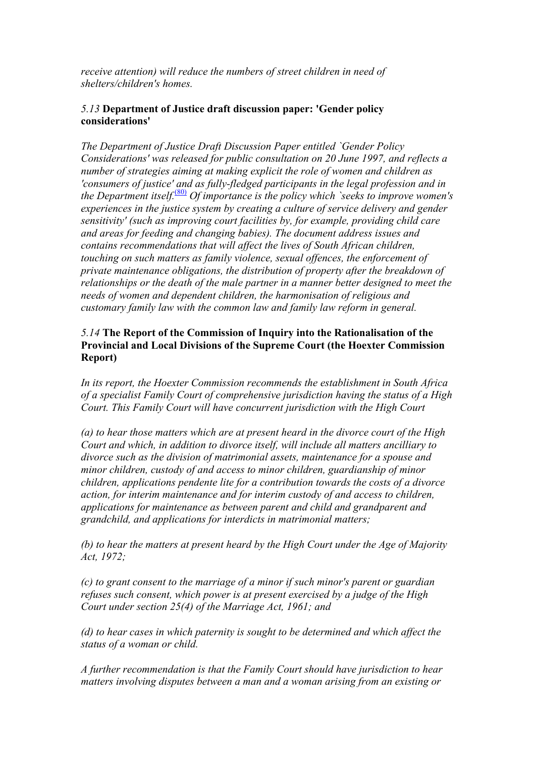*receive attention) will reduce the numbers of street children in need of shelters/children's homes.*

### *5.13* **Department of Justice draft discussion paper: 'Gender policy considerations'**

*The Department of Justice Draft Discussion Paper entitled `Gender Policy Considerations' was released for public consultation on 20 June 1997, and reflects a number of strategies aiming at making explicit the role of women and children as 'consumers of justice' and as fully-fledged participants in the legal profession and in the Department itself.*[(80)] *Of importance is the policy which `seeks to improve women's experiences in the justice system by creating a culture of service delivery and gender sensitivity' (such as improving court facilities by, for example, providing child care and areas for feeding and changing babies). The document address issues and contains recommendations that will affect the lives of South African children, touching on such matters as family violence, sexual offences, the enforcement of private maintenance obligations, the distribution of property after the breakdown of relationships or the death of the male partner in a manner better designed to meet the needs of women and dependent children, the harmonisation of religious and customary family law with the common law and family law reform in general.*

### *5.14* **The Report of the Commission of Inquiry into the Rationalisation of the Provincial and Local Divisions of the Supreme Court (the Hoexter Commission Report)**

*In its report, the Hoexter Commission recommends the establishment in South Africa of a specialist Family Court of comprehensive jurisdiction having the status of a High Court. This Family Court will have concurrent jurisdiction with the High Court*

*(a) to hear those matters which are at present heard in the divorce court of the High Court and which, in addition to divorce itself, will include all matters ancilliary to divorce such as the division of matrimonial assets, maintenance for a spouse and minor children, custody of and access to minor children, guardianship of minor children, applications pendente lite for a contribution towards the costs of a divorce action, for interim maintenance and for interim custody of and access to children, applications for maintenance as between parent and child and grandparent and grandchild, and applications for interdicts in matrimonial matters;*

*(b) to hear the matters at present heard by the High Court under the Age of Majority Act, 1972;*

*(c) to grant consent to the marriage of a minor if such minor's parent or guardian refuses such consent, which power is at present exercised by a judge of the High Court under section 25(4) of the Marriage Act, 1961; and*

*(d) to hear cases in which paternity is sought to be determined and which affect the status of a woman or child.*

*A further recommendation is that the Family Court should have jurisdiction to hear matters involving disputes between a man and a woman arising from an existing or*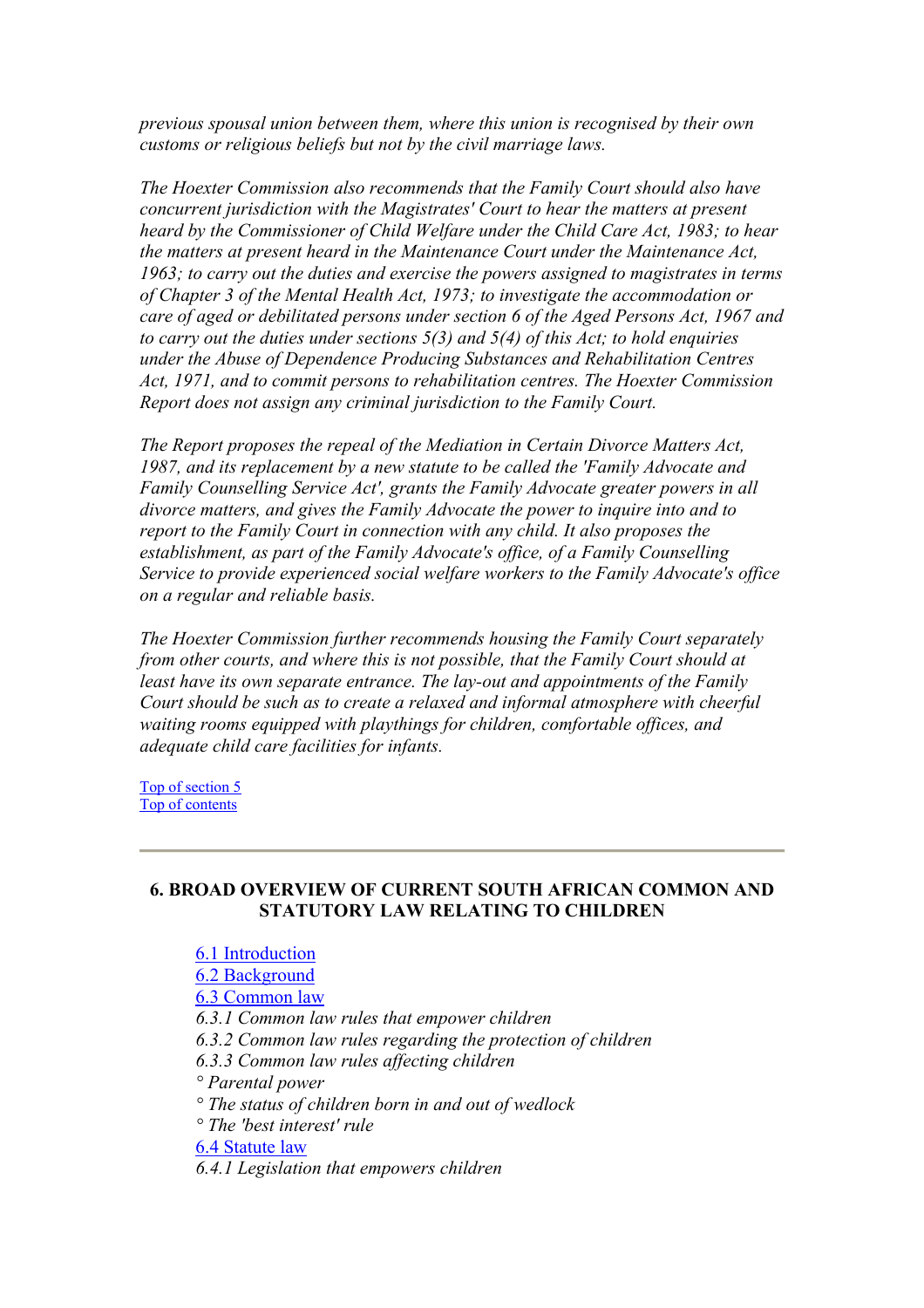*previous spousal union between them, where this union is recognised by their own customs or religious beliefs but not by the civil marriage laws.*

*The Hoexter Commission also recommends that the Family Court should also have concurrent jurisdiction with the Magistrates' Court to hear the matters at present heard by the Commissioner of Child Welfare under the Child Care Act, 1983; to hear the matters at present heard in the Maintenance Court under the Maintenance Act, 1963; to carry out the duties and exercise the powers assigned to magistrates in terms of Chapter 3 of the Mental Health Act, 1973; to investigate the accommodation or care of aged or debilitated persons under section 6 of the Aged Persons Act, 1967 and to carry out the duties under sections 5(3) and 5(4) of this Act; to hold enquiries under the Abuse of Dependence Producing Substances and Rehabilitation Centres Act, 1971, and to commit persons to rehabilitation centres. The Hoexter Commission Report does not assign any criminal jurisdiction to the Family Court.*

*The Report proposes the repeal of the Mediation in Certain Divorce Matters Act, 1987, and its replacement by a new statute to be called the 'Family Advocate and Family Counselling Service Act', grants the Family Advocate greater powers in all divorce matters, and gives the Family Advocate the power to inquire into and to report to the Family Court in connection with any child. It also proposes the establishment, as part of the Family Advocate's office, of a Family Counselling Service to provide experienced social welfare workers to the Family Advocate's office on a regular and reliable basis.*

*The Hoexter Commission further recommends housing the Family Court separately from other courts, and where this is not possible, that the Family Court should at least have its own separate entrance. The lay-out and appointments of the Family Court should be such as to create a relaxed and informal atmosphere with cheerful waiting rooms equipped with playthings for children, comfortable offices, and adequate child care facilities for infants.*

Top of section 5
Top of contents

---

## 6. BROAD OVERVIEW OF CURRENT SOUTH AFRICAN COMMON AND STATUTORY LAW RELATING TO CHILDREN

6.1 Introduction
6.2 Background
6.3 Common law
*6.3.1 Common law rules that empower children*
*6.3.2 Common law rules regarding the protection of children*
*6.3.3 Common law rules affecting children*
*° Parental power*
*° The status of children born in and out of wedlock*
*° The 'best interest' rule*
6.4 Statute law
*6.4.1 Legislation that empowers children*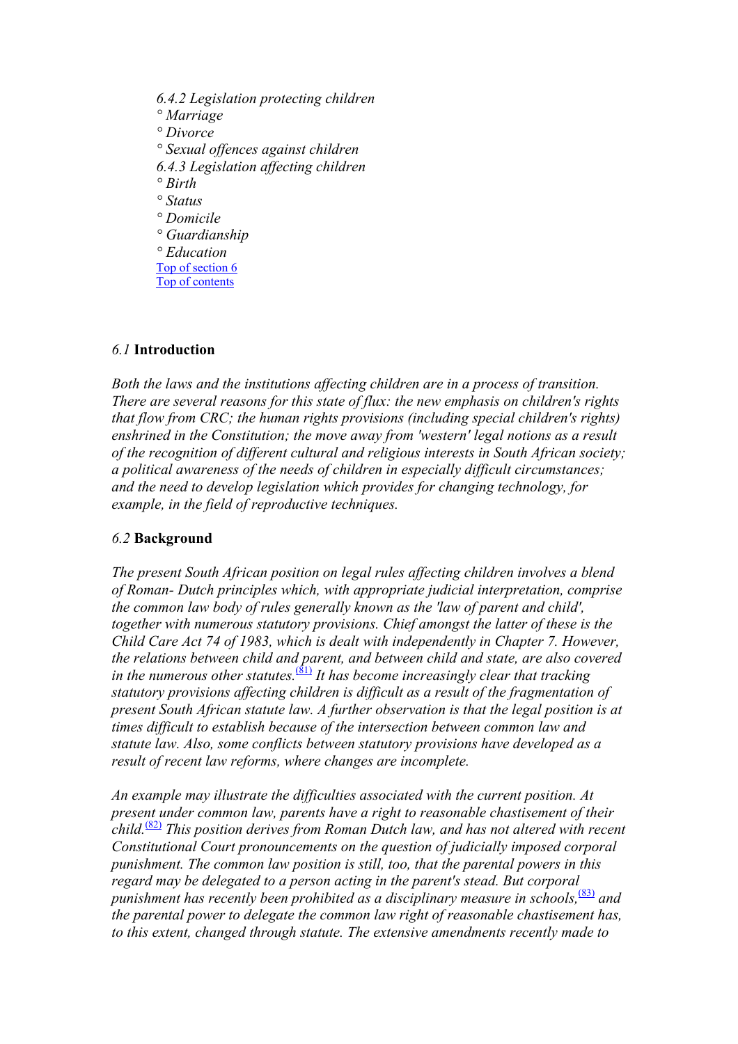*6.4.2 Legislation protecting children*
*° Marriage*
*° Divorce*
*° Sexual offences against children*
*6.4.3 Legislation affecting children*
*° Birth*
*° Status*
*° Domicile*
*° Guardianship*
*° Education*
Top of section 6
Top of contents

### *6.1* **Introduction**

*Both the laws and the institutions affecting children are in a process of transition. There are several reasons for this state of flux: the new emphasis on children's rights that flow from CRC; the human rights provisions (including special children's rights) enshrined in the Constitution; the move away from 'western' legal notions as a result of the recognition of different cultural and religious interests in South African society; a political awareness of the needs of children in especially difficult circumstances; and the need to develop legislation which provides for changing technology, for example, in the field of reproductive techniques.*

### *6.2* **Background**

*The present South African position on legal rules affecting children involves a blend of Roman- Dutch principles which, with appropriate judicial interpretation, comprise the common law body of rules generally known as the 'law of parent and child', together with numerous statutory provisions. Chief amongst the latter of these is the Child Care Act 74 of 1983, which is dealt with independently in Chapter 7. However, the relations between child and parent, and between child and state, are also covered in the numerous other statutes.*[(81)] *It has become increasingly clear that tracking statutory provisions affecting children is difficult as a result of the fragmentation of present South African statute law. A further observation is that the legal position is at times difficult to establish because of the intersection between common law and statute law. Also, some conflicts between statutory provisions have developed as a result of recent law reforms, where changes are incomplete.*

*An example may illustrate the difficulties associated with the current position. At present under common law, parents have a right to reasonable chastisement of their child.*[(82)] *This position derives from Roman Dutch law, and has not altered with recent Constitutional Court pronouncements on the question of judicially imposed corporal punishment. The common law position is still, too, that the parental powers in this regard may be delegated to a person acting in the parent's stead. But corporal punishment has recently been prohibited as a disciplinary measure in schools,*[(83)] *and the parental power to delegate the common law right of reasonable chastisement has, to this extent, changed through statute. The extensive amendments recently made to*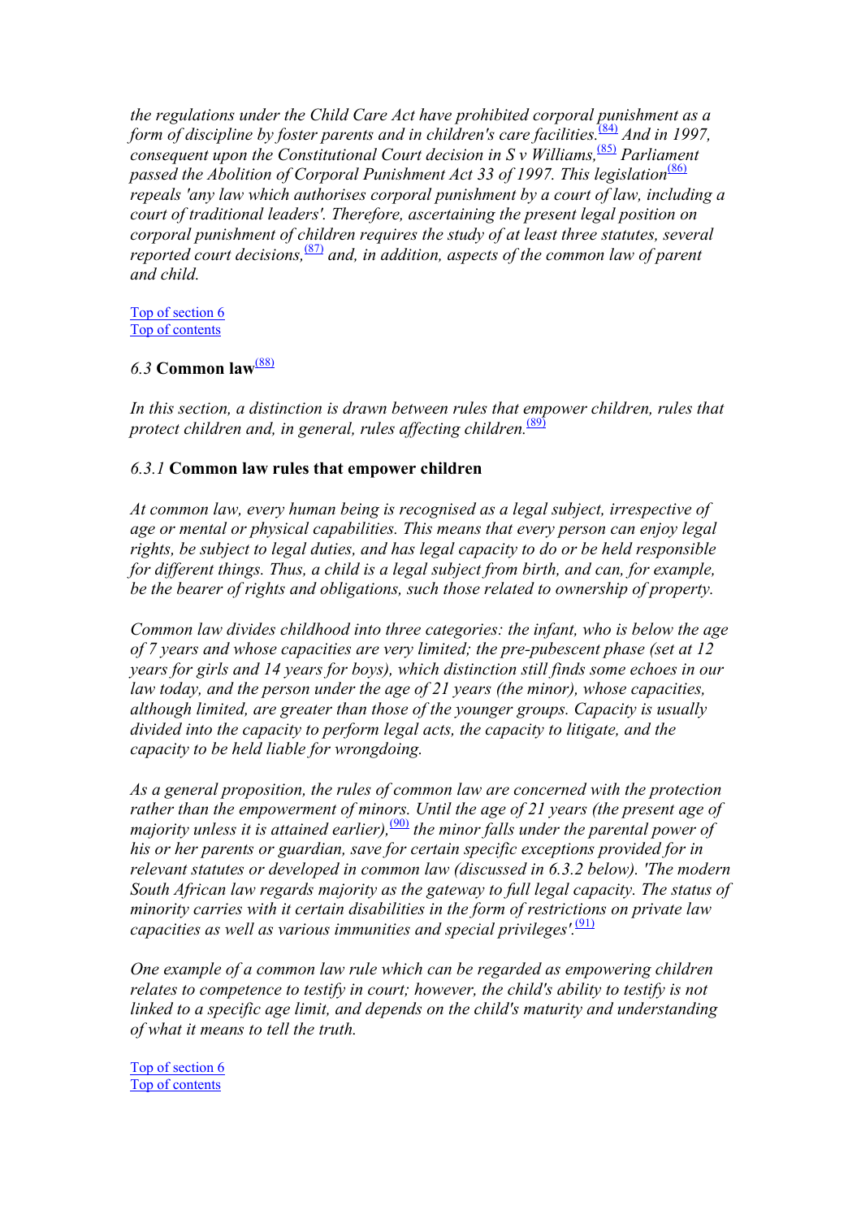*the regulations under the Child Care Act have prohibited corporal punishment as a form of discipline by foster parents and in children's care facilities.*[(84)] *And in 1997, consequent upon the Constitutional Court decision in S v Williams,*[(85)] *Parliament passed the Abolition of Corporal Punishment Act 33 of 1997. This legislation*[(86)] *repeals 'any law which authorises corporal punishment by a court of law, including a court of traditional leaders'. Therefore, ascertaining the present legal position on corporal punishment of children requires the study of at least three statutes, several reported court decisions,*[(87)] *and, in addition, aspects of the common law of parent and child.*

Top of section 6
Top of contents

### *6.3* **Common law**[(88)]

*In this section, a distinction is drawn between rules that empower children, rules that protect children and, in general, rules affecting children.*[(89)]

#### *6.3.1* **Common law rules that empower children**

*At common law, every human being is recognised as a legal subject, irrespective of age or mental or physical capabilities. This means that every person can enjoy legal rights, be subject to legal duties, and has legal capacity to do or be held responsible for different things. Thus, a child is a legal subject from birth, and can, for example, be the bearer of rights and obligations, such those related to ownership of property.*

*Common law divides childhood into three categories: the infant, who is below the age of 7 years and whose capacities are very limited; the pre-pubescent phase (set at 12 years for girls and 14 years for boys), which distinction still finds some echoes in our law today, and the person under the age of 21 years (the minor), whose capacities, although limited, are greater than those of the younger groups. Capacity is usually divided into the capacity to perform legal acts, the capacity to litigate, and the capacity to be held liable for wrongdoing.*

*As a general proposition, the rules of common law are concerned with the protection rather than the empowerment of minors. Until the age of 21 years (the present age of majority unless it is attained earlier),*[(90)] *the minor falls under the parental power of his or her parents or guardian, save for certain specific exceptions provided for in relevant statutes or developed in common law (discussed in 6.3.2 below). 'The modern South African law regards majority as the gateway to full legal capacity. The status of minority carries with it certain disabilities in the form of restrictions on private law capacities as well as various immunities and special privileges'.*[(91)]

*One example of a common law rule which can be regarded as empowering children relates to competence to testify in court; however, the child's ability to testify is not linked to a specific age limit, and depends on the child's maturity and understanding of what it means to tell the truth.*

Top of section 6
Top of contents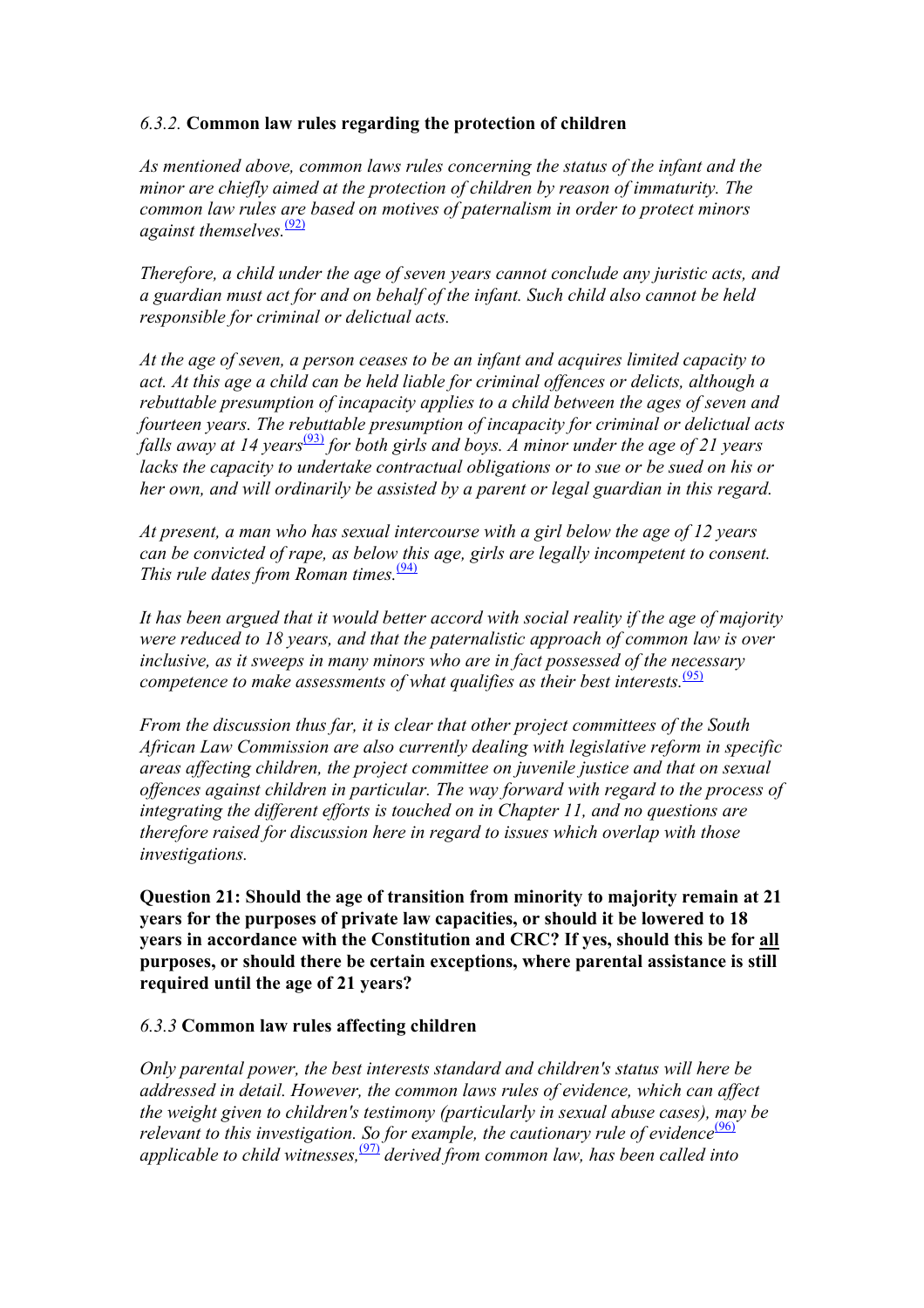### *6.3.2.* **Common law rules regarding the protection of children**

*As mentioned above, common laws rules concerning the status of the infant and the minor are chiefly aimed at the protection of children by reason of immaturity. The common law rules are based on motives of paternalism in order to protect minors against themselves.*[(92)]

*Therefore, a child under the age of seven years cannot conclude any juristic acts, and a guardian must act for and on behalf of the infant. Such child also cannot be held responsible for criminal or delictual acts.*

*At the age of seven, a person ceases to be an infant and acquires limited capacity to act. At this age a child can be held liable for criminal offences or delicts, although a rebuttable presumption of incapacity applies to a child between the ages of seven and fourteen years. The rebuttable presumption of incapacity for criminal or delictual acts falls away at 14 years*[(93)] *for both girls and boys. A minor under the age of 21 years lacks the capacity to undertake contractual obligations or to sue or be sued on his or her own, and will ordinarily be assisted by a parent or legal guardian in this regard.*

*At present, a man who has sexual intercourse with a girl below the age of 12 years can be convicted of rape, as below this age, girls are legally incompetent to consent. This rule dates from Roman times.*[(94)]

*It has been argued that it would better accord with social reality if the age of majority were reduced to 18 years, and that the paternalistic approach of common law is over inclusive, as it sweeps in many minors who are in fact possessed of the necessary competence to make assessments of what qualifies as their best interests.*[(95)]

*From the discussion thus far, it is clear that other project committees of the South African Law Commission are also currently dealing with legislative reform in specific areas affecting children, the project committee on juvenile justice and that on sexual offences against children in particular. The way forward with regard to the process of integrating the different efforts is touched on in Chapter 11, and no questions are therefore raised for discussion here in regard to issues which overlap with those investigations.*

**Question 21: Should the age of transition from minority to majority remain at 21 years for the purposes of private law capacities, or should it be lowered to 18 years in accordance with the Constitution and CRC? If yes, should this be for <u>all</u> purposes, or should there be certain exceptions, where parental assistance is still required until the age of 21 years?**

### *6.3.3* **Common law rules affecting children**

*Only parental power, the best interests standard and children's status will here be addressed in detail. However, the common laws rules of evidence, which can affect the weight given to children's testimony (particularly in sexual abuse cases), may be relevant to this investigation. So for example, the cautionary rule of evidence*[(96)] *applicable to child witnesses,*[(97)] *derived from common law, has been called into*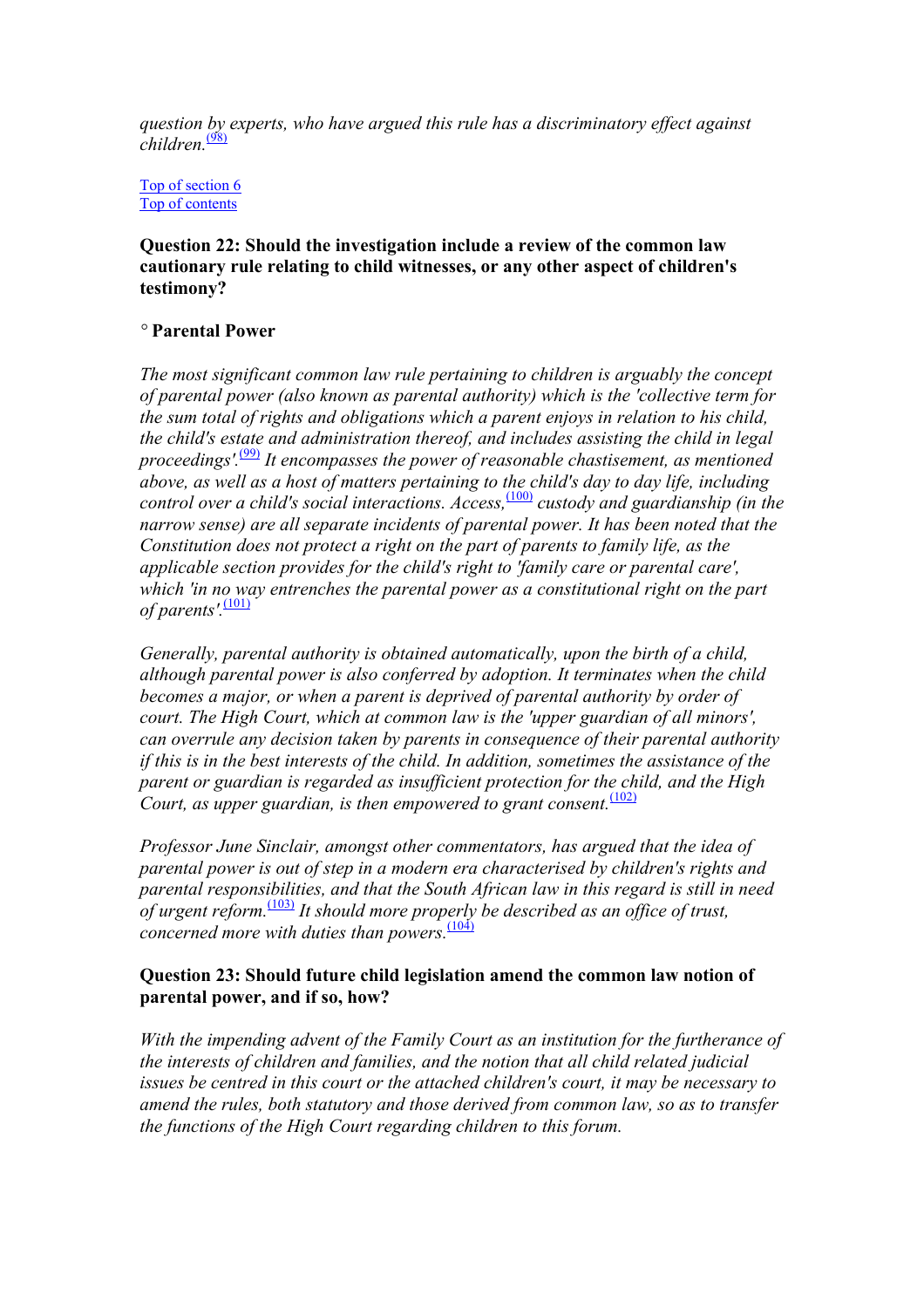*question by experts, who have argued this rule has a discriminatory effect against children.*[98]

Top of section 6
Top of contents

**Question 22: Should the investigation include a review of the common law cautionary rule relating to child witnesses, or any other aspect of children's testimony?**

**° Parental Power**

*The most significant common law rule pertaining to children is arguably the concept of parental power (also known as parental authority) which is the 'collective term for the sum total of rights and obligations which a parent enjoys in relation to his child, the child's estate and administration thereof, and includes assisting the child in legal proceedings'.*[99] *It encompasses the power of reasonable chastisement, as mentioned above, as well as a host of matters pertaining to the child's day to day life, including control over a child's social interactions. Access,*[100] *custody and guardianship (in the narrow sense) are all separate incidents of parental power. It has been noted that the Constitution does not protect a right on the part of parents to family life, as the applicable section provides for the child's right to 'family care or parental care', which 'in no way entrenches the parental power as a constitutional right on the part of parents'.*[101]

*Generally, parental authority is obtained automatically, upon the birth of a child, although parental power is also conferred by adoption. It terminates when the child becomes a major, or when a parent is deprived of parental authority by order of court. The High Court, which at common law is the 'upper guardian of all minors', can overrule any decision taken by parents in consequence of their parental authority if this is in the best interests of the child. In addition, sometimes the assistance of the parent or guardian is regarded as insufficient protection for the child, and the High Court, as upper guardian, is then empowered to grant consent.*[102]

*Professor June Sinclair, amongst other commentators, has argued that the idea of parental power is out of step in a modern era characterised by children's rights and parental responsibilities, and that the South African law in this regard is still in need of urgent reform.*[103] *It should more properly be described as an office of trust, concerned more with duties than powers.*[104]

**Question 23: Should future child legislation amend the common law notion of parental power, and if so, how?**

*With the impending advent of the Family Court as an institution for the furtherance of the interests of children and families, and the notion that all child related judicial issues be centred in this court or the attached children's court, it may be necessary to amend the rules, both statutory and those derived from common law, so as to transfer the functions of the High Court regarding children to this forum.*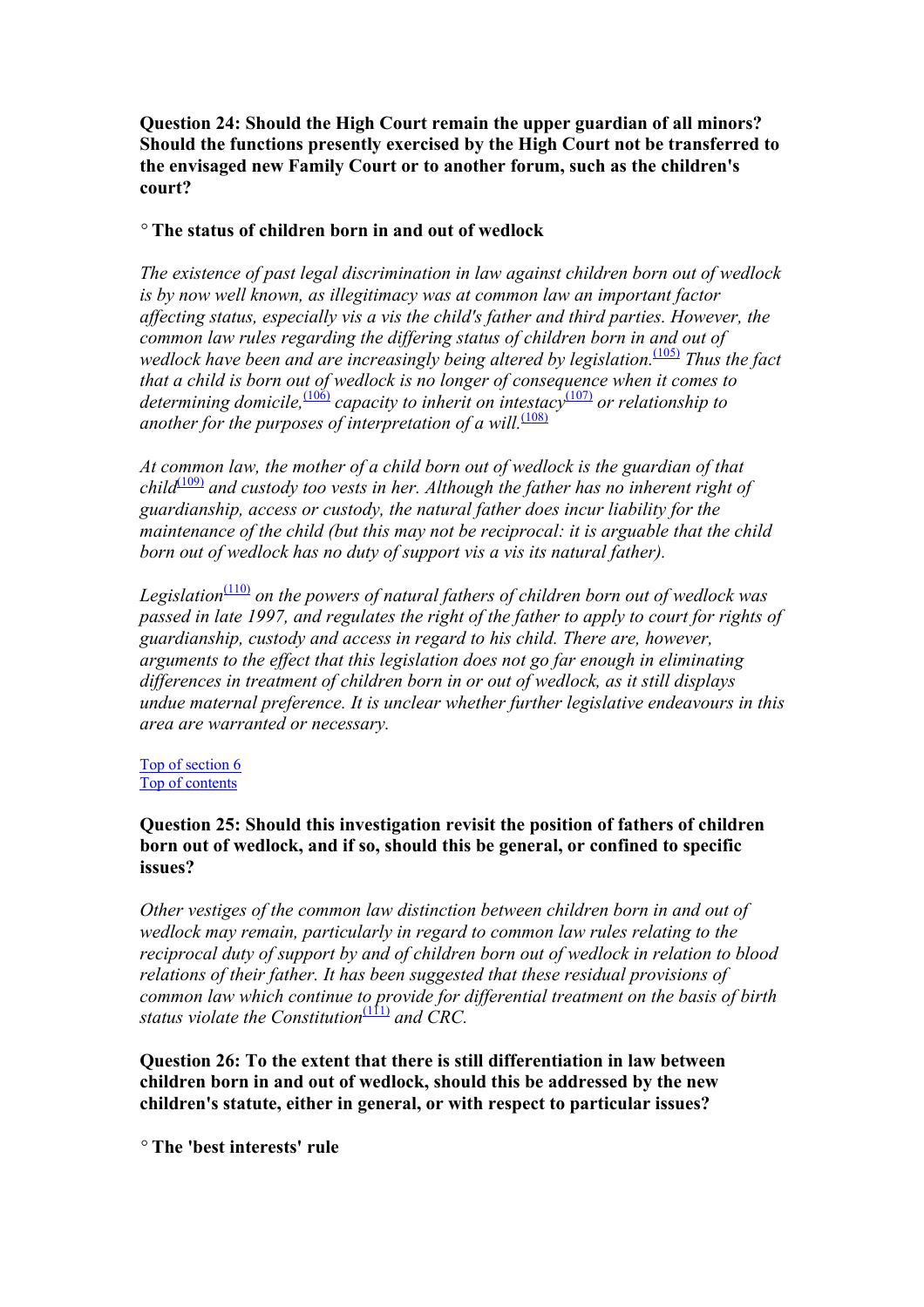**Question 24: Should the High Court remain the upper guardian of all minors? Should the functions presently exercised by the High Court not be transferred to the envisaged new Family Court or to another forum, such as the children's court?**

° **The status of children born in and out of wedlock**

*The existence of past legal discrimination in law against children born out of wedlock is by now well known, as illegitimacy was at common law an important factor affecting status, especially vis a vis the child's father and third parties. However, the common law rules regarding the differing status of children born in and out of wedlock have been and are increasingly being altered by legislation.*[(105)] *Thus the fact that a child is born out of wedlock is no longer of consequence when it comes to determining domicile,*[(106)] *capacity to inherit on intestacy*[(107)] *or relationship to another for the purposes of interpretation of a will.*[(108)]

*At common law, the mother of a child born out of wedlock is the guardian of that child*[(109)] *and custody too vests in her. Although the father has no inherent right of guardianship, access or custody, the natural father does incur liability for the maintenance of the child (but this may not be reciprocal: it is arguable that the child born out of wedlock has no duty of support vis a vis its natural father).*

*Legislation*[(110)] *on the powers of natural fathers of children born out of wedlock was passed in late 1997, and regulates the right of the father to apply to court for rights of guardianship, custody and access in regard to his child. There are, however, arguments to the effect that this legislation does not go far enough in eliminating differences in treatment of children born in or out of wedlock, as it still displays undue maternal preference. It is unclear whether further legislative endeavours in this area are warranted or necessary.*

Top of section 6
Top of contents

**Question 25: Should this investigation revisit the position of fathers of children born out of wedlock, and if so, should this be general, or confined to specific issues?**

*Other vestiges of the common law distinction between children born in and out of wedlock may remain, particularly in regard to common law rules relating to the reciprocal duty of support by and of children born out of wedlock in relation to blood relations of their father. It has been suggested that these residual provisions of common law which continue to provide for differential treatment on the basis of birth status violate the Constitution*[(111)] *and CRC.*

**Question 26: To the extent that there is still differentiation in law between children born in and out of wedlock, should this be addressed by the new children's statute, either in general, or with respect to particular issues?**

° **The 'best interests' rule**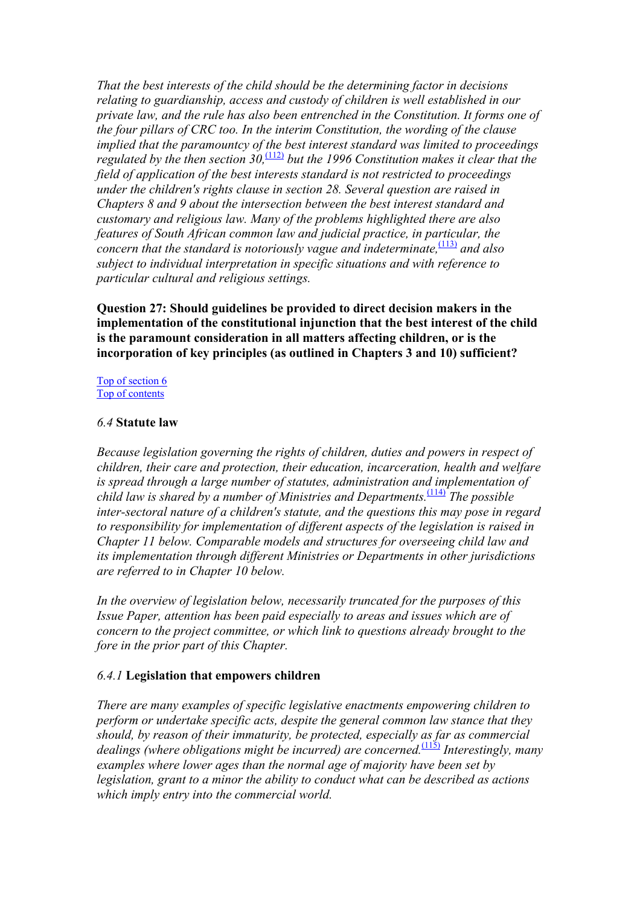*That the best interests of the child should be the determining factor in decisions relating to guardianship, access and custody of children is well established in our private law, and the rule has also been entrenched in the Constitution. It forms one of the four pillars of CRC too. In the interim Constitution, the wording of the clause implied that the paramountcy of the best interest standard was limited to proceedings regulated by the then section 30,*[(112)] *but the 1996 Constitution makes it clear that the field of application of the best interests standard is not restricted to proceedings under the children's rights clause in section 28. Several question are raised in Chapters 8 and 9 about the intersection between the best interest standard and customary and religious law. Many of the problems highlighted there are also features of South African common law and judicial practice, in particular, the concern that the standard is notoriously vague and indeterminate,*[(113)] *and also subject to individual interpretation in specific situations and with reference to particular cultural and religious settings.*

**Question 27: Should guidelines be provided to direct decision makers in the implementation of the constitutional injunction that the best interest of the child is the paramount consideration in all matters affecting children, or is the incorporation of key principles (as outlined in Chapters 3 and 10) sufficient?**

Top of section 6
Top of contents

### *6.4* Statute law

*Because legislation governing the rights of children, duties and powers in respect of children, their care and protection, their education, incarceration, health and welfare is spread through a large number of statutes, administration and implementation of child law is shared by a number of Ministries and Departments.*[(114)] *The possible inter-sectoral nature of a children's statute, and the questions this may pose in regard to responsibility for implementation of different aspects of the legislation is raised in Chapter 11 below. Comparable models and structures for overseeing child law and its implementation through different Ministries or Departments in other jurisdictions are referred to in Chapter 10 below.*

*In the overview of legislation below, necessarily truncated for the purposes of this Issue Paper, attention has been paid especially to areas and issues which are of concern to the project committee, or which link to questions already brought to the fore in the prior part of this Chapter.*

#### *6.4.1* Legislation that empowers children

*There are many examples of specific legislative enactments empowering children to perform or undertake specific acts, despite the general common law stance that they should, by reason of their immaturity, be protected, especially as far as commercial dealings (where obligations might be incurred) are concerned.*[(115)] *Interestingly, many examples where lower ages than the normal age of majority have been set by legislation, grant to a minor the ability to conduct what can be described as actions which imply entry into the commercial world.*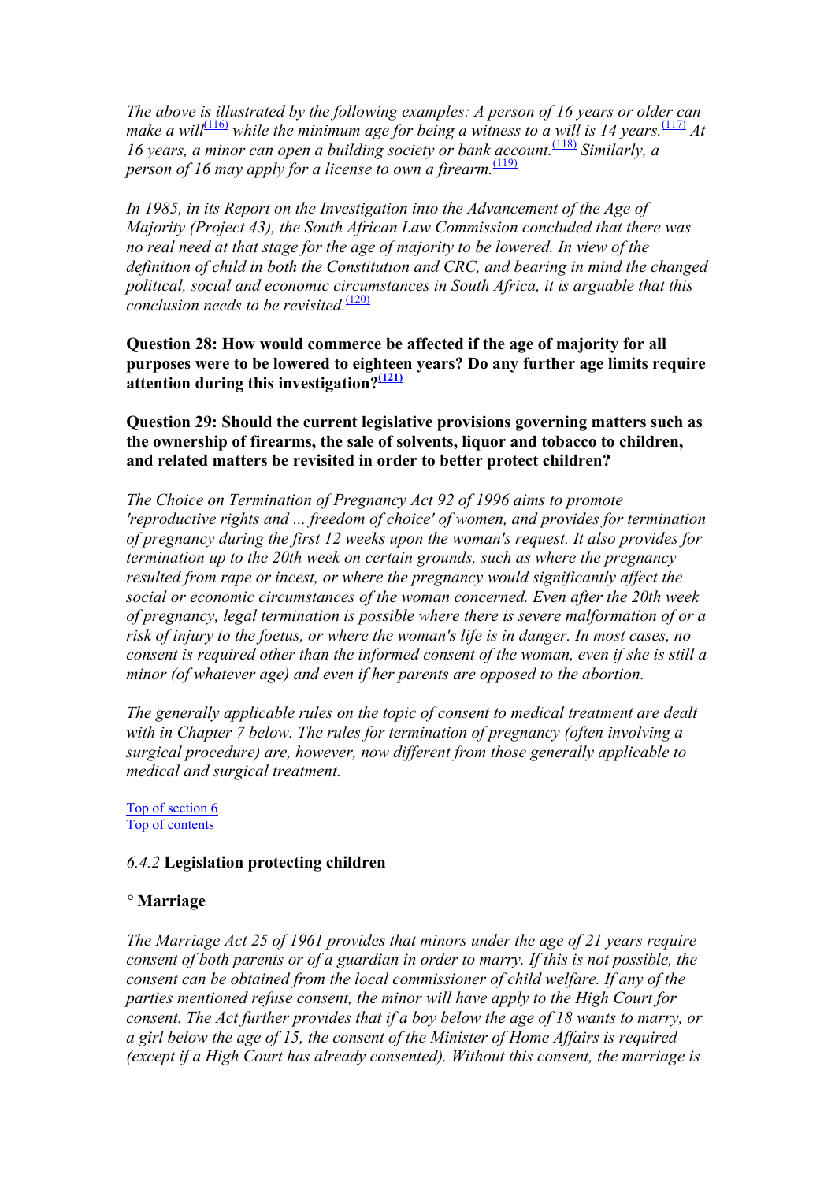*The above is illustrated by the following examples: A person of 16 years or older can make a will[(116)] while the minimum age for being a witness to a will is 14 years.[(117)] At 16 years, a minor can open a building society or bank account.[(118)] Similarly, a person of 16 may apply for a license to own a firearm.[(119)]*

*In 1985, in its Report on the Investigation into the Advancement of the Age of Majority (Project 43), the South African Law Commission concluded that there was no real need at that stage for the age of majority to be lowered. In view of the definition of child in both the Constitution and CRC, and bearing in mind the changed political, social and economic circumstances in South Africa, it is arguable that this conclusion needs to be revisited.[(120)]*

**Question 28: How would commerce be affected if the age of majority for all purposes were to be lowered to eighteen years? Do any further age limits require attention during this investigation?[(121)]**

**Question 29: Should the current legislative provisions governing matters such as the ownership of firearms, the sale of solvents, liquor and tobacco to children, and related matters be revisited in order to better protect children?**

*The Choice on Termination of Pregnancy Act 92 of 1996 aims to promote 'reproductive rights and ... freedom of choice' of women, and provides for termination of pregnancy during the first 12 weeks upon the woman's request. It also provides for termination up to the 20th week on certain grounds, such as where the pregnancy resulted from rape or incest, or where the pregnancy would significantly affect the social or economic circumstances of the woman concerned. Even after the 20th week of pregnancy, legal termination is possible where there is severe malformation of or a risk of injury to the foetus, or where the woman's life is in danger. In most cases, no consent is required other than the informed consent of the woman, even if she is still a minor (of whatever age) and even if her parents are opposed to the abortion.*

*The generally applicable rules on the topic of consent to medical treatment are dealt with in Chapter 7 below. The rules for termination of pregnancy (often involving a surgical procedure) are, however, now different from those generally applicable to medical and surgical treatment.*

Top of section 6
Top of contents

### *6.4.2* Legislation protecting children

**° Marriage**

*The Marriage Act 25 of 1961 provides that minors under the age of 21 years require consent of both parents or of a guardian in order to marry. If this is not possible, the consent can be obtained from the local commissioner of child welfare. If any of the parties mentioned refuse consent, the minor will have apply to the High Court for consent. The Act further provides that if a boy below the age of 18 wants to marry, or a girl below the age of 15, the consent of the Minister of Home Affairs is required (except if a High Court has already consented). Without this consent, the marriage is*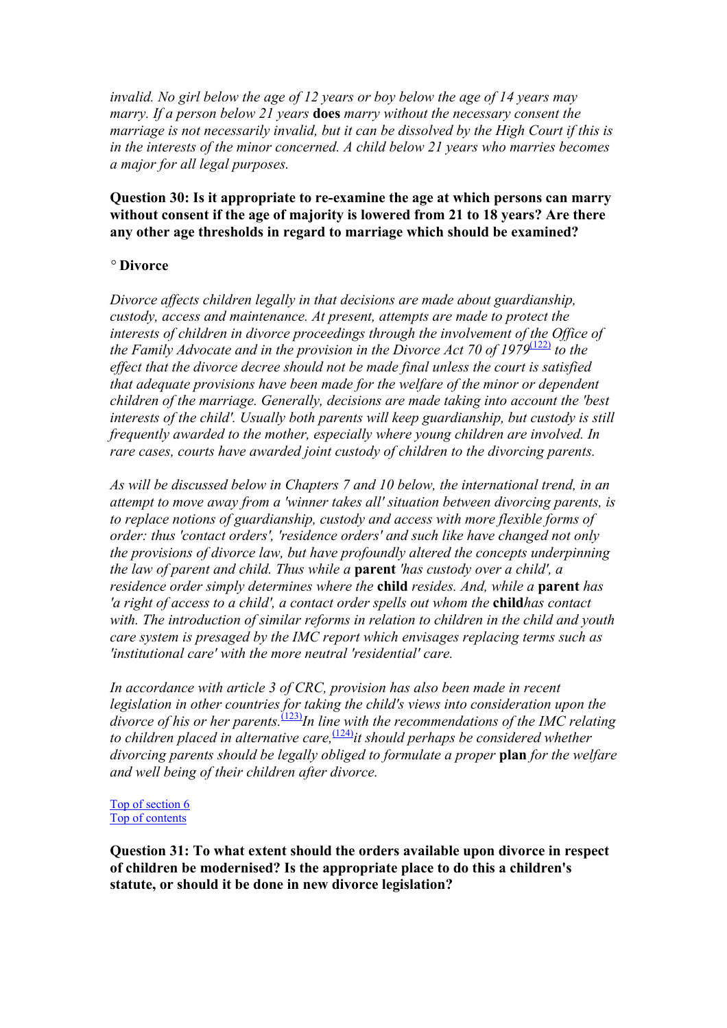*invalid. No girl below the age of 12 years or boy below the age of 14 years may marry. If a person below 21 years* **does** *marry without the necessary consent the marriage is not necessarily invalid, but it can be dissolved by the High Court if this is in the interests of the minor concerned. A child below 21 years who marries becomes a major for all legal purposes.*

**Question 30: Is it appropriate to re-examine the age at which persons can marry without consent if the age of majority is lowered from 21 to 18 years? Are there any other age thresholds in regard to marriage which should be examined?**

**° Divorce**

*Divorce affects children legally in that decisions are made about guardianship, custody, access and maintenance. At present, attempts are made to protect the interests of children in divorce proceedings through the involvement of the Office of the Family Advocate and in the provision in the Divorce Act 70 of 1979*[(122)] *to the effect that the divorce decree should not be made final unless the court is satisfied that adequate provisions have been made for the welfare of the minor or dependent children of the marriage. Generally, decisions are made taking into account the 'best interests of the child'. Usually both parents will keep guardianship, but custody is still frequently awarded to the mother, especially where young children are involved. In rare cases, courts have awarded joint custody of children to the divorcing parents.*

*As will be discussed below in Chapters 7 and 10 below, the international trend, in an attempt to move away from a 'winner takes all' situation between divorcing parents, is to replace notions of guardianship, custody and access with more flexible forms of order: thus 'contact orders', 'residence orders' and such like have changed not only the provisions of divorce law, but have profoundly altered the concepts underpinning the law of parent and child. Thus while a* **parent** *'has custody over a child', a residence order simply determines where the* **child** *resides. And, while a* **parent** *has 'a right of access to a child', a contact order spells out whom the* **child***has contact with. The introduction of similar reforms in relation to children in the child and youth care system is presaged by the IMC report which envisages replacing terms such as 'institutional care' with the more neutral 'residential' care.*

*In accordance with article 3 of CRC, provision has also been made in recent legislation in other countries for taking the child's views into consideration upon the divorce of his or her parents.*[(123)]*In line with the recommendations of the IMC relating to children placed in alternative care,*[(124)]*it should perhaps be considered whether divorcing parents should be legally obliged to formulate a proper* **plan** *for the welfare and well being of their children after divorce.*

Top of section 6
Top of contents

**Question 31: To what extent should the orders available upon divorce in respect of children be modernised? Is the appropriate place to do this a children's statute, or should it be done in new divorce legislation?**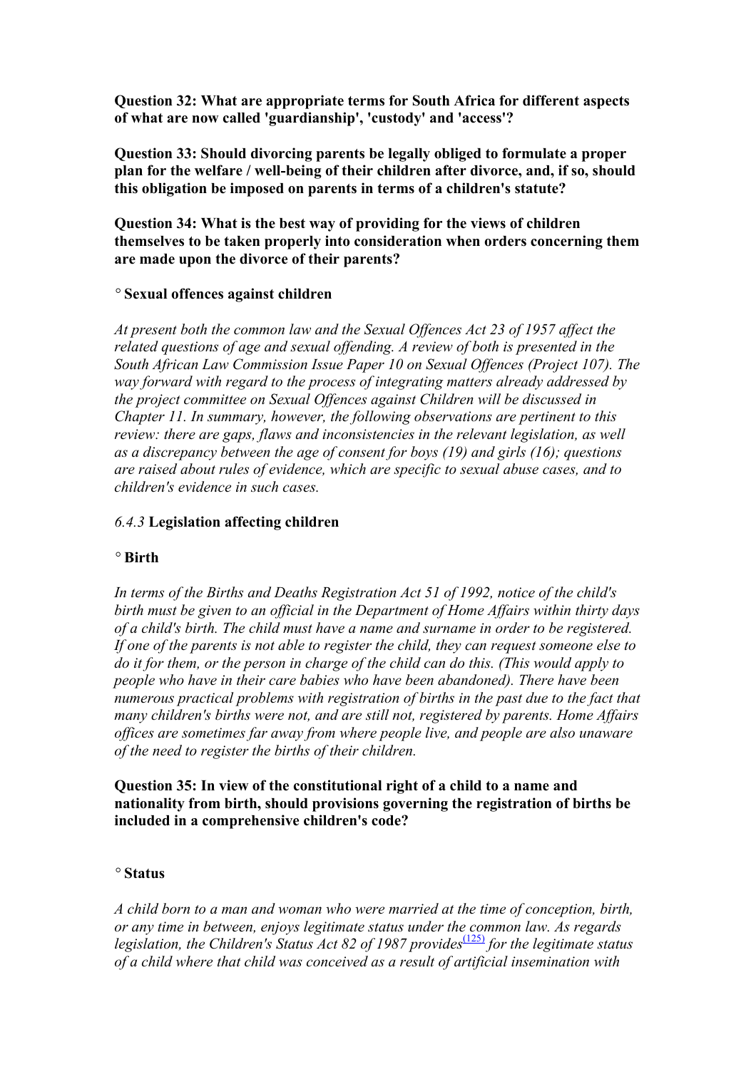**Question 32: What are appropriate terms for South Africa for different aspects of what are now called 'guardianship', 'custody' and 'access'?**

**Question 33: Should divorcing parents be legally obliged to formulate a proper plan for the welfare / well-being of their children after divorce, and, if so, should this obligation be imposed on parents in terms of a children's statute?**

**Question 34: What is the best way of providing for the views of children themselves to be taken properly into consideration when orders concerning them are made upon the divorce of their parents?**

° **Sexual offences against children**

*At present both the common law and the Sexual Offences Act 23 of 1957 affect the related questions of age and sexual offending. A review of both is presented in the South African Law Commission Issue Paper 10 on Sexual Offences (Project 107). The way forward with regard to the process of integrating matters already addressed by the project committee on Sexual Offences against Children will be discussed in Chapter 11. In summary, however, the following observations are pertinent to this review: there are gaps, flaws and inconsistencies in the relevant legislation, as well as a discrepancy between the age of consent for boys (19) and girls (16); questions are raised about rules of evidence, which are specific to sexual abuse cases, and to children's evidence in such cases.*

### *6.4.3* Legislation affecting children

° **Birth**

*In terms of the Births and Deaths Registration Act 51 of 1992, notice of the child's birth must be given to an official in the Department of Home Affairs within thirty days of a child's birth. The child must have a name and surname in order to be registered. If one of the parents is not able to register the child, they can request someone else to do it for them, or the person in charge of the child can do this. (This would apply to people who have in their care babies who have been abandoned). There have been numerous practical problems with registration of births in the past due to the fact that many children's births were not, and are still not, registered by parents. Home Affairs offices are sometimes far away from where people live, and people are also unaware of the need to register the births of their children.*

**Question 35: In view of the constitutional right of a child to a name and nationality from birth, should provisions governing the registration of births be included in a comprehensive children's code?**

° **Status**

*A child born to a man and woman who were married at the time of conception, birth, or any time in between, enjoys legitimate status under the common law. As regards legislation, the Children's Status Act 82 of 1987 provides*[(125)] *for the legitimate status of a child where that child was conceived as a result of artificial insemination with*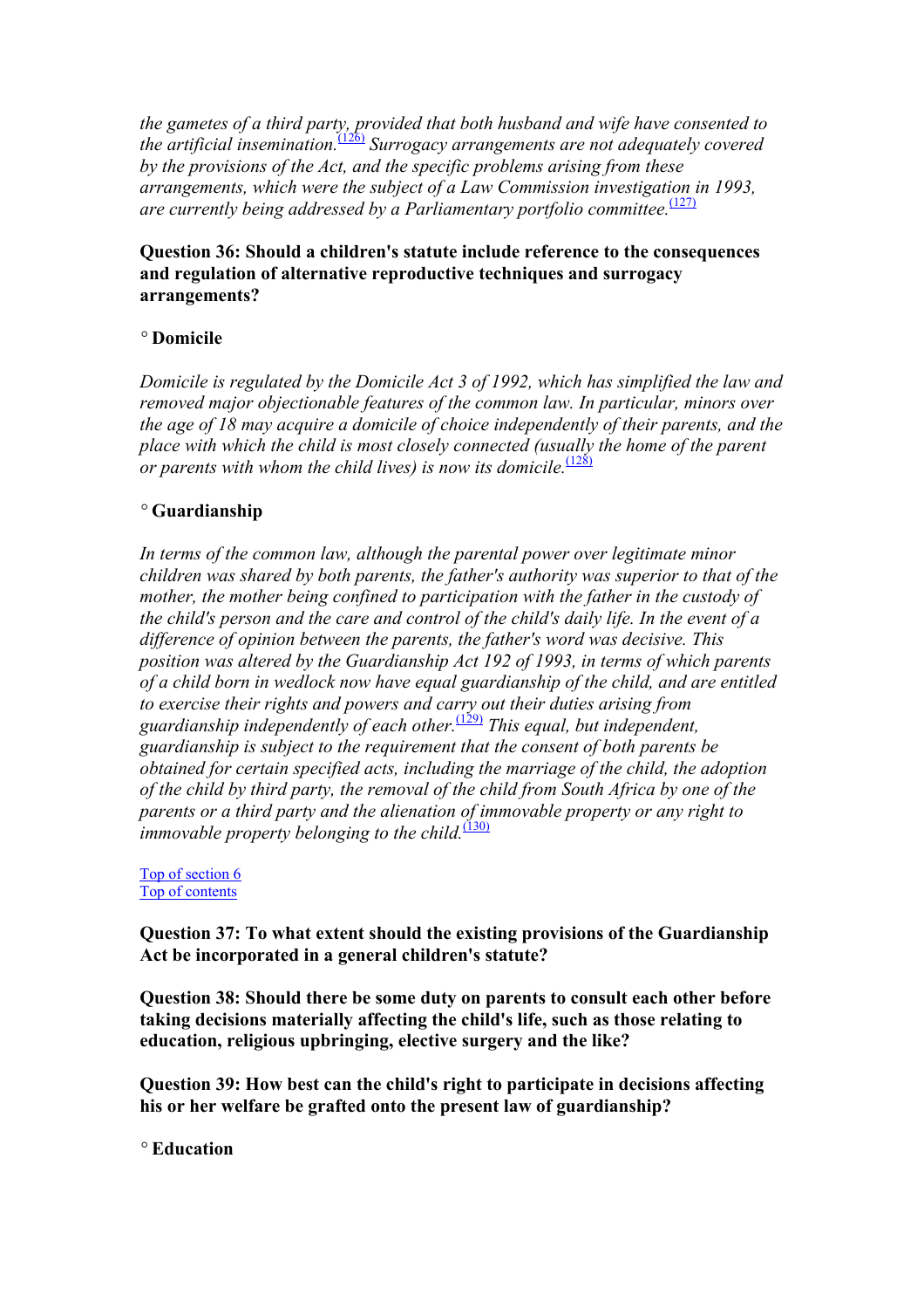*the gametes of a third party, provided that both husband and wife have consented to the artificial insemination.*[(126)] *Surrogacy arrangements are not adequately covered by the provisions of the Act, and the specific problems arising from these arrangements, which were the subject of a Law Commission investigation in 1993, are currently being addressed by a Parliamentary portfolio committee.*[(127)]

**Question 36: Should a children's statute include reference to the consequences and regulation of alternative reproductive techniques and surrogacy arrangements?**

**° Domicile**

*Domicile is regulated by the Domicile Act 3 of 1992, which has simplified the law and removed major objectionable features of the common law. In particular, minors over the age of 18 may acquire a domicile of choice independently of their parents, and the place with which the child is most closely connected (usually the home of the parent or parents with whom the child lives) is now its domicile.*[(128)]

**° Guardianship**

*In terms of the common law, although the parental power over legitimate minor children was shared by both parents, the father's authority was superior to that of the mother, the mother being confined to participation with the father in the custody of the child's person and the care and control of the child's daily life. In the event of a difference of opinion between the parents, the father's word was decisive. This position was altered by the Guardianship Act 192 of 1993, in terms of which parents of a child born in wedlock now have equal guardianship of the child, and are entitled to exercise their rights and powers and carry out their duties arising from guardianship independently of each other.*[(129)] *This equal, but independent, guardianship is subject to the requirement that the consent of both parents be obtained for certain specified acts, including the marriage of the child, the adoption of the child by third party, the removal of the child from South Africa by one of the parents or a third party and the alienation of immovable property or any right to immovable property belonging to the child.*[(130)]

Top of section 6
Top of contents

**Question 37: To what extent should the existing provisions of the Guardianship Act be incorporated in a general children's statute?**

**Question 38: Should there be some duty on parents to consult each other before taking decisions materially affecting the child's life, such as those relating to education, religious upbringing, elective surgery and the like?**

**Question 39: How best can the child's right to participate in decisions affecting his or her welfare be grafted onto the present law of guardianship?**

**° Education**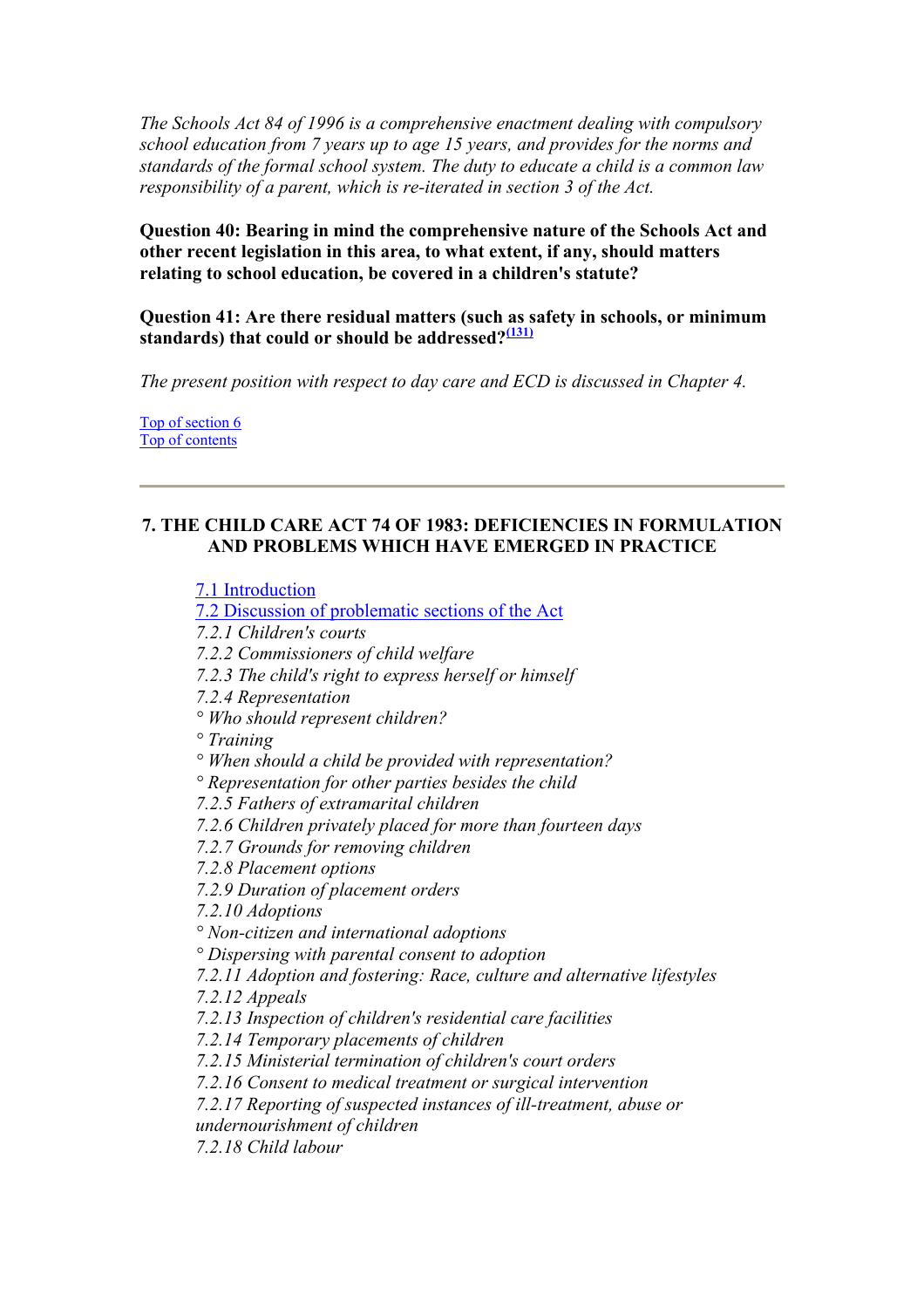*The Schools Act 84 of 1996 is a comprehensive enactment dealing with compulsory school education from 7 years up to age 15 years, and provides for the norms and standards of the formal school system. The duty to educate a child is a common law responsibility of a parent, which is re-iterated in section 3 of the Act.*

**Question 40: Bearing in mind the comprehensive nature of the Schools Act and other recent legislation in this area, to what extent, if any, should matters relating to school education, be covered in a children's statute?**

**Question 41: Are there residual matters (such as safety in schools, or minimum standards) that could or should be addressed?[(131)]**

*The present position with respect to day care and ECD is discussed in Chapter 4.*

Top of section 6
Top of contents

---

## 7. THE CHILD CARE ACT 74 OF 1983: DEFICIENCIES IN FORMULATION AND PROBLEMS WHICH HAVE EMERGED IN PRACTICE

7.1 Introduction
7.2 Discussion of problematic sections of the Act
*7.2.1 Children's courts*
*7.2.2 Commissioners of child welfare*
*7.2.3 The child's right to express herself or himself*
*7.2.4 Representation*
*° Who should represent children?*
*° Training*
*° When should a child be provided with representation?*
*° Representation for other parties besides the child*
*7.2.5 Fathers of extramarital children*
*7.2.6 Children privately placed for more than fourteen days*
*7.2.7 Grounds for removing children*
*7.2.8 Placement options*
*7.2.9 Duration of placement orders*
*7.2.10 Adoptions*
*° Non-citizen and international adoptions*
*° Dispersing with parental consent to adoption*
*7.2.11 Adoption and fostering: Race, culture and alternative lifestyles*
*7.2.12 Appeals*
*7.2.13 Inspection of children's residential care facilities*
*7.2.14 Temporary placements of children*
*7.2.15 Ministerial termination of children's court orders*
*7.2.16 Consent to medical treatment or surgical intervention*
*7.2.17 Reporting of suspected instances of ill-treatment, abuse or undernourishment of children*
*7.2.18 Child labour*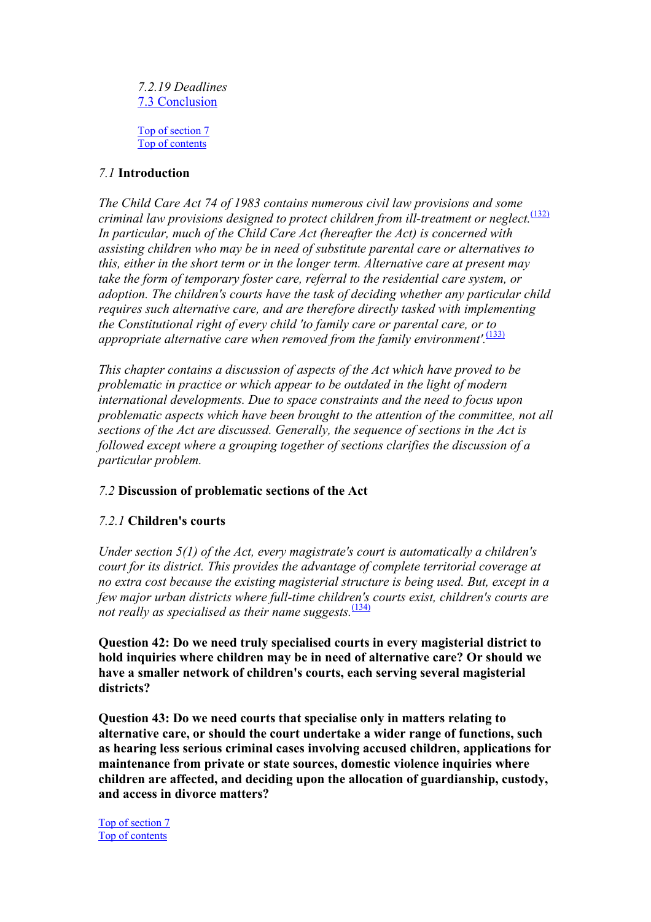*7.2.19 Deadlines*
7.3 Conclusion

Top of section 7
Top of contents

### *7.1* Introduction

*The Child Care Act 74 of 1983 contains numerous civil law provisions and some criminal law provisions designed to protect children from ill-treatment or neglect.*[(132)] *In particular, much of the Child Care Act (hereafter the Act) is concerned with assisting children who may be in need of substitute parental care or alternatives to this, either in the short term or in the longer term. Alternative care at present may take the form of temporary foster care, referral to the residential care system, or adoption. The children's courts have the task of deciding whether any particular child requires such alternative care, and are therefore directly tasked with implementing the Constitutional right of every child 'to family care or parental care, or to appropriate alternative care when removed from the family environment'.*[(133)]

*This chapter contains a discussion of aspects of the Act which have proved to be problematic in practice or which appear to be outdated in the light of modern international developments. Due to space constraints and the need to focus upon problematic aspects which have been brought to the attention of the committee, not all sections of the Act are discussed. Generally, the sequence of sections in the Act is followed except where a grouping together of sections clarifies the discussion of a particular problem.*

### *7.2* Discussion of problematic sections of the Act

#### *7.2.1* Children's courts

*Under section 5(1) of the Act, every magistrate's court is automatically a children's court for its district. This provides the advantage of complete territorial coverage at no extra cost because the existing magisterial structure is being used. But, except in a few major urban districts where full-time children's courts exist, children's courts are not really as specialised as their name suggests.*[(134)]

**Question 42: Do we need truly specialised courts in every magisterial district to hold inquiries where children may be in need of alternative care? Or should we have a smaller network of children's courts, each serving several magisterial districts?**

**Question 43: Do we need courts that specialise only in matters relating to alternative care, or should the court undertake a wider range of functions, such as hearing less serious criminal cases involving accused children, applications for maintenance from private or state sources, domestic violence inquiries where children are affected, and deciding upon the allocation of guardianship, custody, and access in divorce matters?**

Top of section 7
Top of contents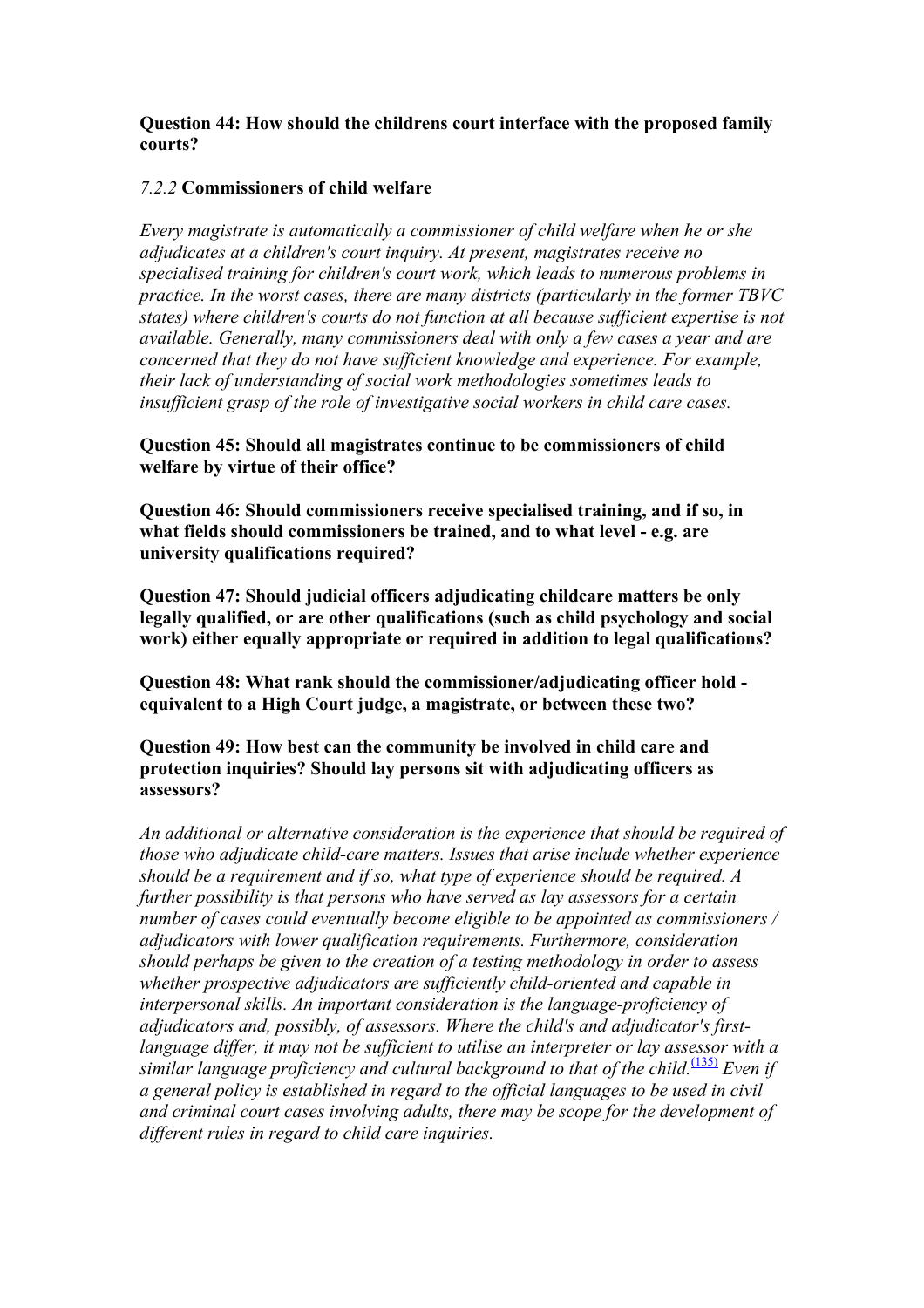**Question 44: How should the childrens court interface with the proposed family courts?**

*7.2.2* **Commissioners of child welfare**

*Every magistrate is automatically a commissioner of child welfare when he or she adjudicates at a children's court inquiry. At present, magistrates receive no specialised training for children's court work, which leads to numerous problems in practice. In the worst cases, there are many districts (particularly in the former TBVC states) where children's courts do not function at all because sufficient expertise is not available. Generally, many commissioners deal with only a few cases a year and are concerned that they do not have sufficient knowledge and experience. For example, their lack of understanding of social work methodologies sometimes leads to insufficient grasp of the role of investigative social workers in child care cases.*

**Question 45: Should all magistrates continue to be commissioners of child welfare by virtue of their office?**

**Question 46: Should commissioners receive specialised training, and if so, in what fields should commissioners be trained, and to what level - e.g. are university qualifications required?**

**Question 47: Should judicial officers adjudicating childcare matters be only legally qualified, or are other qualifications (such as child psychology and social work) either equally appropriate or required in addition to legal qualifications?**

**Question 48: What rank should the commissioner/adjudicating officer hold - equivalent to a High Court judge, a magistrate, or between these two?**

**Question 49: How best can the community be involved in child care and protection inquiries? Should lay persons sit with adjudicating officers as assessors?**

*An additional or alternative consideration is the experience that should be required of those who adjudicate child-care matters. Issues that arise include whether experience should be a requirement and if so, what type of experience should be required. A further possibility is that persons who have served as lay assessors for a certain number of cases could eventually become eligible to be appointed as commissioners / adjudicators with lower qualification requirements. Furthermore, consideration should perhaps be given to the creation of a testing methodology in order to assess whether prospective adjudicators are sufficiently child-oriented and capable in interpersonal skills. An important consideration is the language-proficiency of adjudicators and, possibly, of assessors. Where the child's and adjudicator's first-language differ, it may not be sufficient to utilise an interpreter or lay assessor with a similar language proficiency and cultural background to that of the child.*[(135)] *Even if a general policy is established in regard to the official languages to be used in civil and criminal court cases involving adults, there may be scope for the development of different rules in regard to child care inquiries.*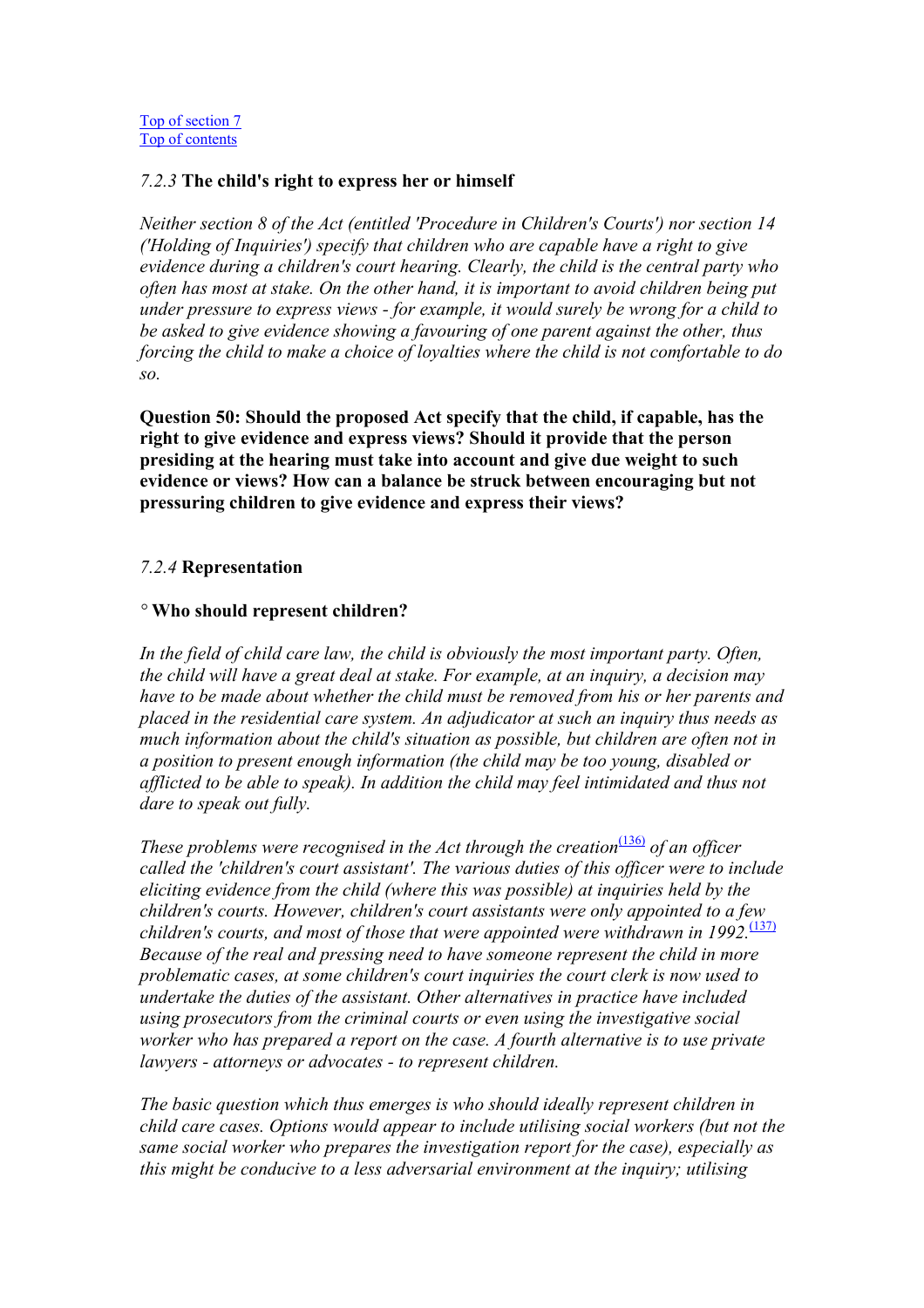Top of section 7
Top of contents

### *7.2.3* The child's right to express her or himself

*Neither section 8 of the Act (entitled 'Procedure in Children's Courts') nor section 14 ('Holding of Inquiries') specify that children who are capable have a right to give evidence during a children's court hearing. Clearly, the child is the central party who often has most at stake. On the other hand, it is important to avoid children being put under pressure to express views - for example, it would surely be wrong for a child to be asked to give evidence showing a favouring of one parent against the other, thus forcing the child to make a choice of loyalties where the child is not comfortable to do so.*

**Question 50: Should the proposed Act specify that the child, if capable, has the right to give evidence and express views? Should it provide that the person presiding at the hearing must take into account and give due weight to such evidence or views? How can a balance be struck between encouraging but not pressuring children to give evidence and express their views?**

### *7.2.4* Representation

**° Who should represent children?**

*In the field of child care law, the child is obviously the most important party. Often, the child will have a great deal at stake. For example, at an inquiry, a decision may have to be made about whether the child must be removed from his or her parents and placed in the residential care system. An adjudicator at such an inquiry thus needs as much information about the child's situation as possible, but children are often not in a position to present enough information (the child may be too young, disabled or afflicted to be able to speak). In addition the child may feel intimidated and thus not dare to speak out fully.*

*These problems were recognised in the Act through the creation*[(136)] *of an officer called the 'children's court assistant'. The various duties of this officer were to include eliciting evidence from the child (where this was possible) at inquiries held by the children's courts. However, children's court assistants were only appointed to a few children's courts, and most of those that were appointed were withdrawn in 1992.*[(137)] *Because of the real and pressing need to have someone represent the child in more problematic cases, at some children's court inquiries the court clerk is now used to undertake the duties of the assistant. Other alternatives in practice have included using prosecutors from the criminal courts or even using the investigative social worker who has prepared a report on the case. A fourth alternative is to use private lawyers - attorneys or advocates - to represent children.*

*The basic question which thus emerges is who should ideally represent children in child care cases. Options would appear to include utilising social workers (but not the same social worker who prepares the investigation report for the case), especially as this might be conducive to a less adversarial environment at the inquiry; utilising*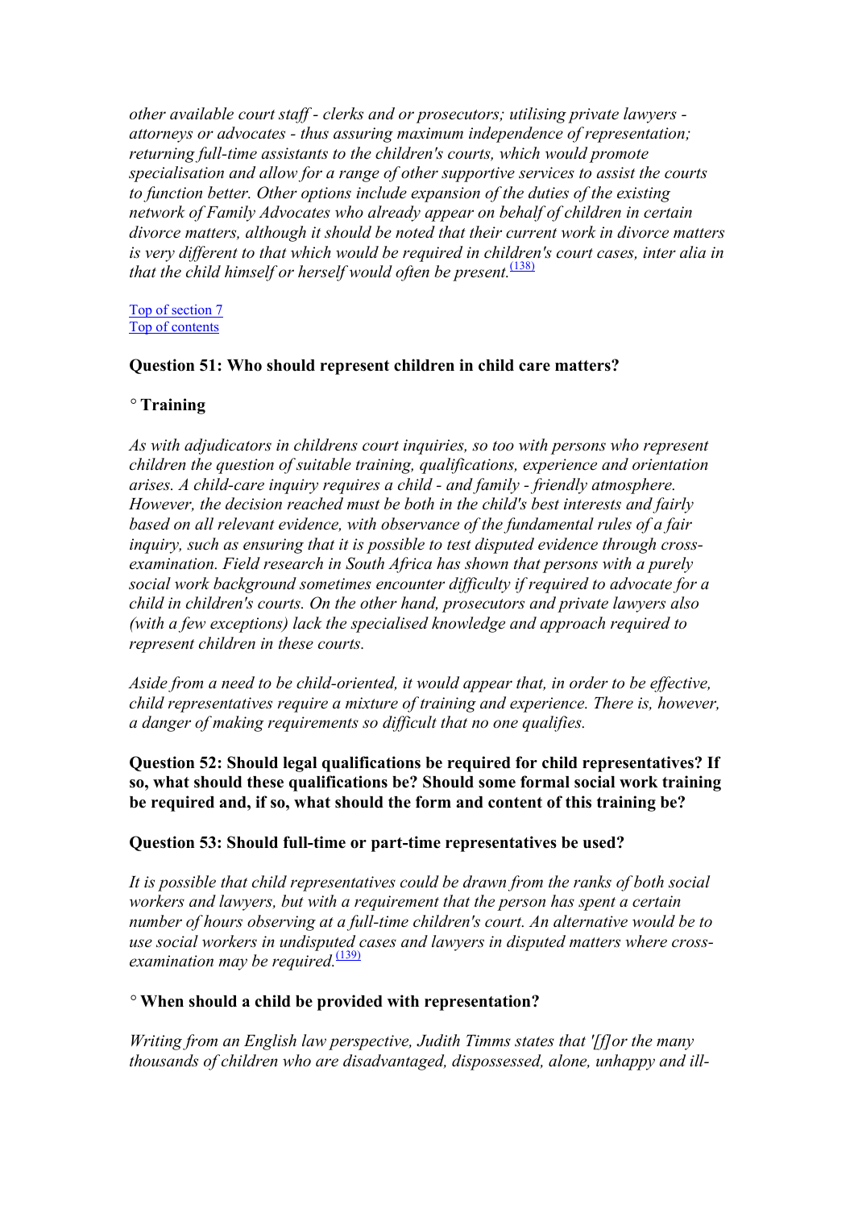*other available court staff - clerks and or prosecutors; utilising private lawyers - attorneys or advocates - thus assuring maximum independence of representation; returning full-time assistants to the children's courts, which would promote specialisation and allow for a range of other supportive services to assist the courts to function better. Other options include expansion of the duties of the existing network of Family Advocates who already appear on behalf of children in certain divorce matters, although it should be noted that their current work in divorce matters is very different to that which would be required in children's court cases, inter alia in that the child himself or herself would often be present.*[(138)]

Top of section 7
Top of contents

**Question 51: Who should represent children in child care matters?**

**° Training**

*As with adjudicators in childrens court inquiries, so too with persons who represent children the question of suitable training, qualifications, experience and orientation arises. A child-care inquiry requires a child - and family - friendly atmosphere. However, the decision reached must be both in the child's best interests and fairly based on all relevant evidence, with observance of the fundamental rules of a fair inquiry, such as ensuring that it is possible to test disputed evidence through cross-examination. Field research in South Africa has shown that persons with a purely social work background sometimes encounter difficulty if required to advocate for a child in children's courts. On the other hand, prosecutors and private lawyers also (with a few exceptions) lack the specialised knowledge and approach required to represent children in these courts.*

*Aside from a need to be child-oriented, it would appear that, in order to be effective, child representatives require a mixture of training and experience. There is, however, a danger of making requirements so difficult that no one qualifies.*

**Question 52: Should legal qualifications be required for child representatives? If so, what should these qualifications be? Should some formal social work training be required and, if so, what should the form and content of this training be?**

**Question 53: Should full-time or part-time representatives be used?**

*It is possible that child representatives could be drawn from the ranks of both social workers and lawyers, but with a requirement that the person has spent a certain number of hours observing at a full-time children's court. An alternative would be to use social workers in undisputed cases and lawyers in disputed matters where cross-examination may be required.*[(139)]

**° When should a child be provided with representation?**

*Writing from an English law perspective, Judith Timms states that '[f]or the many thousands of children who are disadvantaged, dispossessed, alone, unhappy and ill-*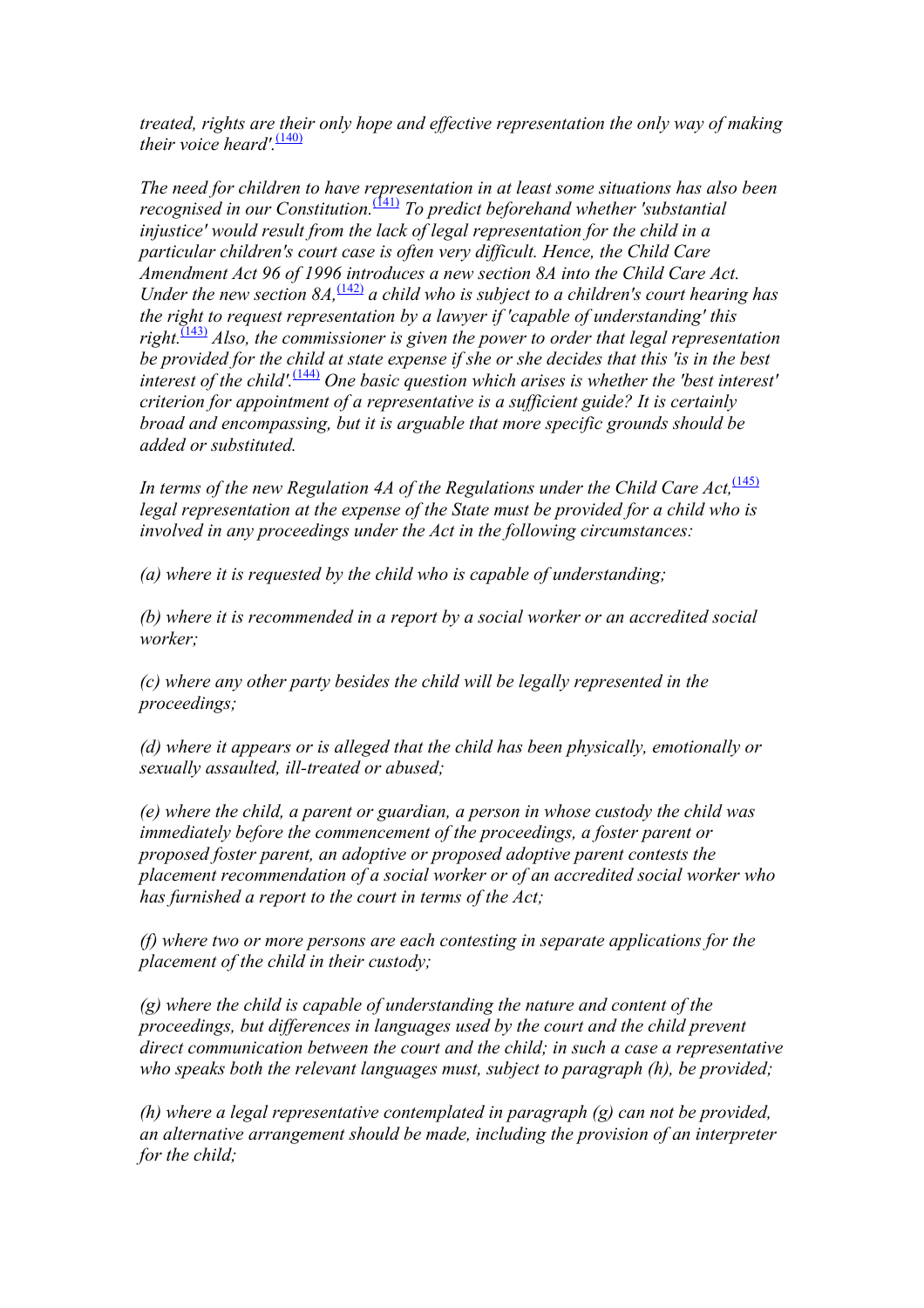*treated, rights are their only hope and effective representation the only way of making their voice heard'.*[140]

*The need for children to have representation in at least some situations has also been recognised in our Constitution.*[141] *To predict beforehand whether 'substantial injustice' would result from the lack of legal representation for the child in a particular children's court case is often very difficult. Hence, the Child Care Amendment Act 96 of 1996 introduces a new section 8A into the Child Care Act. Under the new section 8A,*[142] *a child who is subject to a children's court hearing has the right to request representation by a lawyer if 'capable of understanding' this right.*[143] *Also, the commissioner is given the power to order that legal representation be provided for the child at state expense if she or she decides that this 'is in the best interest of the child'.*[144] *One basic question which arises is whether the 'best interest' criterion for appointment of a representative is a sufficient guide? It is certainly broad and encompassing, but it is arguable that more specific grounds should be added or substituted.*

*In terms of the new Regulation 4A of the Regulations under the Child Care Act,*[145] *legal representation at the expense of the State must be provided for a child who is involved in any proceedings under the Act in the following circumstances:*

*(a) where it is requested by the child who is capable of understanding;*

*(b) where it is recommended in a report by a social worker or an accredited social worker;*

*(c) where any other party besides the child will be legally represented in the proceedings;*

*(d) where it appears or is alleged that the child has been physically, emotionally or sexually assaulted, ill-treated or abused;*

*(e) where the child, a parent or guardian, a person in whose custody the child was immediately before the commencement of the proceedings, a foster parent or proposed foster parent, an adoptive or proposed adoptive parent contests the placement recommendation of a social worker or of an accredited social worker who has furnished a report to the court in terms of the Act;*

*(f) where two or more persons are each contesting in separate applications for the placement of the child in their custody;*

*(g) where the child is capable of understanding the nature and content of the proceedings, but differences in languages used by the court and the child prevent direct communication between the court and the child; in such a case a representative who speaks both the relevant languages must, subject to paragraph (h), be provided;*

*(h) where a legal representative contemplated in paragraph (g) can not be provided, an alternative arrangement should be made, including the provision of an interpreter for the child;*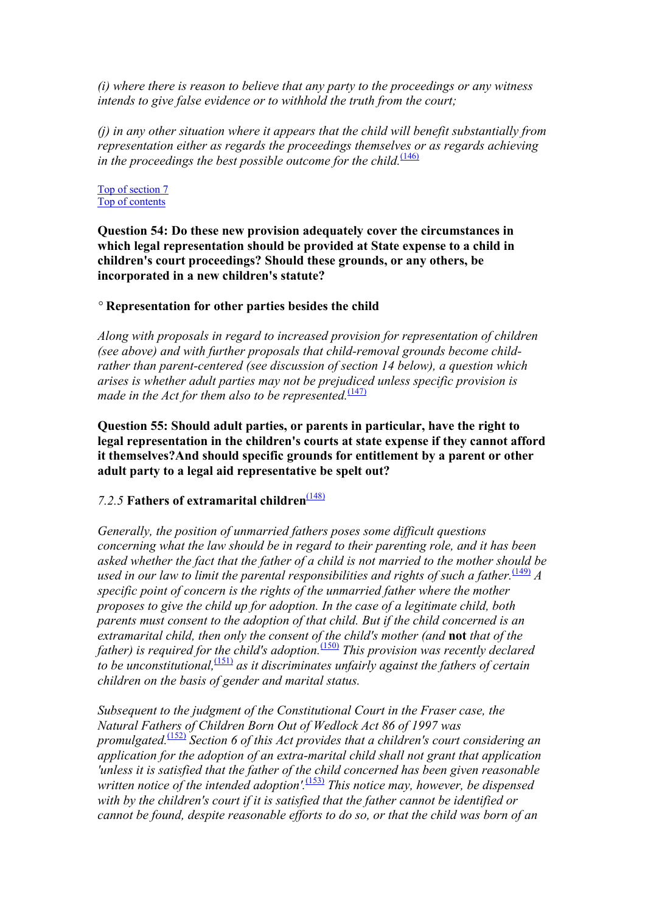*(i) where there is reason to believe that any party to the proceedings or any witness intends to give false evidence or to withhold the truth from the court;*

*(j) in any other situation where it appears that the child will benefit substantially from representation either as regards the proceedings themselves or as regards achieving in the proceedings the best possible outcome for the child.*[146]

Top of section 7
Top of contents

**Question 54: Do these new provision adequately cover the circumstances in which legal representation should be provided at State expense to a child in children's court proceedings? Should these grounds, or any others, be incorporated in a new children's statute?**

° **Representation for other parties besides the child**

*Along with proposals in regard to increased provision for representation of children (see above) and with further proposals that child-removal grounds become child- rather than parent-centered (see discussion of section 14 below), a question which arises is whether adult parties may not be prejudiced unless specific provision is made in the Act for them also to be represented.*[147]

**Question 55: Should adult parties, or parents in particular, have the right to legal representation in the children's courts at state expense if they cannot afford it themselves?And should specific grounds for entitlement by a parent or other adult party to a legal aid representative be spelt out?**

*7.2.5* **Fathers of extramarital children**[148]

*Generally, the position of unmarried fathers poses some difficult questions concerning what the law should be in regard to their parenting role, and it has been asked whether the fact that the father of a child is not married to the mother should be used in our law to limit the parental responsibilities and rights of such a father.*[149] *A specific point of concern is the rights of the unmarried father where the mother proposes to give the child up for adoption. In the case of a legitimate child, both parents must consent to the adoption of that child. But if the child concerned is an extramarital child, then only the consent of the child's mother (and* **not** *that of the father) is required for the child's adoption.*[150] *This provision was recently declared to be unconstitutional,*[151] *as it discriminates unfairly against the fathers of certain children on the basis of gender and marital status.*

*Subsequent to the judgment of the Constitutional Court in the Fraser case, the Natural Fathers of Children Born Out of Wedlock Act 86 of 1997 was promulgated.*[152] *Section 6 of this Act provides that a children's court considering an application for the adoption of an extra-marital child shall not grant that application 'unless it is satisfied that the father of the child concerned has been given reasonable written notice of the intended adoption'.*[153] *This notice may, however, be dispensed with by the children's court if it is satisfied that the father cannot be identified or cannot be found, despite reasonable efforts to do so, or that the child was born of an*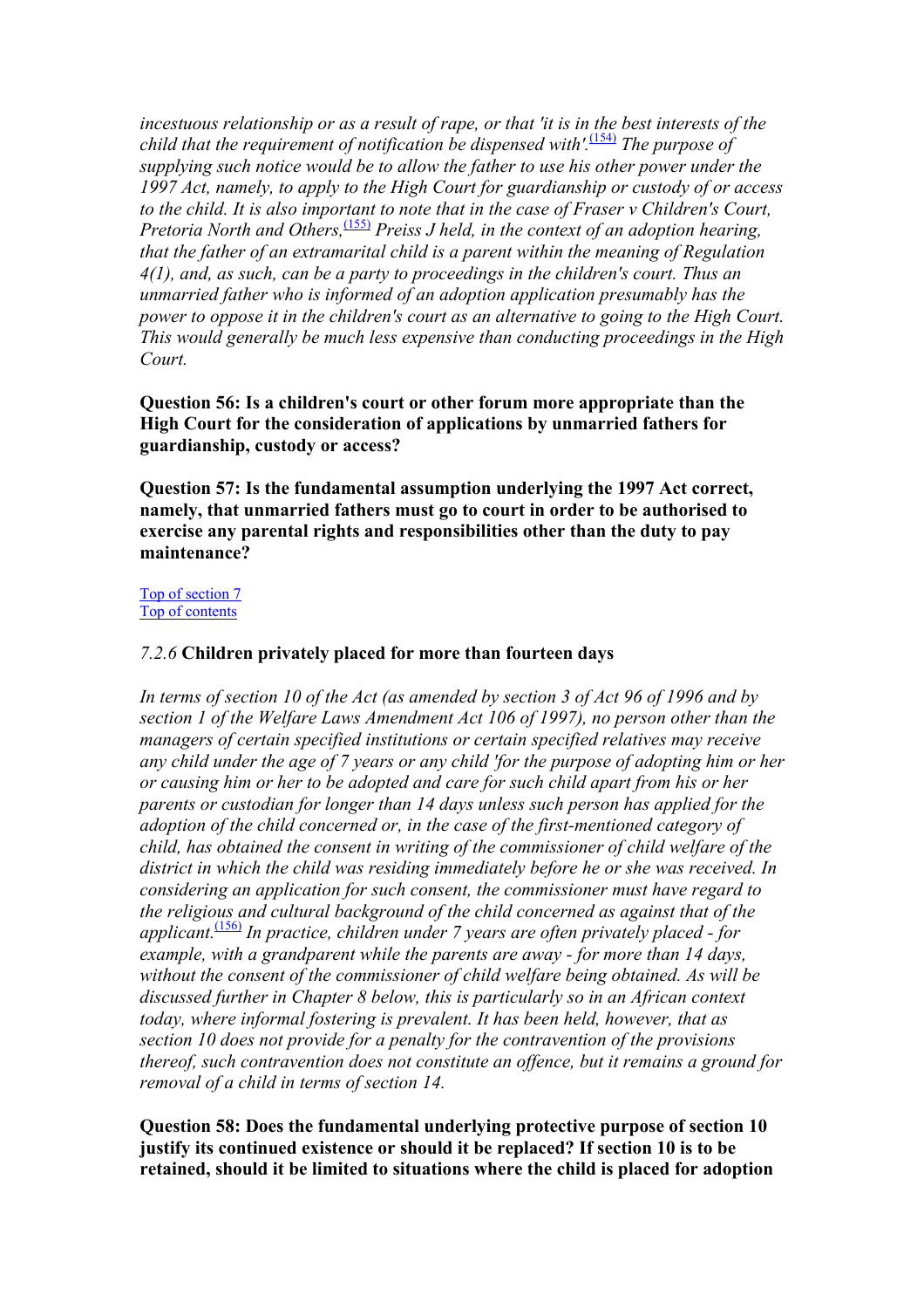*incestuous relationship or as a result of rape, or that 'it is in the best interests of the child that the requirement of notification be dispensed with'.*[(154)] *The purpose of supplying such notice would be to allow the father to use his other power under the 1997 Act, namely, to apply to the High Court for guardianship or custody of or access to the child. It is also important to note that in the case of Fraser v Children's Court, Pretoria North and Others,*[(155)] *Preiss J held, in the context of an adoption hearing, that the father of an extramarital child is a parent within the meaning of Regulation 4(1), and, as such, can be a party to proceedings in the children's court. Thus an unmarried father who is informed of an adoption application presumably has the power to oppose it in the children's court as an alternative to going to the High Court. This would generally be much less expensive than conducting proceedings in the High Court.*

**Question 56: Is a children's court or other forum more appropriate than the High Court for the consideration of applications by unmarried fathers for guardianship, custody or access?**

**Question 57: Is the fundamental assumption underlying the 1997 Act correct, namely, that unmarried fathers must go to court in order to be authorised to exercise any parental rights and responsibilities other than the duty to pay maintenance?**

Top of section 7
Top of contents

### *7.2.6* Children privately placed for more than fourteen days

*In terms of section 10 of the Act (as amended by section 3 of Act 96 of 1996 and by section 1 of the Welfare Laws Amendment Act 106 of 1997), no person other than the managers of certain specified institutions or certain specified relatives may receive any child under the age of 7 years or any child 'for the purpose of adopting him or her or causing him or her to be adopted and care for such child apart from his or her parents or custodian for longer than 14 days unless such person has applied for the adoption of the child concerned or, in the case of the first-mentioned category of child, has obtained the consent in writing of the commissioner of child welfare of the district in which the child was residing immediately before he or she was received. In considering an application for such consent, the commissioner must have regard to the religious and cultural background of the child concerned as against that of the applicant.*[(156)] *In practice, children under 7 years are often privately placed - for example, with a grandparent while the parents are away - for more than 14 days, without the consent of the commissioner of child welfare being obtained. As will be discussed further in Chapter 8 below, this is particularly so in an African context today, where informal fostering is prevalent. It has been held, however, that as section 10 does not provide for a penalty for the contravention of the provisions thereof, such contravention does not constitute an offence, but it remains a ground for removal of a child in terms of section 14.*

**Question 58: Does the fundamental underlying protective purpose of section 10 justify its continued existence or should it be replaced? If section 10 is to be retained, should it be limited to situations where the child is placed for adoption**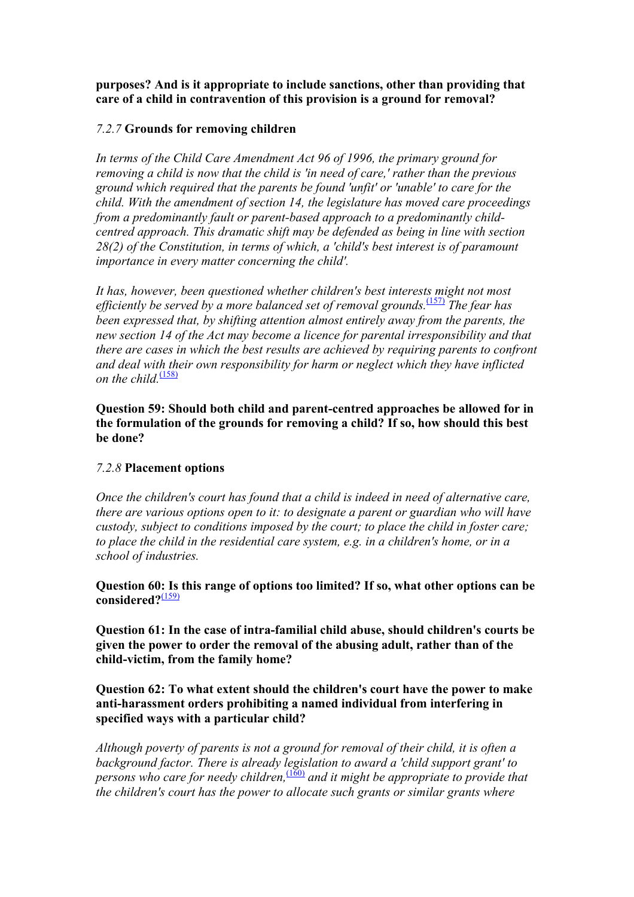**purposes? And is it appropriate to include sanctions, other than providing that care of a child in contravention of this provision is a ground for removal?**

*7.2.7* **Grounds for removing children**

*In terms of the Child Care Amendment Act 96 of 1996, the primary ground for removing a child is now that the child is 'in need of care,' rather than the previous ground which required that the parents be found 'unfit' or 'unable' to care for the child. With the amendment of section 14, the legislature has moved care proceedings from a predominantly fault or parent-based approach to a predominantly child-centred approach. This dramatic shift may be defended as being in line with section 28(2) of the Constitution, in terms of which, a 'child's best interest is of paramount importance in every matter concerning the child'.*

*It has, however, been questioned whether children's best interests might not most efficiently be served by a more balanced set of removal grounds.*[157] *The fear has been expressed that, by shifting attention almost entirely away from the parents, the new section 14 of the Act may become a licence for parental irresponsibility and that there are cases in which the best results are achieved by requiring parents to confront and deal with their own responsibility for harm or neglect which they have inflicted on the child.*[158]

**Question 59: Should both child and parent-centred approaches be allowed for in the formulation of the grounds for removing a child? If so, how should this best be done?**

*7.2.8* **Placement options**

*Once the children's court has found that a child is indeed in need of alternative care, there are various options open to it: to designate a parent or guardian who will have custody, subject to conditions imposed by the court; to place the child in foster care; to place the child in the residential care system, e.g. in a children's home, or in a school of industries.*

**Question 60: Is this range of options too limited? If so, what other options can be considered?**[159]

**Question 61: In the case of intra-familial child abuse, should children's courts be given the power to order the removal of the abusing adult, rather than of the child-victim, from the family home?**

**Question 62: To what extent should the children's court have the power to make anti-harassment orders prohibiting a named individual from interfering in specified ways with a particular child?**

*Although poverty of parents is not a ground for removal of their child, it is often a background factor. There is already legislation to award a 'child support grant' to persons who care for needy children,*[160] *and it might be appropriate to provide that the children's court has the power to allocate such grants or similar grants where*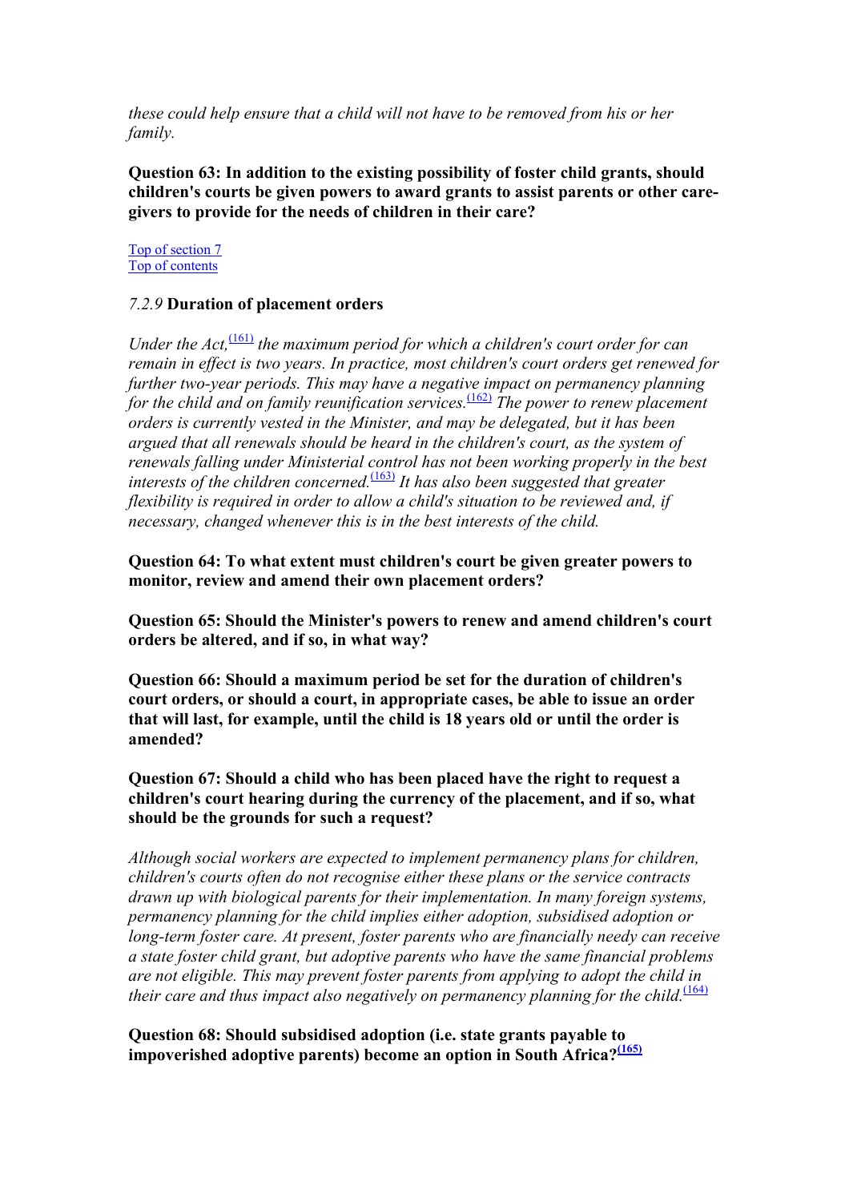*these could help ensure that a child will not have to be removed from his or her family.*

**Question 63: In addition to the existing possibility of foster child grants, should children's courts be given powers to award grants to assist parents or other care-givers to provide for the needs of children in their care?**

Top of section 7
Top of contents

### *7.2.9* Duration of placement orders

*Under the Act,*[161] *the maximum period for which a children's court order for can remain in effect is two years. In practice, most children's court orders get renewed for further two-year periods. This may have a negative impact on permanency planning for the child and on family reunification services.*[162] *The power to renew placement orders is currently vested in the Minister, and may be delegated, but it has been argued that all renewals should be heard in the children's court, as the system of renewals falling under Ministerial control has not been working properly in the best interests of the children concerned.*[163] *It has also been suggested that greater flexibility is required in order to allow a child's situation to be reviewed and, if necessary, changed whenever this is in the best interests of the child.*

**Question 64: To what extent must children's court be given greater powers to monitor, review and amend their own placement orders?**

**Question 65: Should the Minister's powers to renew and amend children's court orders be altered, and if so, in what way?**

**Question 66: Should a maximum period be set for the duration of children's court orders, or should a court, in appropriate cases, be able to issue an order that will last, for example, until the child is 18 years old or until the order is amended?**

**Question 67: Should a child who has been placed have the right to request a children's court hearing during the currency of the placement, and if so, what should be the grounds for such a request?**

*Although social workers are expected to implement permanency plans for children, children's courts often do not recognise either these plans or the service contracts drawn up with biological parents for their implementation. In many foreign systems, permanency planning for the child implies either adoption, subsidised adoption or long-term foster care. At present, foster parents who are financially needy can receive a state foster child grant, but adoptive parents who have the same financial problems are not eligible. This may prevent foster parents from applying to adopt the child in their care and thus impact also negatively on permanency planning for the child.*[164]

**Question 68: Should subsidised adoption (i.e. state grants payable to impoverished adoptive parents) become an option in South Africa?**[165]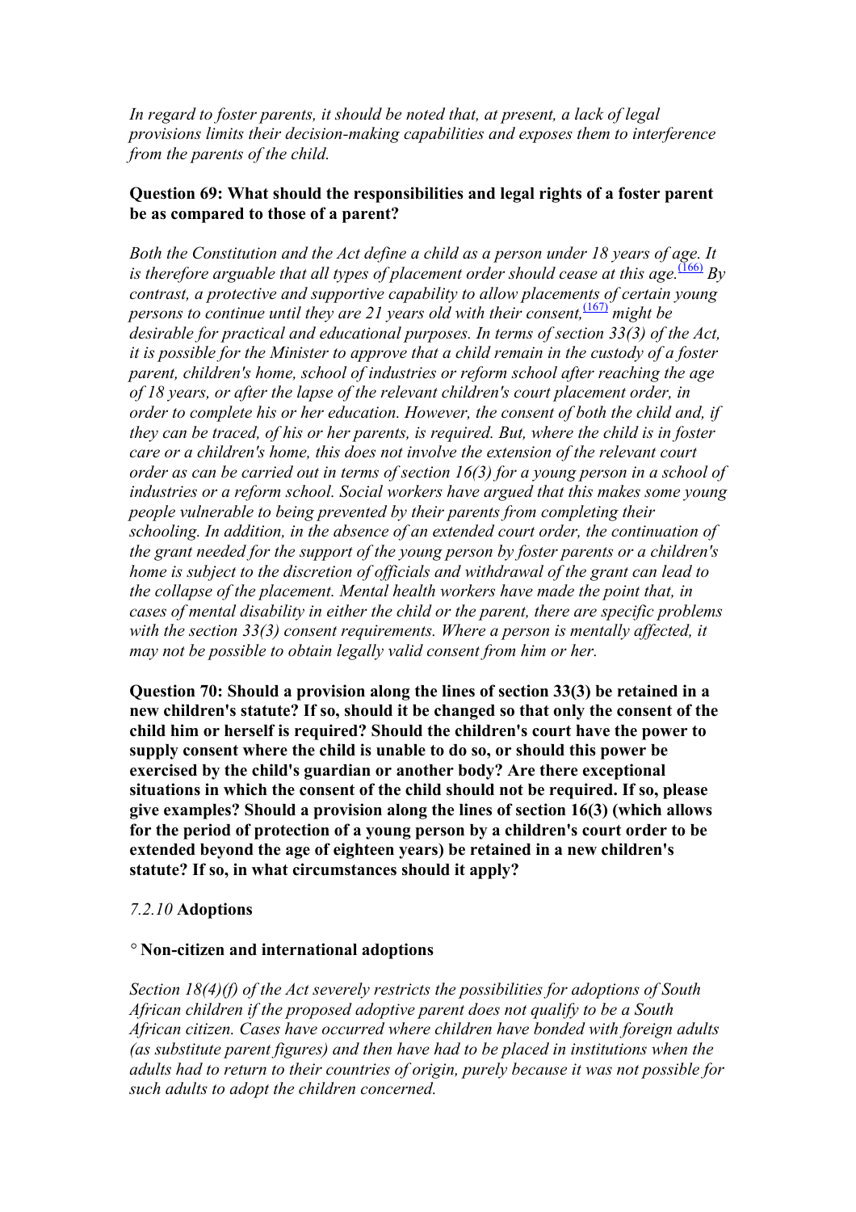*In regard to foster parents, it should be noted that, at present, a lack of legal provisions limits their decision-making capabilities and exposes them to interference from the parents of the child.*

**Question 69: What should the responsibilities and legal rights of a foster parent be as compared to those of a parent?**

*Both the Constitution and the Act define a child as a person under 18 years of age. It is therefore arguable that all types of placement order should cease at this age.*[(166)] *By contrast, a protective and supportive capability to allow placements of certain young persons to continue until they are 21 years old with their consent,*[(167)] *might be desirable for practical and educational purposes. In terms of section 33(3) of the Act, it is possible for the Minister to approve that a child remain in the custody of a foster parent, children's home, school of industries or reform school after reaching the age of 18 years, or after the lapse of the relevant children's court placement order, in order to complete his or her education. However, the consent of both the child and, if they can be traced, of his or her parents, is required. But, where the child is in foster care or a children's home, this does not involve the extension of the relevant court order as can be carried out in terms of section 16(3) for a young person in a school of industries or a reform school. Social workers have argued that this makes some young people vulnerable to being prevented by their parents from completing their schooling. In addition, in the absence of an extended court order, the continuation of the grant needed for the support of the young person by foster parents or a children's home is subject to the discretion of officials and withdrawal of the grant can lead to the collapse of the placement. Mental health workers have made the point that, in cases of mental disability in either the child or the parent, there are specific problems with the section 33(3) consent requirements. Where a person is mentally affected, it may not be possible to obtain legally valid consent from him or her.*

**Question 70: Should a provision along the lines of section 33(3) be retained in a new children's statute? If so, should it be changed so that only the consent of the child him or herself is required? Should the children's court have the power to supply consent where the child is unable to do so, or should this power be exercised by the child's guardian or another body? Are there exceptional situations in which the consent of the child should not be required. If so, please give examples? Should a provision along the lines of section 16(3) (which allows for the period of protection of a young person by a children's court order to be extended beyond the age of eighteen years) be retained in a new children's statute? If so, in what circumstances should it apply?**

*7.2.10* **Adoptions**

° **Non-citizen and international adoptions**

*Section 18(4)(f) of the Act severely restricts the possibilities for adoptions of South African children if the proposed adoptive parent does not qualify to be a South African citizen. Cases have occurred where children have bonded with foreign adults (as substitute parent figures) and then have had to be placed in institutions when the adults had to return to their countries of origin, purely because it was not possible for such adults to adopt the children concerned.*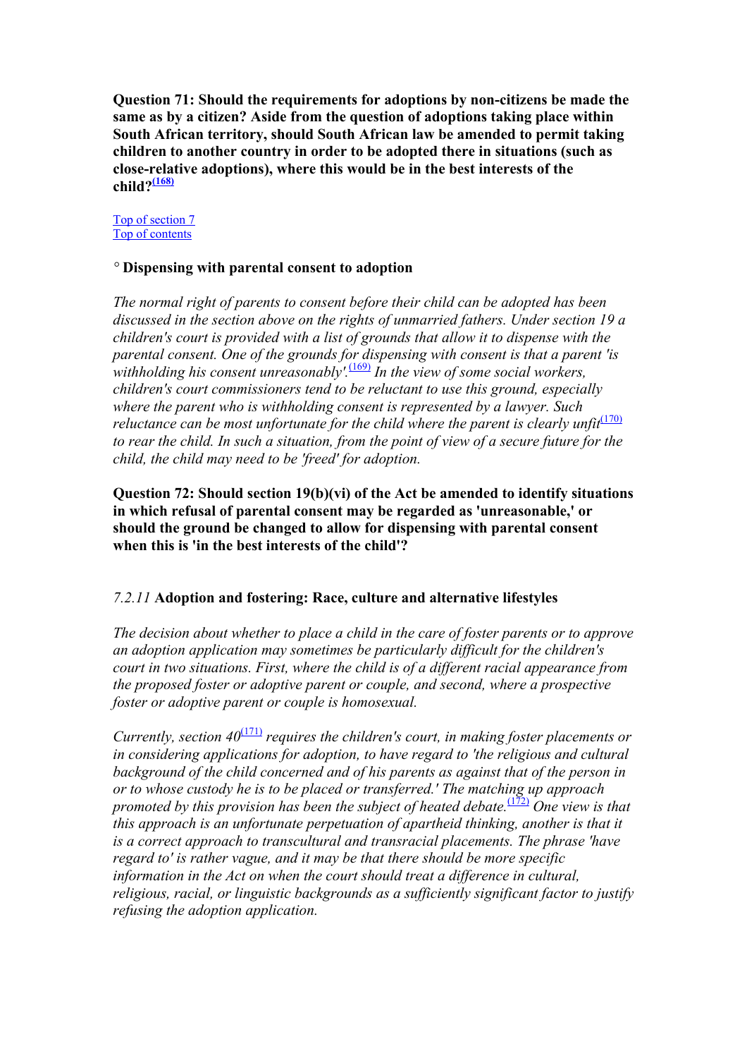**Question 71: Should the requirements for adoptions by non-citizens be made the same as by a citizen? Aside from the question of adoptions taking place within South African territory, should South African law be amended to permit taking children to another country in order to be adopted there in situations (such as close-relative adoptions), where this would be in the best interests of the child?[(168)]**

Top of section 7
Top of contents

### ° Dispensing with parental consent to adoption

*The normal right of parents to consent before their child can be adopted has been discussed in the section above on the rights of unmarried fathers. Under section 19 a children's court is provided with a list of grounds that allow it to dispense with the parental consent. One of the grounds for dispensing with consent is that a parent 'is withholding his consent unreasonably'.[(169)] In the view of some social workers, children's court commissioners tend to be reluctant to use this ground, especially where the parent who is withholding consent is represented by a lawyer. Such reluctance can be most unfortunate for the child where the parent is clearly unfit[(170)] to rear the child. In such a situation, from the point of view of a secure future for the child, the child may need to be 'freed' for adoption.*

**Question 72: Should section 19(b)(vi) of the Act be amended to identify situations in which refusal of parental consent may be regarded as 'unreasonable,' or should the ground be changed to allow for dispensing with parental consent when this is 'in the best interests of the child'?**

### *7.2.11* Adoption and fostering: Race, culture and alternative lifestyles

*The decision about whether to place a child in the care of foster parents or to approve an adoption application may sometimes be particularly difficult for the children's court in two situations. First, where the child is of a different racial appearance from the proposed foster or adoptive parent or couple, and second, where a prospective foster or adoptive parent or couple is homosexual.*

*Currently, section 40[(171)] requires the children's court, in making foster placements or in considering applications for adoption, to have regard to 'the religious and cultural background of the child concerned and of his parents as against that of the person in or to whose custody he is to be placed or transferred.' The matching up approach promoted by this provision has been the subject of heated debate.[(172)] One view is that this approach is an unfortunate perpetuation of apartheid thinking, another is that it is a correct approach to transcultural and transracial placements. The phrase 'have regard to' is rather vague, and it may be that there should be more specific information in the Act on when the court should treat a difference in cultural, religious, racial, or linguistic backgrounds as a sufficiently significant factor to justify refusing the adoption application.*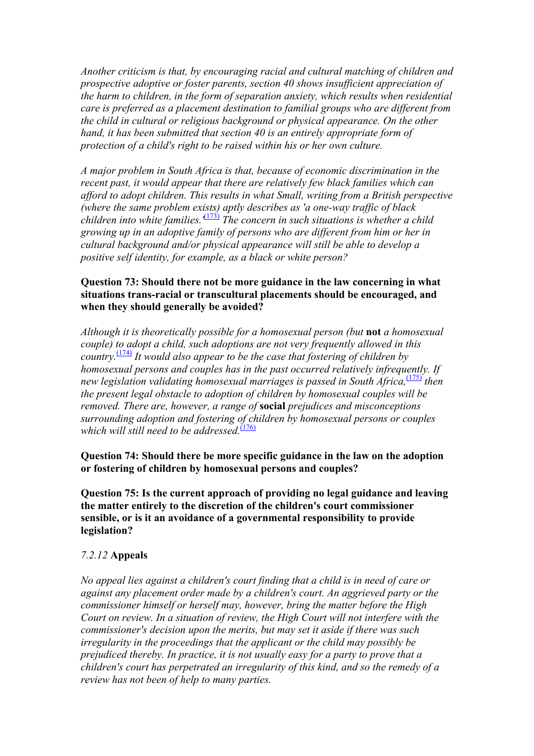*Another criticism is that, by encouraging racial and cultural matching of children and prospective adoptive or foster parents, section 40 shows insufficient appreciation of the harm to children, in the form of separation anxiety, which results when residential care is preferred as a placement destination to familial groups who are different from the child in cultural or religious background or physical appearance. On the other hand, it has been submitted that section 40 is an entirely appropriate form of protection of a child's right to be raised within his or her own culture.*

*A major problem in South Africa is that, because of economic discrimination in the recent past, it would appear that there are relatively few black families which can afford to adopt children. This results in what Small, writing from a British perspective (where the same problem exists) aptly describes as 'a one-way traffic of black children into white families.'*[(173)] *The concern in such situations is whether a child growing up in an adoptive family of persons who are different from him or her in cultural background and/or physical appearance will still be able to develop a positive self identity, for example, as a black or white person?*

**Question 73: Should there not be more guidance in the law concerning in what situations trans-racial or transcultural placements should be encouraged, and when they should generally be avoided?**

*Although it is theoretically possible for a homosexual person (but* **not** *a homosexual couple) to adopt a child, such adoptions are not very frequently allowed in this country.*[(174)] *It would also appear to be the case that fostering of children by homosexual persons and couples has in the past occurred relatively infrequently. If new legislation validating homosexual marriages is passed in South Africa,*[(175)] *then the present legal obstacle to adoption of children by homosexual couples will be removed. There are, however, a range of* **social** *prejudices and misconceptions surrounding adoption and fostering of children by homosexual persons or couples which will still need to be addressed.*[(176)]

**Question 74: Should there be more specific guidance in the law on the adoption or fostering of children by homosexual persons and couples?**

**Question 75: Is the current approach of providing no legal guidance and leaving the matter entirely to the discretion of the children's court commissioner sensible, or is it an avoidance of a governmental responsibility to provide legislation?**

*7.2.12* **Appeals**

*No appeal lies against a children's court finding that a child is in need of care or against any placement order made by a children's court. An aggrieved party or the commissioner himself or herself may, however, bring the matter before the High Court on review. In a situation of review, the High Court will not interfere with the commissioner's decision upon the merits, but may set it aside if there was such irregularity in the proceedings that the applicant or the child may possibly be prejudiced thereby. In practice, it is not usually easy for a party to prove that a children's court has perpetrated an irregularity of this kind, and so the remedy of a review has not been of help to many parties.*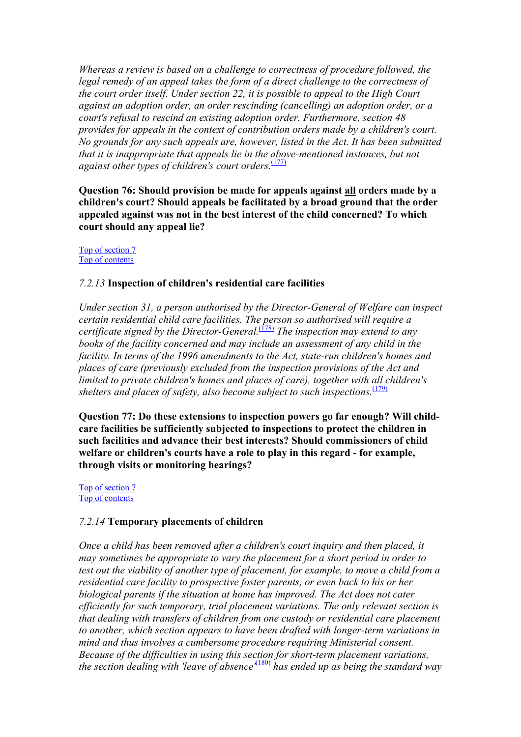*Whereas a review is based on a challenge to correctness of procedure followed, the legal remedy of an appeal takes the form of a direct challenge to the correctness of the court order itself. Under section 22, it is possible to appeal to the High Court against an adoption order, an order rescinding (cancelling) an adoption order, or a court's refusal to rescind an existing adoption order. Furthermore, section 48 provides for appeals in the context of contribution orders made by a children's court. No grounds for any such appeals are, however, listed in the Act. It has been submitted that it is inappropriate that appeals lie in the above-mentioned instances, but not against other types of children's court orders.*[(177)]

**Question 76: Should provision be made for appeals against all orders made by a children's court? Should appeals be facilitated by a broad ground that the order appealed against was not in the best interest of the child concerned? To which court should any appeal lie?**

Top of section 7
Top of contents

### *7.2.13* Inspection of children's residential care facilities

*Under section 31, a person authorised by the Director-General of Welfare can inspect certain residential child care facilities. The person so authorised will require a certificate signed by the Director-General.*[(178)] *The inspection may extend to any books of the facility concerned and may include an assessment of any child in the facility. In terms of the 1996 amendments to the Act, state-run children's homes and places of care (previously excluded from the inspection provisions of the Act and limited to private children's homes and places of care), together with all children's shelters and places of safety, also become subject to such inspections.*[(179)]

**Question 77: Do these extensions to inspection powers go far enough? Will child-care facilities be sufficiently subjected to inspections to protect the children in such facilities and advance their best interests? Should commissioners of child welfare or children's courts have a role to play in this regard - for example, through visits or monitoring hearings?**

Top of section 7
Top of contents

### *7.2.14* Temporary placements of children

*Once a child has been removed after a children's court inquiry and then placed, it may sometimes be appropriate to vary the placement for a short period in order to test out the viability of another type of placement, for example, to move a child from a residential care facility to prospective foster parents, or even back to his or her biological parents if the situation at home has improved. The Act does not cater efficiently for such temporary, trial placement variations. The only relevant section is that dealing with transfers of children from one custody or residential care placement to another, which section appears to have been drafted with longer-term variations in mind and thus involves a cumbersome procedure requiring Ministerial consent. Because of the difficulties in using this section for short-term placement variations, the section dealing with 'leave of absence'*[(180)] *has ended up as being the standard way*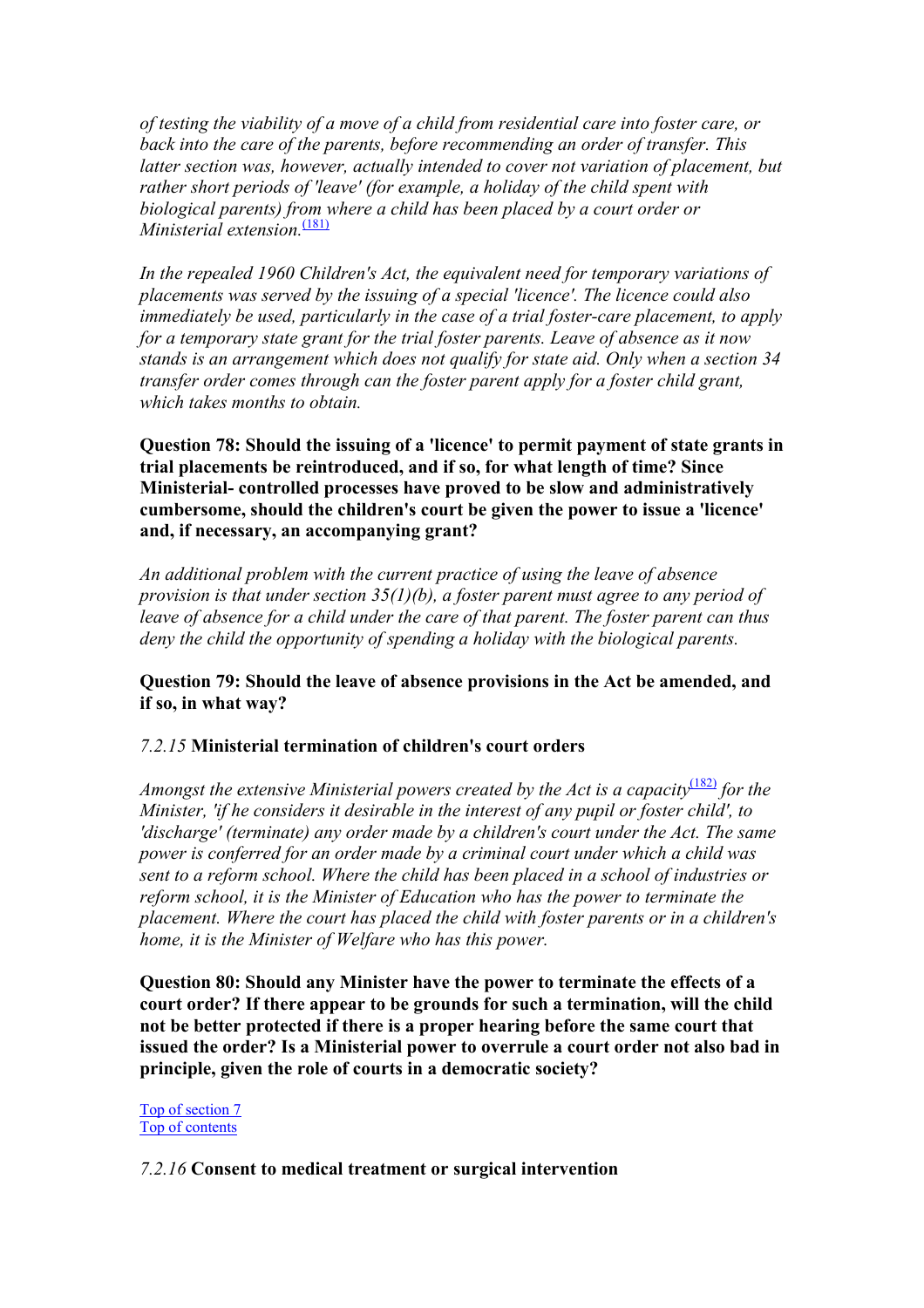*of testing the viability of a move of a child from residential care into foster care, or back into the care of the parents, before recommending an order of transfer. This latter section was, however, actually intended to cover not variation of placement, but rather short periods of 'leave' (for example, a holiday of the child spent with biological parents) from where a child has been placed by a court order or Ministerial extension.*[(181)]

*In the repealed 1960 Children's Act, the equivalent need for temporary variations of placements was served by the issuing of a special 'licence'. The licence could also immediately be used, particularly in the case of a trial foster-care placement, to apply for a temporary state grant for the trial foster parents. Leave of absence as it now stands is an arrangement which does not qualify for state aid. Only when a section 34 transfer order comes through can the foster parent apply for a foster child grant, which takes months to obtain.*

**Question 78: Should the issuing of a 'licence' to permit payment of state grants in trial placements be reintroduced, and if so, for what length of time? Since Ministerial- controlled processes have proved to be slow and administratively cumbersome, should the children's court be given the power to issue a 'licence' and, if necessary, an accompanying grant?**

*An additional problem with the current practice of using the leave of absence provision is that under section 35(1)(b), a foster parent must agree to any period of leave of absence for a child under the care of that parent. The foster parent can thus deny the child the opportunity of spending a holiday with the biological parents.*

**Question 79: Should the leave of absence provisions in the Act be amended, and if so, in what way?**

### *7.2.15* Ministerial termination of children's court orders

*Amongst the extensive Ministerial powers created by the Act is a capacity*[(182)] *for the Minister, 'if he considers it desirable in the interest of any pupil or foster child', to 'discharge' (terminate) any order made by a children's court under the Act. The same power is conferred for an order made by a criminal court under which a child was sent to a reform school. Where the child has been placed in a school of industries or reform school, it is the Minister of Education who has the power to terminate the placement. Where the court has placed the child with foster parents or in a children's home, it is the Minister of Welfare who has this power.*

**Question 80: Should any Minister have the power to terminate the effects of a court order? If there appear to be grounds for such a termination, will the child not be better protected if there is a proper hearing before the same court that issued the order? Is a Ministerial power to overrule a court order not also bad in principle, given the role of courts in a democratic society?**

Top of section 7
Top of contents

### *7.2.16* Consent to medical treatment or surgical intervention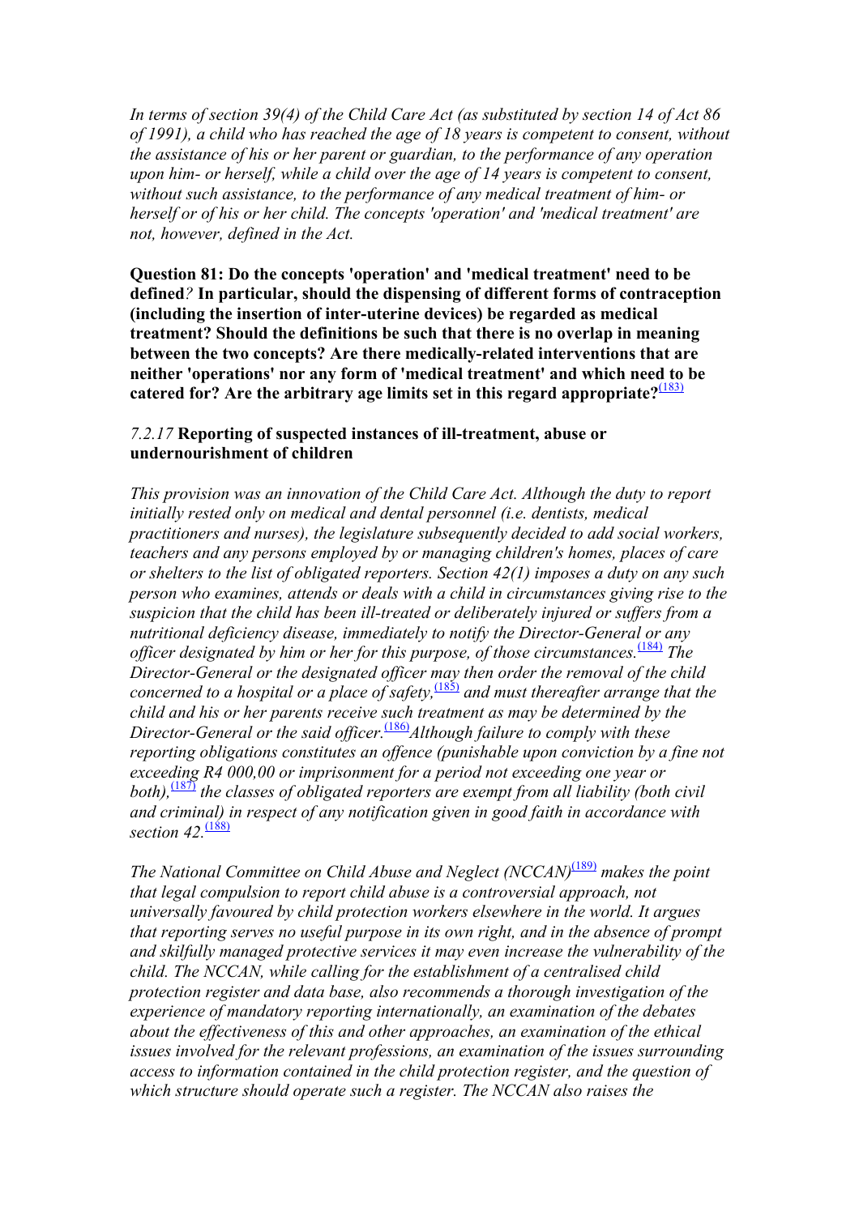*In terms of section 39(4) of the Child Care Act (as substituted by section 14 of Act 86 of 1991), a child who has reached the age of 18 years is competent to consent, without the assistance of his or her parent or guardian, to the performance of any operation upon him- or herself, while a child over the age of 14 years is competent to consent, without such assistance, to the performance of any medical treatment of him- or herself or of his or her child. The concepts 'operation' and 'medical treatment' are not, however, defined in the Act.*

**Question 81: Do the concepts 'operation' and 'medical treatment' need to be defined*?* In particular, should the dispensing of different forms of contraception (including the insertion of inter-uterine devices) be regarded as medical treatment? Should the definitions be such that there is no overlap in meaning between the two concepts? Are there medically-related interventions that are neither 'operations' nor any form of 'medical treatment' and which need to be catered for? Are the arbitrary age limits set in this regard appropriate?**[183]

### *7.2.17* Reporting of suspected instances of ill-treatment, abuse or undernourishment of children

*This provision was an innovation of the Child Care Act. Although the duty to report initially rested only on medical and dental personnel (i.e. dentists, medical practitioners and nurses), the legislature subsequently decided to add social workers, teachers and any persons employed by or managing children's homes, places of care or shelters to the list of obligated reporters. Section 42(1) imposes a duty on any such person who examines, attends or deals with a child in circumstances giving rise to the suspicion that the child has been ill-treated or deliberately injured or suffers from a nutritional deficiency disease, immediately to notify the Director-General or any officer designated by him or her for this purpose, of those circumstances.*[184] *The Director-General or the designated officer may then order the removal of the child concerned to a hospital or a place of safety,*[185] *and must thereafter arrange that the child and his or her parents receive such treatment as may be determined by the Director-General or the said officer.*[186]*Although failure to comply with these reporting obligations constitutes an offence (punishable upon conviction by a fine not exceeding R4 000,00 or imprisonment for a period not exceeding one year or both),*[187] *the classes of obligated reporters are exempt from all liability (both civil and criminal) in respect of any notification given in good faith in accordance with section 42.*[188]

*The National Committee on Child Abuse and Neglect (NCCAN)*[189] *makes the point that legal compulsion to report child abuse is a controversial approach, not universally favoured by child protection workers elsewhere in the world. It argues that reporting serves no useful purpose in its own right, and in the absence of prompt and skilfully managed protective services it may even increase the vulnerability of the child. The NCCAN, while calling for the establishment of a centralised child protection register and data base, also recommends a thorough investigation of the experience of mandatory reporting internationally, an examination of the debates about the effectiveness of this and other approaches, an examination of the ethical issues involved for the relevant professions, an examination of the issues surrounding access to information contained in the child protection register, and the question of which structure should operate such a register. The NCCAN also raises the*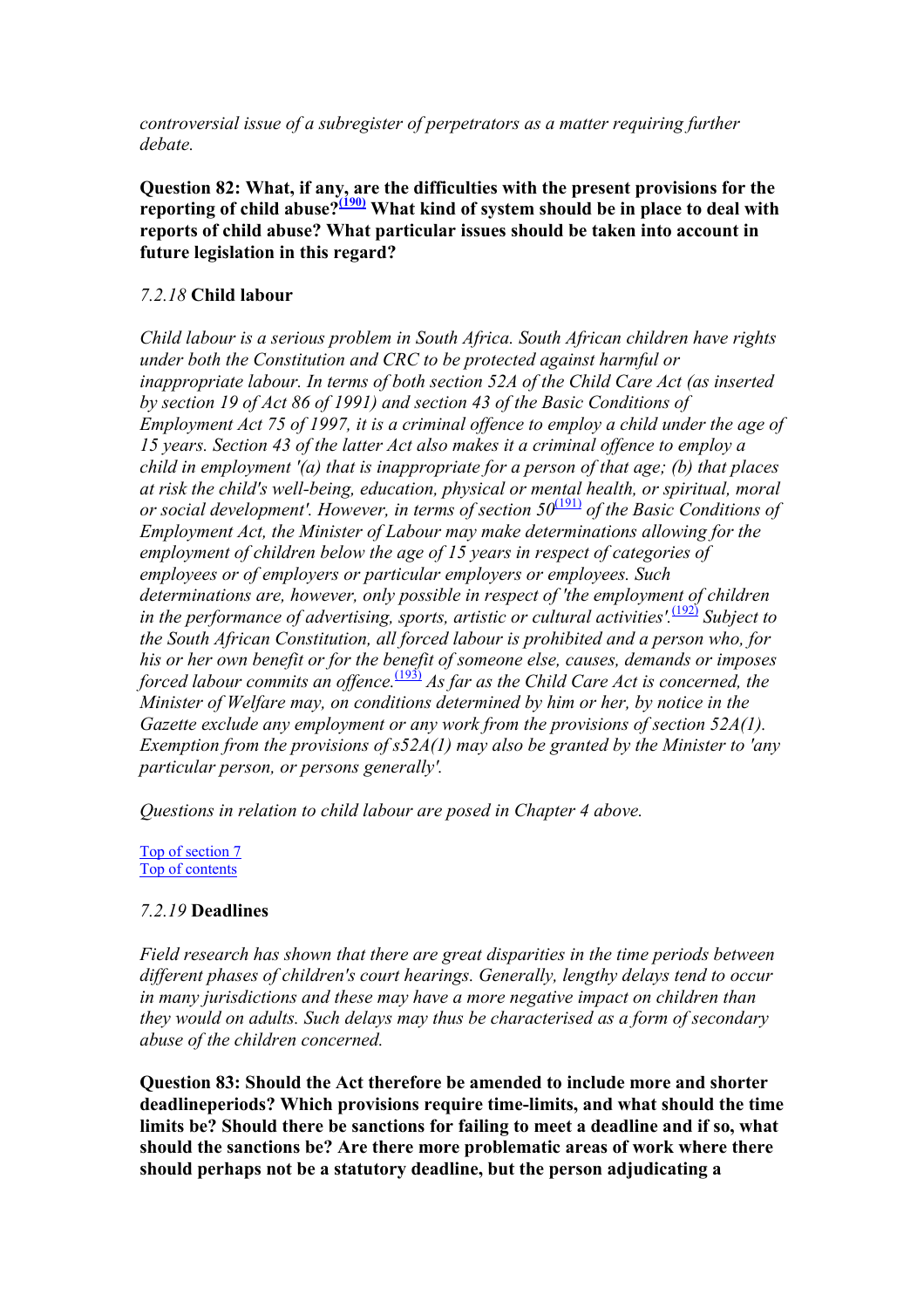*controversial issue of a subregister of perpetrators as a matter requiring further debate.*

**Question 82: What, if any, are the difficulties with the present provisions for the reporting of child abuse?[(190)] What kind of system should be in place to deal with reports of child abuse? What particular issues should be taken into account in future legislation in this regard?**

### *7.2.18* Child labour

*Child labour is a serious problem in South Africa. South African children have rights under both the Constitution and CRC to be protected against harmful or inappropriate labour. In terms of both section 52A of the Child Care Act (as inserted by section 19 of Act 86 of 1991) and section 43 of the Basic Conditions of Employment Act 75 of 1997, it is a criminal offence to employ a child under the age of 15 years. Section 43 of the latter Act also makes it a criminal offence to employ a child in employment '(a) that is inappropriate for a person of that age; (b) that places at risk the child's well-being, education, physical or mental health, or spiritual, moral or social development'. However, in terms of section 50[(191)] of the Basic Conditions of Employment Act, the Minister of Labour may make determinations allowing for the employment of children below the age of 15 years in respect of categories of employees or of employers or particular employers or employees. Such determinations are, however, only possible in respect of 'the employment of children in the performance of advertising, sports, artistic or cultural activities'.[(192)] Subject to the South African Constitution, all forced labour is prohibited and a person who, for his or her own benefit or for the benefit of someone else, causes, demands or imposes forced labour commits an offence.[(193)] As far as the Child Care Act is concerned, the Minister of Welfare may, on conditions determined by him or her, by notice in the Gazette exclude any employment or any work from the provisions of section 52A(1). Exemption from the provisions of s52A(1) may also be granted by the Minister to 'any particular person, or persons generally'.*

*Questions in relation to child labour are posed in Chapter 4 above.*

Top of section 7
Top of contents

### *7.2.19* Deadlines

*Field research has shown that there are great disparities in the time periods between different phases of children's court hearings. Generally, lengthy delays tend to occur in many jurisdictions and these may have a more negative impact on children than they would on adults. Such delays may thus be characterised as a form of secondary abuse of the children concerned.*

**Question 83: Should the Act therefore be amended to include more and shorter deadlineperiods? Which provisions require time-limits, and what should the time limits be? Should there be sanctions for failing to meet a deadline and if so, what should the sanctions be? Are there more problematic areas of work where there should perhaps not be a statutory deadline, but the person adjudicating a**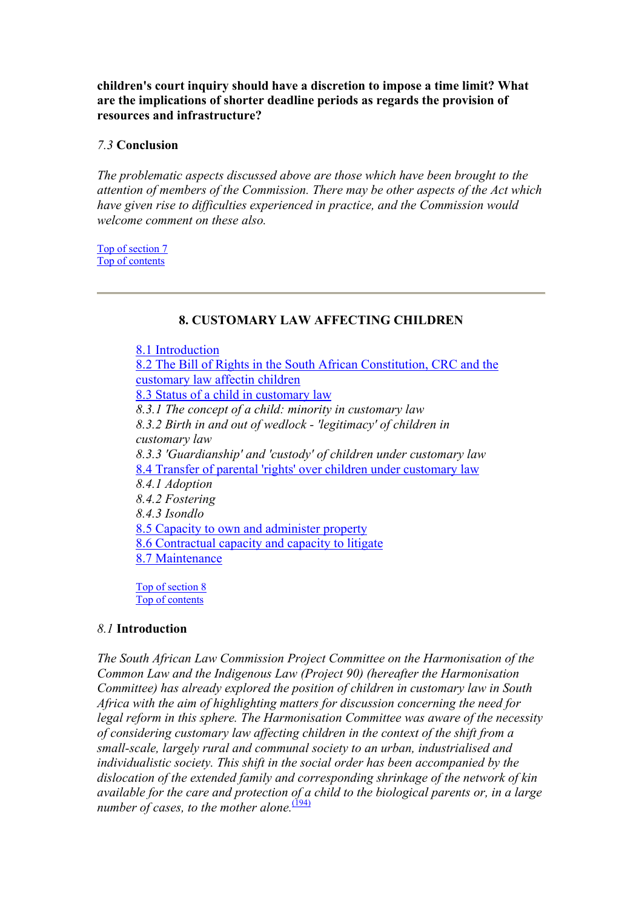**children's court inquiry should have a discretion to impose a time limit? What are the implications of shorter deadline periods as regards the provision of resources and infrastructure?**

### *7.3* Conclusion

*The problematic aspects discussed above are those which have been brought to the attention of members of the Commission. There may be other aspects of the Act which have given rise to difficulties experienced in practice, and the Commission would welcome comment on these also.*

Top of section 7
Top of contents

---

## 8. CUSTOMARY LAW AFFECTING CHILDREN

8.1 Introduction
8.2 The Bill of Rights in the South African Constitution, CRC and the customary law affectin children
8.3 Status of a child in customary law
*8.3.1 The concept of a child: minority in customary law*
*8.3.2 Birth in and out of wedlock - 'legitimacy' of children in customary law*
*8.3.3 'Guardianship' and 'custody' of children under customary law*
8.4 Transfer of parental 'rights' over children under customary law
*8.4.1 Adoption*
*8.4.2 Fostering*
*8.4.3 Isondlo*
8.5 Capacity to own and administer property
8.6 Contractual capacity and capacity to litigate
8.7 Maintenance

Top of section 8
Top of contents

### *8.1* Introduction

*The South African Law Commission Project Committee on the Harmonisation of the Common Law and the Indigenous Law (Project 90) (hereafter the Harmonisation Committee) has already explored the position of children in customary law in South Africa with the aim of highlighting matters for discussion concerning the need for legal reform in this sphere. The Harmonisation Committee was aware of the necessity of considering customary law affecting children in the context of the shift from a small-scale, largely rural and communal society to an urban, industrialised and individualistic society. This shift in the social order has been accompanied by the dislocation of the extended family and corresponding shrinkage of the network of kin available for the care and protection of a child to the biological parents or, in a large number of cases, to the mother alone.*[194]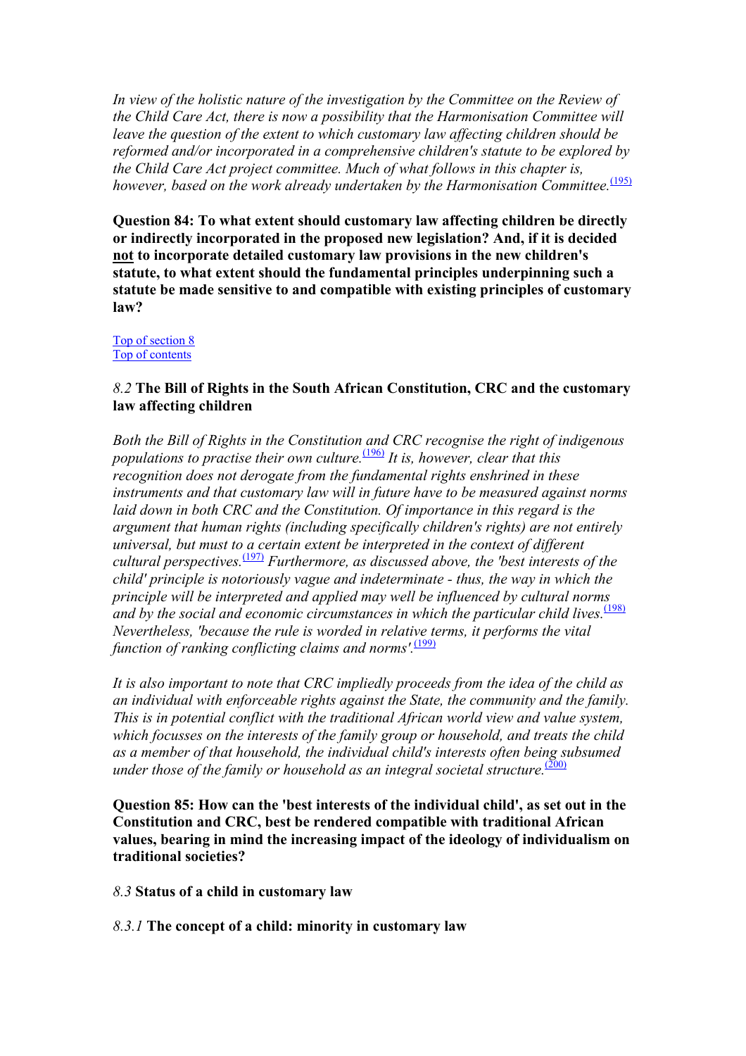*In view of the holistic nature of the investigation by the Committee on the Review of the Child Care Act, there is now a possibility that the Harmonisation Committee will leave the question of the extent to which customary law affecting children should be reformed and/or incorporated in a comprehensive children's statute to be explored by the Child Care Act project committee. Much of what follows in this chapter is, however, based on the work already undertaken by the Harmonisation Committee.*[(195)]

**Question 84: To what extent should customary law affecting children be directly or indirectly incorporated in the proposed new legislation? And, if it is decided <u>not</u> to incorporate detailed customary law provisions in the new children's statute, to what extent should the fundamental principles underpinning such a statute be made sensitive to and compatible with existing principles of customary law?**

Top of section 8
Top of contents

### *8.2* The Bill of Rights in the South African Constitution, CRC and the customary law affecting children

*Both the Bill of Rights in the Constitution and CRC recognise the right of indigenous populations to practise their own culture.*[(196)] *It is, however, clear that this recognition does not derogate from the fundamental rights enshrined in these instruments and that customary law will in future have to be measured against norms laid down in both CRC and the Constitution. Of importance in this regard is the argument that human rights (including specifically children's rights) are not entirely universal, but must to a certain extent be interpreted in the context of different cultural perspectives.*[(197)] *Furthermore, as discussed above, the 'best interests of the child' principle is notoriously vague and indeterminate - thus, the way in which the principle will be interpreted and applied may well be influenced by cultural norms and by the social and economic circumstances in which the particular child lives.*[(198)] *Nevertheless, 'because the rule is worded in relative terms, it performs the vital function of ranking conflicting claims and norms'.*[(199)]

*It is also important to note that CRC impliedly proceeds from the idea of the child as an individual with enforceable rights against the State, the community and the family. This is in potential conflict with the traditional African world view and value system, which focusses on the interests of the family group or household, and treats the child as a member of that household, the individual child's interests often being subsumed under those of the family or household as an integral societal structure.*[(200)]

**Question 85: How can the 'best interests of the individual child', as set out in the Constitution and CRC, best be rendered compatible with traditional African values, bearing in mind the increasing impact of the ideology of individualism on traditional societies?**

### *8.3* Status of a child in customary law

#### *8.3.1* The concept of a child: minority in customary law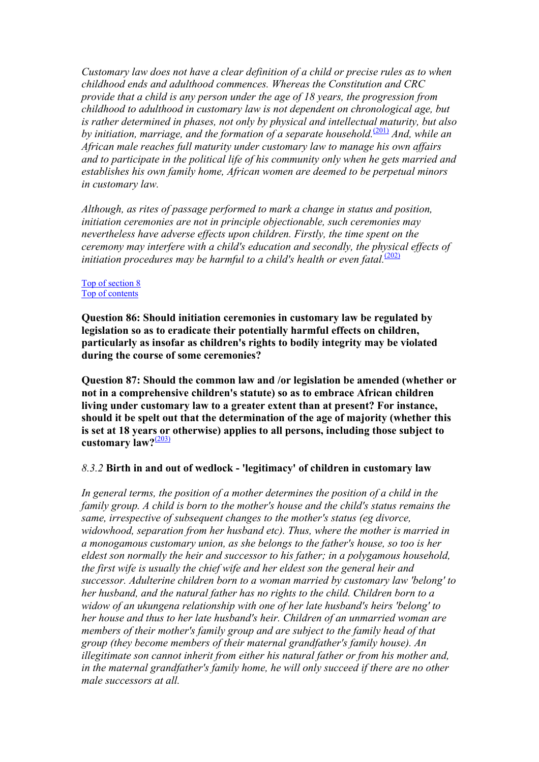*Customary law does not have a clear definition of a child or precise rules as to when childhood ends and adulthood commences. Whereas the Constitution and CRC provide that a child is any person under the age of 18 years, the progression from childhood to adulthood in customary law is not dependent on chronological age, but is rather determined in phases, not only by physical and intellectual maturity, but also by initiation, marriage, and the formation of a separate household.*[(201)] *And, while an African male reaches full maturity under customary law to manage his own affairs and to participate in the political life of his community only when he gets married and establishes his own family home, African women are deemed to be perpetual minors in customary law.*

*Although, as rites of passage performed to mark a change in status and position, initiation ceremonies are not in principle objectionable, such ceremonies may nevertheless have adverse effects upon children. Firstly, the time spent on the ceremony may interfere with a child's education and secondly, the physical effects of initiation procedures may be harmful to a child's health or even fatal.*[(202)]

Top of section 8
Top of contents

**Question 86: Should initiation ceremonies in customary law be regulated by legislation so as to eradicate their potentially harmful effects on children, particularly as insofar as children's rights to bodily integrity may be violated during the course of some ceremonies?**

**Question 87: Should the common law and /or legislation be amended (whether or not in a comprehensive children's statute) so as to embrace African children living under customary law to a greater extent than at present? For instance, should it be spelt out that the determination of the age of majority (whether this is set at 18 years or otherwise) applies to all persons, including those subject to customary law?**[(203)]

### *8.3.2* Birth in and out of wedlock - 'legitimacy' of children in customary law

*In general terms, the position of a mother determines the position of a child in the family group. A child is born to the mother's house and the child's status remains the same, irrespective of subsequent changes to the mother's status (eg divorce, widowhood, separation from her husband etc). Thus, where the mother is married in a monogamous customary union, as she belongs to the father's house, so too is her eldest son normally the heir and successor to his father; in a polygamous household, the first wife is usually the chief wife and her eldest son the general heir and successor. Adulterine children born to a woman married by customary law 'belong' to her husband, and the natural father has no rights to the child. Children born to a widow of an ukungena relationship with one of her late husband's heirs 'belong' to her house and thus to her late husband's heir. Children of an unmarried woman are members of their mother's family group and are subject to the family head of that group (they become members of their maternal grandfather's family house). An illegitimate son cannot inherit from either his natural father or from his mother and, in the maternal grandfather's family home, he will only succeed if there are no other male successors at all.*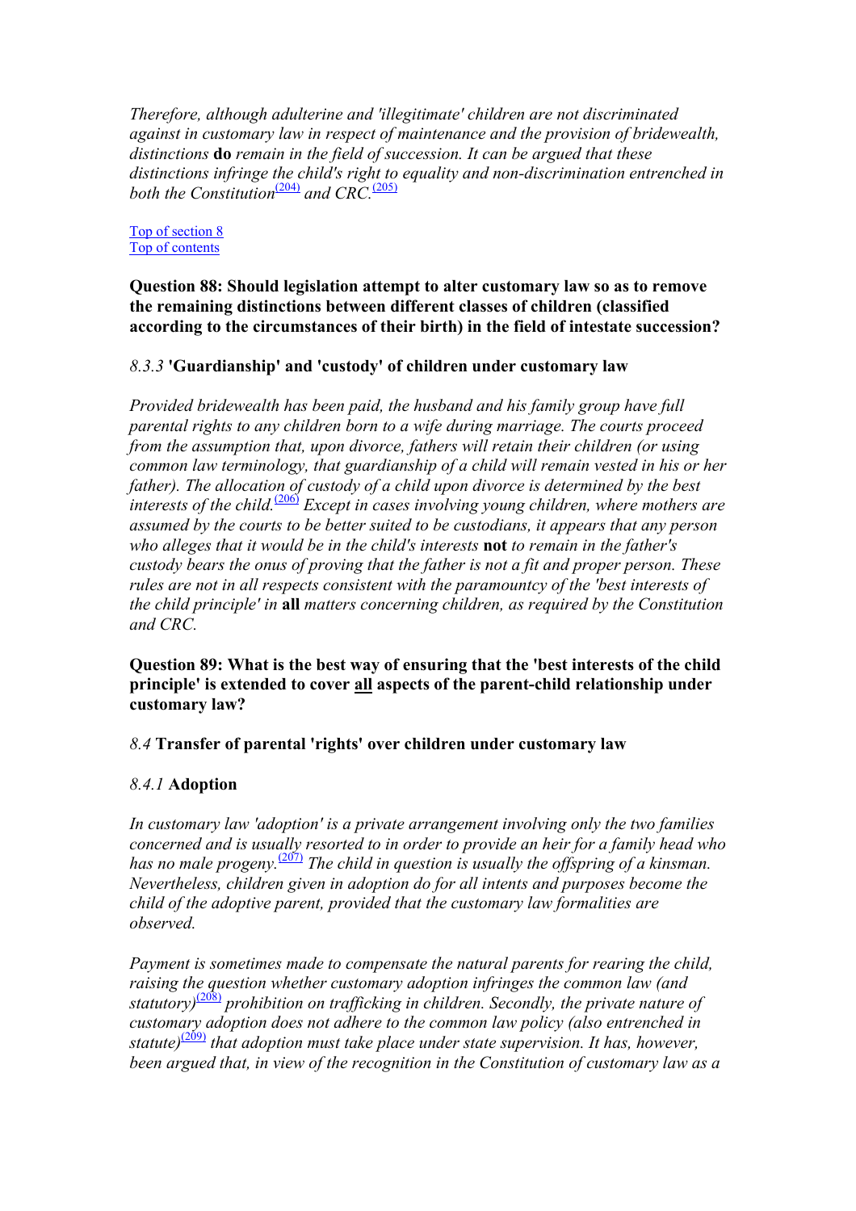*Therefore, although adulterine and 'illegitimate' children are not discriminated against in customary law in respect of maintenance and the provision of bridewealth, distinctions* **do** *remain in the field of succession. It can be argued that these distinctions infringe the child's right to equality and non-discrimination entrenched in both the Constitution*[(204)] *and CRC.*[(205)]

Top of section 8
Top of contents

**Question 88: Should legislation attempt to alter customary law so as to remove the remaining distinctions between different classes of children (classified according to the circumstances of their birth) in the field of intestate succession?**

### *8.3.3* 'Guardianship' and 'custody' of children under customary law

*Provided bridewealth has been paid, the husband and his family group have full parental rights to any children born to a wife during marriage. The courts proceed from the assumption that, upon divorce, fathers will retain their children (or using common law terminology, that guardianship of a child will remain vested in his or her father). The allocation of custody of a child upon divorce is determined by the best interests of the child.*[(206)] *Except in cases involving young children, where mothers are assumed by the courts to be better suited to be custodians, it appears that any person who alleges that it would be in the child's interests* **not** *to remain in the father's custody bears the onus of proving that the father is not a fit and proper person. These rules are not in all respects consistent with the paramountcy of the 'best interests of the child principle' in* **all** *matters concerning children, as required by the Constitution and CRC.*

**Question 89: What is the best way of ensuring that the 'best interests of the child principle' is extended to cover <u>all</u> aspects of the parent-child relationship under customary law?**

## *8.4* Transfer of parental 'rights' over children under customary law

### *8.4.1* Adoption

*In customary law 'adoption' is a private arrangement involving only the two families concerned and is usually resorted to in order to provide an heir for a family head who has no male progeny.*[(207)] *The child in question is usually the offspring of a kinsman. Nevertheless, children given in adoption do for all intents and purposes become the child of the adoptive parent, provided that the customary law formalities are observed.*

*Payment is sometimes made to compensate the natural parents for rearing the child, raising the question whether customary adoption infringes the common law (and statutory)*[(208)] *prohibition on trafficking in children. Secondly, the private nature of customary adoption does not adhere to the common law policy (also entrenched in statute)*[(209)] *that adoption must take place under state supervision. It has, however, been argued that, in view of the recognition in the Constitution of customary law as a*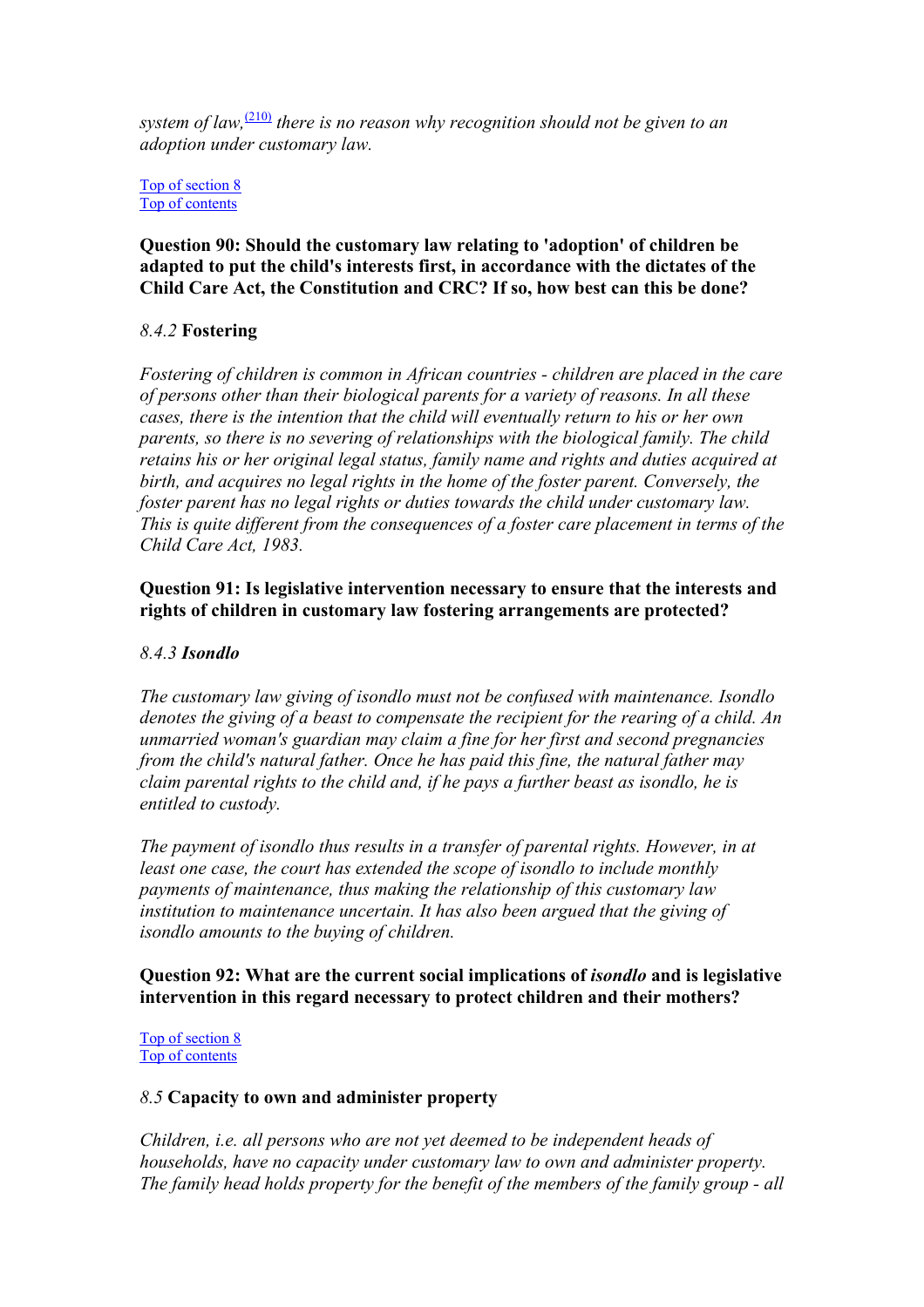*system of law,*[210] *there is no reason why recognition should not be given to an adoption under customary law.*

Top of section 8
Top of contents

**Question 90: Should the customary law relating to 'adoption' of children be adapted to put the child's interests first, in accordance with the dictates of the Child Care Act, the Constitution and CRC? If so, how best can this be done?**

### *8.4.2* Fostering

*Fostering of children is common in African countries - children are placed in the care of persons other than their biological parents for a variety of reasons. In all these cases, there is the intention that the child will eventually return to his or her own parents, so there is no severing of relationships with the biological family. The child retains his or her original legal status, family name and rights and duties acquired at birth, and acquires no legal rights in the home of the foster parent. Conversely, the foster parent has no legal rights or duties towards the child under customary law. This is quite different from the consequences of a foster care placement in terms of the Child Care Act, 1983.*

**Question 91: Is legislative intervention necessary to ensure that the interests and rights of children in customary law fostering arrangements are protected?**

### *8.4.3* ***Isondlo***

*The customary law giving of isondlo must not be confused with maintenance. Isondlo denotes the giving of a beast to compensate the recipient for the rearing of a child. An unmarried woman's guardian may claim a fine for her first and second pregnancies from the child's natural father. Once he has paid this fine, the natural father may claim parental rights to the child and, if he pays a further beast as isondlo, he is entitled to custody.*

*The payment of isondlo thus results in a transfer of parental rights. However, in at least one case, the court has extended the scope of isondlo to include monthly payments of maintenance, thus making the relationship of this customary law institution to maintenance uncertain. It has also been argued that the giving of isondlo amounts to the buying of children.*

**Question 92: What are the current social implications of *isondlo* and is legislative intervention in this regard necessary to protect children and their mothers?**

Top of section 8
Top of contents

### *8.5* Capacity to own and administer property

*Children, i.e. all persons who are not yet deemed to be independent heads of households, have no capacity under customary law to own and administer property. The family head holds property for the benefit of the members of the family group - all*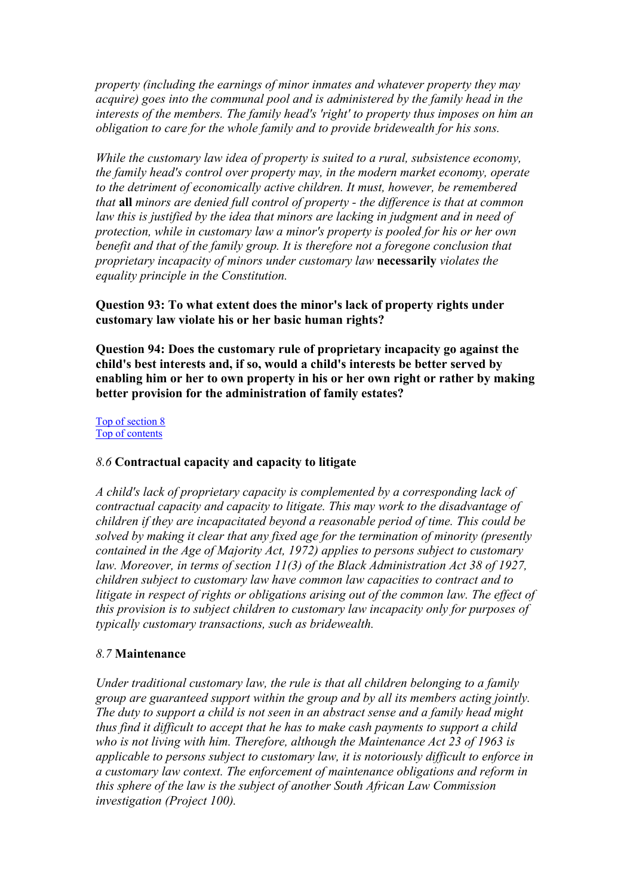*property (including the earnings of minor inmates and whatever property they may acquire) goes into the communal pool and is administered by the family head in the interests of the members. The family head's 'right' to property thus imposes on him an obligation to care for the whole family and to provide bridewealth for his sons.*

*While the customary law idea of property is suited to a rural, subsistence economy, the family head's control over property may, in the modern market economy, operate to the detriment of economically active children. It must, however, be remembered that* **all** *minors are denied full control of property - the difference is that at common law this is justified by the idea that minors are lacking in judgment and in need of protection, while in customary law a minor's property is pooled for his or her own benefit and that of the family group. It is therefore not a foregone conclusion that proprietary incapacity of minors under customary law* **necessarily** *violates the equality principle in the Constitution.*

**Question 93: To what extent does the minor's lack of property rights under customary law violate his or her basic human rights?**

**Question 94: Does the customary rule of proprietary incapacity go against the child's best interests and, if so, would a child's interests be better served by enabling him or her to own property in his or her own right or rather by making better provision for the administration of family estates?**

Top of section 8
Top of contents

### *8.6* Contractual capacity and capacity to litigate

*A child's lack of proprietary capacity is complemented by a corresponding lack of contractual capacity and capacity to litigate. This may work to the disadvantage of children if they are incapacitated beyond a reasonable period of time. This could be solved by making it clear that any fixed age for the termination of minority (presently contained in the Age of Majority Act, 1972) applies to persons subject to customary law. Moreover, in terms of section 11(3) of the Black Administration Act 38 of 1927, children subject to customary law have common law capacities to contract and to litigate in respect of rights or obligations arising out of the common law. The effect of this provision is to subject children to customary law incapacity only for purposes of typically customary transactions, such as bridewealth.*

### *8.7* Maintenance

*Under traditional customary law, the rule is that all children belonging to a family group are guaranteed support within the group and by all its members acting jointly. The duty to support a child is not seen in an abstract sense and a family head might thus find it difficult to accept that he has to make cash payments to support a child who is not living with him. Therefore, although the Maintenance Act 23 of 1963 is applicable to persons subject to customary law, it is notoriously difficult to enforce in a customary law context. The enforcement of maintenance obligations and reform in this sphere of the law is the subject of another South African Law Commission investigation (Project 100).*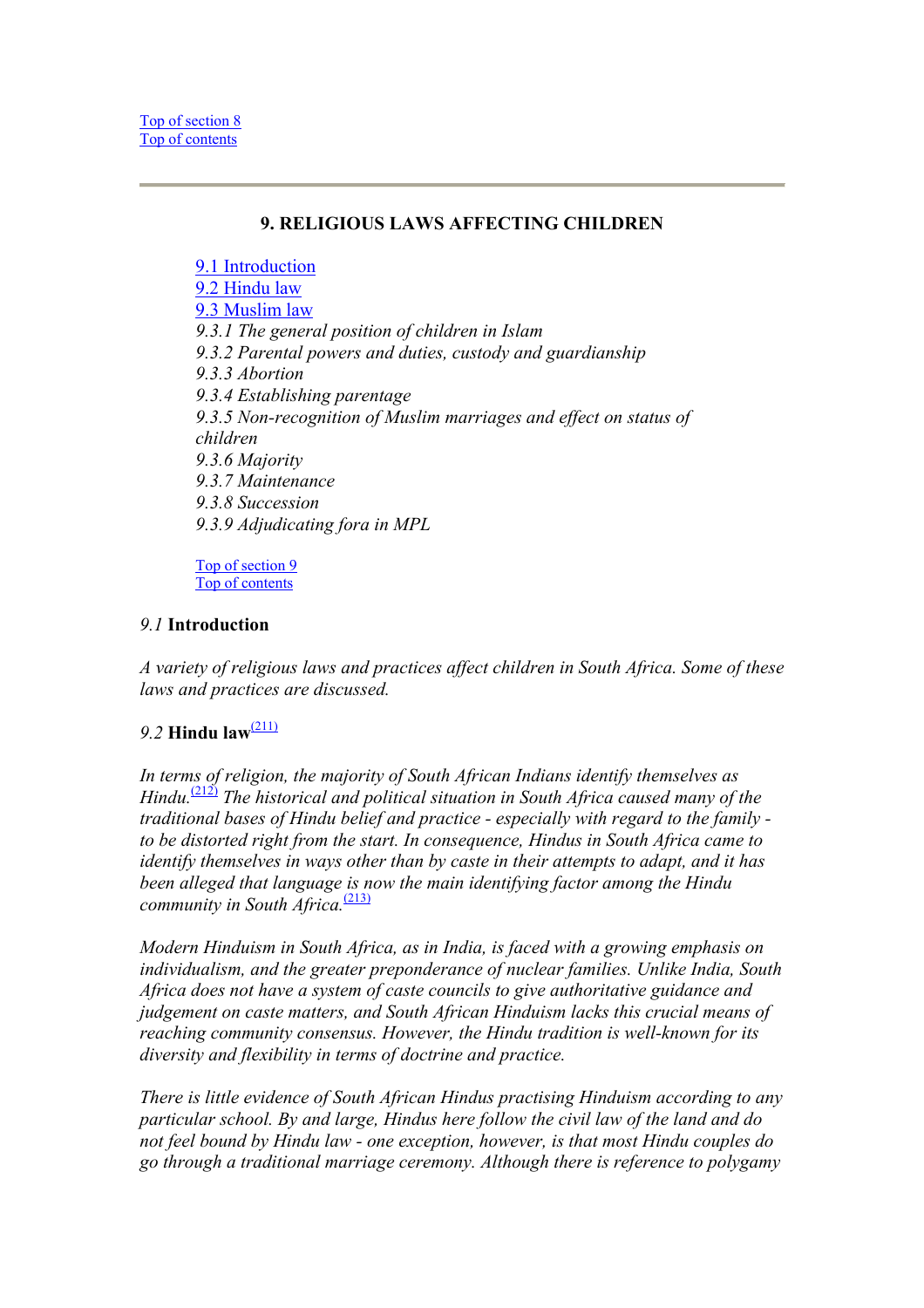Top of section 8
Top of contents

## 9. RELIGIOUS LAWS AFFECTING CHILDREN

9.1 Introduction
9.2 Hindu law
9.3 Muslim law
*9.3.1 The general position of children in Islam*
*9.3.2 Parental powers and duties, custody and guardianship*
*9.3.3 Abortion*
*9.3.4 Establishing parentage*
*9.3.5 Non-recognition of Muslim marriages and effect on status of children*
*9.3.6 Majority*
*9.3.7 Maintenance*
*9.3.8 Succession*
*9.3.9 Adjudicating fora in MPL*

Top of section 9
Top of contents

### *9.1* **Introduction**

*A variety of religious laws and practices affect children in South Africa. Some of these laws and practices are discussed.*

### *9.2* **Hindu law**[(211)]

*In terms of religion, the majority of South African Indians identify themselves as Hindu.*[(212)] *The historical and political situation in South Africa caused many of the traditional bases of Hindu belief and practice - especially with regard to the family - to be distorted right from the start. In consequence, Hindus in South Africa came to identify themselves in ways other than by caste in their attempts to adapt, and it has been alleged that language is now the main identifying factor among the Hindu community in South Africa.*[(213)]

*Modern Hinduism in South Africa, as in India, is faced with a growing emphasis on individualism, and the greater preponderance of nuclear families. Unlike India, South Africa does not have a system of caste councils to give authoritative guidance and judgement on caste matters, and South African Hinduism lacks this crucial means of reaching community consensus. However, the Hindu tradition is well-known for its diversity and flexibility in terms of doctrine and practice.*

*There is little evidence of South African Hindus practising Hinduism according to any particular school. By and large, Hindus here follow the civil law of the land and do not feel bound by Hindu law - one exception, however, is that most Hindu couples do go through a traditional marriage ceremony. Although there is reference to polygamy*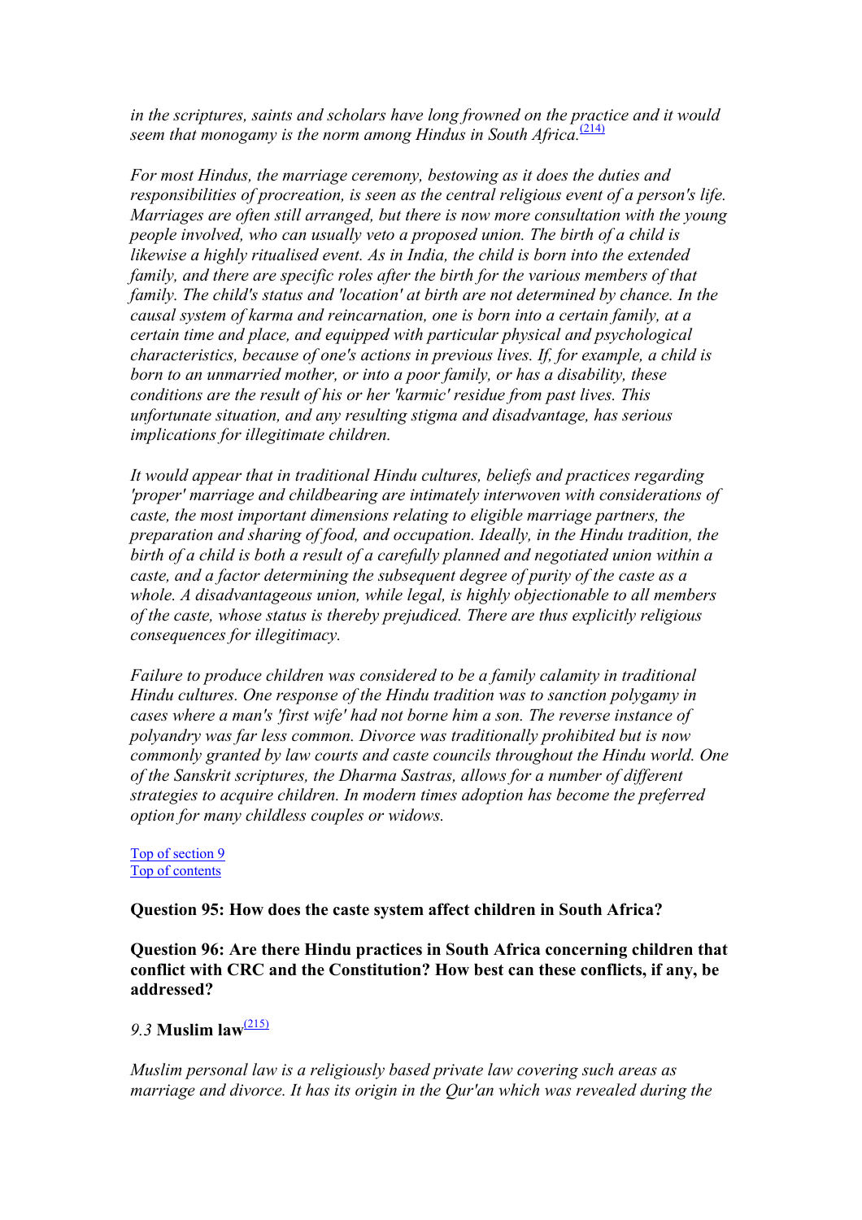*in the scriptures, saints and scholars have long frowned on the practice and it would seem that monogamy is the norm among Hindus in South Africa.*[(214)]

*For most Hindus, the marriage ceremony, bestowing as it does the duties and responsibilities of procreation, is seen as the central religious event of a person's life. Marriages are often still arranged, but there is now more consultation with the young people involved, who can usually veto a proposed union. The birth of a child is likewise a highly ritualised event. As in India, the child is born into the extended family, and there are specific roles after the birth for the various members of that family. The child's status and 'location' at birth are not determined by chance. In the causal system of karma and reincarnation, one is born into a certain family, at a certain time and place, and equipped with particular physical and psychological characteristics, because of one's actions in previous lives. If, for example, a child is born to an unmarried mother, or into a poor family, or has a disability, these conditions are the result of his or her 'karmic' residue from past lives. This unfortunate situation, and any resulting stigma and disadvantage, has serious implications for illegitimate children.*

*It would appear that in traditional Hindu cultures, beliefs and practices regarding 'proper' marriage and childbearing are intimately interwoven with considerations of caste, the most important dimensions relating to eligible marriage partners, the preparation and sharing of food, and occupation. Ideally, in the Hindu tradition, the birth of a child is both a result of a carefully planned and negotiated union within a caste, and a factor determining the subsequent degree of purity of the caste as a whole. A disadvantageous union, while legal, is highly objectionable to all members of the caste, whose status is thereby prejudiced. There are thus explicitly religious consequences for illegitimacy.*

*Failure to produce children was considered to be a family calamity in traditional Hindu cultures. One response of the Hindu tradition was to sanction polygamy in cases where a man's 'first wife' had not borne him a son. The reverse instance of polyandry was far less common. Divorce was traditionally prohibited but is now commonly granted by law courts and caste councils throughout the Hindu world. One of the Sanskrit scriptures, the Dharma Sastras, allows for a number of different strategies to acquire children. In modern times adoption has become the preferred option for many childless couples or widows.*

Top of section 9
Top of contents

**Question 95: How does the caste system affect children in South Africa?**

**Question 96: Are there Hindu practices in South Africa concerning children that conflict with CRC and the Constitution? How best can these conflicts, if any, be addressed?**

### *9.3* Muslim law[(215)]

*Muslim personal law is a religiously based private law covering such areas as marriage and divorce. It has its origin in the Qur'an which was revealed during the*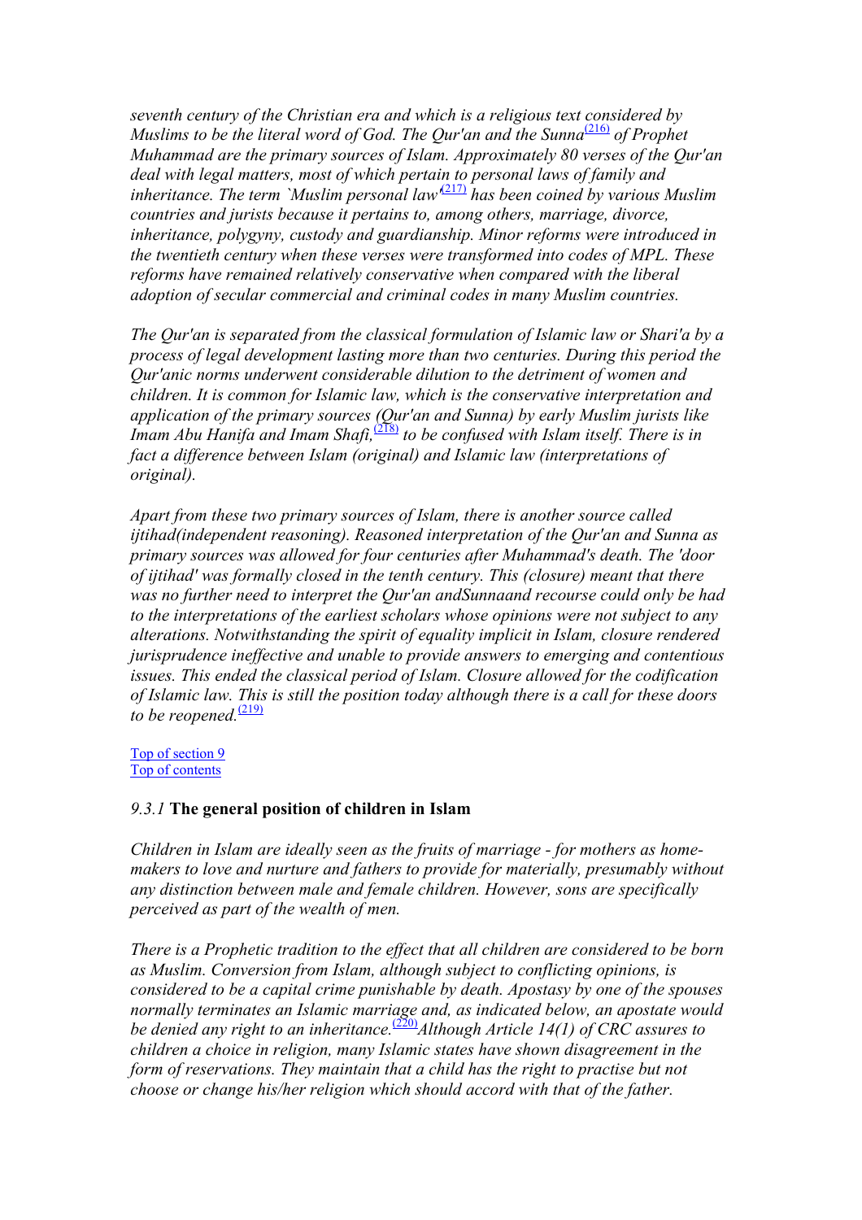*seventh century of the Christian era and which is a religious text considered by Muslims to be the literal word of God. The Qur'an and the Sunna*[216] *of Prophet Muhammad are the primary sources of Islam. Approximately 80 verses of the Qur'an deal with legal matters, most of which pertain to personal laws of family and inheritance. The term `Muslim personal law'*[217] *has been coined by various Muslim countries and jurists because it pertains to, among others, marriage, divorce, inheritance, polygyny, custody and guardianship. Minor reforms were introduced in the twentieth century when these verses were transformed into codes of MPL. These reforms have remained relatively conservative when compared with the liberal adoption of secular commercial and criminal codes in many Muslim countries.*

*The Qur'an is separated from the classical formulation of Islamic law or Shari'a by a process of legal development lasting more than two centuries. During this period the Qur'anic norms underwent considerable dilution to the detriment of women and children. It is common for Islamic law, which is the conservative interpretation and application of the primary sources (Qur'an and Sunna) by early Muslim jurists like Imam Abu Hanifa and Imam Shafi,*[218] *to be confused with Islam itself. There is in fact a difference between Islam (original) and Islamic law (interpretations of original).*

*Apart from these two primary sources of Islam, there is another source called ijtihad(independent reasoning). Reasoned interpretation of the Qur'an and Sunna as primary sources was allowed for four centuries after Muhammad's death. The 'door of ijtihad' was formally closed in the tenth century. This (closure) meant that there was no further need to interpret the Qur'an andSunnaand recourse could only be had to the interpretations of the earliest scholars whose opinions were not subject to any alterations. Notwithstanding the spirit of equality implicit in Islam, closure rendered jurisprudence ineffective and unable to provide answers to emerging and contentious issues. This ended the classical period of Islam. Closure allowed for the codification of Islamic law. This is still the position today although there is a call for these doors to be reopened.*[219]

Top of section 9
Top of contents

### *9.3.1* **The general position of children in Islam**

*Children in Islam are ideally seen as the fruits of marriage - for mothers as home-makers to love and nurture and fathers to provide for materially, presumably without any distinction between male and female children. However, sons are specifically perceived as part of the wealth of men.*

*There is a Prophetic tradition to the effect that all children are considered to be born as Muslim. Conversion from Islam, although subject to conflicting opinions, is considered to be a capital crime punishable by death. Apostasy by one of the spouses normally terminates an Islamic marriage and, as indicated below, an apostate would be denied any right to an inheritance.*[220]*Although Article 14(1) of CRC assures to children a choice in religion, many Islamic states have shown disagreement in the form of reservations. They maintain that a child has the right to practise but not choose or change his/her religion which should accord with that of the father.*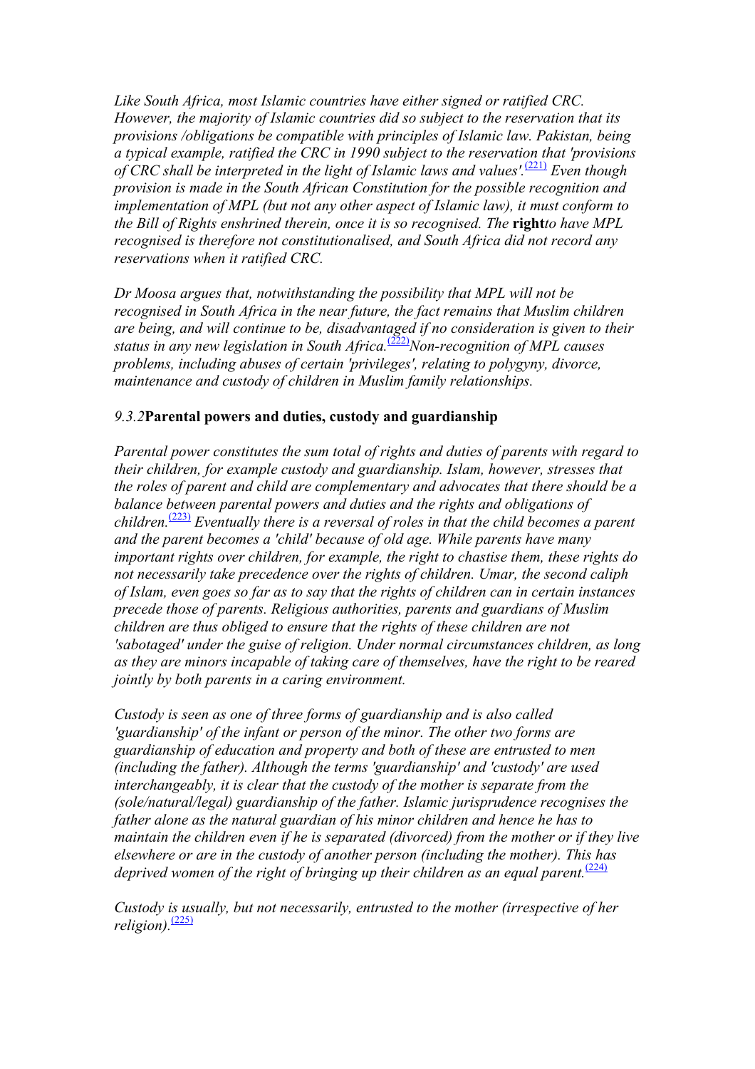*Like South Africa, most Islamic countries have either signed or ratified CRC. However, the majority of Islamic countries did so subject to the reservation that its provisions /obligations be compatible with principles of Islamic law. Pakistan, being a typical example, ratified the CRC in 1990 subject to the reservation that 'provisions of CRC shall be interpreted in the light of Islamic laws and values'.*[(221)] *Even though provision is made in the South African Constitution for the possible recognition and implementation of MPL (but not any other aspect of Islamic law), it must conform to the Bill of Rights enshrined therein, once it is so recognised. The* **right** *to have MPL recognised is therefore not constitutionalised, and South Africa did not record any reservations when it ratified CRC.*

*Dr Moosa argues that, notwithstanding the possibility that MPL will not be recognised in South Africa in the near future, the fact remains that Muslim children are being, and will continue to be, disadvantaged if no consideration is given to their status in any new legislation in South Africa.*[(222)] *Non-recognition of MPL causes problems, including abuses of certain 'privileges', relating to polygyny, divorce, maintenance and custody of children in Muslim family relationships.*

### *9.3.2* **Parental powers and duties, custody and guardianship**

*Parental power constitutes the sum total of rights and duties of parents with regard to their children, for example custody and guardianship. Islam, however, stresses that the roles of parent and child are complementary and advocates that there should be a balance between parental powers and duties and the rights and obligations of children.*[(223)] *Eventually there is a reversal of roles in that the child becomes a parent and the parent becomes a 'child' because of old age. While parents have many important rights over children, for example, the right to chastise them, these rights do not necessarily take precedence over the rights of children. Umar, the second caliph of Islam, even goes so far as to say that the rights of children can in certain instances precede those of parents. Religious authorities, parents and guardians of Muslim children are thus obliged to ensure that the rights of these children are not 'sabotaged' under the guise of religion. Under normal circumstances children, as long as they are minors incapable of taking care of themselves, have the right to be reared jointly by both parents in a caring environment.*

*Custody is seen as one of three forms of guardianship and is also called 'guardianship' of the infant or person of the minor. The other two forms are guardianship of education and property and both of these are entrusted to men (including the father). Although the terms 'guardianship' and 'custody' are used interchangeably, it is clear that the custody of the mother is separate from the (sole/natural/legal) guardianship of the father. Islamic jurisprudence recognises the father alone as the natural guardian of his minor children and hence he has to maintain the children even if he is separated (divorced) from the mother or if they live elsewhere or are in the custody of another person (including the mother). This has deprived women of the right of bringing up their children as an equal parent.*[(224)]

*Custody is usually, but not necessarily, entrusted to the mother (irrespective of her religion).*[(225)]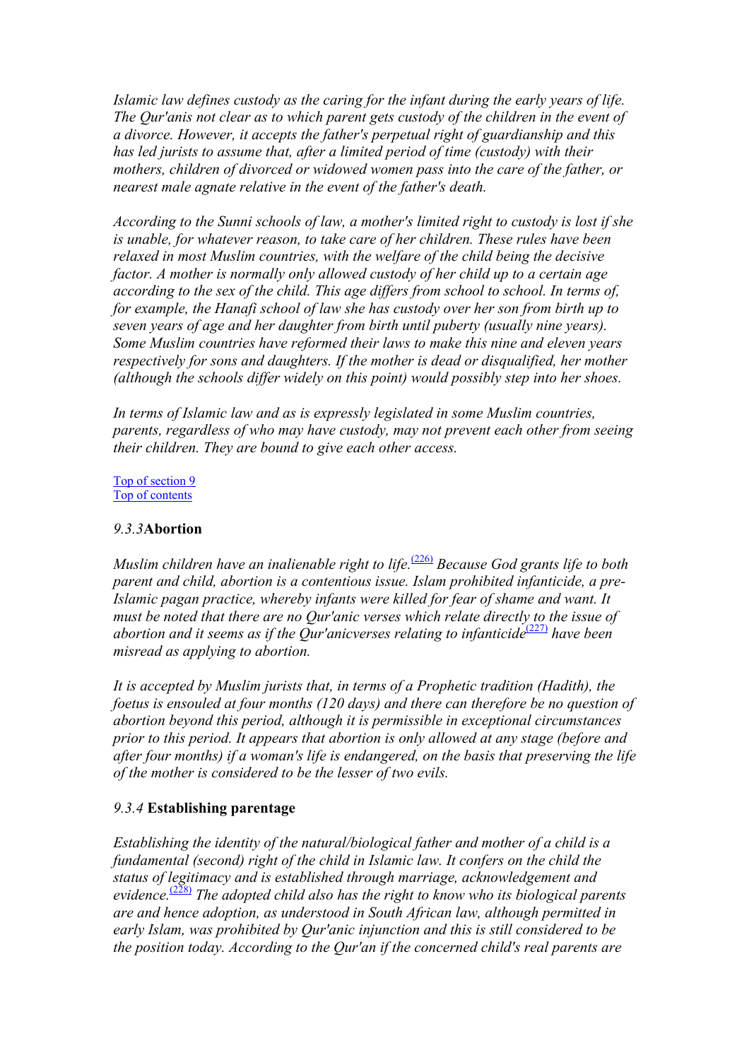*Islamic law defines custody as the caring for the infant during the early years of life. The Qur'anis not clear as to which parent gets custody of the children in the event of a divorce. However, it accepts the father's perpetual right of guardianship and this has led jurists to assume that, after a limited period of time (custody) with their mothers, children of divorced or widowed women pass into the care of the father, or nearest male agnate relative in the event of the father's death.*

*According to the Sunni schools of law, a mother's limited right to custody is lost if she is unable, for whatever reason, to take care of her children. These rules have been relaxed in most Muslim countries, with the welfare of the child being the decisive factor. A mother is normally only allowed custody of her child up to a certain age according to the sex of the child. This age differs from school to school. In terms of, for example, the Hanafi school of law she has custody over her son from birth up to seven years of age and her daughter from birth until puberty (usually nine years). Some Muslim countries have reformed their laws to make this nine and eleven years respectively for sons and daughters. If the mother is dead or disqualified, her mother (although the schools differ widely on this point) would possibly step into her shoes.*

*In terms of Islamic law and as is expressly legislated in some Muslim countries, parents, regardless of who may have custody, may not prevent each other from seeing their children. They are bound to give each other access.*

Top of section 9
Top of contents

### *9.3.3* **Abortion**

*Muslim children have an inalienable right to life.*[226] *Because God grants life to both parent and child, abortion is a contentious issue. Islam prohibited infanticide, a pre-Islamic pagan practice, whereby infants were killed for fear of shame and want. It must be noted that there are no Qur'anic verses which relate directly to the issue of abortion and it seems as if the Qur'anicverses relating to infanticide*[227] *have been misread as applying to abortion.*

*It is accepted by Muslim jurists that, in terms of a Prophetic tradition (Hadith), the foetus is ensouled at four months (120 days) and there can therefore be no question of abortion beyond this period, although it is permissible in exceptional circumstances prior to this period. It appears that abortion is only allowed at any stage (before and after four months) if a woman's life is endangered, on the basis that preserving the life of the mother is considered to be the lesser of two evils.*

### *9.3.4* **Establishing parentage**

*Establishing the identity of the natural/biological father and mother of a child is a fundamental (second) right of the child in Islamic law. It confers on the child the status of legitimacy and is established through marriage, acknowledgement and evidence.*[228] *The adopted child also has the right to know who its biological parents are and hence adoption, as understood in South African law, although permitted in early Islam, was prohibited by Qur'anic injunction and this is still considered to be the position today. According to the Qur'an if the concerned child's real parents are*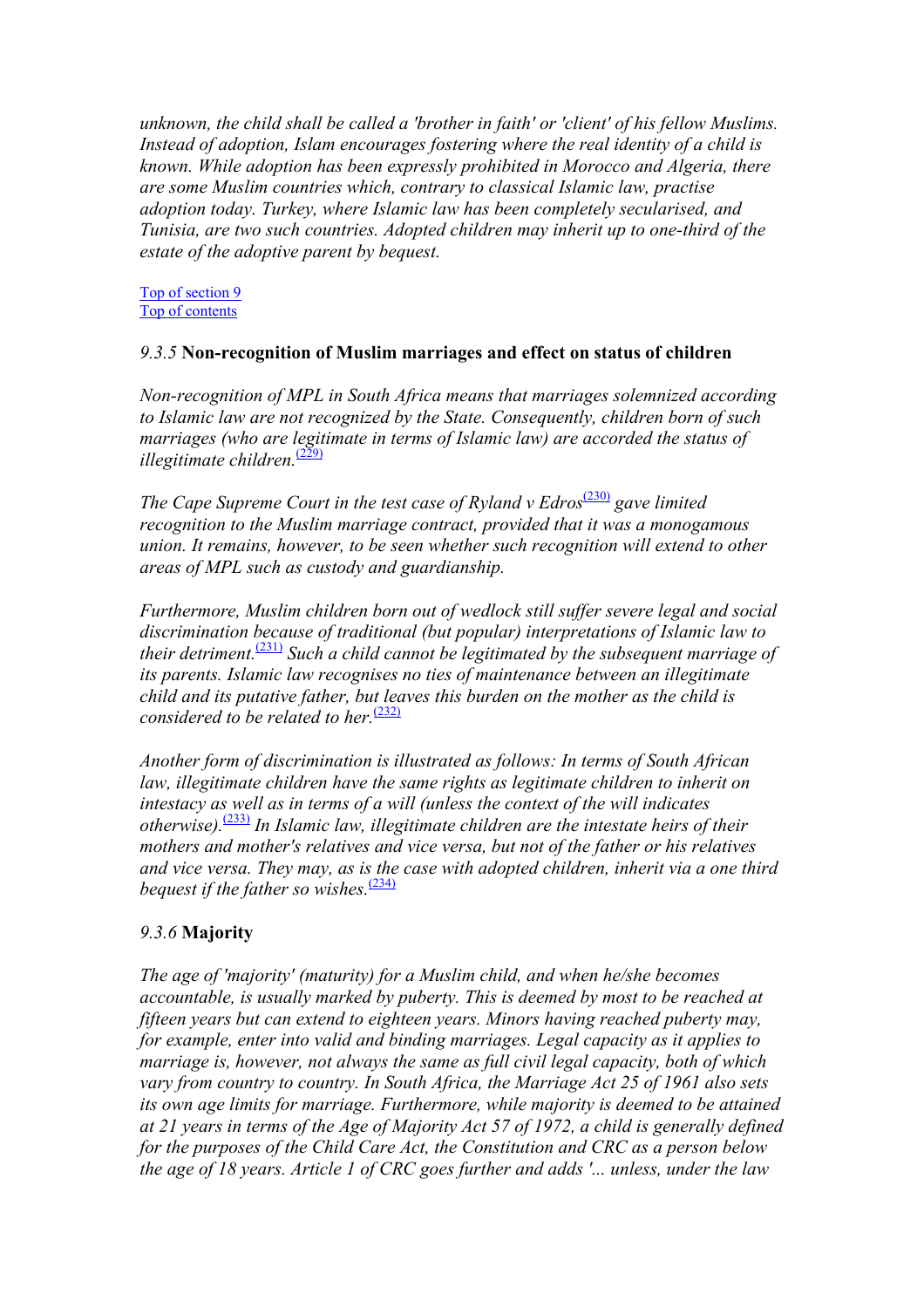*unknown, the child shall be called a 'brother in faith' or 'client' of his fellow Muslims. Instead of adoption, Islam encourages fostering where the real identity of a child is known. While adoption has been expressly prohibited in Morocco and Algeria, there are some Muslim countries which, contrary to classical Islamic law, practise adoption today. Turkey, where Islamic law has been completely secularised, and Tunisia, are two such countries. Adopted children may inherit up to one-third of the estate of the adoptive parent by bequest.*

Top of section 9
Top of contents

### *9.3.5* **Non-recognition of Muslim marriages and effect on status of children**

*Non-recognition of MPL in South Africa means that marriages solemnized according to Islamic law are not recognized by the State. Consequently, children born of such marriages (who are legitimate in terms of Islamic law) are accorded the status of illegitimate children.*[229]

*The Cape Supreme Court in the test case of Ryland v Edros*[230] *gave limited recognition to the Muslim marriage contract, provided that it was a monogamous union. It remains, however, to be seen whether such recognition will extend to other areas of MPL such as custody and guardianship.*

*Furthermore, Muslim children born out of wedlock still suffer severe legal and social discrimination because of traditional (but popular) interpretations of Islamic law to their detriment.*[231] *Such a child cannot be legitimated by the subsequent marriage of its parents. Islamic law recognises no ties of maintenance between an illegitimate child and its putative father, but leaves this burden on the mother as the child is considered to be related to her.*[232]

*Another form of discrimination is illustrated as follows: In terms of South African law, illegitimate children have the same rights as legitimate children to inherit on intestacy as well as in terms of a will (unless the context of the will indicates otherwise).*[233] *In Islamic law, illegitimate children are the intestate heirs of their mothers and mother's relatives and vice versa, but not of the father or his relatives and vice versa. They may, as is the case with adopted children, inherit via a one third bequest if the father so wishes.*[234]

### *9.3.6* **Majority**

*The age of 'majority' (maturity) for a Muslim child, and when he/she becomes accountable, is usually marked by puberty. This is deemed by most to be reached at fifteen years but can extend to eighteen years. Minors having reached puberty may, for example, enter into valid and binding marriages. Legal capacity as it applies to marriage is, however, not always the same as full civil legal capacity, both of which vary from country to country. In South Africa, the Marriage Act 25 of 1961 also sets its own age limits for marriage. Furthermore, while majority is deemed to be attained at 21 years in terms of the Age of Majority Act 57 of 1972, a child is generally defined for the purposes of the Child Care Act, the Constitution and CRC as a person below the age of 18 years. Article 1 of CRC goes further and adds '... unless, under the law*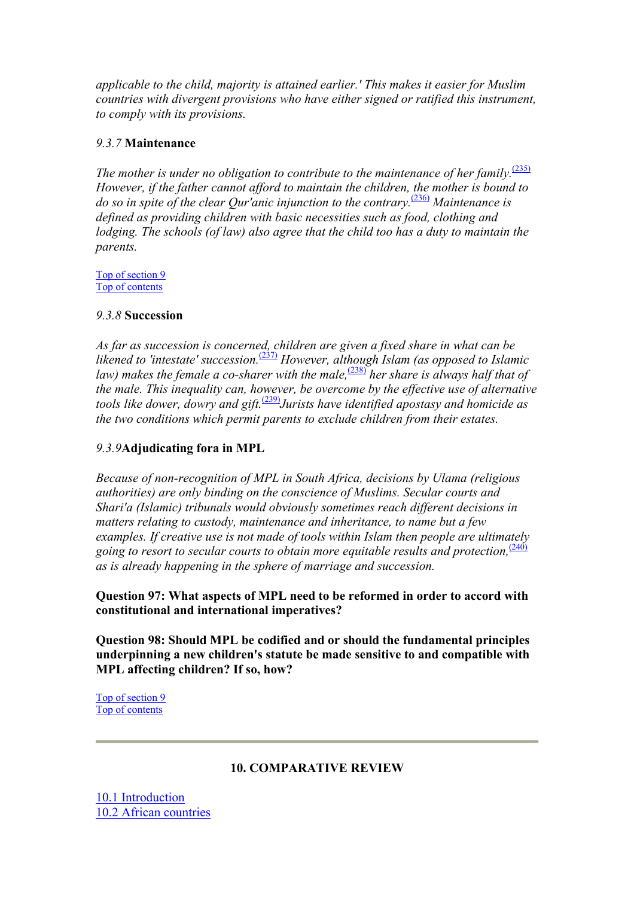*applicable to the child, majority is attained earlier.' This makes it easier for Muslim countries with divergent provisions who have either signed or ratified this instrument, to comply with its provisions.*

#### *9.3.7* **Maintenance**

*The mother is under no obligation to contribute to the maintenance of her family.*[(235)] *However, if the father cannot afford to maintain the children, the mother is bound to do so in spite of the clear Qur'anic injunction to the contrary.*[(236)] *Maintenance is defined as providing children with basic necessities such as food, clothing and lodging. The schools (of law) also agree that the child too has a duty to maintain the parents.*

Top of section 9
Top of contents

#### *9.3.8* **Succession**

*As far as succession is concerned, children are given a fixed share in what can be likened to 'intestate' succession.*[(237)] *However, although Islam (as opposed to Islamic law) makes the female a co-sharer with the male,*[(238)] *her share is always half that of the male. This inequality can, however, be overcome by the effective use of alternative tools like dower, dowry and gift.*[(239)]*Jurists have identified apostasy and homicide as the two conditions which permit parents to exclude children from their estates.*

#### *9.3.9***Adjudicating fora in MPL**

*Because of non-recognition of MPL in South Africa, decisions by Ulama (religious authorities) are only binding on the conscience of Muslims. Secular courts and Shari'a (Islamic) tribunals would obviously sometimes reach different decisions in matters relating to custody, maintenance and inheritance, to name but a few examples. If creative use is not made of tools within Islam then people are ultimately going to resort to secular courts to obtain more equitable results and protection,*[(240)] *as is already happening in the sphere of marriage and succession.*

**Question 97: What aspects of MPL need to be reformed in order to accord with constitutional and international imperatives?**

**Question 98: Should MPL be codified and or should the fundamental principles underpinning a new children's statute be made sensitive to and compatible with MPL affecting children? If so, how?**

Top of section 9
Top of contents

---

## 10. COMPARATIVE REVIEW

10.1 Introduction
10.2 African countries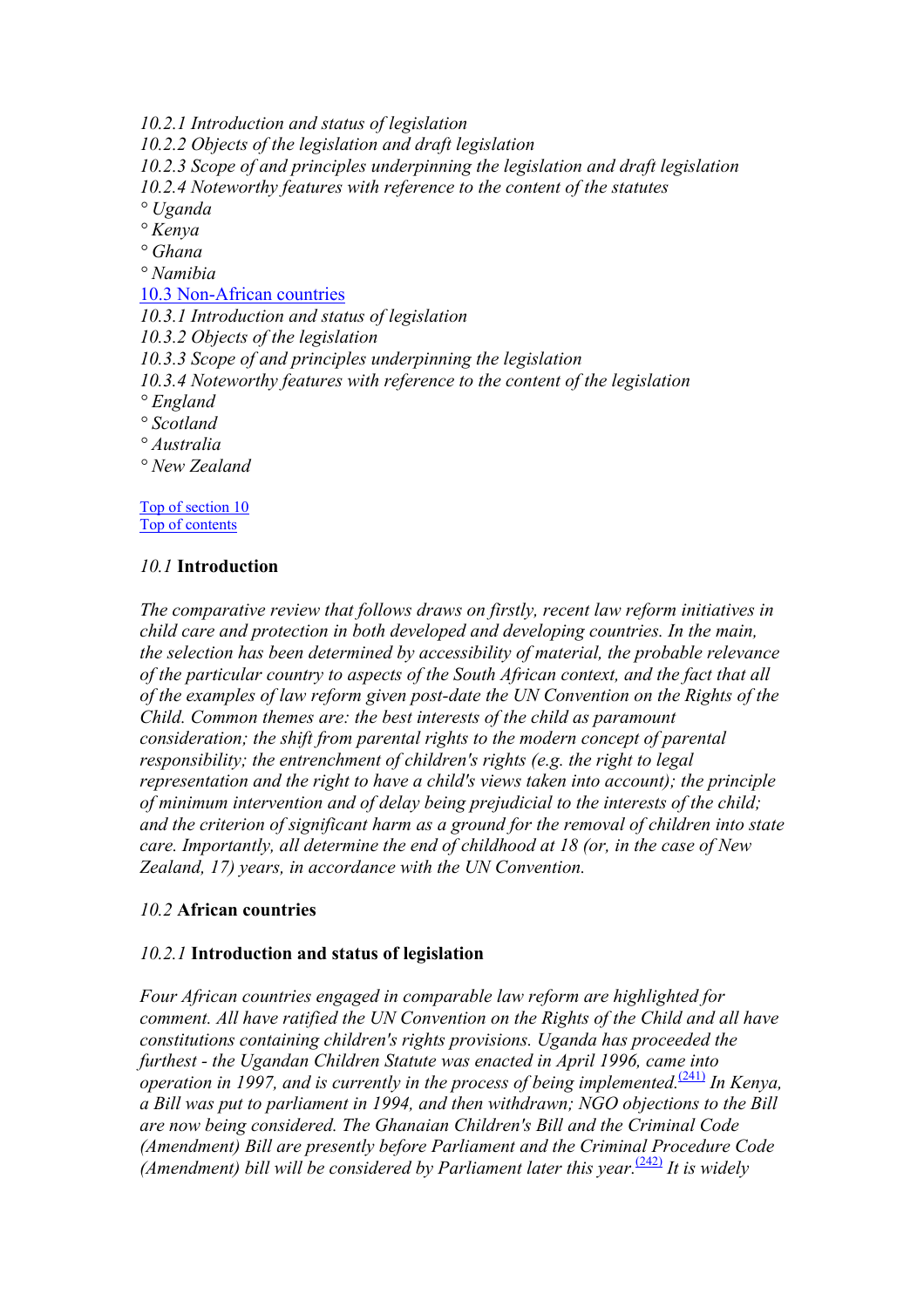*10.2.1 Introduction and status of legislation*
*10.2.2 Objects of the legislation and draft legislation*
*10.2.3 Scope of and principles underpinning the legislation and draft legislation*
*10.2.4 Noteworthy features with reference to the content of the statutes*
*° Uganda*
*° Kenya*
*° Ghana*
*° Namibia*
10.3 Non-African countries
*10.3.1 Introduction and status of legislation*
*10.3.2 Objects of the legislation*
*10.3.3 Scope of and principles underpinning the legislation*
*10.3.4 Noteworthy features with reference to the content of the legislation*
*° England*
*° Scotland*
*° Australia*
*° New Zealand*

Top of section 10
Top of contents

### *10.1* Introduction

*The comparative review that follows draws on firstly, recent law reform initiatives in child care and protection in both developed and developing countries. In the main, the selection has been determined by accessibility of material, the probable relevance of the particular country to aspects of the South African context, and the fact that all of the examples of law reform given post-date the UN Convention on the Rights of the Child. Common themes are: the best interests of the child as paramount consideration; the shift from parental rights to the modern concept of parental responsibility; the entrenchment of children's rights (e.g. the right to legal representation and the right to have a child's views taken into account); the principle of minimum intervention and of delay being prejudicial to the interests of the child; and the criterion of significant harm as a ground for the removal of children into state care. Importantly, all determine the end of childhood at 18 (or, in the case of New Zealand, 17) years, in accordance with the UN Convention.*

### *10.2* African countries

#### *10.2.1* Introduction and status of legislation

*Four African countries engaged in comparable law reform are highlighted for comment. All have ratified the UN Convention on the Rights of the Child and all have constitutions containing children's rights provisions. Uganda has proceeded the furthest - the Ugandan Children Statute was enacted in April 1996, came into operation in 1997, and is currently in the process of being implemented.*[(241)] *In Kenya, a Bill was put to parliament in 1994, and then withdrawn; NGO objections to the Bill are now being considered. The Ghanaian Children's Bill and the Criminal Code (Amendment) Bill are presently before Parliament and the Criminal Procedure Code (Amendment) bill will be considered by Parliament later this year.*[(242)] *It is widely*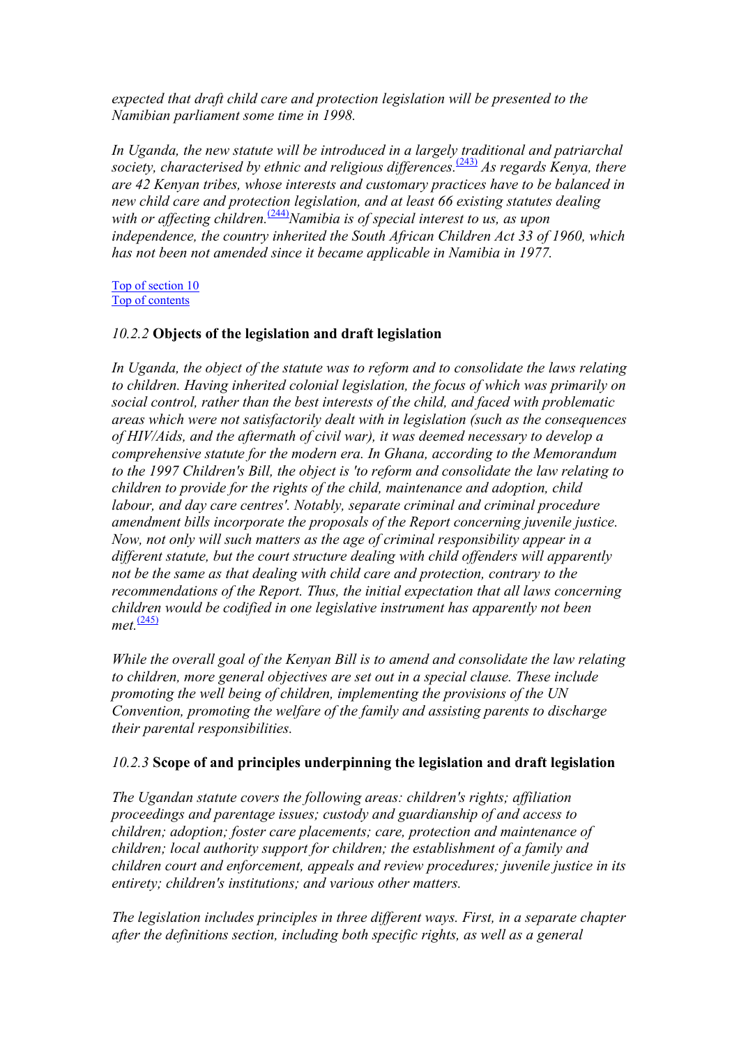*expected that draft child care and protection legislation will be presented to the Namibian parliament some time in 1998.*

*In Uganda, the new statute will be introduced in a largely traditional and patriarchal society, characterised by ethnic and religious differences.*[(243)] *As regards Kenya, there are 42 Kenyan tribes, whose interests and customary practices have to be balanced in new child care and protection legislation, and at least 66 existing statutes dealing with or affecting children.*[(244)]*Namibia is of special interest to us, as upon independence, the country inherited the South African Children Act 33 of 1960, which has not been not amended since it became applicable in Namibia in 1977.*

Top of section 10
Top of contents

### *10.2.2* Objects of the legislation and draft legislation

*In Uganda, the object of the statute was to reform and to consolidate the laws relating to children. Having inherited colonial legislation, the focus of which was primarily on social control, rather than the best interests of the child, and faced with problematic areas which were not satisfactorily dealt with in legislation (such as the consequences of HIV/Aids, and the aftermath of civil war), it was deemed necessary to develop a comprehensive statute for the modern era. In Ghana, according to the Memorandum to the 1997 Children's Bill, the object is 'to reform and consolidate the law relating to children to provide for the rights of the child, maintenance and adoption, child labour, and day care centres'. Notably, separate criminal and criminal procedure amendment bills incorporate the proposals of the Report concerning juvenile justice. Now, not only will such matters as the age of criminal responsibility appear in a different statute, but the court structure dealing with child offenders will apparently not be the same as that dealing with child care and protection, contrary to the recommendations of the Report. Thus, the initial expectation that all laws concerning children would be codified in one legislative instrument has apparently not been met.*[(245)]

*While the overall goal of the Kenyan Bill is to amend and consolidate the law relating to children, more general objectives are set out in a special clause. These include promoting the well being of children, implementing the provisions of the UN Convention, promoting the welfare of the family and assisting parents to discharge their parental responsibilities.*

### *10.2.3* Scope of and principles underpinning the legislation and draft legislation

*The Ugandan statute covers the following areas: children's rights; affiliation proceedings and parentage issues; custody and guardianship of and access to children; adoption; foster care placements; care, protection and maintenance of children; local authority support for children; the establishment of a family and children court and enforcement, appeals and review procedures; juvenile justice in its entirety; children's institutions; and various other matters.*

*The legislation includes principles in three different ways. First, in a separate chapter after the definitions section, including both specific rights, as well as a general*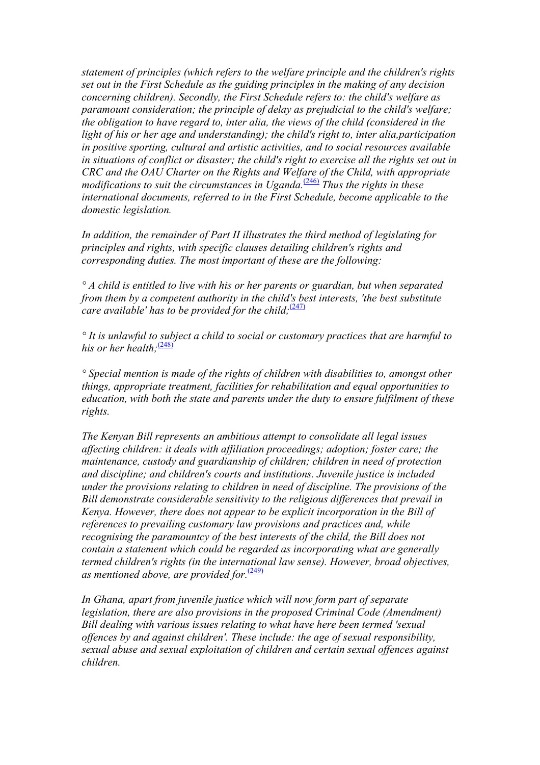*statement of principles (which refers to the welfare principle and the children's rights set out in the First Schedule as the guiding principles in the making of any decision concerning children). Secondly, the First Schedule refers to: the child's welfare as paramount consideration; the principle of delay as prejudicial to the child's welfare; the obligation to have regard to, inter alia, the views of the child (considered in the light of his or her age and understanding); the child's right to, inter alia,participation in positive sporting, cultural and artistic activities, and to social resources available in situations of conflict or disaster; the child's right to exercise all the rights set out in CRC and the OAU Charter on the Rights and Welfare of the Child, with appropriate modifications to suit the circumstances in Uganda.*[(246)] *Thus the rights in these international documents, referred to in the First Schedule, become applicable to the domestic legislation.*

*In addition, the remainder of Part II illustrates the third method of legislating for principles and rights, with specific clauses detailing children's rights and corresponding duties. The most important of these are the following:*

*° A child is entitled to live with his or her parents or guardian, but when separated from them by a competent authority in the child's best interests, 'the best substitute care available' has to be provided for the child;*[(247)]

*° It is unlawful to subject a child to social or customary practices that are harmful to his or her health;*[(248)]

*° Special mention is made of the rights of children with disabilities to, amongst other things, appropriate treatment, facilities for rehabilitation and equal opportunities to education, with both the state and parents under the duty to ensure fulfilment of these rights.*

*The Kenyan Bill represents an ambitious attempt to consolidate all legal issues affecting children: it deals with affiliation proceedings; adoption; foster care; the maintenance, custody and guardianship of children; children in need of protection and discipline; and children's courts and institutions. Juvenile justice is included under the provisions relating to children in need of discipline. The provisions of the Bill demonstrate considerable sensitivity to the religious differences that prevail in Kenya. However, there does not appear to be explicit incorporation in the Bill of references to prevailing customary law provisions and practices and, while recognising the paramountcy of the best interests of the child, the Bill does not contain a statement which could be regarded as incorporating what are generally termed children's rights (in the international law sense). However, broad objectives, as mentioned above, are provided for.*[(249)]

*In Ghana, apart from juvenile justice which will now form part of separate legislation, there are also provisions in the proposed Criminal Code (Amendment) Bill dealing with various issues relating to what have here been termed 'sexual offences by and against children'. These include: the age of sexual responsibility, sexual abuse and sexual exploitation of children and certain sexual offences against children.*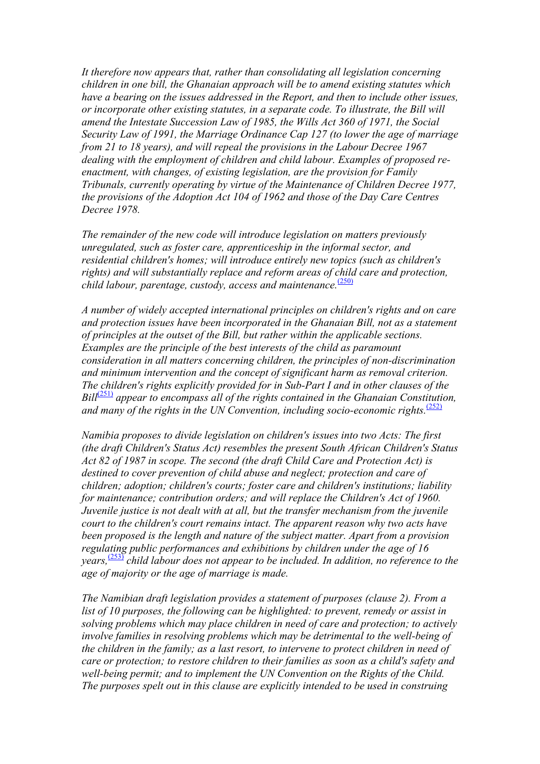*It therefore now appears that, rather than consolidating all legislation concerning children in one bill, the Ghanaian approach will be to amend existing statutes which have a bearing on the issues addressed in the Report, and then to include other issues, or incorporate other existing statutes, in a separate code. To illustrate, the Bill will amend the Intestate Succession Law of 1985, the Wills Act 360 of 1971, the Social Security Law of 1991, the Marriage Ordinance Cap 127 (to lower the age of marriage from 21 to 18 years), and will repeal the provisions in the Labour Decree 1967 dealing with the employment of children and child labour. Examples of proposed re-enactment, with changes, of existing legislation, are the provision for Family Tribunals, currently operating by virtue of the Maintenance of Children Decree 1977, the provisions of the Adoption Act 104 of 1962 and those of the Day Care Centres Decree 1978.*

*The remainder of the new code will introduce legislation on matters previously unregulated, such as foster care, apprenticeship in the informal sector, and residential children's homes; will introduce entirely new topics (such as children's rights) and will substantially replace and reform areas of child care and protection, child labour, parentage, custody, access and maintenance.*[250]

*A number of widely accepted international principles on children's rights and on care and protection issues have been incorporated in the Ghanaian Bill, not as a statement of principles at the outset of the Bill, but rather within the applicable sections. Examples are the principle of the best interests of the child as paramount consideration in all matters concerning children, the principles of non-discrimination and minimum intervention and the concept of significant harm as removal criterion. The children's rights explicitly provided for in Sub-Part I and in other clauses of the Bill*[251] *appear to encompass all of the rights contained in the Ghanaian Constitution, and many of the rights in the UN Convention, including socio-economic rights.*[252]

*Namibia proposes to divide legislation on children's issues into two Acts: The first (the draft Children's Status Act) resembles the present South African Children's Status Act 82 of 1987 in scope. The second (the draft Child Care and Protection Act) is destined to cover prevention of child abuse and neglect; protection and care of children; adoption; children's courts; foster care and children's institutions; liability for maintenance; contribution orders; and will replace the Children's Act of 1960. Juvenile justice is not dealt with at all, but the transfer mechanism from the juvenile court to the children's court remains intact. The apparent reason why two acts have been proposed is the length and nature of the subject matter. Apart from a provision regulating public performances and exhibitions by children under the age of 16 years,*[253] *child labour does not appear to be included. In addition, no reference to the age of majority or the age of marriage is made.*

*The Namibian draft legislation provides a statement of purposes (clause 2). From a list of 10 purposes, the following can be highlighted: to prevent, remedy or assist in solving problems which may place children in need of care and protection; to actively involve families in resolving problems which may be detrimental to the well-being of the children in the family; as a last resort, to intervene to protect children in need of care or protection; to restore children to their families as soon as a child's safety and well-being permit; and to implement the UN Convention on the Rights of the Child. The purposes spelt out in this clause are explicitly intended to be used in construing*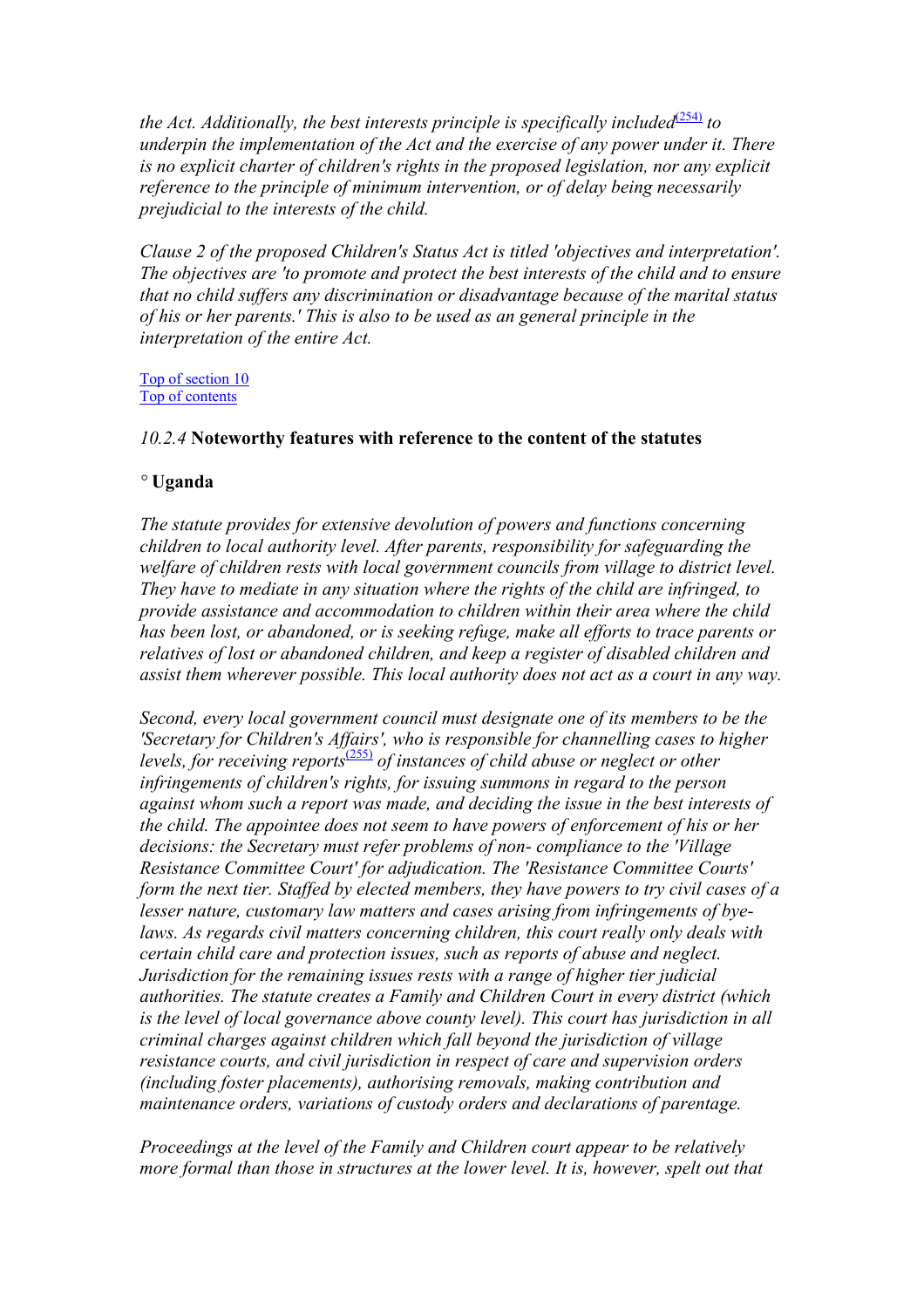*the Act. Additionally, the best interests principle is specifically included*[254] *to underpin the implementation of the Act and the exercise of any power under it. There is no explicit charter of children's rights in the proposed legislation, nor any explicit reference to the principle of minimum intervention, or of delay being necessarily prejudicial to the interests of the child.*

*Clause 2 of the proposed Children's Status Act is titled 'objectives and interpretation'. The objectives are 'to promote and protect the best interests of the child and to ensure that no child suffers any discrimination or disadvantage because of the marital status of his or her parents.' This is also to be used as an general principle in the interpretation of the entire Act.*

Top of section 10
Top of contents

### *10.2.4* **Noteworthy features with reference to the content of the statutes**

**° Uganda**

*The statute provides for extensive devolution of powers and functions concerning children to local authority level. After parents, responsibility for safeguarding the welfare of children rests with local government councils from village to district level. They have to mediate in any situation where the rights of the child are infringed, to provide assistance and accommodation to children within their area where the child has been lost, or abandoned, or is seeking refuge, make all efforts to trace parents or relatives of lost or abandoned children, and keep a register of disabled children and assist them wherever possible. This local authority does not act as a court in any way.*

*Second, every local government council must designate one of its members to be the 'Secretary for Children's Affairs', who is responsible for channelling cases to higher levels, for receiving reports*[255] *of instances of child abuse or neglect or other infringements of children's rights, for issuing summons in regard to the person against whom such a report was made, and deciding the issue in the best interests of the child. The appointee does not seem to have powers of enforcement of his or her decisions: the Secretary must refer problems of non- compliance to the 'Village Resistance Committee Court' for adjudication. The 'Resistance Committee Courts' form the next tier. Staffed by elected members, they have powers to try civil cases of a lesser nature, customary law matters and cases arising from infringements of bye-laws. As regards civil matters concerning children, this court really only deals with certain child care and protection issues, such as reports of abuse and neglect. Jurisdiction for the remaining issues rests with a range of higher tier judicial authorities. The statute creates a Family and Children Court in every district (which is the level of local governance above county level). This court has jurisdiction in all criminal charges against children which fall beyond the jurisdiction of village resistance courts, and civil jurisdiction in respect of care and supervision orders (including foster placements), authorising removals, making contribution and maintenance orders, variations of custody orders and declarations of parentage.*

*Proceedings at the level of the Family and Children court appear to be relatively more formal than those in structures at the lower level. It is, however, spelt out that*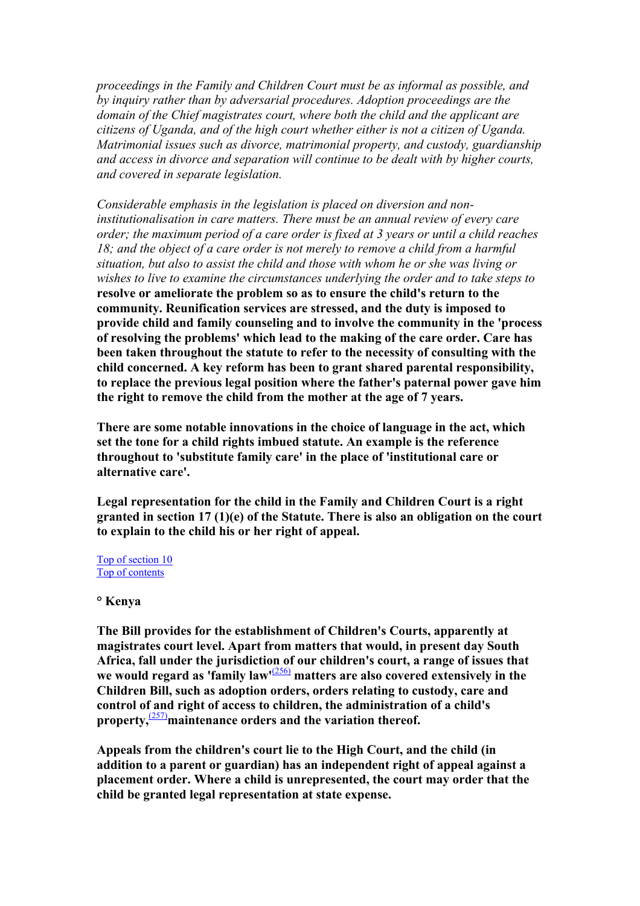*proceedings in the Family and Children Court must be as informal as possible, and by inquiry rather than by adversarial procedures. Adoption proceedings are the domain of the Chief magistrates court, where both the child and the applicant are citizens of Uganda, and of the high court whether either is not a citizen of Uganda. Matrimonial issues such as divorce, matrimonial property, and custody, guardianship and access in divorce and separation will continue to be dealt with by higher courts, and covered in separate legislation.*

*Considerable emphasis in the legislation is placed on diversion and non-institutionalisation in care matters. There must be an annual review of every care order; the maximum period of a care order is fixed at 3 years or until a child reaches 18; and the object of a care order is not merely to remove a child from a harmful situation, but also to assist the child and those with whom he or she was living or wishes to live to examine the circumstances underlying the order and to take steps to* **resolve or ameliorate the problem so as to ensure the child's return to the community. Reunification services are stressed, and the duty is imposed to provide child and family counseling and to involve the community in the 'process of resolving the problems' which lead to the making of the care order. Care has been taken throughout the statute to refer to the necessity of consulting with the child concerned. A key reform has been to grant shared parental responsibility, to replace the previous legal position where the father's paternal power gave him the right to remove the child from the mother at the age of 7 years.**

**There are some notable innovations in the choice of language in the act, which set the tone for a child rights imbued statute. An example is the reference throughout to 'substitute family care' in the place of 'institutional care or alternative care'.**

**Legal representation for the child in the Family and Children Court is a right granted in section 17 (1)(e) of the Statute. There is also an obligation on the court to explain to the child his or her right of appeal.**

Top of section 10
Top of contents

**° Kenya**

**The Bill provides for the establishment of Children's Courts, apparently at magistrates court level. Apart from matters that would, in present day South Africa, fall under the jurisdiction of our children's court, a range of issues that we would regard as 'family law'[(256)] matters are also covered extensively in the Children Bill, such as adoption orders, orders relating to custody, care and control of and right of access to children, the administration of a child's property,[(257)] maintenance orders and the variation thereof.**

**Appeals from the children's court lie to the High Court, and the child (in addition to a parent or guardian) has an independent right of appeal against a placement order. Where a child is unrepresented, the court may order that the child be granted legal representation at state expense.**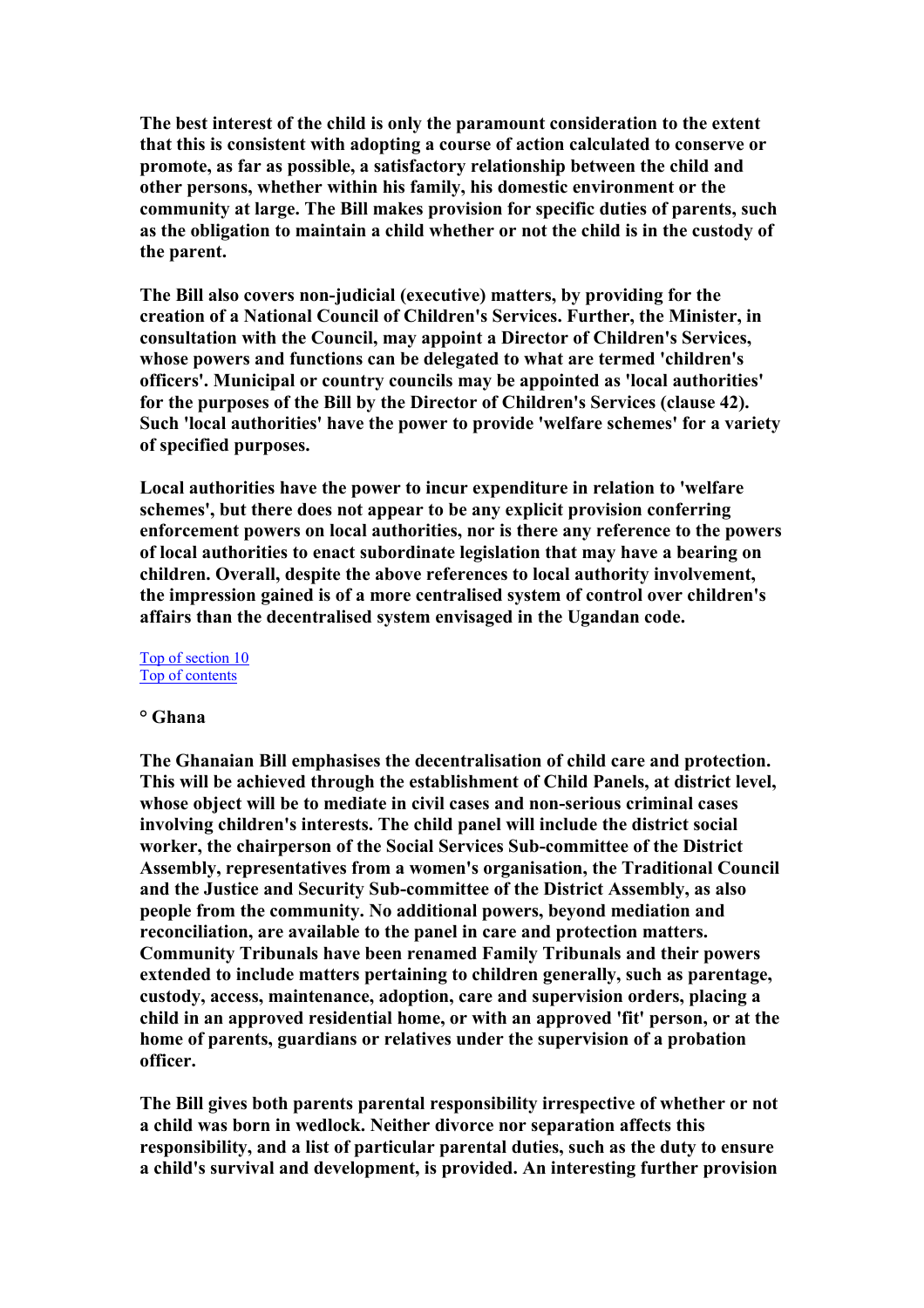**The best interest of the child is only the paramount consideration to the extent that this is consistent with adopting a course of action calculated to conserve or promote, as far as possible, a satisfactory relationship between the child and other persons, whether within his family, his domestic environment or the community at large. The Bill makes provision for specific duties of parents, such as the obligation to maintain a child whether or not the child is in the custody of the parent.**

**The Bill also covers non-judicial (executive) matters, by providing for the creation of a National Council of Children's Services. Further, the Minister, in consultation with the Council, may appoint a Director of Children's Services, whose powers and functions can be delegated to what are termed 'children's officers'. Municipal or country councils may be appointed as 'local authorities' for the purposes of the Bill by the Director of Children's Services (clause 42). Such 'local authorities' have the power to provide 'welfare schemes' for a variety of specified purposes.**

**Local authorities have the power to incur expenditure in relation to 'welfare schemes', but there does not appear to be any explicit provision conferring enforcement powers on local authorities, nor is there any reference to the powers of local authorities to enact subordinate legislation that may have a bearing on children. Overall, despite the above references to local authority involvement, the impression gained is of a more centralised system of control over children's affairs than the decentralised system envisaged in the Ugandan code.**

[Top of section 10](#)
[Top of contents](#)

### ° Ghana

**The Ghanaian Bill emphasises the decentralisation of child care and protection. This will be achieved through the establishment of Child Panels, at district level, whose object will be to mediate in civil cases and non-serious criminal cases involving children's interests. The child panel will include the district social worker, the chairperson of the Social Services Sub-committee of the District Assembly, representatives from a women's organisation, the Traditional Council and the Justice and Security Sub-committee of the District Assembly, as also people from the community. No additional powers, beyond mediation and reconciliation, are available to the panel in care and protection matters. Community Tribunals have been renamed Family Tribunals and their powers extended to include matters pertaining to children generally, such as parentage, custody, access, maintenance, adoption, care and supervision orders, placing a child in an approved residential home, or with an approved 'fit' person, or at the home of parents, guardians or relatives under the supervision of a probation officer.**

**The Bill gives both parents parental responsibility irrespective of whether or not a child was born in wedlock. Neither divorce nor separation affects this responsibility, and a list of particular parental duties, such as the duty to ensure a child's survival and development, is provided. An interesting further provision**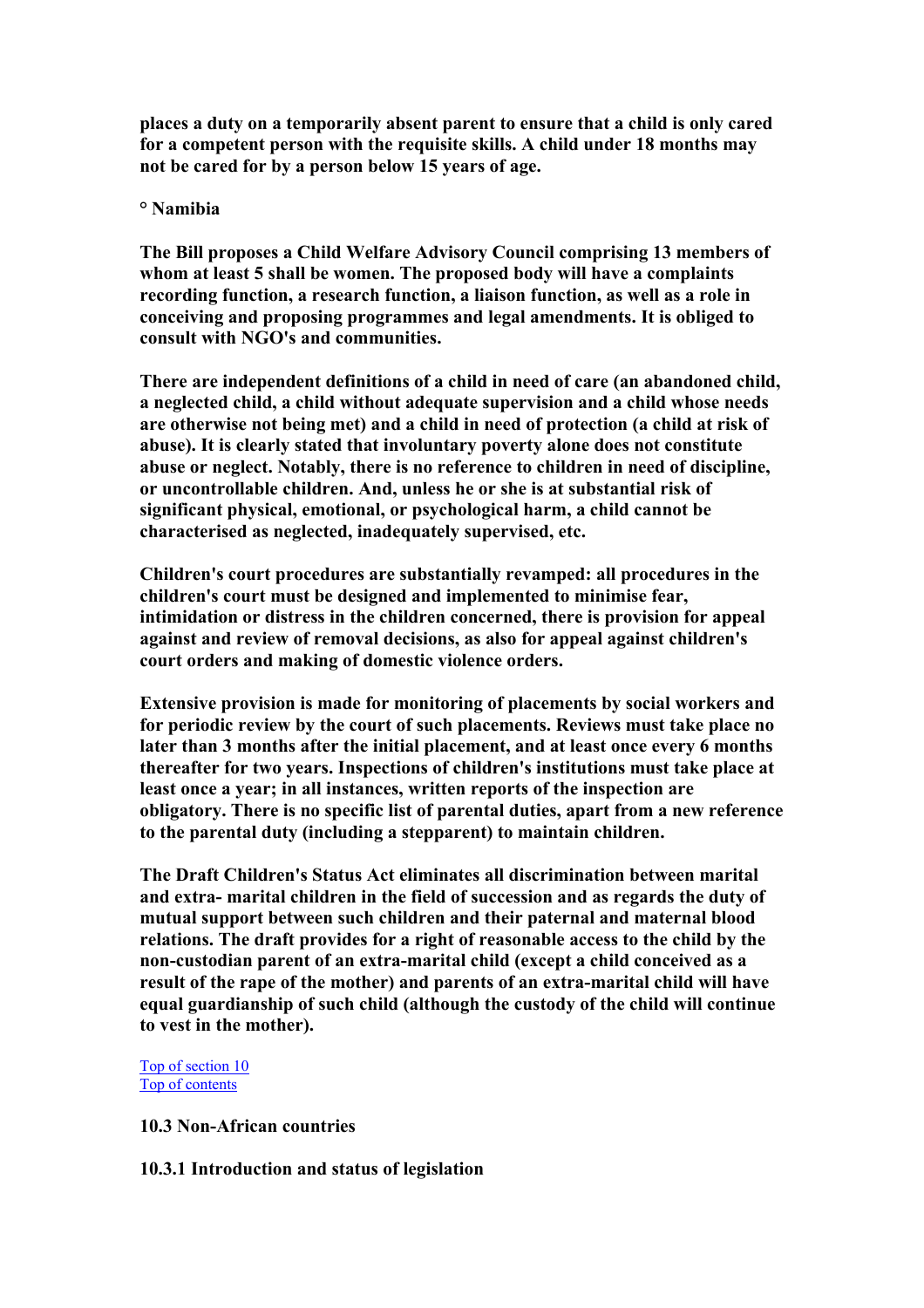**places a duty on a temporarily absent parent to ensure that a child is only cared for a competent person with the requisite skills. A child under 18 months may not be cared for by a person below 15 years of age.**

**° Namibia**

**The Bill proposes a Child Welfare Advisory Council comprising 13 members of whom at least 5 shall be women. The proposed body will have a complaints recording function, a research function, a liaison function, as well as a role in conceiving and proposing programmes and legal amendments. It is obliged to consult with NGO's and communities.**

**There are independent definitions of a child in need of care (an abandoned child, a neglected child, a child without adequate supervision and a child whose needs are otherwise not being met) and a child in need of protection (a child at risk of abuse). It is clearly stated that involuntary poverty alone does not constitute abuse or neglect. Notably, there is no reference to children in need of discipline, or uncontrollable children. And, unless he or she is at substantial risk of significant physical, emotional, or psychological harm, a child cannot be characterised as neglected, inadequately supervised, etc.**

**Children's court procedures are substantially revamped: all procedures in the children's court must be designed and implemented to minimise fear, intimidation or distress in the children concerned, there is provision for appeal against and review of removal decisions, as also for appeal against children's court orders and making of domestic violence orders.**

**Extensive provision is made for monitoring of placements by social workers and for periodic review by the court of such placements. Reviews must take place no later than 3 months after the initial placement, and at least once every 6 months thereafter for two years. Inspections of children's institutions must take place at least once a year; in all instances, written reports of the inspection are obligatory. There is no specific list of parental duties, apart from a new reference to the parental duty (including a stepparent) to maintain children.**

**The Draft Children's Status Act eliminates all discrimination between marital and extra- marital children in the field of succession and as regards the duty of mutual support between such children and their paternal and maternal blood relations. The draft provides for a right of reasonable access to the child by the non-custodian parent of an extra-marital child (except a child conceived as a result of the rape of the mother) and parents of an extra-marital child will have equal guardianship of such child (although the custody of the child will continue to vest in the mother).**

Top of section 10
Top of contents

### 10.3 Non-African countries

#### 10.3.1 Introduction and status of legislation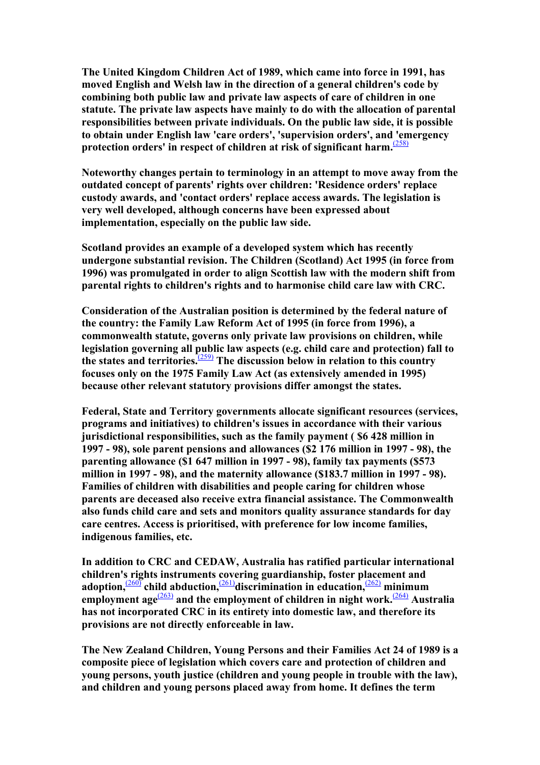**The United Kingdom Children Act of 1989, which came into force in 1991, has moved English and Welsh law in the direction of a general children's code by combining both public law and private law aspects of care of children in one statute. The private law aspects have mainly to do with the allocation of parental responsibilities between private individuals. On the public law side, it is possible to obtain under English law 'care orders', 'supervision orders', and 'emergency protection orders' in respect of children at risk of significant harm.[(258)]**

**Noteworthy changes pertain to terminology in an attempt to move away from the outdated concept of parents' rights over children: 'Residence orders' replace custody awards, and 'contact orders' replace access awards. The legislation is very well developed, although concerns have been expressed about implementation, especially on the public law side.**

**Scotland provides an example of a developed system which has recently undergone substantial revision. The Children (Scotland) Act 1995 (in force from 1996) was promulgated in order to align Scottish law with the modern shift from parental rights to children's rights and to harmonise child care law with CRC.**

**Consideration of the Australian position is determined by the federal nature of the country: the Family Law Reform Act of 1995 (in force from 1996), a commonwealth statute, governs only private law provisions on children, while legislation governing all public law aspects (e.g. child care and protection) fall to the states and territories.[(259)] The discussion below in relation to this country focuses only on the 1975 Family Law Act (as extensively amended in 1995) because other relevant statutory provisions differ amongst the states.**

**Federal, State and Territory governments allocate significant resources (services, programs and initiatives) to children's issues in accordance with their various jurisdictional responsibilities, such as the family payment ( $6 428 million in 1997 - 98), sole parent pensions and allowances ($2 176 million in 1997 - 98), the parenting allowance ($1 647 million in 1997 - 98), family tax payments ($573 million in 1997 - 98), and the maternity allowance ($183.7 million in 1997 - 98). Families of children with disabilities and people caring for children whose parents are deceased also receive extra financial assistance. The Commonwealth also funds child care and sets and monitors quality assurance standards for day care centres. Access is prioritised, with preference for low income families, indigenous families, etc.**

**In addition to CRC and CEDAW, Australia has ratified particular international children's rights instruments covering guardianship, foster placement and adoption,[(260)] child abduction,[(261)]discrimination in education,[(262)] minimum employment age[(263)] and the employment of children in night work.[(264)] Australia has not incorporated CRC in its entirety into domestic law, and therefore its provisions are not directly enforceable in law.**

**The New Zealand Children, Young Persons and their Families Act 24 of 1989 is a composite piece of legislation which covers care and protection of children and young persons, youth justice (children and young people in trouble with the law), and children and young persons placed away from home. It defines the term**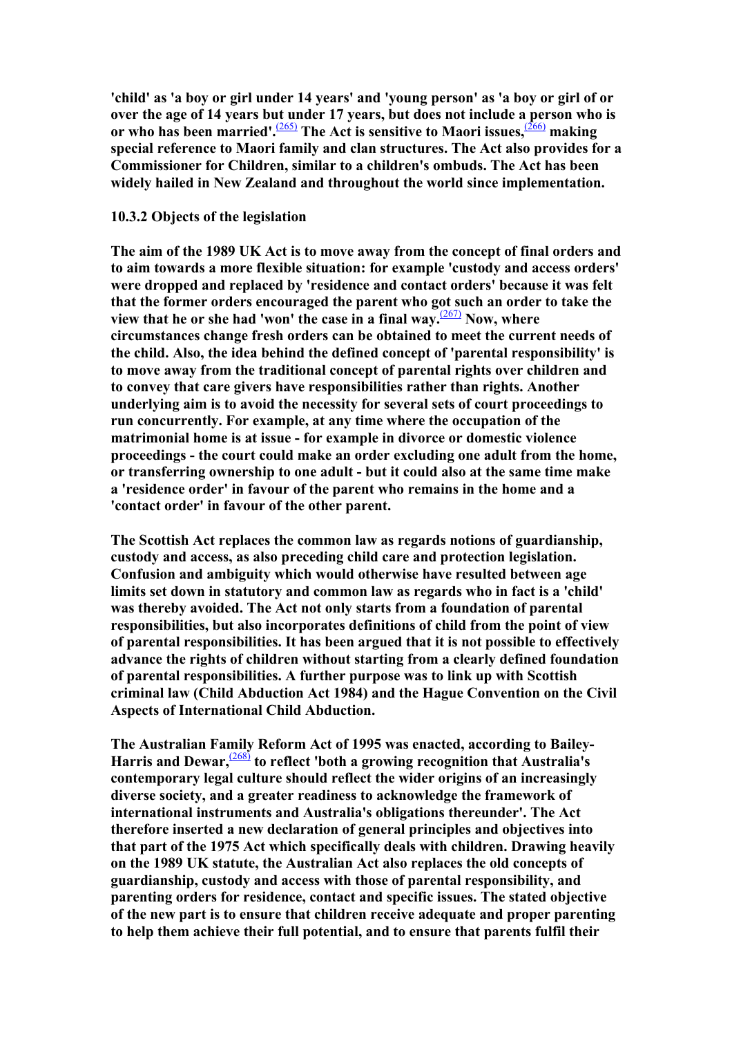'child' as 'a boy or girl under 14 years' and 'young person' as 'a boy or girl of or over the age of 14 years but under 17 years, but does not include a person who is or who has been married'.[(265)] The Act is sensitive to Maori issues,[(266)] making special reference to Maori family and clan structures. The Act also provides for a Commissioner for Children, similar to a children's ombuds. The Act has been widely hailed in New Zealand and throughout the world since implementation.

### 10.3.2 Objects of the legislation

The aim of the 1989 UK Act is to move away from the concept of final orders and to aim towards a more flexible situation: for example 'custody and access orders' were dropped and replaced by 'residence and contact orders' because it was felt that the former orders encouraged the parent who got such an order to take the view that he or she had 'won' the case in a final way.[(267)] Now, where circumstances change fresh orders can be obtained to meet the current needs of the child. Also, the idea behind the defined concept of 'parental responsibility' is to move away from the traditional concept of parental rights over children and to convey that care givers have responsibilities rather than rights. Another underlying aim is to avoid the necessity for several sets of court proceedings to run concurrently. For example, at any time where the occupation of the matrimonial home is at issue - for example in divorce or domestic violence proceedings - the court could make an order excluding one adult from the home, or transferring ownership to one adult - but it could also at the same time make a 'residence order' in favour of the parent who remains in the home and a 'contact order' in favour of the other parent.

The Scottish Act replaces the common law as regards notions of guardianship, custody and access, as also preceding child care and protection legislation. Confusion and ambiguity which would otherwise have resulted between age limits set down in statutory and common law as regards who in fact is a 'child' was thereby avoided. The Act not only starts from a foundation of parental responsibilities, but also incorporates definitions of child from the point of view of parental responsibilities. It has been argued that it is not possible to effectively advance the rights of children without starting from a clearly defined foundation of parental responsibilities. A further purpose was to link up with Scottish criminal law (Child Abduction Act 1984) and the Hague Convention on the Civil Aspects of International Child Abduction.

The Australian Family Reform Act of 1995 was enacted, according to Bailey-Harris and Dewar,[(268)] to reflect 'both a growing recognition that Australia's contemporary legal culture should reflect the wider origins of an increasingly diverse society, and a greater readiness to acknowledge the framework of international instruments and Australia's obligations thereunder'. The Act therefore inserted a new declaration of general principles and objectives into that part of the 1975 Act which specifically deals with children. Drawing heavily on the 1989 UK statute, the Australian Act also replaces the old concepts of guardianship, custody and access with those of parental responsibility, and parenting orders for residence, contact and specific issues. The stated objective of the new part is to ensure that children receive adequate and proper parenting to help them achieve their full potential, and to ensure that parents fulfil their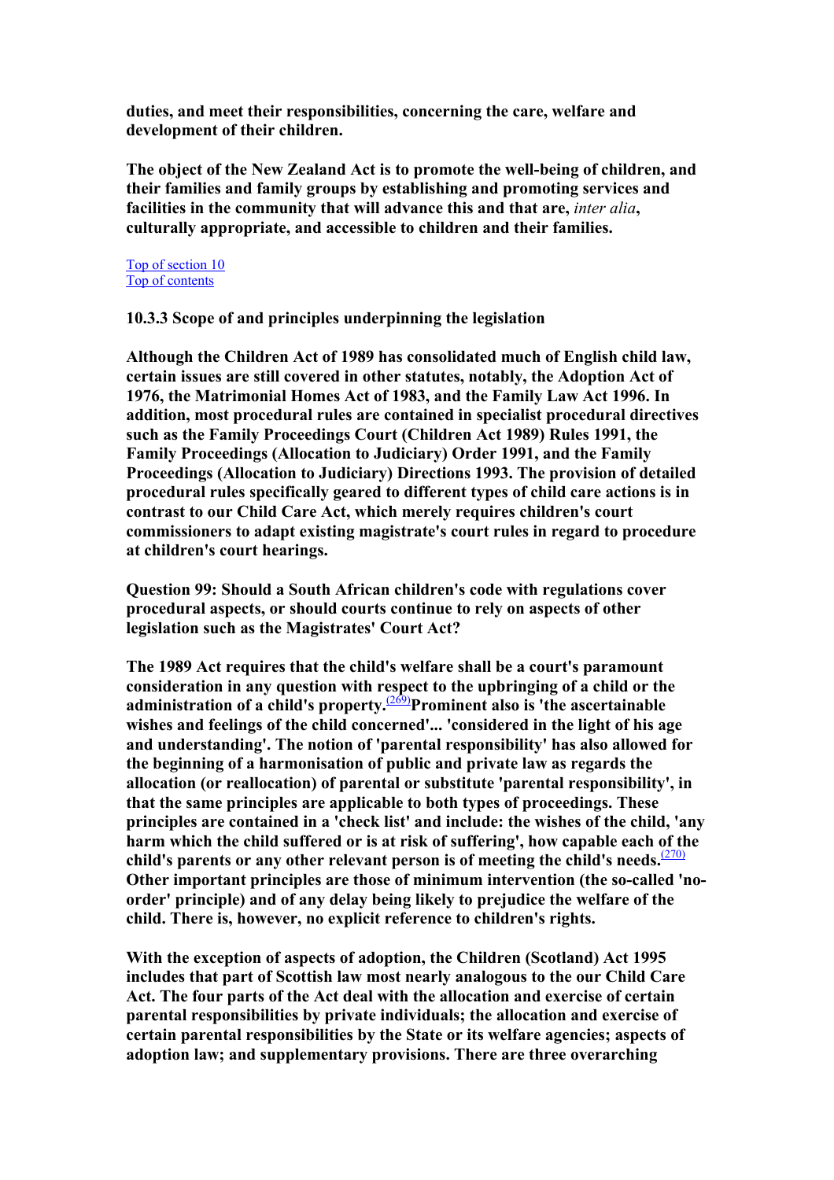**duties, and meet their responsibilities, concerning the care, welfare and development of their children.**

**The object of the New Zealand Act is to promote the well-being of children, and their families and family groups by establishing and promoting services and facilities in the community that will advance this and that are, *inter alia*, culturally appropriate, and accessible to children and their families.**

Top of section 10
Top of contents

**10.3.3 Scope of and principles underpinning the legislation**

**Although the Children Act of 1989 has consolidated much of English child law, certain issues are still covered in other statutes, notably, the Adoption Act of 1976, the Matrimonial Homes Act of 1983, and the Family Law Act 1996. In addition, most procedural rules are contained in specialist procedural directives such as the Family Proceedings Court (Children Act 1989) Rules 1991, the Family Proceedings (Allocation to Judiciary) Order 1991, and the Family Proceedings (Allocation to Judiciary) Directions 1993. The provision of detailed procedural rules specifically geared to different types of child care actions is in contrast to our Child Care Act, which merely requires children's court commissioners to adapt existing magistrate's court rules in regard to procedure at children's court hearings.**

**Question 99: Should a South African children's code with regulations cover procedural aspects, or should courts continue to rely on aspects of other legislation such as the Magistrates' Court Act?**

**The 1989 Act requires that the child's welfare shall be a court's paramount consideration in any question with respect to the upbringing of a child or the administration of a child's property.[(269)] Prominent also is 'the ascertainable wishes and feelings of the child concerned'... 'considered in the light of his age and understanding'. The notion of 'parental responsibility' has also allowed for the beginning of a harmonisation of public and private law as regards the allocation (or reallocation) of parental or substitute 'parental responsibility', in that the same principles are applicable to both types of proceedings. These principles are contained in a 'check list' and include: the wishes of the child, 'any harm which the child suffered or is at risk of suffering', how capable each of the child's parents or any other relevant person is of meeting the child's needs.[(270)] Other important principles are those of minimum intervention (the so-called 'no-order' principle) and of any delay being likely to prejudice the welfare of the child. There is, however, no explicit reference to children's rights.**

**With the exception of aspects of adoption, the Children (Scotland) Act 1995 includes that part of Scottish law most nearly analogous to the our Child Care Act. The four parts of the Act deal with the allocation and exercise of certain parental responsibilities by private individuals; the allocation and exercise of certain parental responsibilities by the State or its welfare agencies; aspects of adoption law; and supplementary provisions. There are three overarching**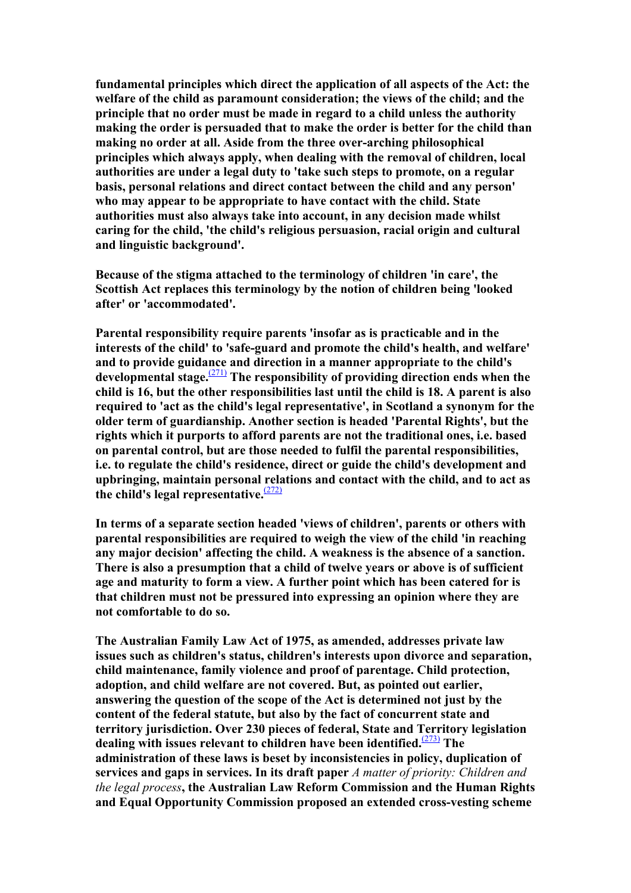**fundamental principles which direct the application of all aspects of the Act: the welfare of the child as paramount consideration; the views of the child; and the principle that no order must be made in regard to a child unless the authority making the order is persuaded that to make the order is better for the child than making no order at all. Aside from the three over-arching philosophical principles which always apply, when dealing with the removal of children, local authorities are under a legal duty to 'take such steps to promote, on a regular basis, personal relations and direct contact between the child and any person' who may appear to be appropriate to have contact with the child. State authorities must also always take into account, in any decision made whilst caring for the child, 'the child's religious persuasion, racial origin and cultural and linguistic background'.**

**Because of the stigma attached to the terminology of children 'in care', the Scottish Act replaces this terminology by the notion of children being 'looked after' or 'accommodated'.**

**Parental responsibility require parents 'insofar as is practicable and in the interests of the child' to 'safe-guard and promote the child's health, and welfare' and to provide guidance and direction in a manner appropriate to the child's developmental stage.**[(271)] **The responsibility of providing direction ends when the child is 16, but the other responsibilities last until the child is 18. A parent is also required to 'act as the child's legal representative', in Scotland a synonym for the older term of guardianship. Another section is headed 'Parental Rights', but the rights which it purports to afford parents are not the traditional ones, i.e. based on parental control, but are those needed to fulfil the parental responsibilities, i.e. to regulate the child's residence, direct or guide the child's development and upbringing, maintain personal relations and contact with the child, and to act as the child's legal representative.**[(272)]

**In terms of a separate section headed 'views of children', parents or others with parental responsibilities are required to weigh the view of the child 'in reaching any major decision' affecting the child. A weakness is the absence of a sanction. There is also a presumption that a child of twelve years or above is of sufficient age and maturity to form a view. A further point which has been catered for is that children must not be pressured into expressing an opinion where they are not comfortable to do so.**

**The Australian Family Law Act of 1975, as amended, addresses private law issues such as children's status, children's interests upon divorce and separation, child maintenance, family violence and proof of parentage. Child protection, adoption, and child welfare are not covered. But, as pointed out earlier, answering the question of the scope of the Act is determined not just by the content of the federal statute, but also by the fact of concurrent state and territory jurisdiction. Over 230 pieces of federal, State and Territory legislation dealing with issues relevant to children have been identified.**[(273)] **The administration of these laws is beset by inconsistencies in policy, duplication of services and gaps in services. In its draft paper** *A matter of priority: Children and the legal process*, **the Australian Law Reform Commission and the Human Rights and Equal Opportunity Commission proposed an extended cross-vesting scheme**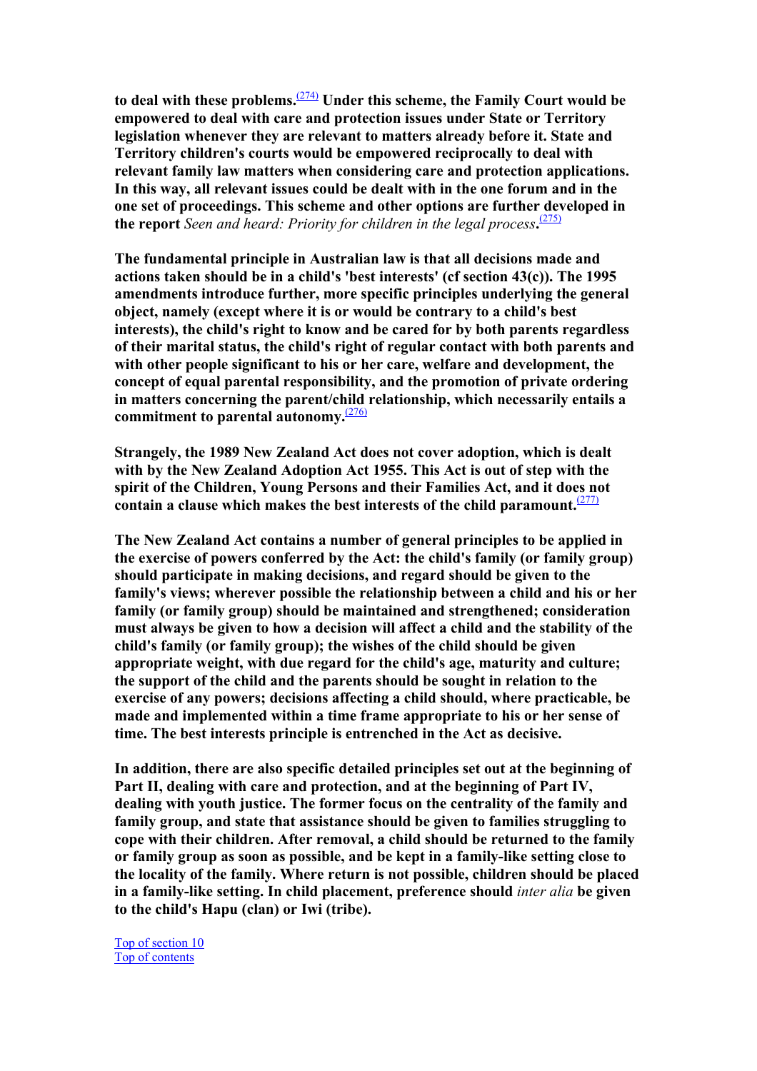**to deal with these problems.**[(274)] **Under this scheme, the Family Court would be empowered to deal with care and protection issues under State or Territory legislation whenever they are relevant to matters already before it. State and Territory children's courts would be empowered reciprocally to deal with relevant family law matters when considering care and protection applications. In this way, all relevant issues could be dealt with in the one forum and in the one set of proceedings. This scheme and other options are further developed in the report** ***Seen and heard: Priority for children in the legal process*****.**[(275)]

**The fundamental principle in Australian law is that all decisions made and actions taken should be in a child's 'best interests' (cf section 43(c)). The 1995 amendments introduce further, more specific principles underlying the general object, namely (except where it is or would be contrary to a child's best interests), the child's right to know and be cared for by both parents regardless of their marital status, the child's right of regular contact with both parents and with other people significant to his or her care, welfare and development, the concept of equal parental responsibility, and the promotion of private ordering in matters concerning the parent/child relationship, which necessarily entails a commitment to parental autonomy.**[(276)]

**Strangely, the 1989 New Zealand Act does not cover adoption, which is dealt with by the New Zealand Adoption Act 1955. This Act is out of step with the spirit of the Children, Young Persons and their Families Act, and it does not contain a clause which makes the best interests of the child paramount.**[(277)]

**The New Zealand Act contains a number of general principles to be applied in the exercise of powers conferred by the Act: the child's family (or family group) should participate in making decisions, and regard should be given to the family's views; wherever possible the relationship between a child and his or her family (or family group) should be maintained and strengthened; consideration must always be given to how a decision will affect a child and the stability of the child's family (or family group); the wishes of the child should be given appropriate weight, with due regard for the child's age, maturity and culture; the support of the child and the parents should be sought in relation to the exercise of any powers; decisions affecting a child should, where practicable, be made and implemented within a time frame appropriate to his or her sense of time. The best interests principle is entrenched in the Act as decisive.**

**In addition, there are also specific detailed principles set out at the beginning of Part II, dealing with care and protection, and at the beginning of Part IV, dealing with youth justice. The former focus on the centrality of the family and family group, and state that assistance should be given to families struggling to cope with their children. After removal, a child should be returned to the family or family group as soon as possible, and be kept in a family-like setting close to the locality of the family. Where return is not possible, children should be placed in a family-like setting. In child placement, preference should** ***inter alia*** **be given to the child's Hapu (clan) or Iwi (tribe).**

Top of section 10
Top of contents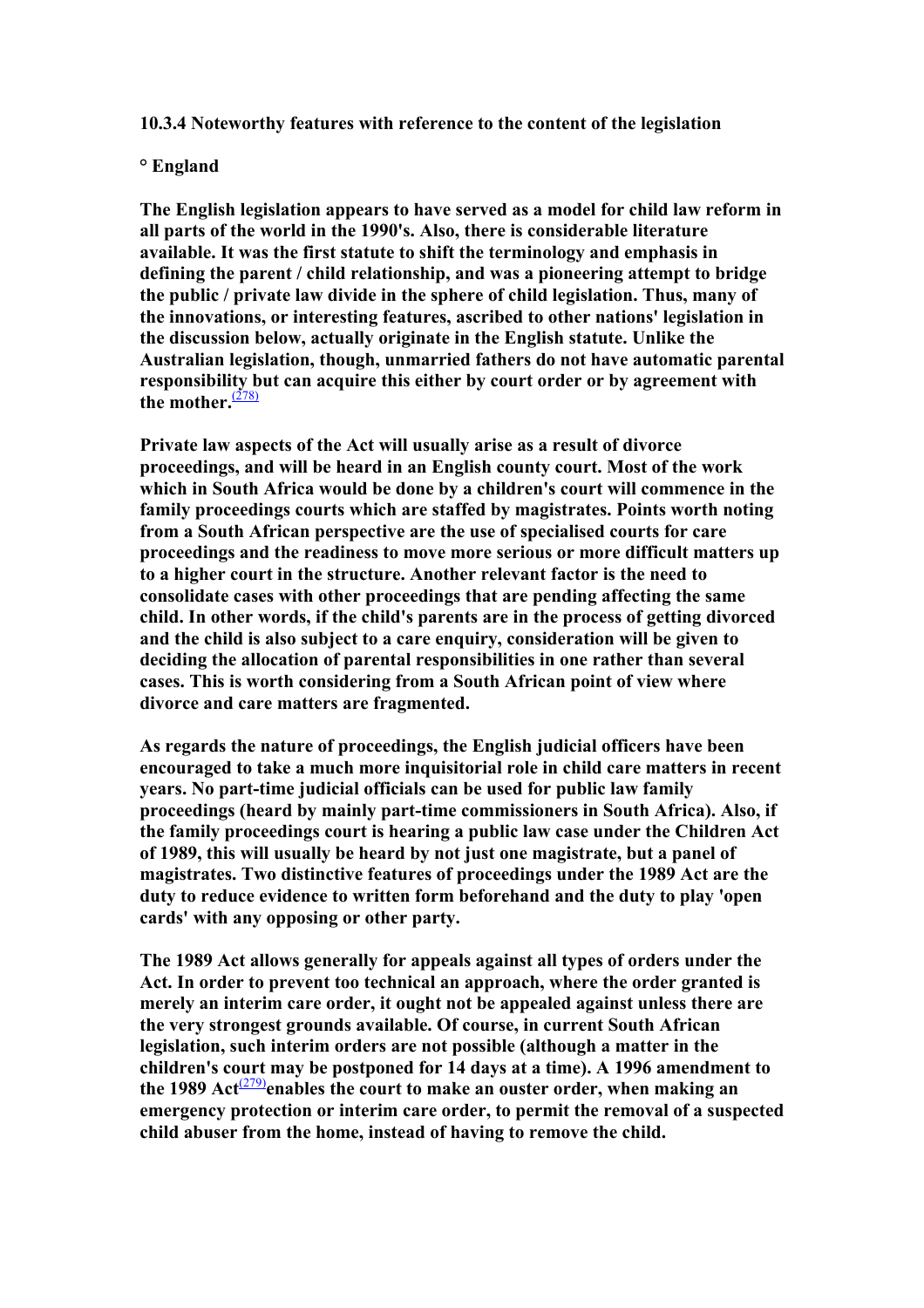### 10.3.4 Noteworthy features with reference to the content of the legislation

**° England**

**The English legislation appears to have served as a model for child law reform in all parts of the world in the 1990's. Also, there is considerable literature available. It was the first statute to shift the terminology and emphasis in defining the parent / child relationship, and was a pioneering attempt to bridge the public / private law divide in the sphere of child legislation. Thus, many of the innovations, or interesting features, ascribed to other nations' legislation in the discussion below, actually originate in the English statute. Unlike the Australian legislation, though, unmarried fathers do not have automatic parental responsibility but can acquire this either by court order or by agreement with the mother.**[(278)]

**Private law aspects of the Act will usually arise as a result of divorce proceedings, and will be heard in an English county court. Most of the work which in South Africa would be done by a children's court will commence in the family proceedings courts which are staffed by magistrates. Points worth noting from a South African perspective are the use of specialised courts for care proceedings and the readiness to move more serious or more difficult matters up to a higher court in the structure. Another relevant factor is the need to consolidate cases with other proceedings that are pending affecting the same child. In other words, if the child's parents are in the process of getting divorced and the child is also subject to a care enquiry, consideration will be given to deciding the allocation of parental responsibilities in one rather than several cases. This is worth considering from a South African point of view where divorce and care matters are fragmented.**

**As regards the nature of proceedings, the English judicial officers have been encouraged to take a much more inquisitorial role in child care matters in recent years. No part-time judicial officials can be used for public law family proceedings (heard by mainly part-time commissioners in South Africa). Also, if the family proceedings court is hearing a public law case under the Children Act of 1989, this will usually be heard by not just one magistrate, but a panel of magistrates. Two distinctive features of proceedings under the 1989 Act are the duty to reduce evidence to written form beforehand and the duty to play 'open cards' with any opposing or other party.**

**The 1989 Act allows generally for appeals against all types of orders under the Act. In order to prevent too technical an approach, where the order granted is merely an interim care order, it ought not be appealed against unless there are the very strongest grounds available. Of course, in current South African legislation, such interim orders are not possible (although a matter in the children's court may be postponed for 14 days at a time). A 1996 amendment to the 1989 Act**[(279)]**enables the court to make an ouster order, when making an emergency protection or interim care order, to permit the removal of a suspected child abuser from the home, instead of having to remove the child.**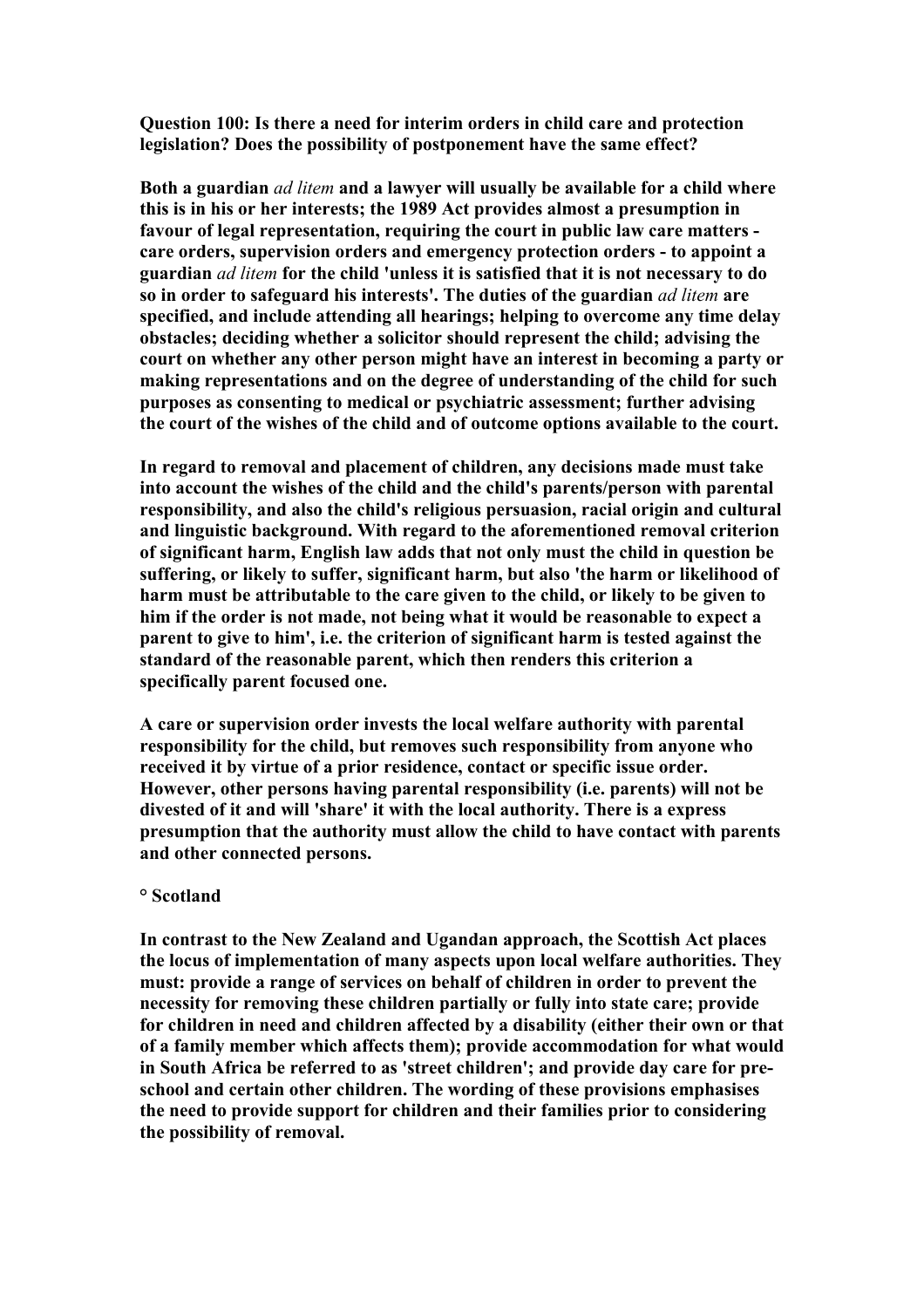**Question 100: Is there a need for interim orders in child care and protection legislation? Does the possibility of postponement have the same effect?**

**Both a guardian *ad litem* and a lawyer will usually be available for a child where this is in his or her interests; the 1989 Act provides almost a presumption in favour of legal representation, requiring the court in public law care matters - care orders, supervision orders and emergency protection orders - to appoint a guardian *ad litem* for the child 'unless it is satisfied that it is not necessary to do so in order to safeguard his interests'. The duties of the guardian *ad litem* are specified, and include attending all hearings; helping to overcome any time delay obstacles; deciding whether a solicitor should represent the child; advising the court on whether any other person might have an interest in becoming a party or making representations and on the degree of understanding of the child for such purposes as consenting to medical or psychiatric assessment; further advising the court of the wishes of the child and of outcome options available to the court.**

**In regard to removal and placement of children, any decisions made must take into account the wishes of the child and the child's parents/person with parental responsibility, and also the child's religious persuasion, racial origin and cultural and linguistic background. With regard to the aforementioned removal criterion of significant harm, English law adds that not only must the child in question be suffering, or likely to suffer, significant harm, but also 'the harm or likelihood of harm must be attributable to the care given to the child, or likely to be given to him if the order is not made, not being what it would be reasonable to expect a parent to give to him', i.e. the criterion of significant harm is tested against the standard of the reasonable parent, which then renders this criterion a specifically parent focused one.**

**A care or supervision order invests the local welfare authority with parental responsibility for the child, but removes such responsibility from anyone who received it by virtue of a prior residence, contact or specific issue order. However, other persons having parental responsibility (i.e. parents) will not be divested of it and will 'share' it with the local authority. There is a express presumption that the authority must allow the child to have contact with parents and other connected persons.**

**° Scotland**

**In contrast to the New Zealand and Ugandan approach, the Scottish Act places the locus of implementation of many aspects upon local welfare authorities. They must: provide a range of services on behalf of children in order to prevent the necessity for removing these children partially or fully into state care; provide for children in need and children affected by a disability (either their own or that of a family member which affects them); provide accommodation for what would in South Africa be referred to as 'street children'; and provide day care for pre-school and certain other children. The wording of these provisions emphasises the need to provide support for children and their families prior to considering the possibility of removal.**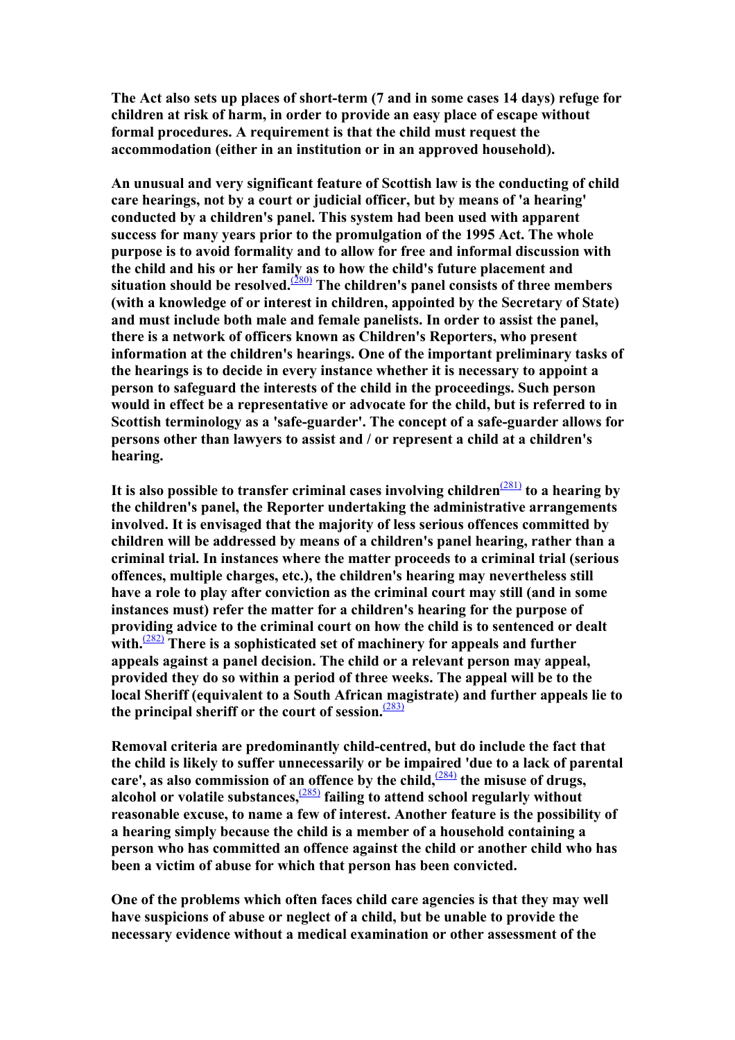**The Act also sets up places of short-term (7 and in some cases 14 days) refuge for children at risk of harm, in order to provide an easy place of escape without formal procedures. A requirement is that the child must request the accommodation (either in an institution or in an approved household).**

**An unusual and very significant feature of Scottish law is the conducting of child care hearings, not by a court or judicial officer, but by means of 'a hearing' conducted by a children's panel. This system had been used with apparent success for many years prior to the promulgation of the 1995 Act. The whole purpose is to avoid formality and to allow for free and informal discussion with the child and his or her family as to how the child's future placement and situation should be resolved.[280] The children's panel consists of three members (with a knowledge of or interest in children, appointed by the Secretary of State) and must include both male and female panelists. In order to assist the panel, there is a network of officers known as Children's Reporters, who present information at the children's hearings. One of the important preliminary tasks of the hearings is to decide in every instance whether it is necessary to appoint a person to safeguard the interests of the child in the proceedings. Such person would in effect be a representative or advocate for the child, but is referred to in Scottish terminology as a 'safe-guarder'. The concept of a safe-guarder allows for persons other than lawyers to assist and / or represent a child at a children's hearing.**

**It is also possible to transfer criminal cases involving children[281] to a hearing by the children's panel, the Reporter undertaking the administrative arrangements involved. It is envisaged that the majority of less serious offences committed by children will be addressed by means of a children's panel hearing, rather than a criminal trial. In instances where the matter proceeds to a criminal trial (serious offences, multiple charges, etc.), the children's hearing may nevertheless still have a role to play after conviction as the criminal court may still (and in some instances must) refer the matter for a children's hearing for the purpose of providing advice to the criminal court on how the child is to sentenced or dealt with.[282] There is a sophisticated set of machinery for appeals and further appeals against a panel decision. The child or a relevant person may appeal, provided they do so within a period of three weeks. The appeal will be to the local Sheriff (equivalent to a South African magistrate) and further appeals lie to the principal sheriff or the court of session.[283]**

**Removal criteria are predominantly child-centred, but do include the fact that the child is likely to suffer unnecessarily or be impaired 'due to a lack of parental care', as also commission of an offence by the child,[284] the misuse of drugs, alcohol or volatile substances,[285] failing to attend school regularly without reasonable excuse, to name a few of interest. Another feature is the possibility of a hearing simply because the child is a member of a household containing a person who has committed an offence against the child or another child who has been a victim of abuse for which that person has been convicted.**

**One of the problems which often faces child care agencies is that they may well have suspicions of abuse or neglect of a child, but be unable to provide the necessary evidence without a medical examination or other assessment of the**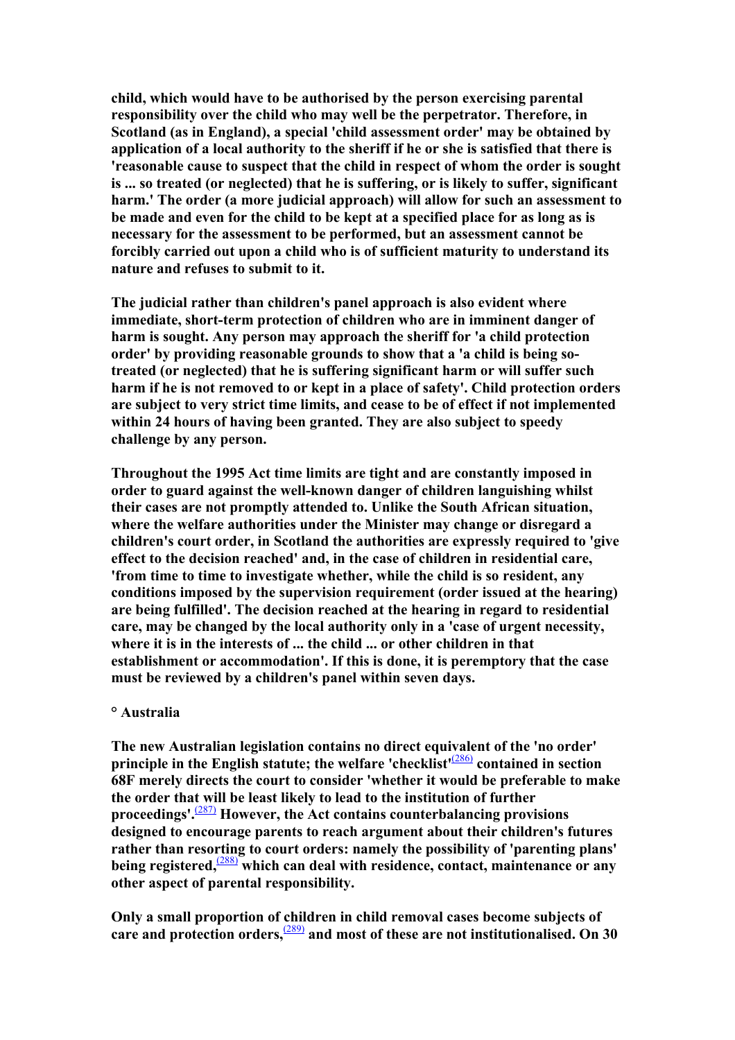**child, which would have to be authorised by the person exercising parental responsibility over the child who may well be the perpetrator. Therefore, in Scotland (as in England), a special 'child assessment order' may be obtained by application of a local authority to the sheriff if he or she is satisfied that there is 'reasonable cause to suspect that the child in respect of whom the order is sought is ... so treated (or neglected) that he is suffering, or is likely to suffer, significant harm.' The order (a more judicial approach) will allow for such an assessment to be made and even for the child to be kept at a specified place for as long as is necessary for the assessment to be performed, but an assessment cannot be forcibly carried out upon a child who is of sufficient maturity to understand its nature and refuses to submit to it.**

**The judicial rather than children's panel approach is also evident where immediate, short-term protection of children who are in imminent danger of harm is sought. Any person may approach the sheriff for 'a child protection order' by providing reasonable grounds to show that a 'a child is being so-treated (or neglected) that he is suffering significant harm or will suffer such harm if he is not removed to or kept in a place of safety'. Child protection orders are subject to very strict time limits, and cease to be of effect if not implemented within 24 hours of having been granted. They are also subject to speedy challenge by any person.**

**Throughout the 1995 Act time limits are tight and are constantly imposed in order to guard against the well-known danger of children languishing whilst their cases are not promptly attended to. Unlike the South African situation, where the welfare authorities under the Minister may change or disregard a children's court order, in Scotland the authorities are expressly required to 'give effect to the decision reached' and, in the case of children in residential care, 'from time to time to investigate whether, while the child is so resident, any conditions imposed by the supervision requirement (order issued at the hearing) are being fulfilled'. The decision reached at the hearing in regard to residential care, may be changed by the local authority only in a 'case of urgent necessity, where it is in the interests of ... the child ... or other children in that establishment or accommodation'. If this is done, it is peremptory that the case must be reviewed by a children's panel within seven days.**

**° Australia**

**The new Australian legislation contains no direct equivalent of the 'no order' principle in the English statute; the welfare 'checklist'[(286)] contained in section 68F merely directs the court to consider 'whether it would be preferable to make the order that will be least likely to lead to the institution of further proceedings'.[(287)] However, the Act contains counterbalancing provisions designed to encourage parents to reach argument about their children's futures rather than resorting to court orders: namely the possibility of 'parenting plans' being registered,[(288)] which can deal with residence, contact, maintenance or any other aspect of parental responsibility.**

**Only a small proportion of children in child removal cases become subjects of care and protection orders,[(289)] and most of these are not institutionalised. On 30**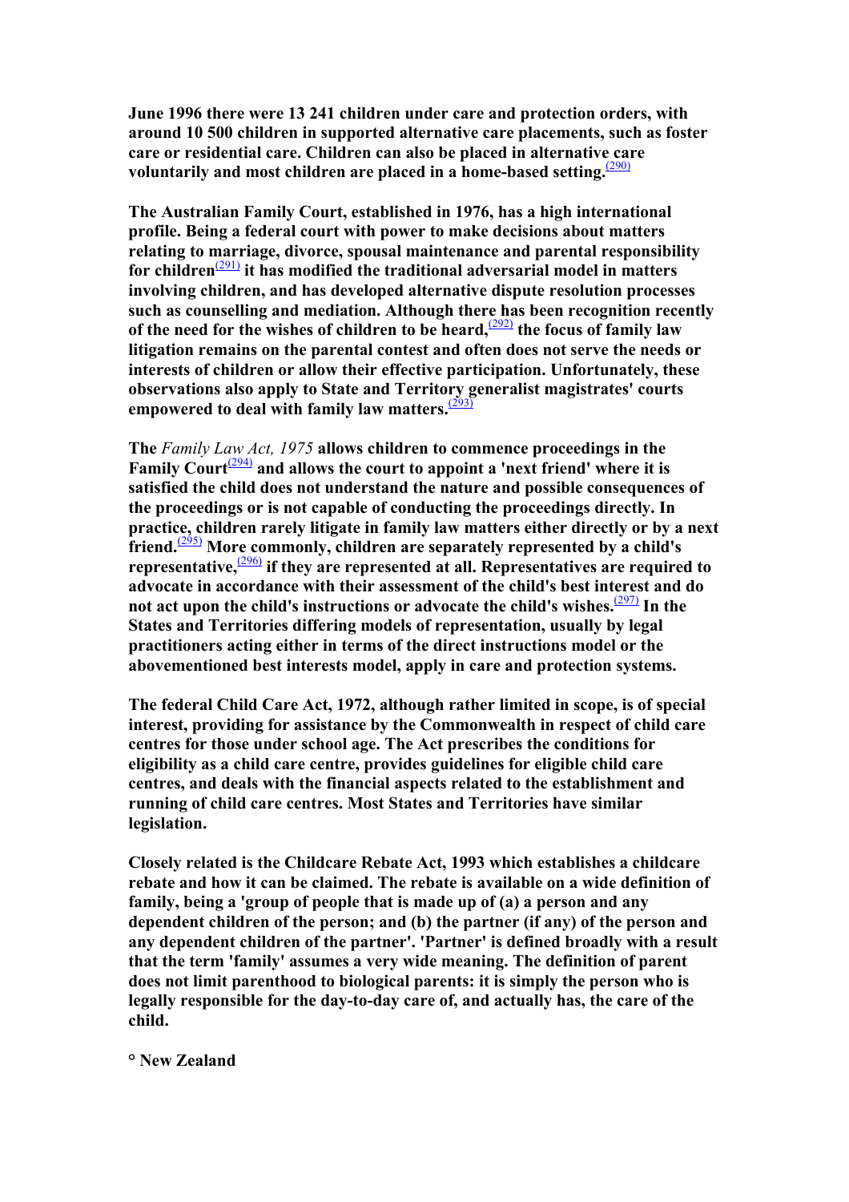June 1996 there were 13 241 children under care and protection orders, with around 10 500 children in supported alternative care placements, such as foster care or residential care. Children can also be placed in alternative care voluntarily and most children are placed in a home-based setting.[(290)]

The Australian Family Court, established in 1976, has a high international profile. Being a federal court with power to make decisions about matters relating to marriage, divorce, spousal maintenance and parental responsibility for children[(291)] it has modified the traditional adversarial model in matters involving children, and has developed alternative dispute resolution processes such as counselling and mediation. Although there has been recognition recently of the need for the wishes of children to be heard,[(292)] the focus of family law litigation remains on the parental contest and often does not serve the needs or interests of children or allow their effective participation. Unfortunately, these observations also apply to State and Territory generalist magistrates' courts empowered to deal with family law matters.[(293)]

The *Family Law Act, 1975* allows children to commence proceedings in the Family Court[(294)] and allows the court to appoint a 'next friend' where it is satisfied the child does not understand the nature and possible consequences of the proceedings or is not capable of conducting the proceedings directly. In practice, children rarely litigate in family law matters either directly or by a next friend.[(295)] More commonly, children are separately represented by a child's representative,[(296)] if they are represented at all. Representatives are required to advocate in accordance with their assessment of the child's best interest and do not act upon the child's instructions or advocate the child's wishes.[(297)] In the States and Territories differing models of representation, usually by legal practitioners acting either in terms of the direct instructions model or the abovementioned best interests model, apply in care and protection systems.

The federal Child Care Act, 1972, although rather limited in scope, is of special interest, providing for assistance by the Commonwealth in respect of child care centres for those under school age. The Act prescribes the conditions for eligibility as a child care centre, provides guidelines for eligible child care centres, and deals with the financial aspects related to the establishment and running of child care centres. Most States and Territories have similar legislation.

Closely related is the Childcare Rebate Act, 1993 which establishes a childcare rebate and how it can be claimed. The rebate is available on a wide definition of family, being a 'group of people that is made up of (a) a person and any dependent children of the person; and (b) the partner (if any) of the person and any dependent children of the partner'. 'Partner' is defined broadly with a result that the term 'family' assumes a very wide meaning. The definition of parent does not limit parenthood to biological parents: it is simply the person who is legally responsible for the day-to-day care of, and actually has, the care of the child.

° New Zealand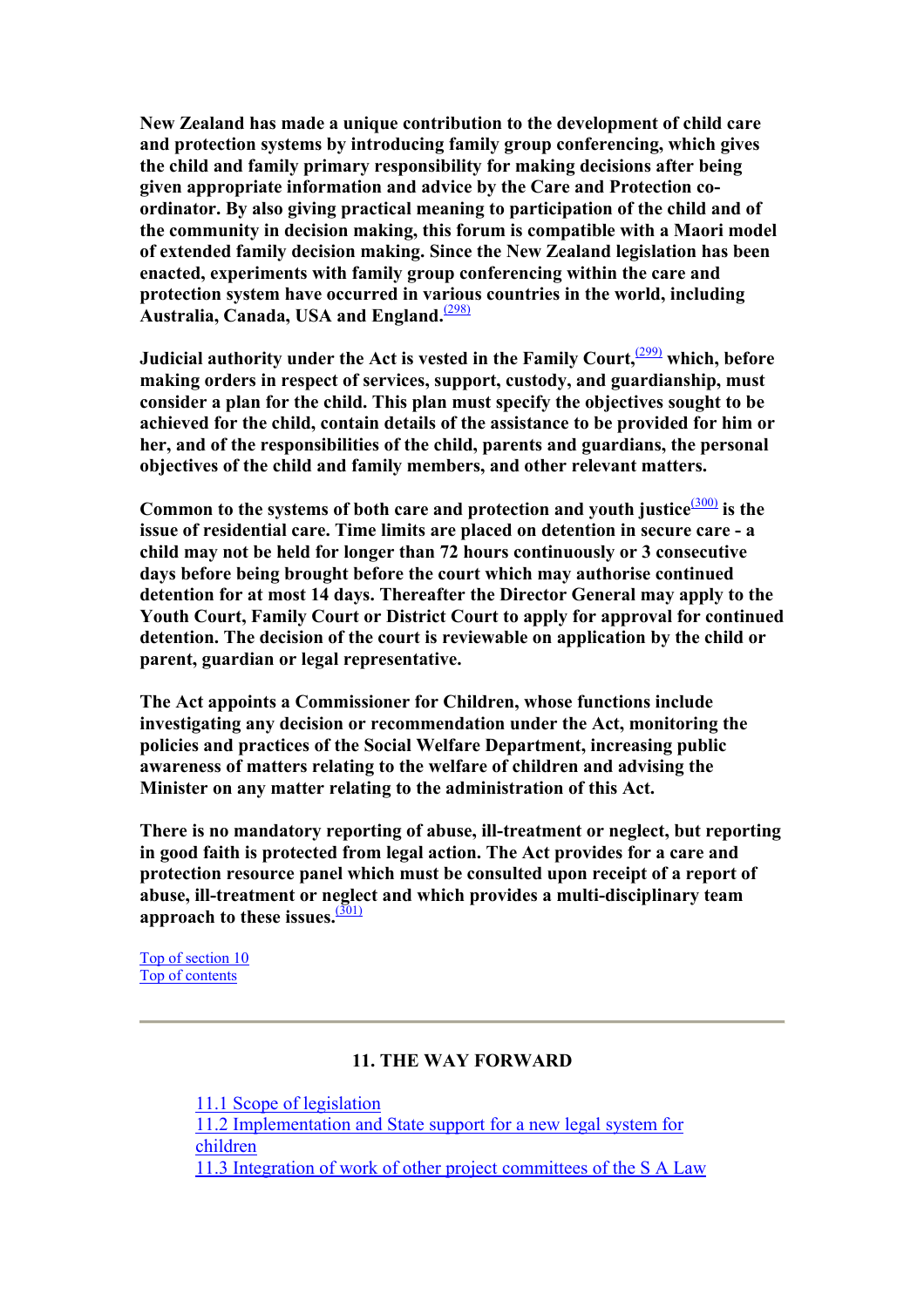**New Zealand has made a unique contribution to the development of child care and protection systems by introducing family group conferencing, which gives the child and family primary responsibility for making decisions after being given appropriate information and advice by the Care and Protection co-ordinator. By also giving practical meaning to participation of the child and of the community in decision making, this forum is compatible with a Maori model of extended family decision making. Since the New Zealand legislation has been enacted, experiments with family group conferencing within the care and protection system have occurred in various countries in the world, including Australia, Canada, USA and England.**[298]

**Judicial authority under the Act is vested in the Family Court,**[299] **which, before making orders in respect of services, support, custody, and guardianship, must consider a plan for the child. This plan must specify the objectives sought to be achieved for the child, contain details of the assistance to be provided for him or her, and of the responsibilities of the child, parents and guardians, the personal objectives of the child and family members, and other relevant matters.**

**Common to the systems of both care and protection and youth justice**[300] **is the issue of residential care. Time limits are placed on detention in secure care - a child may not be held for longer than 72 hours continuously or 3 consecutive days before being brought before the court which may authorise continued detention for at most 14 days. Thereafter the Director General may apply to the Youth Court, Family Court or District Court to apply for approval for continued detention. The decision of the court is reviewable on application by the child or parent, guardian or legal representative.**

**The Act appoints a Commissioner for Children, whose functions include investigating any decision or recommendation under the Act, monitoring the policies and practices of the Social Welfare Department, increasing public awareness of matters relating to the welfare of children and advising the Minister on any matter relating to the administration of this Act.**

**There is no mandatory reporting of abuse, ill-treatment or neglect, but reporting in good faith is protected from legal action. The Act provides for a care and protection resource panel which must be consulted upon receipt of a report of abuse, ill-treatment or neglect and which provides a multi-disciplinary team approach to these issues.**[301]

Top of section 10
Top of contents

---

## 11. THE WAY FORWARD

11.1 Scope of legislation
11.2 Implementation and State support for a new legal system for children
11.3 Integration of work of other project committees of the S A Law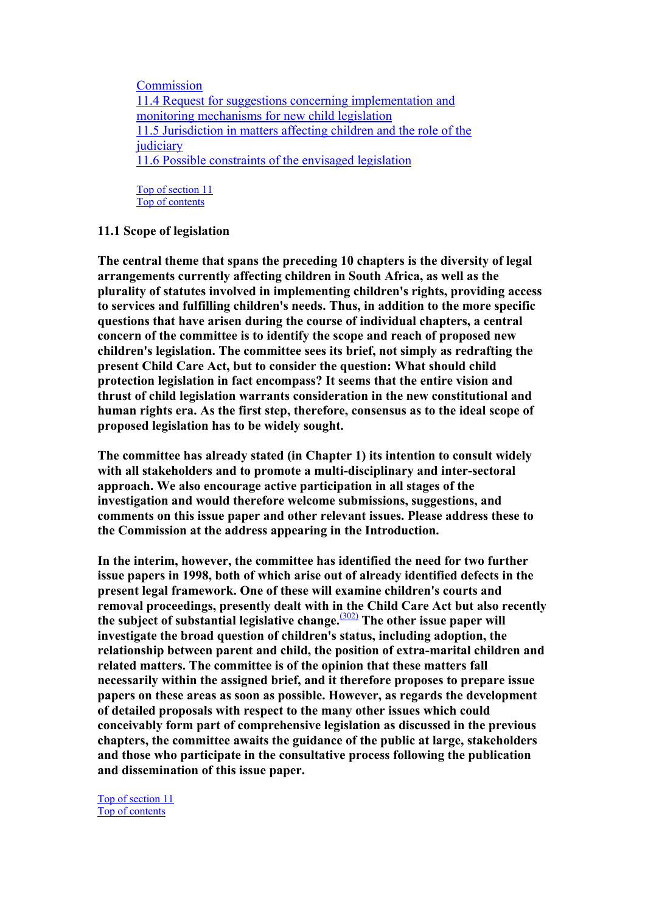Commission
11.4 Request for suggestions concerning implementation and monitoring mechanisms for new child legislation
11.5 Jurisdiction in matters affecting children and the role of the judiciary
11.6 Possible constraints of the envisaged legislation

Top of section 11
Top of contents

### 11.1 Scope of legislation

**The central theme that spans the preceding 10 chapters is the diversity of legal arrangements currently affecting children in South Africa, as well as the plurality of statutes involved in implementing children's rights, providing access to services and fulfilling children's needs. Thus, in addition to the more specific questions that have arisen during the course of individual chapters, a central concern of the committee is to identify the scope and reach of proposed new children's legislation. The committee sees its brief, not simply as redrafting the present Child Care Act, but to consider the question: What should child protection legislation in fact encompass? It seems that the entire vision and thrust of child legislation warrants consideration in the new constitutional and human rights era. As the first step, therefore, consensus as to the ideal scope of proposed legislation has to be widely sought.**

**The committee has already stated (in Chapter 1) its intention to consult widely with all stakeholders and to promote a multi-disciplinary and inter-sectoral approach. We also encourage active participation in all stages of the investigation and would therefore welcome submissions, suggestions, and comments on this issue paper and other relevant issues. Please address these to the Commission at the address appearing in the Introduction.**

**In the interim, however, the committee has identified the need for two further issue papers in 1998, both of which arise out of already identified defects in the present legal framework. One of these will examine children's courts and removal proceedings, presently dealt with in the Child Care Act but also recently the subject of substantial legislative change.**[302] **The other issue paper will investigate the broad question of children's status, including adoption, the relationship between parent and child, the position of extra-marital children and related matters. The committee is of the opinion that these matters fall necessarily within the assigned brief, and it therefore proposes to prepare issue papers on these areas as soon as possible. However, as regards the development of detailed proposals with respect to the many other issues which could conceivably form part of comprehensive legislation as discussed in the previous chapters, the committee awaits the guidance of the public at large, stakeholders and those who participate in the consultative process following the publication and dissemination of this issue paper.**

Top of section 11
Top of contents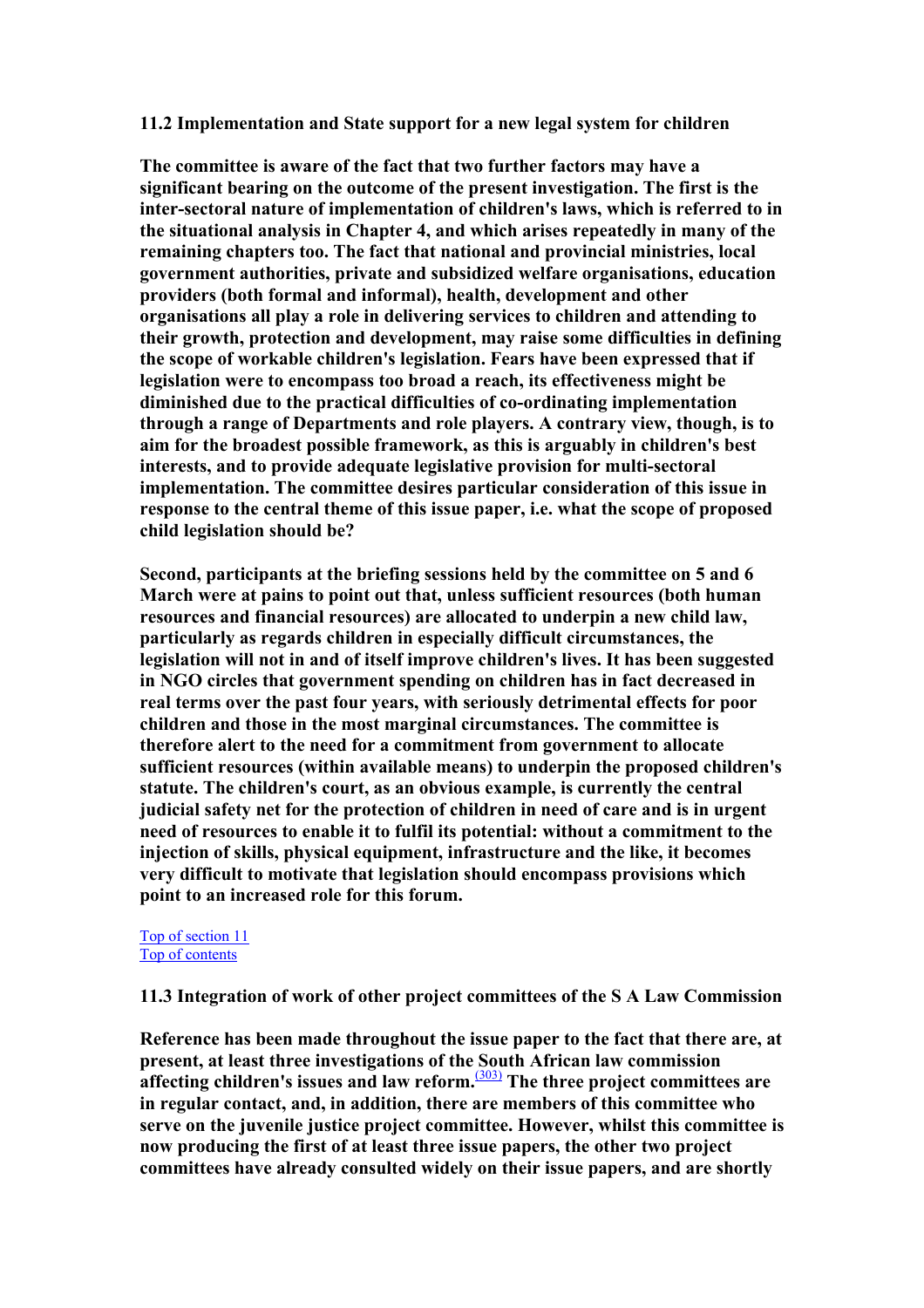### 11.2 Implementation and State support for a new legal system for children

**The committee is aware of the fact that two further factors may have a significant bearing on the outcome of the present investigation. The first is the inter-sectoral nature of implementation of children's laws, which is referred to in the situational analysis in Chapter 4, and which arises repeatedly in many of the remaining chapters too. The fact that national and provincial ministries, local government authorities, private and subsidized welfare organisations, education providers (both formal and informal), health, development and other organisations all play a role in delivering services to children and attending to their growth, protection and development, may raise some difficulties in defining the scope of workable children's legislation. Fears have been expressed that if legislation were to encompass too broad a reach, its effectiveness might be diminished due to the practical difficulties of co-ordinating implementation through a range of Departments and role players. A contrary view, though, is to aim for the broadest possible framework, as this is arguably in children's best interests, and to provide adequate legislative provision for multi-sectoral implementation. The committee desires particular consideration of this issue in response to the central theme of this issue paper, i.e. what the scope of proposed child legislation should be?**

**Second, participants at the briefing sessions held by the committee on 5 and 6 March were at pains to point out that, unless sufficient resources (both human resources and financial resources) are allocated to underpin a new child law, particularly as regards children in especially difficult circumstances, the legislation will not in and of itself improve children's lives. It has been suggested in NGO circles that government spending on children has in fact decreased in real terms over the past four years, with seriously detrimental effects for poor children and those in the most marginal circumstances. The committee is therefore alert to the need for a commitment from government to allocate sufficient resources (within available means) to underpin the proposed children's statute. The children's court, as an obvious example, is currently the central judicial safety net for the protection of children in need of care and is in urgent need of resources to enable it to fulfil its potential: without a commitment to the injection of skills, physical equipment, infrastructure and the like, it becomes very difficult to motivate that legislation should encompass provisions which point to an increased role for this forum.**

Top of section 11
Top of contents

### 11.3 Integration of work of other project committees of the S A Law Commission

**Reference has been made throughout the issue paper to the fact that there are, at present, at least three investigations of the South African law commission affecting children's issues and law reform.[303] The three project committees are in regular contact, and, in addition, there are members of this committee who serve on the juvenile justice project committee. However, whilst this committee is now producing the first of at least three issue papers, the other two project committees have already consulted widely on their issue papers, and are shortly**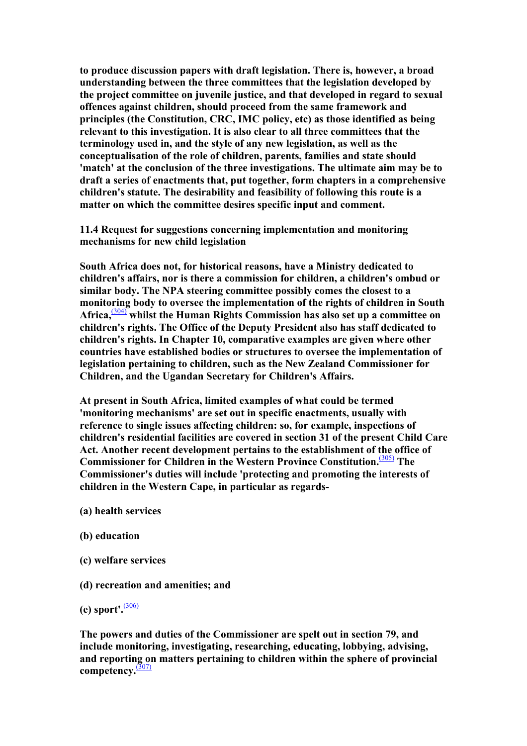to produce discussion papers with draft legislation. There is, however, a broad understanding between the three committees that the legislation developed by the project committee on juvenile justice, and that developed in regard to sexual offences against children, should proceed from the same framework and principles (the Constitution, CRC, IMC policy, etc) as those identified as being relevant to this investigation. It is also clear to all three committees that the terminology used in, and the style of any new legislation, as well as the conceptualisation of the role of children, parents, families and state should 'match' at the conclusion of the three investigations. The ultimate aim may be to draft a series of enactments that, put together, form chapters in a comprehensive children's statute. The desirability and feasibility of following this route is a matter on which the committee desires specific input and comment.

### 11.4 Request for suggestions concerning implementation and monitoring mechanisms for new child legislation

South Africa does not, for historical reasons, have a Ministry dedicated to children's affairs, nor is there a commission for children, a children's ombud or similar body. The NPA steering committee possibly comes the closest to a monitoring body to oversee the implementation of the rights of children in South Africa,[(304)] whilst the Human Rights Commission has also set up a committee on children's rights. The Office of the Deputy President also has staff dedicated to children's rights. In Chapter 10, comparative examples are given where other countries have established bodies or structures to oversee the implementation of legislation pertaining to children, such as the New Zealand Commissioner for Children, and the Ugandan Secretary for Children's Affairs.

At present in South Africa, limited examples of what could be termed 'monitoring mechanisms' are set out in specific enactments, usually with reference to single issues affecting children: so, for example, inspections of children's residential facilities are covered in section 31 of the present Child Care Act. Another recent development pertains to the establishment of the office of Commissioner for Children in the Western Province Constitution.[(305)] The Commissioner's duties will include 'protecting and promoting the interests of children in the Western Cape, in particular as regards-

(a) health services

(b) education

(c) welfare services

(d) recreation and amenities; and

(e) sport'.[(306)]

The powers and duties of the Commissioner are spelt out in section 79, and include monitoring, investigating, researching, educating, lobbying, advising, and reporting on matters pertaining to children within the sphere of provincial competency.[(307)]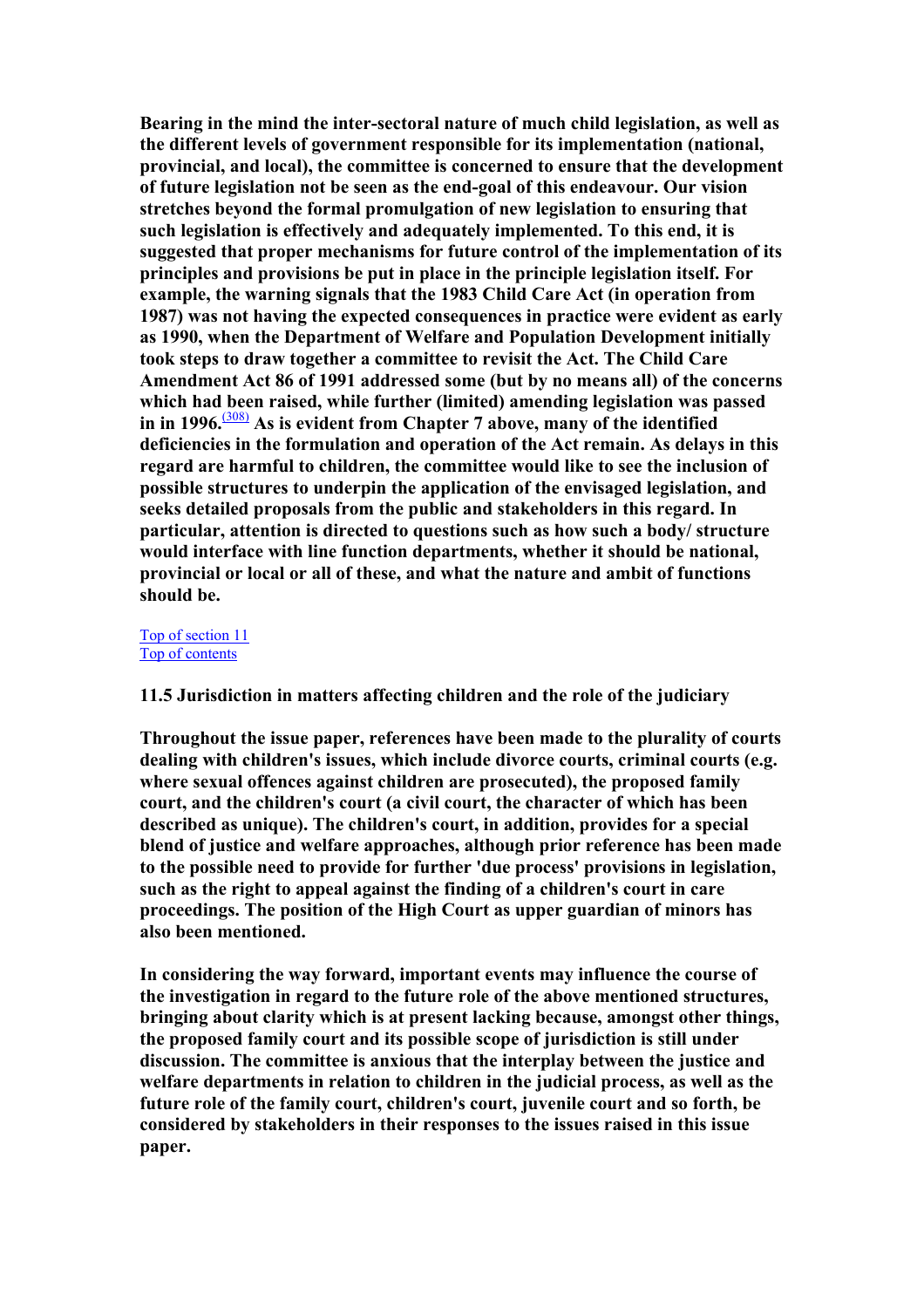**Bearing in the mind the inter-sectoral nature of much child legislation, as well as the different levels of government responsible for its implementation (national, provincial, and local), the committee is concerned to ensure that the development of future legislation not be seen as the end-goal of this endeavour. Our vision stretches beyond the formal promulgation of new legislation to ensuring that such legislation is effectively and adequately implemented. To this end, it is suggested that proper mechanisms for future control of the implementation of its principles and provisions be put in place in the principle legislation itself. For example, the warning signals that the 1983 Child Care Act (in operation from 1987) was not having the expected consequences in practice were evident as early as 1990, when the Department of Welfare and Population Development initially took steps to draw together a committee to revisit the Act. The Child Care Amendment Act 86 of 1991 addressed some (but by no means all) of the concerns which had been raised, while further (limited) amending legislation was passed in in 1996.**[308] **As is evident from Chapter 7 above, many of the identified deficiencies in the formulation and operation of the Act remain. As delays in this regard are harmful to children, the committee would like to see the inclusion of possible structures to underpin the application of the envisaged legislation, and seeks detailed proposals from the public and stakeholders in this regard. In particular, attention is directed to questions such as how such a body/ structure would interface with line function departments, whether it should be national, provincial or local or all of these, and what the nature and ambit of functions should be.**

Top of section 11
Top of contents

### 11.5 Jurisdiction in matters affecting children and the role of the judiciary

**Throughout the issue paper, references have been made to the plurality of courts dealing with children's issues, which include divorce courts, criminal courts (e.g. where sexual offences against children are prosecuted), the proposed family court, and the children's court (a civil court, the character of which has been described as unique). The children's court, in addition, provides for a special blend of justice and welfare approaches, although prior reference has been made to the possible need to provide for further 'due process' provisions in legislation, such as the right to appeal against the finding of a children's court in care proceedings. The position of the High Court as upper guardian of minors has also been mentioned.**

**In considering the way forward, important events may influence the course of the investigation in regard to the future role of the above mentioned structures, bringing about clarity which is at present lacking because, amongst other things, the proposed family court and its possible scope of jurisdiction is still under discussion. The committee is anxious that the interplay between the justice and welfare departments in relation to children in the judicial process, as well as the future role of the family court, children's court, juvenile court and so forth, be considered by stakeholders in their responses to the issues raised in this issue paper.**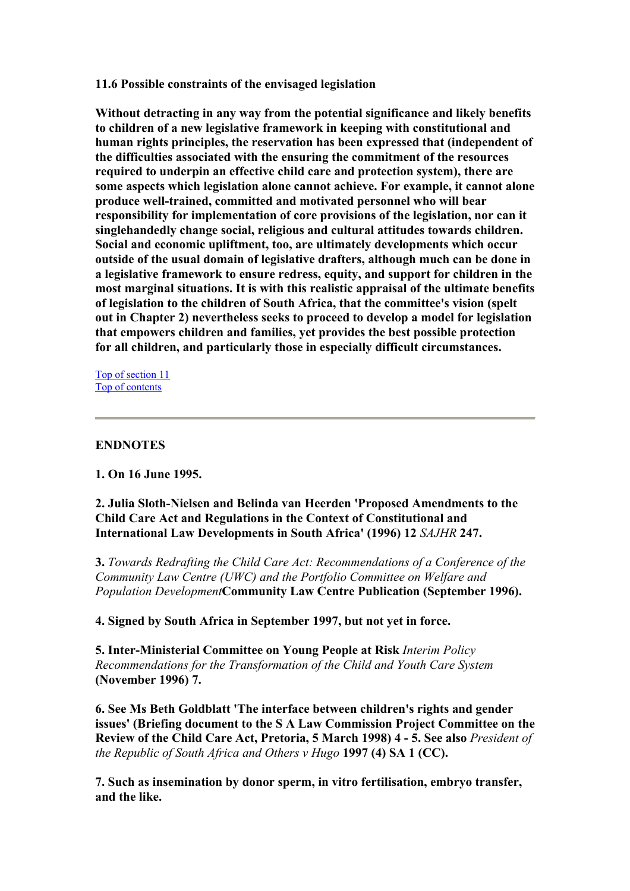### 11.6 Possible constraints of the envisaged legislation

**Without detracting in any way from the potential significance and likely benefits to children of a new legislative framework in keeping with constitutional and human rights principles, the reservation has been expressed that (independent of the difficulties associated with the ensuring the commitment of the resources required to underpin an effective child care and protection system), there are some aspects which legislation alone cannot achieve. For example, it cannot alone produce well-trained, committed and motivated personnel who will bear responsibility for implementation of core provisions of the legislation, nor can it singlehandedly change social, religious and cultural attitudes towards children. Social and economic upliftment, too, are ultimately developments which occur outside of the usual domain of legislative drafters, although much can be done in a legislative framework to ensure redress, equity, and support for children in the most marginal situations. It is with this realistic appraisal of the ultimate benefits of legislation to the children of South Africa, that the committee's vision (spelt out in Chapter 2) nevertheless seeks to proceed to develop a model for legislation that empowers children and families, yet provides the best possible protection for all children, and particularly those in especially difficult circumstances.**

Top of section 11
Top of contents

---

## ENDNOTES

**1. On 16 June 1995.**

**2. Julia Sloth-Nielsen and Belinda van Heerden 'Proposed Amendments to the Child Care Act and Regulations in the Context of Constitutional and International Law Developments in South Africa' (1996) 12** *SAJHR* **247.**

**3.** *Towards Redrafting the Child Care Act: Recommendations of a Conference of the Community Law Centre (UWC) and the Portfolio Committee on Welfare and Population Development***Community Law Centre Publication (September 1996).**

**4. Signed by South Africa in September 1997, but not yet in force.**

**5. Inter-Ministerial Committee on Young People at Risk** *Interim Policy Recommendations for the Transformation of the Child and Youth Care System* **(November 1996) 7.**

**6. See Ms Beth Goldblatt 'The interface between children's rights and gender issues' (Briefing document to the S A Law Commission Project Committee on the Review of the Child Care Act, Pretoria, 5 March 1998) 4 - 5. See also** *President of the Republic of South Africa and Others v Hugo* **1997 (4) SA 1 (CC).**

**7. Such as insemination by donor sperm, in vitro fertilisation, embryo transfer, and the like.**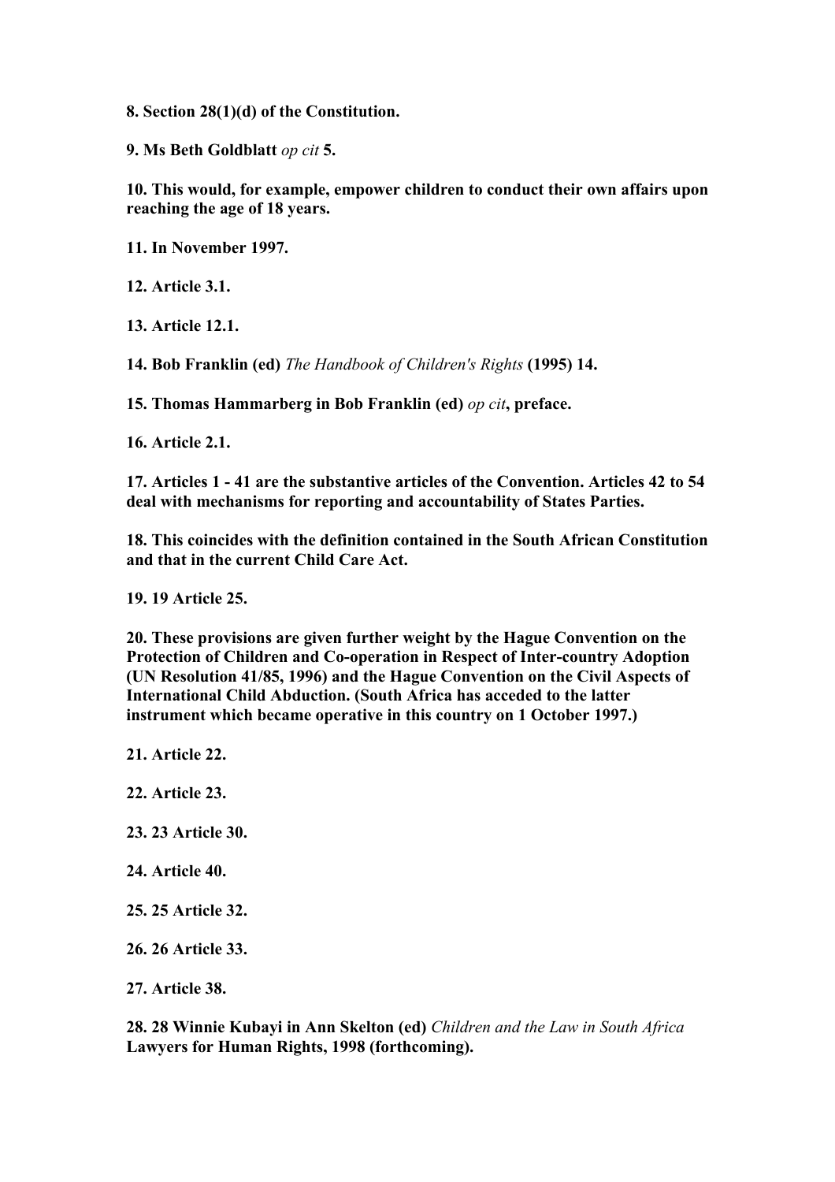**8. Section 28(1)(d) of the Constitution.**

**9. Ms Beth Goldblatt** *op cit* **5.**

**10. This would, for example, empower children to conduct their own affairs upon reaching the age of 18 years.**

**11. In November 1997.**

**12. Article 3.1.**

**13. Article 12.1.**

**14. Bob Franklin (ed)** *The Handbook of Children's Rights* **(1995) 14.**

**15. Thomas Hammarberg in Bob Franklin (ed)** *op cit***, preface.**

**16. Article 2.1.**

**17. Articles 1 - 41 are the substantive articles of the Convention. Articles 42 to 54 deal with mechanisms for reporting and accountability of States Parties.**

**18. This coincides with the definition contained in the South African Constitution and that in the current Child Care Act.**

**19. 19 Article 25.**

**20. These provisions are given further weight by the Hague Convention on the Protection of Children and Co-operation in Respect of Inter-country Adoption (UN Resolution 41/85, 1996) and the Hague Convention on the Civil Aspects of International Child Abduction. (South Africa has acceded to the latter instrument which became operative in this country on 1 October 1997.)**

**21. Article 22.**

**22. Article 23.**

**23. 23 Article 30.**

**24. Article 40.**

**25. 25 Article 32.**

**26. 26 Article 33.**

**27. Article 38.**

**28. 28 Winnie Kubayi in Ann Skelton (ed)** *Children and the Law in South Africa* **Lawyers for Human Rights, 1998 (forthcoming).**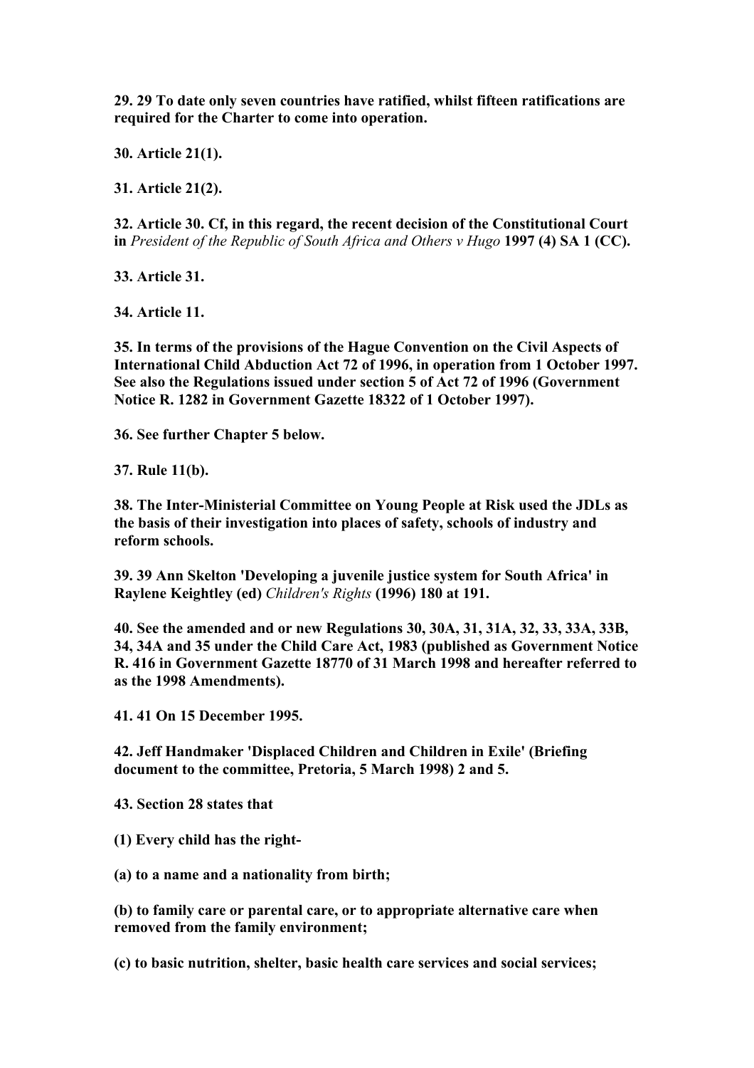**29. 29 To date only seven countries have ratified, whilst fifteen ratifications are required for the Charter to come into operation.**

**30. Article 21(1).**

**31. Article 21(2).**

**32. Article 30. Cf, in this regard, the recent decision of the Constitutional Court in** ***President of the Republic of South Africa and Others v Hugo*** **1997 (4) SA 1 (CC).**

**33. Article 31.**

**34. Article 11.**

**35. In terms of the provisions of the Hague Convention on the Civil Aspects of International Child Abduction Act 72 of 1996, in operation from 1 October 1997. See also the Regulations issued under section 5 of Act 72 of 1996 (Government Notice R. 1282 in Government Gazette 18322 of 1 October 1997).**

**36. See further Chapter 5 below.**

**37. Rule 11(b).**

**38. The Inter-Ministerial Committee on Young People at Risk used the JDLs as the basis of their investigation into places of safety, schools of industry and reform schools.**

**39. 39 Ann Skelton 'Developing a juvenile justice system for South Africa' in Raylene Keightley (ed)** ***Children's Rights*** **(1996) 180 at 191.**

**40. See the amended and or new Regulations 30, 30A, 31, 31A, 32, 33, 33A, 33B, 34, 34A and 35 under the Child Care Act, 1983 (published as Government Notice R. 416 in Government Gazette 18770 of 31 March 1998 and hereafter referred to as the 1998 Amendments).**

**41. 41 On 15 December 1995.**

**42. Jeff Handmaker 'Displaced Children and Children in Exile' (Briefing document to the committee, Pretoria, 5 March 1998) 2 and 5.**

**43. Section 28 states that**

**(1) Every child has the right-**

**(a) to a name and a nationality from birth;**

**(b) to family care or parental care, or to appropriate alternative care when removed from the family environment;**

**(c) to basic nutrition, shelter, basic health care services and social services;**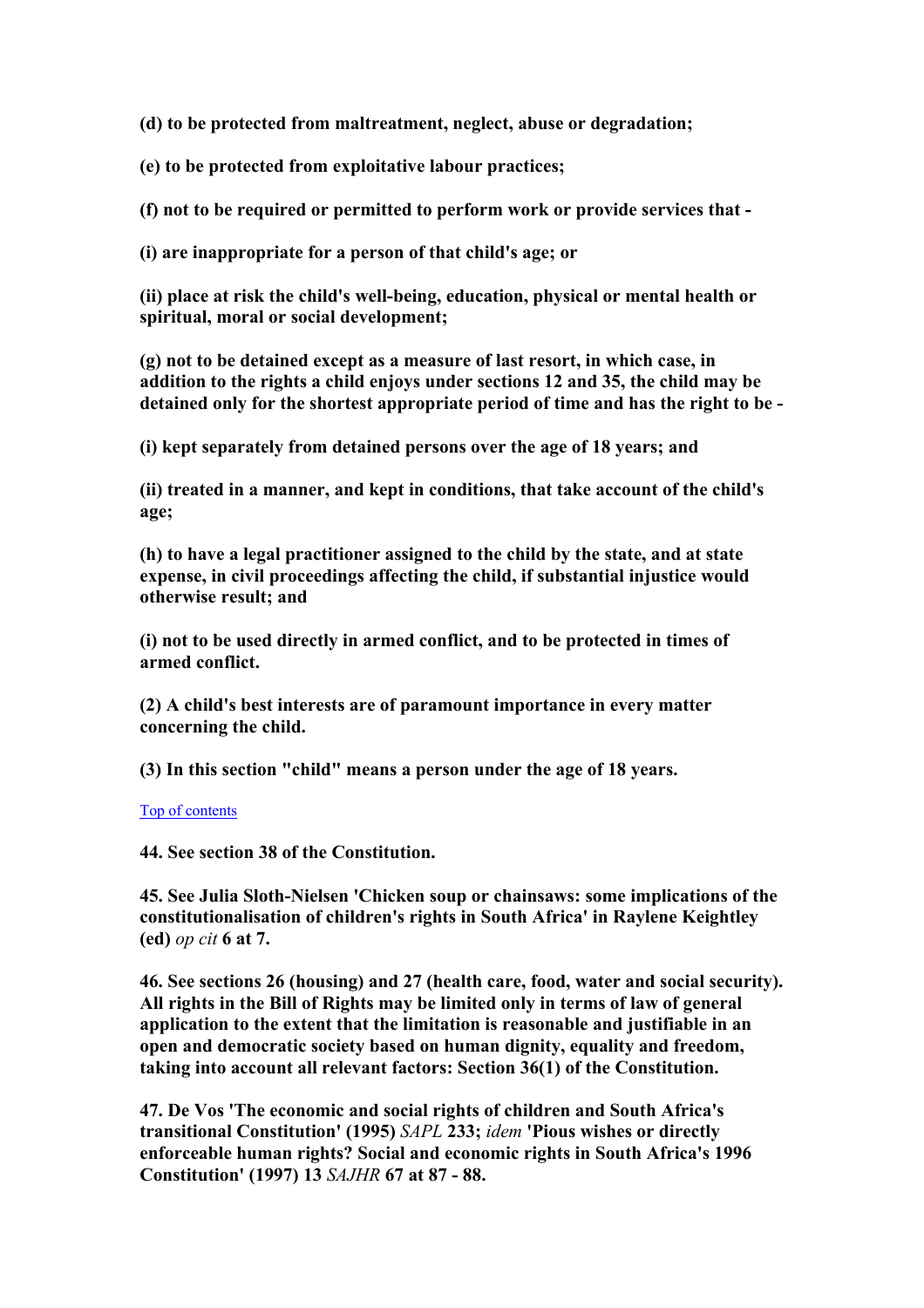**(d) to be protected from maltreatment, neglect, abuse or degradation;**

**(e) to be protected from exploitative labour practices;**

**(f) not to be required or permitted to perform work or provide services that -**

**(i) are inappropriate for a person of that child's age; or**

**(ii) place at risk the child's well-being, education, physical or mental health or spiritual, moral or social development;**

**(g) not to be detained except as a measure of last resort, in which case, in addition to the rights a child enjoys under sections 12 and 35, the child may be detained only for the shortest appropriate period of time and has the right to be -**

**(i) kept separately from detained persons over the age of 18 years; and**

**(ii) treated in a manner, and kept in conditions, that take account of the child's age;**

**(h) to have a legal practitioner assigned to the child by the state, and at state expense, in civil proceedings affecting the child, if substantial injustice would otherwise result; and**

**(i) not to be used directly in armed conflict, and to be protected in times of armed conflict.**

**(2) A child's best interests are of paramount importance in every matter concerning the child.**

**(3) In this section "child" means a person under the age of 18 years.**

Top of contents

**44. See section 38 of the Constitution.**

**45. See Julia Sloth-Nielsen 'Chicken soup or chainsaws: some implications of the constitutionalisation of children's rights in South Africa' in Raylene Keightley (ed)** *op cit* **6 at 7.**

**46. See sections 26 (housing) and 27 (health care, food, water and social security). All rights in the Bill of Rights may be limited only in terms of law of general application to the extent that the limitation is reasonable and justifiable in an open and democratic society based on human dignity, equality and freedom, taking into account all relevant factors: Section 36(1) of the Constitution.**

**47. De Vos 'The economic and social rights of children and South Africa's transitional Constitution' (1995)** *SAPL* **233;** *idem* **'Pious wishes or directly enforceable human rights? Social and economic rights in South Africa's 1996 Constitution' (1997) 13** *SAJHR* **67 at 87 - 88.**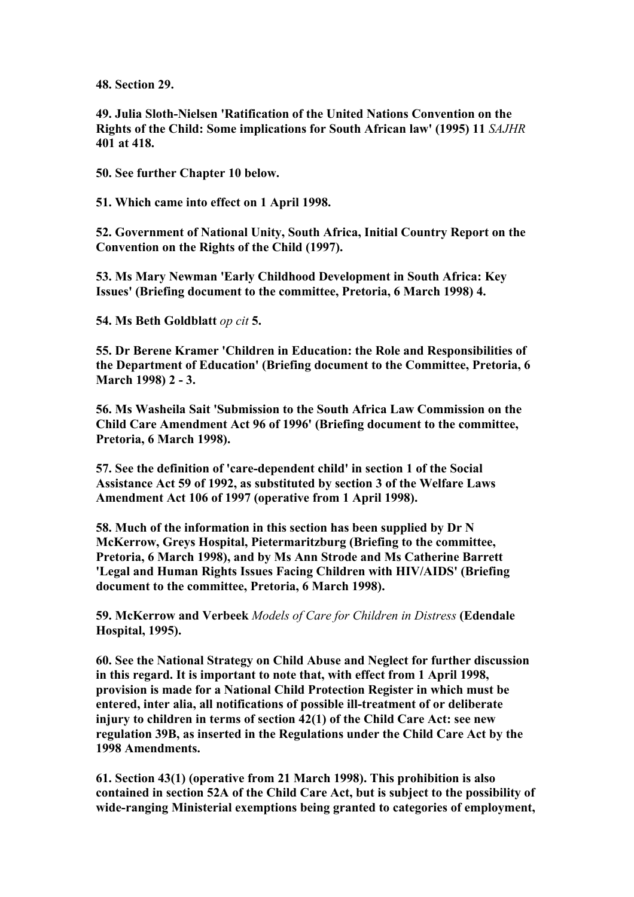**48. Section 29.**

**49. Julia Sloth-Nielsen 'Ratification of the United Nations Convention on the Rights of the Child: Some implications for South African law' (1995) 11** ***SAJHR*** **401 at 418.**

**50. See further Chapter 10 below.**

**51. Which came into effect on 1 April 1998.**

**52. Government of National Unity, South Africa, Initial Country Report on the Convention on the Rights of the Child (1997).**

**53. Ms Mary Newman 'Early Childhood Development in South Africa: Key Issues' (Briefing document to the committee, Pretoria, 6 March 1998) 4.**

**54. Ms Beth Goldblatt** ***op cit*** **5.**

**55. Dr Berene Kramer 'Children in Education: the Role and Responsibilities of the Department of Education' (Briefing document to the Committee, Pretoria, 6 March 1998) 2 - 3.**

**56. Ms Washeila Sait 'Submission to the South Africa Law Commission on the Child Care Amendment Act 96 of 1996' (Briefing document to the committee, Pretoria, 6 March 1998).**

**57. See the definition of 'care-dependent child' in section 1 of the Social Assistance Act 59 of 1992, as substituted by section 3 of the Welfare Laws Amendment Act 106 of 1997 (operative from 1 April 1998).**

**58. Much of the information in this section has been supplied by Dr N McKerrow, Greys Hospital, Pietermaritzburg (Briefing to the committee, Pretoria, 6 March 1998), and by Ms Ann Strode and Ms Catherine Barrett 'Legal and Human Rights Issues Facing Children with HIV/AIDS' (Briefing document to the committee, Pretoria, 6 March 1998).**

**59. McKerrow and Verbeek** ***Models of Care for Children in Distress*** **(Edendale Hospital, 1995).**

**60. See the National Strategy on Child Abuse and Neglect for further discussion in this regard. It is important to note that, with effect from 1 April 1998, provision is made for a National Child Protection Register in which must be entered, inter alia, all notifications of possible ill-treatment of or deliberate injury to children in terms of section 42(1) of the Child Care Act: see new regulation 39B, as inserted in the Regulations under the Child Care Act by the 1998 Amendments.**

**61. Section 43(1) (operative from 21 March 1998). This prohibition is also contained in section 52A of the Child Care Act, but is subject to the possibility of wide-ranging Ministerial exemptions being granted to categories of employment,**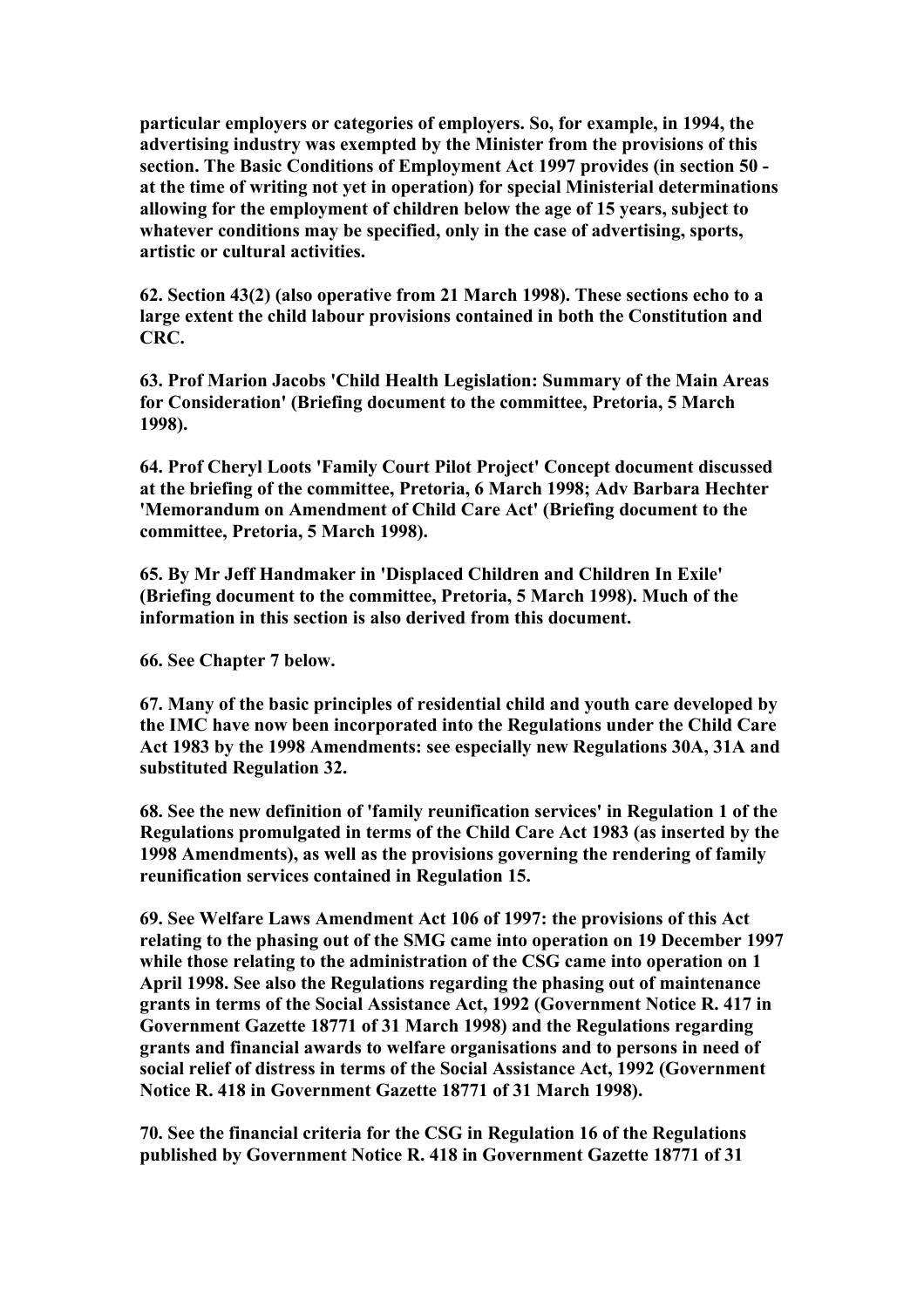**particular employers or categories of employers. So, for example, in 1994, the advertising industry was exempted by the Minister from the provisions of this section. The Basic Conditions of Employment Act 1997 provides (in section 50 - at the time of writing not yet in operation) for special Ministerial determinations allowing for the employment of children below the age of 15 years, subject to whatever conditions may be specified, only in the case of advertising, sports, artistic or cultural activities.**

**62. Section 43(2) (also operative from 21 March 1998). These sections echo to a large extent the child labour provisions contained in both the Constitution and CRC.**

**63. Prof Marion Jacobs 'Child Health Legislation: Summary of the Main Areas for Consideration' (Briefing document to the committee, Pretoria, 5 March 1998).**

**64. Prof Cheryl Loots 'Family Court Pilot Project' Concept document discussed at the briefing of the committee, Pretoria, 6 March 1998; Adv Barbara Hechter 'Memorandum on Amendment of Child Care Act' (Briefing document to the committee, Pretoria, 5 March 1998).**

**65. By Mr Jeff Handmaker in 'Displaced Children and Children In Exile' (Briefing document to the committee, Pretoria, 5 March 1998). Much of the information in this section is also derived from this document.**

**66. See Chapter 7 below.**

**67. Many of the basic principles of residential child and youth care developed by the IMC have now been incorporated into the Regulations under the Child Care Act 1983 by the 1998 Amendments: see especially new Regulations 30A, 31A and substituted Regulation 32.**

**68. See the new definition of 'family reunification services' in Regulation 1 of the Regulations promulgated in terms of the Child Care Act 1983 (as inserted by the 1998 Amendments), as well as the provisions governing the rendering of family reunification services contained in Regulation 15.**

**69. See Welfare Laws Amendment Act 106 of 1997: the provisions of this Act relating to the phasing out of the SMG came into operation on 19 December 1997 while those relating to the administration of the CSG came into operation on 1 April 1998. See also the Regulations regarding the phasing out of maintenance grants in terms of the Social Assistance Act, 1992 (Government Notice R. 417 in Government Gazette 18771 of 31 March 1998) and the Regulations regarding grants and financial awards to welfare organisations and to persons in need of social relief of distress in terms of the Social Assistance Act, 1992 (Government Notice R. 418 in Government Gazette 18771 of 31 March 1998).**

**70. See the financial criteria for the CSG in Regulation 16 of the Regulations published by Government Notice R. 418 in Government Gazette 18771 of 31**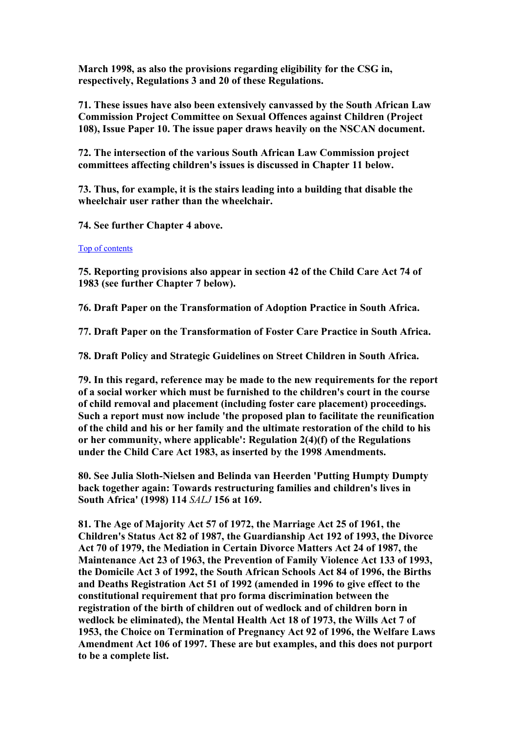**March 1998, as also the provisions regarding eligibility for the CSG in, respectively, Regulations 3 and 20 of these Regulations.**

**71. These issues have also been extensively canvassed by the South African Law Commission Project Committee on Sexual Offences against Children (Project 108), Issue Paper 10. The issue paper draws heavily on the NSCAN document.**

**72. The intersection of the various South African Law Commission project committees affecting children's issues is discussed in Chapter 11 below.**

**73. Thus, for example, it is the stairs leading into a building that disable the wheelchair user rather than the wheelchair.**

**74. See further Chapter 4 above.**

Top of contents

**75. Reporting provisions also appear in section 42 of the Child Care Act 74 of 1983 (see further Chapter 7 below).**

**76. Draft Paper on the Transformation of Adoption Practice in South Africa.**

**77. Draft Paper on the Transformation of Foster Care Practice in South Africa.**

**78. Draft Policy and Strategic Guidelines on Street Children in South Africa.**

**79. In this regard, reference may be made to the new requirements for the report of a social worker which must be furnished to the children's court in the course of child removal and placement (including foster care placement) proceedings. Such a report must now include 'the proposed plan to facilitate the reunification of the child and his or her family and the ultimate restoration of the child to his or her community, where applicable': Regulation 2(4)(f) of the Regulations under the Child Care Act 1983, as inserted by the 1998 Amendments.**

**80. See Julia Sloth-Nielsen and Belinda van Heerden 'Putting Humpty Dumpty back together again: Towards restructuring families and children's lives in South Africa' (1998) 114 *SALJ* 156 at 169.**

**81. The Age of Majority Act 57 of 1972, the Marriage Act 25 of 1961, the Children's Status Act 82 of 1987, the Guardianship Act 192 of 1993, the Divorce Act 70 of 1979, the Mediation in Certain Divorce Matters Act 24 of 1987, the Maintenance Act 23 of 1963, the Prevention of Family Violence Act 133 of 1993, the Domicile Act 3 of 1992, the South African Schools Act 84 of 1996, the Births and Deaths Registration Act 51 of 1992 (amended in 1996 to give effect to the constitutional requirement that pro forma discrimination between the registration of the birth of children out of wedlock and of children born in wedlock be eliminated), the Mental Health Act 18 of 1973, the Wills Act 7 of 1953, the Choice on Termination of Pregnancy Act 92 of 1996, the Welfare Laws Amendment Act 106 of 1997. These are but examples, and this does not purport to be a complete list.**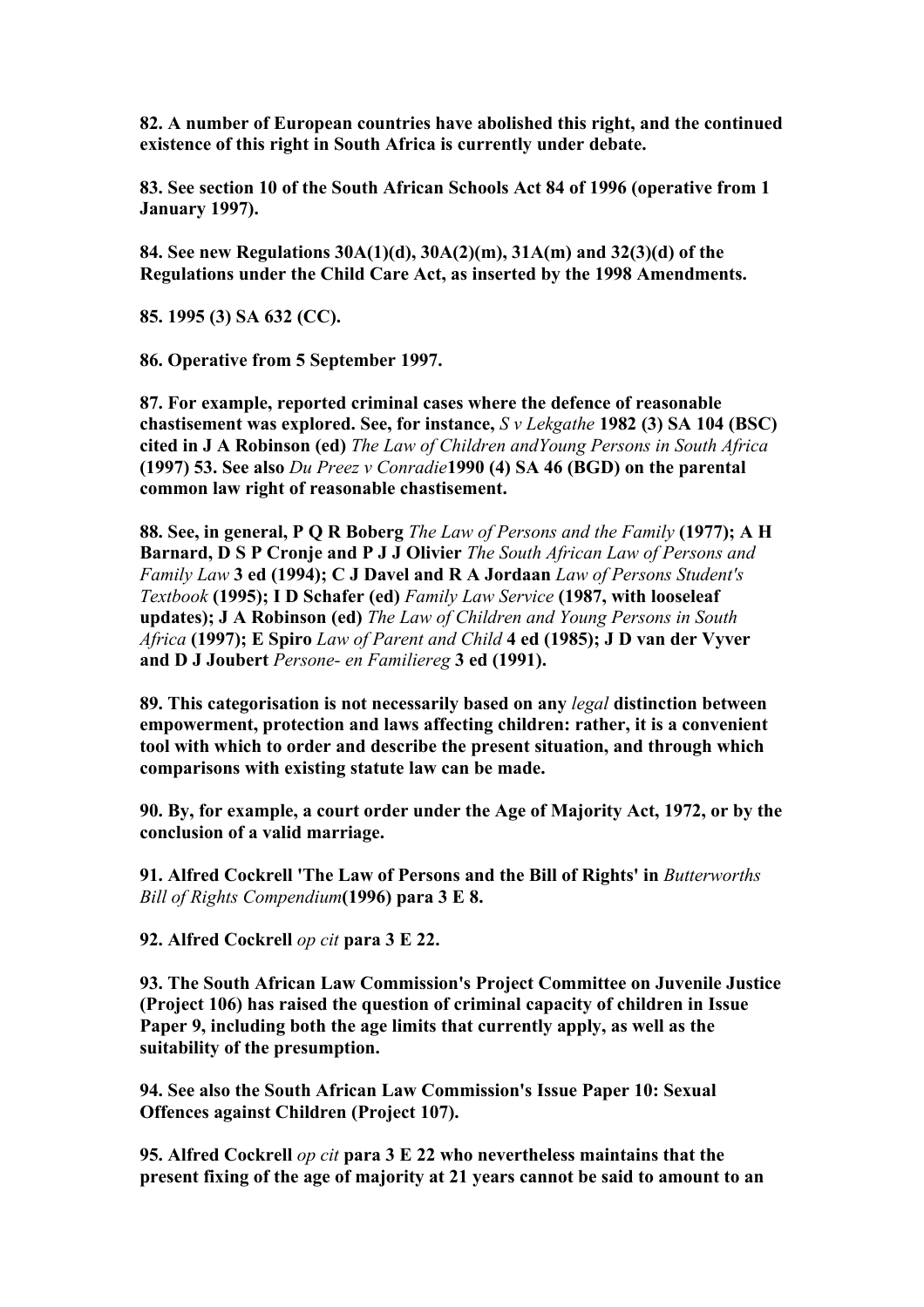**82. A number of European countries have abolished this right, and the continued existence of this right in South Africa is currently under debate.**

**83. See section 10 of the South African Schools Act 84 of 1996 (operative from 1 January 1997).**

**84. See new Regulations 30A(1)(d), 30A(2)(m), 31A(m) and 32(3)(d) of the Regulations under the Child Care Act, as inserted by the 1998 Amendments.**

**85. 1995 (3) SA 632 (CC).**

**86. Operative from 5 September 1997.**

**87. For example, reported criminal cases where the defence of reasonable chastisement was explored. See, for instance,** *S v Lekgathe* **1982 (3) SA 104 (BSC) cited in J A Robinson (ed)** *The Law of Children andYoung Persons in South Africa* **(1997) 53. See also** *Du Preez v Conradie***1990 (4) SA 46 (BGD) on the parental common law right of reasonable chastisement.**

**88. See, in general, P Q R Boberg** *The Law of Persons and the Family* **(1977); A H Barnard, D S P Cronje and P J J Olivier** *The South African Law of Persons and Family Law* **3 ed (1994); C J Davel and R A Jordaan** *Law of Persons Student's Textbook* **(1995); I D Schafer (ed)** *Family Law Service* **(1987, with looseleaf updates); J A Robinson (ed)** *The Law of Children and Young Persons in South Africa* **(1997); E Spiro** *Law of Parent and Child* **4 ed (1985); J D van der Vyver and D J Joubert** *Persone- en Familiereg* **3 ed (1991).**

**89. This categorisation is not necessarily based on any** *legal* **distinction between empowerment, protection and laws affecting children: rather, it is a convenient tool with which to order and describe the present situation, and through which comparisons with existing statute law can be made.**

**90. By, for example, a court order under the Age of Majority Act, 1972, or by the conclusion of a valid marriage.**

**91. Alfred Cockrell 'The Law of Persons and the Bill of Rights' in** *Butterworths Bill of Rights Compendium***(1996) para 3 E 8.**

**92. Alfred Cockrell** *op cit* **para 3 E 22.**

**93. The South African Law Commission's Project Committee on Juvenile Justice (Project 106) has raised the question of criminal capacity of children in Issue Paper 9, including both the age limits that currently apply, as well as the suitability of the presumption.**

**94. See also the South African Law Commission's Issue Paper 10: Sexual Offences against Children (Project 107).**

**95. Alfred Cockrell** *op cit* **para 3 E 22 who nevertheless maintains that the present fixing of the age of majority at 21 years cannot be said to amount to an**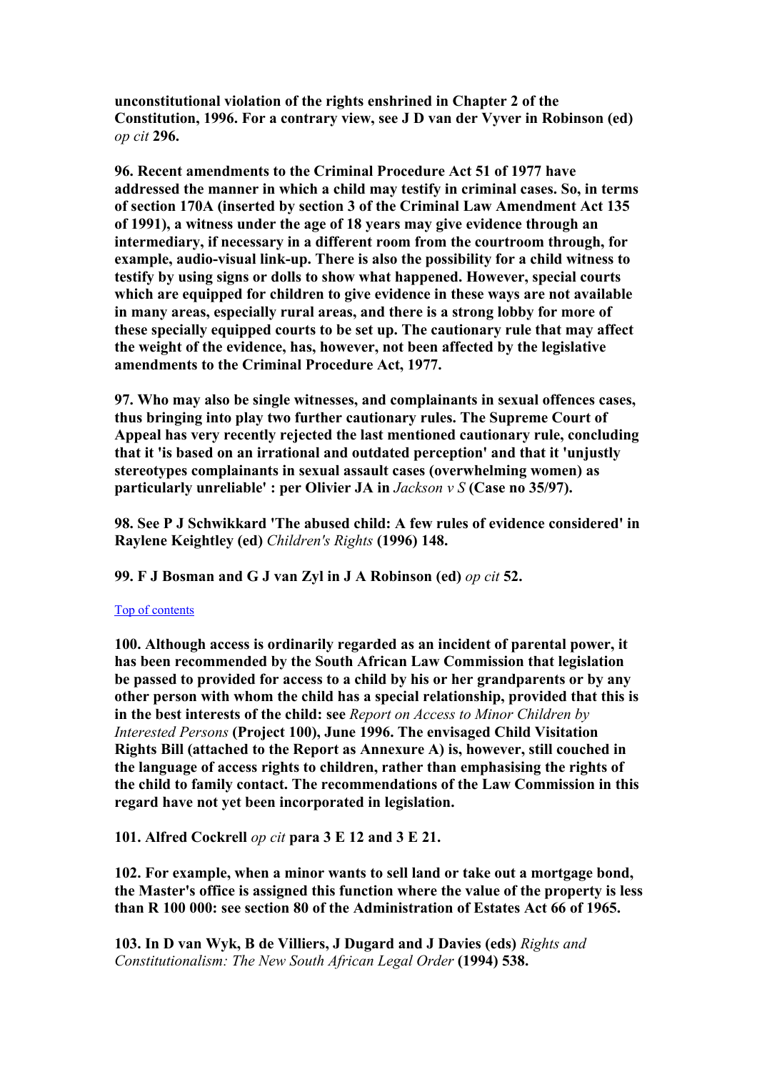**unconstitutional violation of the rights enshrined in Chapter 2 of the Constitution, 1996. For a contrary view, see J D van der Vyver in Robinson (ed)** *op cit* **296.**

**96. Recent amendments to the Criminal Procedure Act 51 of 1977 have addressed the manner in which a child may testify in criminal cases. So, in terms of section 170A (inserted by section 3 of the Criminal Law Amendment Act 135 of 1991), a witness under the age of 18 years may give evidence through an intermediary, if necessary in a different room from the courtroom through, for example, audio-visual link-up. There is also the possibility for a child witness to testify by using signs or dolls to show what happened. However, special courts which are equipped for children to give evidence in these ways are not available in many areas, especially rural areas, and there is a strong lobby for more of these specially equipped courts to be set up. The cautionary rule that may affect the weight of the evidence, has, however, not been affected by the legislative amendments to the Criminal Procedure Act, 1977.**

**97. Who may also be single witnesses, and complainants in sexual offences cases, thus bringing into play two further cautionary rules. The Supreme Court of Appeal has very recently rejected the last mentioned cautionary rule, concluding that it 'is based on an irrational and outdated perception' and that it 'unjustly stereotypes complainants in sexual assault cases (overwhelming women) as particularly unreliable' : per Olivier JA in** *Jackson v S* **(Case no 35/97).**

**98. See P J Schwikkard 'The abused child: A few rules of evidence considered' in Raylene Keightley (ed)** *Children's Rights* **(1996) 148.**

**99. F J Bosman and G J van Zyl in J A Robinson (ed)** *op cit* **52.**

Top of contents

**100. Although access is ordinarily regarded as an incident of parental power, it has been recommended by the South African Law Commission that legislation be passed to provided for access to a child by his or her grandparents or by any other person with whom the child has a special relationship, provided that this is in the best interests of the child: see** *Report on Access to Minor Children by Interested Persons* **(Project 100), June 1996. The envisaged Child Visitation Rights Bill (attached to the Report as Annexure A) is, however, still couched in the language of access rights to children, rather than emphasising the rights of the child to family contact. The recommendations of the Law Commission in this regard have not yet been incorporated in legislation.**

**101. Alfred Cockrell** *op cit* **para 3 E 12 and 3 E 21.**

**102. For example, when a minor wants to sell land or take out a mortgage bond, the Master's office is assigned this function where the value of the property is less than R 100 000: see section 80 of the Administration of Estates Act 66 of 1965.**

**103. In D van Wyk, B de Villiers, J Dugard and J Davies (eds)** *Rights and Constitutionalism: The New South African Legal Order* **(1994) 538.**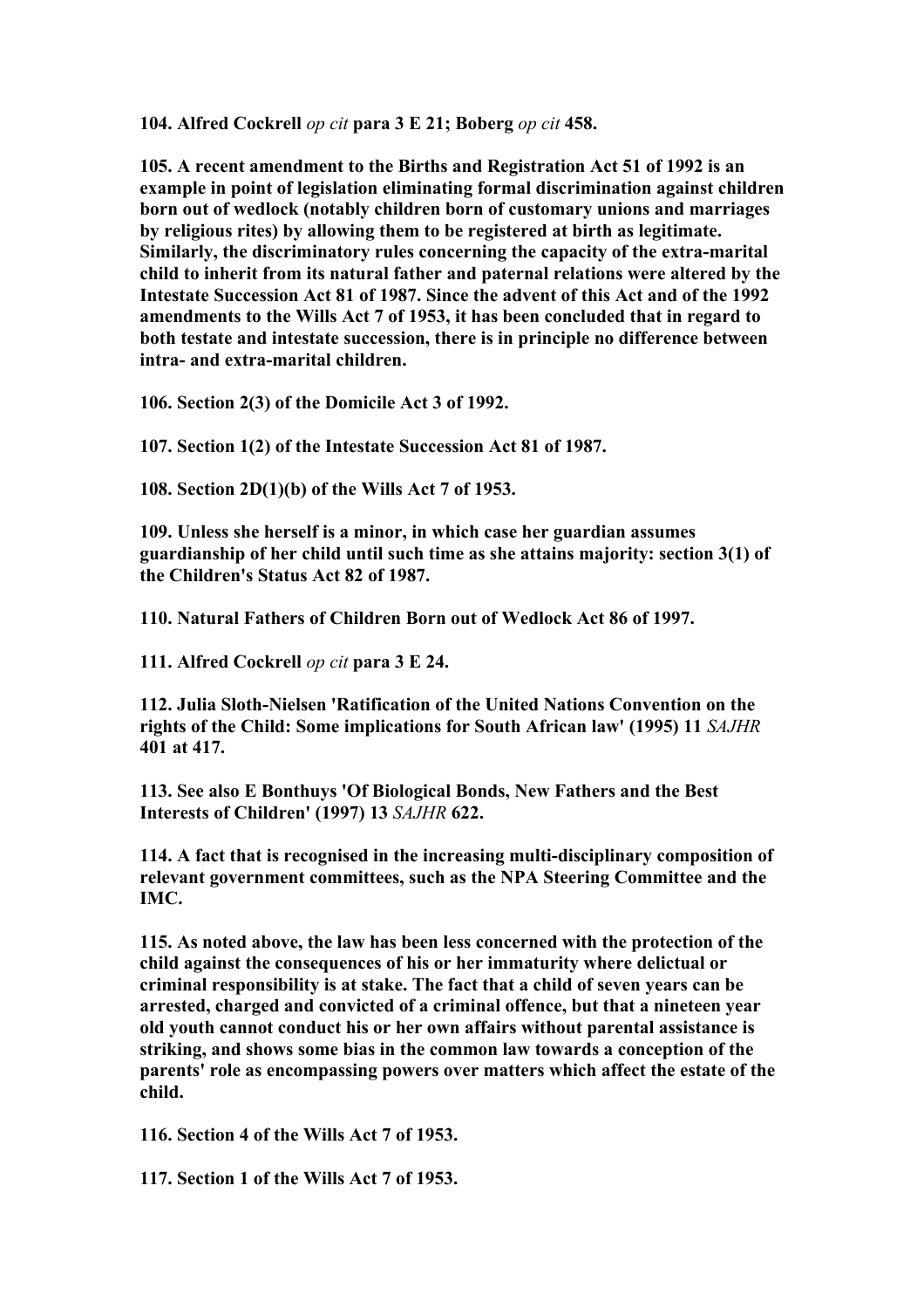**104. Alfred Cockrell** ***op cit*** **para 3 E 21; Boberg** ***op cit*** **458.**

**105. A recent amendment to the Births and Registration Act 51 of 1992 is an example in point of legislation eliminating formal discrimination against children born out of wedlock (notably children born of customary unions and marriages by religious rites) by allowing them to be registered at birth as legitimate. Similarly, the discriminatory rules concerning the capacity of the extra-marital child to inherit from its natural father and paternal relations were altered by the Intestate Succession Act 81 of 1987. Since the advent of this Act and of the 1992 amendments to the Wills Act 7 of 1953, it has been concluded that in regard to both testate and intestate succession, there is in principle no difference between intra- and extra-marital children.**

**106. Section 2(3) of the Domicile Act 3 of 1992.**

**107. Section 1(2) of the Intestate Succession Act 81 of 1987.**

**108. Section 2D(1)(b) of the Wills Act 7 of 1953.**

**109. Unless she herself is a minor, in which case her guardian assumes guardianship of her child until such time as she attains majority: section 3(1) of the Children's Status Act 82 of 1987.**

**110. Natural Fathers of Children Born out of Wedlock Act 86 of 1997.**

**111. Alfred Cockrell** ***op cit*** **para 3 E 24.**

**112. Julia Sloth-Nielsen 'Ratification of the United Nations Convention on the rights of the Child: Some implications for South African law' (1995) 11** ***SAJHR*** **401 at 417.**

**113. See also E Bonthuys 'Of Biological Bonds, New Fathers and the Best Interests of Children' (1997) 13** ***SAJHR*** **622.**

**114. A fact that is recognised in the increasing multi-disciplinary composition of relevant government committees, such as the NPA Steering Committee and the IMC.**

**115. As noted above, the law has been less concerned with the protection of the child against the consequences of his or her immaturity where delictual or criminal responsibility is at stake. The fact that a child of seven years can be arrested, charged and convicted of a criminal offence, but that a nineteen year old youth cannot conduct his or her own affairs without parental assistance is striking, and shows some bias in the common law towards a conception of the parents' role as encompassing powers over matters which affect the estate of the child.**

**116. Section 4 of the Wills Act 7 of 1953.**

**117. Section 1 of the Wills Act 7 of 1953.**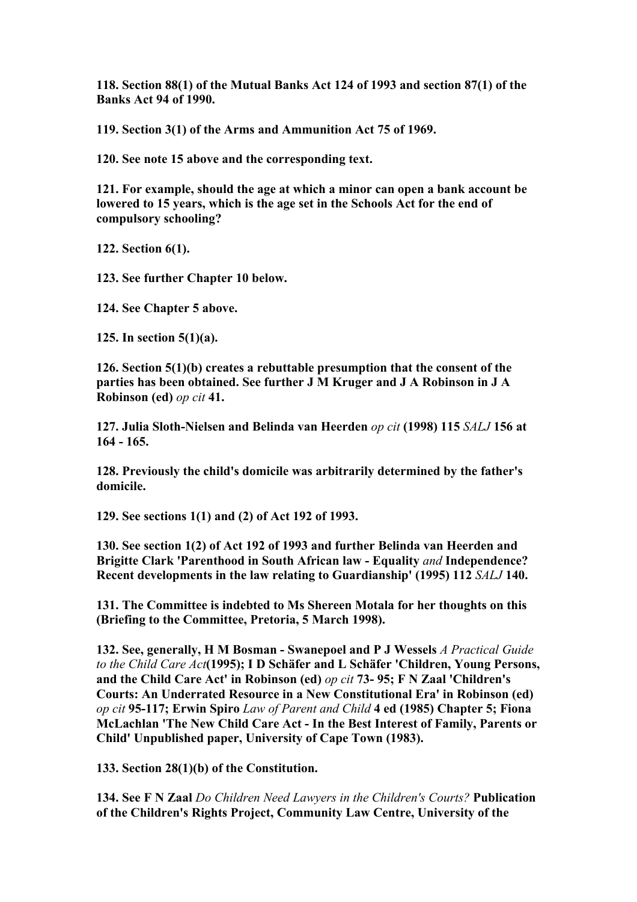**118. Section 88(1) of the Mutual Banks Act 124 of 1993 and section 87(1) of the Banks Act 94 of 1990.**

**119. Section 3(1) of the Arms and Ammunition Act 75 of 1969.**

**120. See note 15 above and the corresponding text.**

**121. For example, should the age at which a minor can open a bank account be lowered to 15 years, which is the age set in the Schools Act for the end of compulsory schooling?**

**122. Section 6(1).**

**123. See further Chapter 10 below.**

**124. See Chapter 5 above.**

**125. In section 5(1)(a).**

**126. Section 5(1)(b) creates a rebuttable presumption that the consent of the parties has been obtained. See further J M Kruger and J A Robinson in J A Robinson (ed)** *op cit* **41.**

**127. Julia Sloth-Nielsen and Belinda van Heerden** *op cit* **(1998) 115** *SALJ* **156 at 164 - 165.**

**128. Previously the child's domicile was arbitrarily determined by the father's domicile.**

**129. See sections 1(1) and (2) of Act 192 of 1993.**

**130. See section 1(2) of Act 192 of 1993 and further Belinda van Heerden and Brigitte Clark 'Parenthood in South African law - Equality** *and* **Independence? Recent developments in the law relating to Guardianship' (1995) 112** *SALJ* **140.**

**131. The Committee is indebted to Ms Shereen Motala for her thoughts on this (Briefing to the Committee, Pretoria, 5 March 1998).**

**132. See, generally, H M Bosman - Swanepoel and P J Wessels** *A Practical Guide to the Child Care Act***(1995); I D Schäfer and L Schäfer 'Children, Young Persons, and the Child Care Act' in Robinson (ed)** *op cit* **73- 95; F N Zaal 'Children's Courts: An Underrated Resource in a New Constitutional Era' in Robinson (ed)** *op cit* **95-117; Erwin Spiro** *Law of Parent and Child* **4 ed (1985) Chapter 5; Fiona McLachlan 'The New Child Care Act - In the Best Interest of Family, Parents or Child' Unpublished paper, University of Cape Town (1983).**

**133. Section 28(1)(b) of the Constitution.**

**134. See F N Zaal** *Do Children Need Lawyers in the Children's Courts?* **Publication of the Children's Rights Project, Community Law Centre, University of the**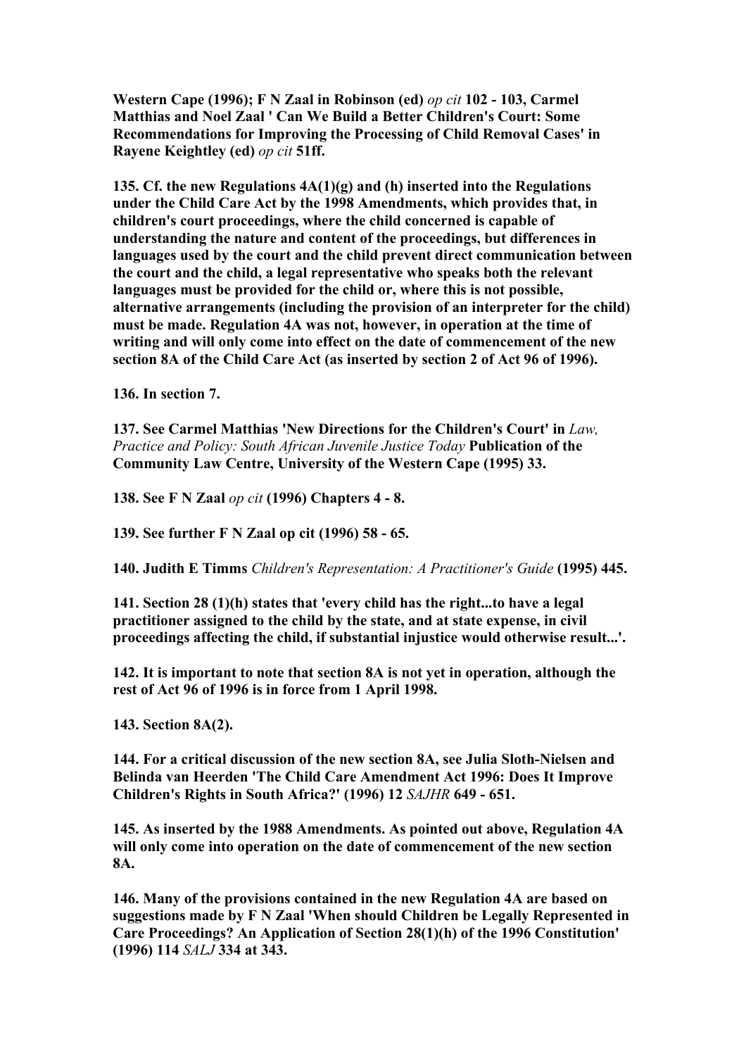**Western Cape (1996); F N Zaal in Robinson (ed)** *op cit* **102 - 103, Carmel Matthias and Noel Zaal ' Can We Build a Better Children's Court: Some Recommendations for Improving the Processing of Child Removal Cases' in Rayene Keightley (ed)** *op cit* **51ff.**

**135. Cf. the new Regulations 4A(1)(g) and (h) inserted into the Regulations under the Child Care Act by the 1998 Amendments, which provides that, in children's court proceedings, where the child concerned is capable of understanding the nature and content of the proceedings, but differences in languages used by the court and the child prevent direct communication between the court and the child, a legal representative who speaks both the relevant languages must be provided for the child or, where this is not possible, alternative arrangements (including the provision of an interpreter for the child) must be made. Regulation 4A was not, however, in operation at the time of writing and will only come into effect on the date of commencement of the new section 8A of the Child Care Act (as inserted by section 2 of Act 96 of 1996).**

**136. In section 7.**

**137. See Carmel Matthias 'New Directions for the Children's Court' in** *Law, Practice and Policy: South African Juvenile Justice Today* **Publication of the Community Law Centre, University of the Western Cape (1995) 33.**

**138. See F N Zaal** *op cit* **(1996) Chapters 4 - 8.**

**139. See further F N Zaal op cit (1996) 58 - 65.**

**140. Judith E Timms** *Children's Representation: A Practitioner's Guide* **(1995) 445.**

**141. Section 28 (1)(h) states that 'every child has the right...to have a legal practitioner assigned to the child by the state, and at state expense, in civil proceedings affecting the child, if substantial injustice would otherwise result...'.**

**142. It is important to note that section 8A is not yet in operation, although the rest of Act 96 of 1996 is in force from 1 April 1998.**

**143. Section 8A(2).**

**144. For a critical discussion of the new section 8A, see Julia Sloth-Nielsen and Belinda van Heerden 'The Child Care Amendment Act 1996: Does It Improve Children's Rights in South Africa?' (1996) 12** *SAJHR* **649 - 651.**

**145. As inserted by the 1988 Amendments. As pointed out above, Regulation 4A will only come into operation on the date of commencement of the new section 8A.**

**146. Many of the provisions contained in the new Regulation 4A are based on suggestions made by F N Zaal 'When should Children be Legally Represented in Care Proceedings? An Application of Section 28(1)(h) of the 1996 Constitution' (1996) 114** *SALJ* **334 at 343.**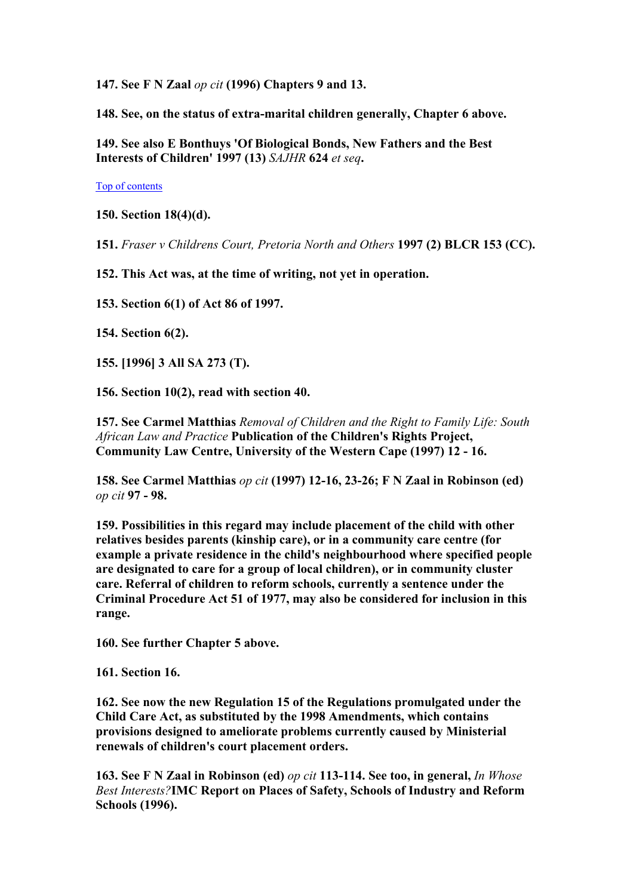**147. See F N Zaal** *op cit* **(1996) Chapters 9 and 13.**

**148. See, on the status of extra-marital children generally, Chapter 6 above.**

**149. See also E Bonthuys 'Of Biological Bonds, New Fathers and the Best Interests of Children' 1997 (13)** *SAJHR* **624** *et seq***.**

Top of contents

**150. Section 18(4)(d).**

**151.** *Fraser v Childrens Court, Pretoria North and Others* **1997 (2) BLCR 153 (CC).**

**152. This Act was, at the time of writing, not yet in operation.**

**153. Section 6(1) of Act 86 of 1997.**

**154. Section 6(2).**

**155. [1996] 3 All SA 273 (T).**

**156. Section 10(2), read with section 40.**

**157. See Carmel Matthias** *Removal of Children and the Right to Family Life: South African Law and Practice* **Publication of the Children's Rights Project, Community Law Centre, University of the Western Cape (1997) 12 - 16.**

**158. See Carmel Matthias** *op cit* **(1997) 12-16, 23-26; F N Zaal in Robinson (ed)** *op cit* **97 - 98.**

**159. Possibilities in this regard may include placement of the child with other relatives besides parents (kinship care), or in a community care centre (for example a private residence in the child's neighbourhood where specified people are designated to care for a group of local children), or in community cluster care. Referral of children to reform schools, currently a sentence under the Criminal Procedure Act 51 of 1977, may also be considered for inclusion in this range.**

**160. See further Chapter 5 above.**

**161. Section 16.**

**162. See now the new Regulation 15 of the Regulations promulgated under the Child Care Act, as substituted by the 1998 Amendments, which contains provisions designed to ameliorate problems currently caused by Ministerial renewals of children's court placement orders.**

**163. See F N Zaal in Robinson (ed)** *op cit* **113-114. See too, in general,** *In Whose Best Interests?* **IMC Report on Places of Safety, Schools of Industry and Reform Schools (1996).**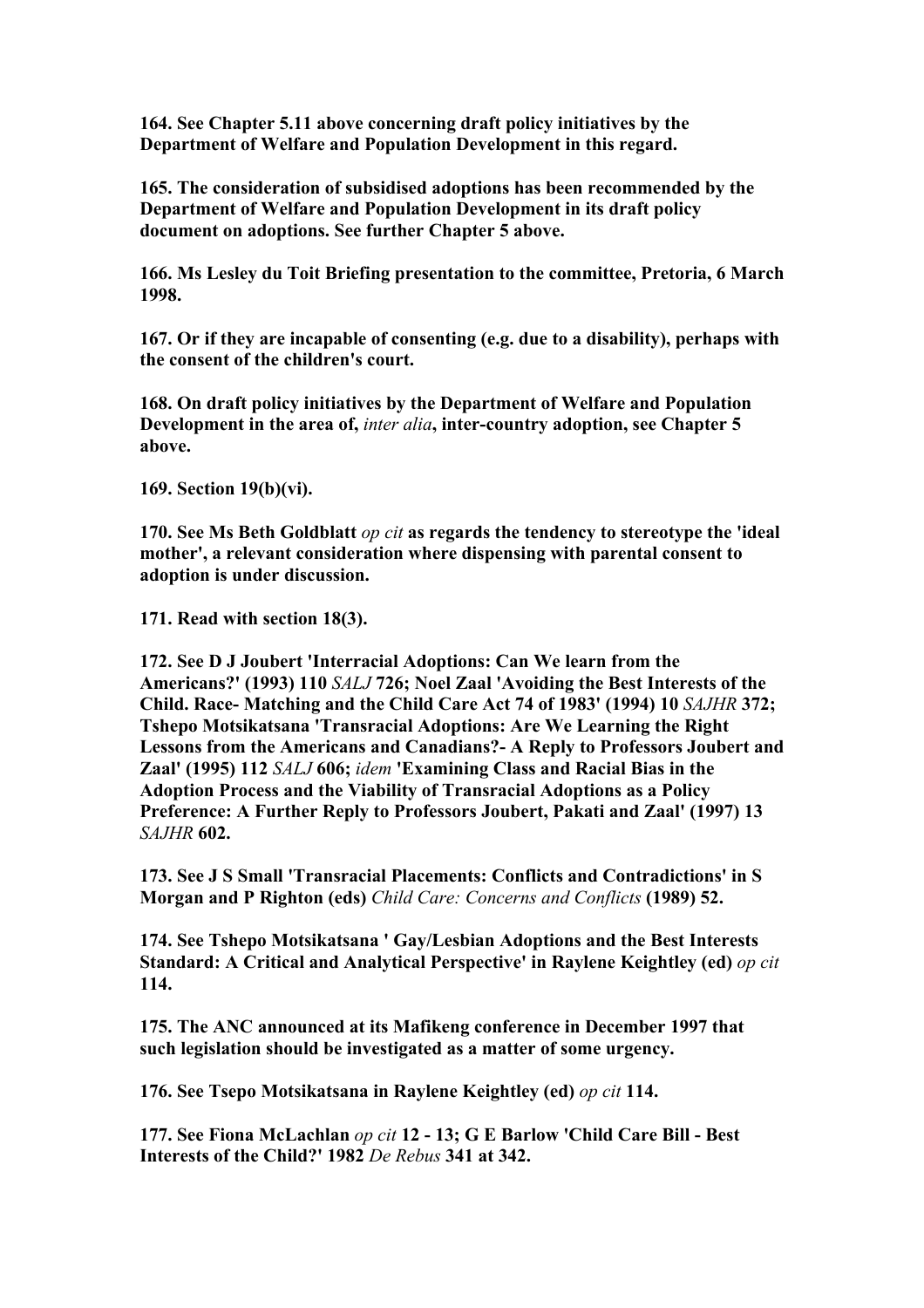**164. See Chapter 5.11 above concerning draft policy initiatives by the Department of Welfare and Population Development in this regard.**

**165. The consideration of subsidised adoptions has been recommended by the Department of Welfare and Population Development in its draft policy document on adoptions. See further Chapter 5 above.**

**166. Ms Lesley du Toit Briefing presentation to the committee, Pretoria, 6 March 1998.**

**167. Or if they are incapable of consenting (e.g. due to a disability), perhaps with the consent of the children's court.**

**168. On draft policy initiatives by the Department of Welfare and Population Development in the area of,** ***inter alia*****, inter-country adoption, see Chapter 5 above.**

**169. Section 19(b)(vi).**

**170. See Ms Beth Goldblatt** ***op cit*** **as regards the tendency to stereotype the 'ideal mother', a relevant consideration where dispensing with parental consent to adoption is under discussion.**

**171. Read with section 18(3).**

**172. See D J Joubert 'Interracial Adoptions: Can We learn from the Americans?' (1993) 110** ***SALJ*** **726; Noel Zaal 'Avoiding the Best Interests of the Child. Race- Matching and the Child Care Act 74 of 1983' (1994) 10** ***SAJHR*** **372; Tshepo Motsikatsana 'Transracial Adoptions: Are We Learning the Right Lessons from the Americans and Canadians?- A Reply to Professors Joubert and Zaal' (1995) 112** ***SALJ*** **606;** ***idem*** **'Examining Class and Racial Bias in the Adoption Process and the Viability of Transracial Adoptions as a Policy Preference: A Further Reply to Professors Joubert, Pakati and Zaal' (1997) 13** ***SAJHR*** **602.**

**173. See J S Small 'Transracial Placements: Conflicts and Contradictions' in S Morgan and P Righton (eds)** ***Child Care: Concerns and Conflicts*** **(1989) 52.**

**174. See Tshepo Motsikatsana ' Gay/Lesbian Adoptions and the Best Interests Standard: A Critical and Analytical Perspective' in Raylene Keightley (ed)** ***op cit*** **114.**

**175. The ANC announced at its Mafikeng conference in December 1997 that such legislation should be investigated as a matter of some urgency.**

**176. See Tsepo Motsikatsana in Raylene Keightley (ed)** ***op cit*** **114.**

**177. See Fiona McLachlan** ***op cit*** **12 - 13; G E Barlow 'Child Care Bill - Best Interests of the Child?' 1982** ***De Rebus*** **341 at 342.**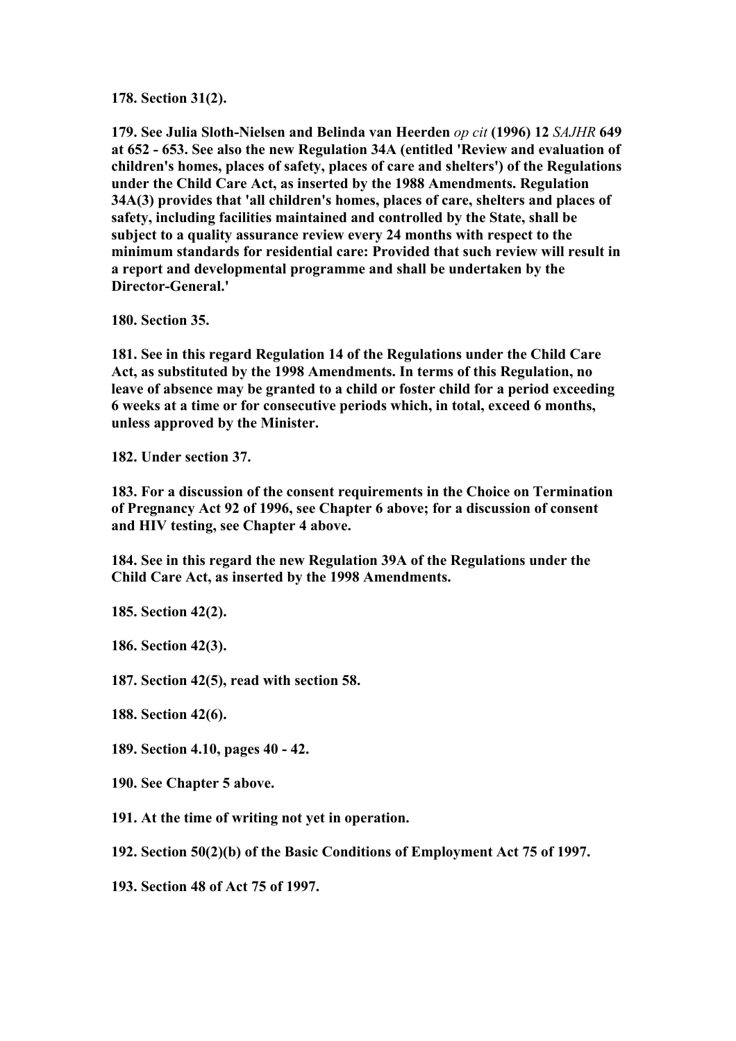**178. Section 31(2).**

**179. See Julia Sloth-Nielsen and Belinda van Heerden** ***op cit*** **(1996) 12** ***SAJHR*** **649 at 652 - 653. See also the new Regulation 34A (entitled 'Review and evaluation of children's homes, places of safety, places of care and shelters') of the Regulations under the Child Care Act, as inserted by the 1988 Amendments. Regulation 34A(3) provides that 'all children's homes, places of care, shelters and places of safety, including facilities maintained and controlled by the State, shall be subject to a quality assurance review every 24 months with respect to the minimum standards for residential care: Provided that such review will result in a report and developmental programme and shall be undertaken by the Director-General.'**

**180. Section 35.**

**181. See in this regard Regulation 14 of the Regulations under the Child Care Act, as substituted by the 1998 Amendments. In terms of this Regulation, no leave of absence may be granted to a child or foster child for a period exceeding 6 weeks at a time or for consecutive periods which, in total, exceed 6 months, unless approved by the Minister.**

**182. Under section 37.**

**183. For a discussion of the consent requirements in the Choice on Termination of Pregnancy Act 92 of 1996, see Chapter 6 above; for a discussion of consent and HIV testing, see Chapter 4 above.**

**184. See in this regard the new Regulation 39A of the Regulations under the Child Care Act, as inserted by the 1998 Amendments.**

**185. Section 42(2).**

**186. Section 42(3).**

**187. Section 42(5), read with section 58.**

**188. Section 42(6).**

**189. Section 4.10, pages 40 - 42.**

**190. See Chapter 5 above.**

**191. At the time of writing not yet in operation.**

**192. Section 50(2)(b) of the Basic Conditions of Employment Act 75 of 1997.**

**193. Section 48 of Act 75 of 1997.**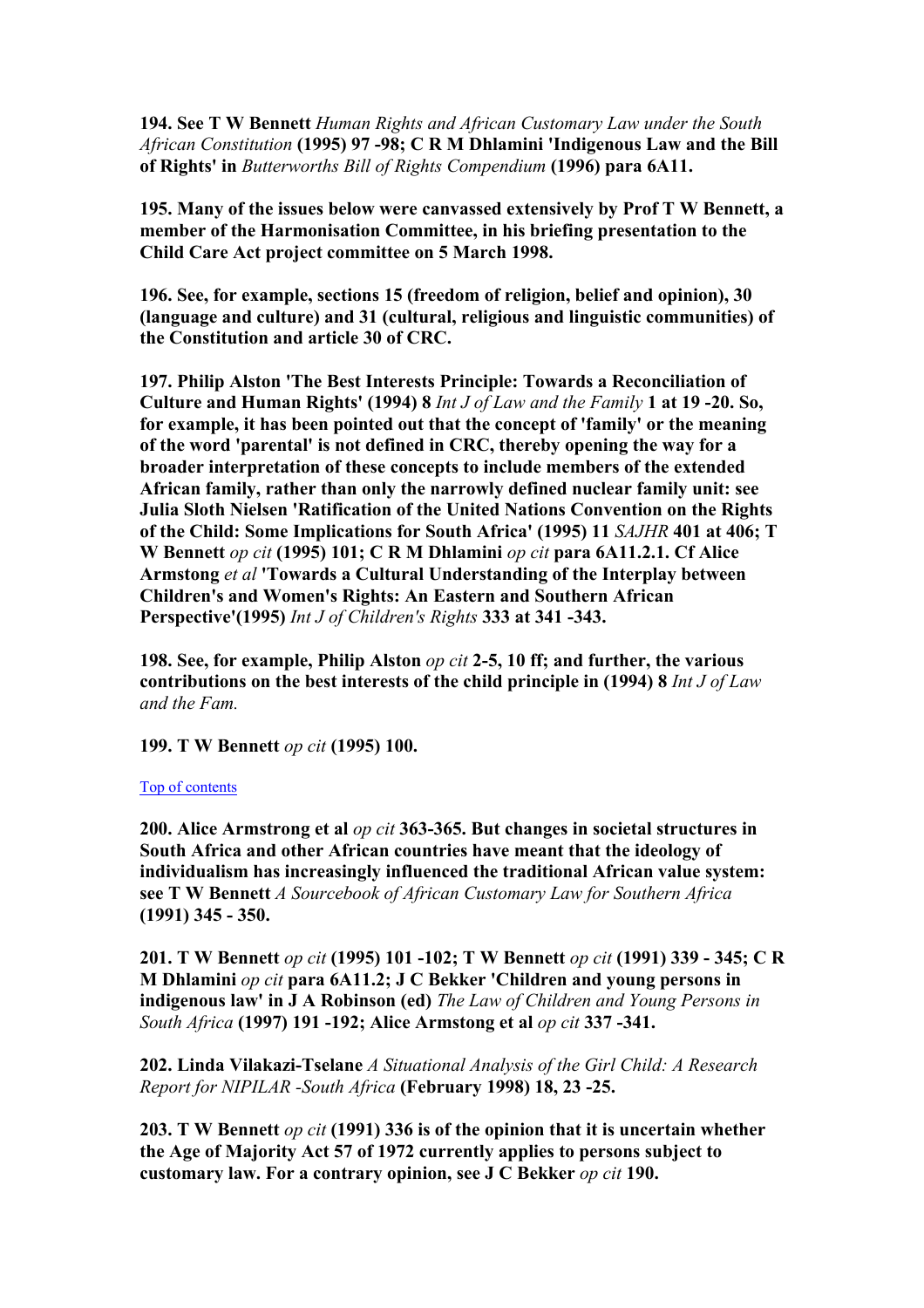**194. See T W Bennett** *Human Rights and African Customary Law under the South African Constitution* **(1995) 97 -98; C R M Dhlamini 'Indigenous Law and the Bill of Rights' in** *Butterworths Bill of Rights Compendium* **(1996) para 6A11.**

**195. Many of the issues below were canvassed extensively by Prof T W Bennett, a member of the Harmonisation Committee, in his briefing presentation to the Child Care Act project committee on 5 March 1998.**

**196. See, for example, sections 15 (freedom of religion, belief and opinion), 30 (language and culture) and 31 (cultural, religious and linguistic communities) of the Constitution and article 30 of CRC.**

**197. Philip Alston 'The Best Interests Principle: Towards a Reconciliation of Culture and Human Rights' (1994) 8** *Int J of Law and the Family* **1 at 19 -20. So, for example, it has been pointed out that the concept of 'family' or the meaning of the word 'parental' is not defined in CRC, thereby opening the way for a broader interpretation of these concepts to include members of the extended African family, rather than only the narrowly defined nuclear family unit: see Julia Sloth Nielsen 'Ratification of the United Nations Convention on the Rights of the Child: Some Implications for South Africa' (1995) 11** *SAJHR* **401 at 406; T W Bennett** *op cit* **(1995) 101; C R M Dhlamini** *op cit* **para 6A11.2.1. Cf Alice Armstong** *et al* **'Towards a Cultural Understanding of the Interplay between Children's and Women's Rights: An Eastern and Southern African Perspective'(1995)** *Int J of Children's Rights* **333 at 341 -343.**

**198. See, for example, Philip Alston** *op cit* **2-5, 10 ff; and further, the various contributions on the best interests of the child principle in (1994) 8** *Int J of Law and the Fam.*

**199. T W Bennett** *op cit* **(1995) 100.**

Top of contents

**200. Alice Armstrong et al** *op cit* **363-365. But changes in societal structures in South Africa and other African countries have meant that the ideology of individualism has increasingly influenced the traditional African value system: see T W Bennett** *A Sourcebook of African Customary Law for Southern Africa* **(1991) 345 - 350.**

**201. T W Bennett** *op cit* **(1995) 101 -102; T W Bennett** *op cit* **(1991) 339 - 345; C R M Dhlamini** *op cit* **para 6A11.2; J C Bekker 'Children and young persons in indigenous law' in J A Robinson (ed)** *The Law of Children and Young Persons in South Africa* **(1997) 191 -192; Alice Armstong et al** *op cit* **337 -341.**

**202. Linda Vilakazi-Tselane** *A Situational Analysis of the Girl Child: A Research Report for NIPILAR -South Africa* **(February 1998) 18, 23 -25.**

**203. T W Bennett** *op cit* **(1991) 336 is of the opinion that it is uncertain whether the Age of Majority Act 57 of 1972 currently applies to persons subject to customary law. For a contrary opinion, see J C Bekker** *op cit* **190.**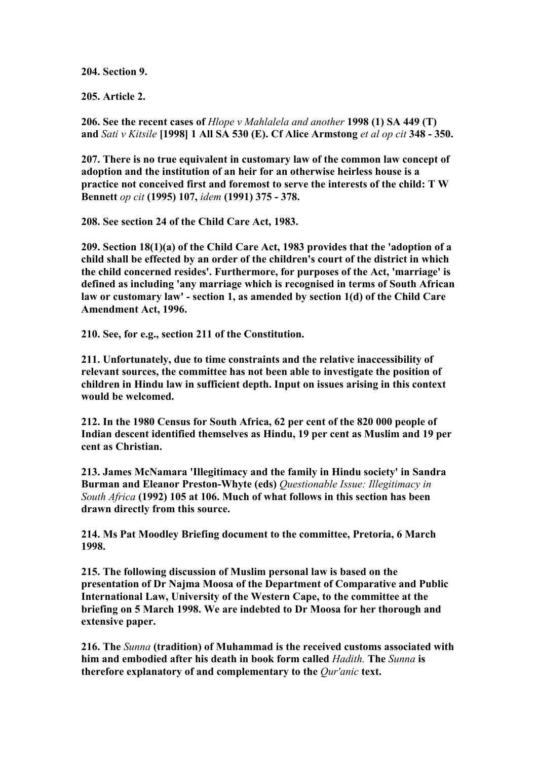**204. Section 9.**

**205. Article 2.**

**206. See the recent cases of** *Hlope v Mahlalela and another* **1998 (1) SA 449 (T) and** *Sati v Kitsile* **[1998] 1 All SA 530 (E). Cf Alice Armstong** *et al op cit* **348 - 350.**

**207. There is no true equivalent in customary law of the common law concept of adoption and the institution of an heir for an otherwise heirless house is a practice not conceived first and foremost to serve the interests of the child: T W Bennett** *op cit* **(1995) 107,** *idem* **(1991) 375 - 378.**

**208. See section 24 of the Child Care Act, 1983.**

**209. Section 18(1)(a) of the Child Care Act, 1983 provides that the 'adoption of a child shall be effected by an order of the children's court of the district in which the child concerned resides'. Furthermore, for purposes of the Act, 'marriage' is defined as including 'any marriage which is recognised in terms of South African law or customary law' - section 1, as amended by section 1(d) of the Child Care Amendment Act, 1996.**

**210. See, for e.g., section 211 of the Constitution.**

**211. Unfortunately, due to time constraints and the relative inaccessibility of relevant sources, the committee has not been able to investigate the position of children in Hindu law in sufficient depth. Input on issues arising in this context would be welcomed.**

**212. In the 1980 Census for South Africa, 62 per cent of the 820 000 people of Indian descent identified themselves as Hindu, 19 per cent as Muslim and 19 per cent as Christian.**

**213. James McNamara 'Illegitimacy and the family in Hindu society' in Sandra Burman and Eleanor Preston-Whyte (eds)** *Questionable Issue: Illegitimacy in South Africa* **(1992) 105 at 106. Much of what follows in this section has been drawn directly from this source.**

**214. Ms Pat Moodley Briefing document to the committee, Pretoria, 6 March 1998.**

**215. The following discussion of Muslim personal law is based on the presentation of Dr Najma Moosa of the Department of Comparative and Public International Law, University of the Western Cape, to the committee at the briefing on 5 March 1998. We are indebted to Dr Moosa for her thorough and extensive paper.**

**216. The** *Sunna* **(tradition) of Muhammad is the received customs associated with him and embodied after his death in book form called** *Hadith.* **The** *Sunna* **is therefore explanatory of and complementary to the** *Qur'anic* **text.**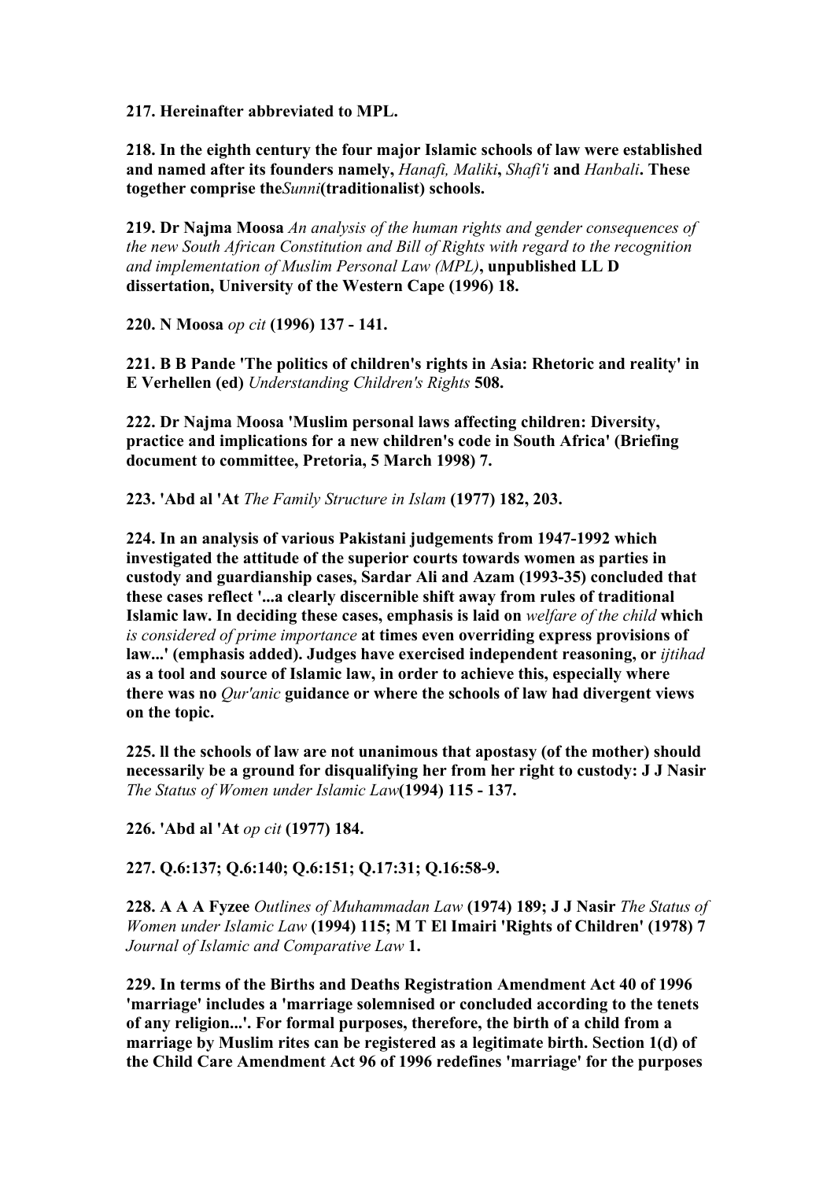**217. Hereinafter abbreviated to MPL.**

**218. In the eighth century the four major Islamic schools of law were established and named after its founders namely,** ***Hanafi, Maliki*****,** ***Shafi'i*** **and** ***Hanbali*****. These together comprise the*****Sunni*****(traditionalist) schools.**

**219. Dr Najma Moosa** ***An analysis of the human rights and gender consequences of the new South African Constitution and Bill of Rights with regard to the recognition and implementation of Muslim Personal Law (MPL)*****, unpublished LL D dissertation, University of the Western Cape (1996) 18.**

**220. N Moosa** ***op cit*** **(1996) 137 - 141.**

**221. B B Pande 'The politics of children's rights in Asia: Rhetoric and reality' in E Verhellen (ed)** ***Understanding Children's Rights*** **508.**

**222. Dr Najma Moosa 'Muslim personal laws affecting children: Diversity, practice and implications for a new children's code in South Africa' (Briefing document to committee, Pretoria, 5 March 1998) 7.**

**223. 'Abd al 'At** ***The Family Structure in Islam*** **(1977) 182, 203.**

**224. In an analysis of various Pakistani judgements from 1947-1992 which investigated the attitude of the superior courts towards women as parties in custody and guardianship cases, Sardar Ali and Azam (1993-35) concluded that these cases reflect '...a clearly discernible shift away from rules of traditional Islamic law. In deciding these cases, emphasis is laid on** ***welfare of the child*** **which** ***is considered of prime importance*** **at times even overriding express provisions of law...' (emphasis added). Judges have exercised independent reasoning, or** ***ijtihad*** **as a tool and source of Islamic law, in order to achieve this, especially where there was no** ***Qur'anic*** **guidance or where the schools of law had divergent views on the topic.**

**225. ll the schools of law are not unanimous that apostasy (of the mother) should necessarily be a ground for disqualifying her from her right to custody: J J Nasir** ***The Status of Women under Islamic Law*****(1994) 115 - 137.**

**226. 'Abd al 'At** ***op cit*** **(1977) 184.**

**227. Q.6:137; Q.6:140; Q.6:151; Q.17:31; Q.16:58-9.**

**228. A A A Fyzee** ***Outlines of Muhammadan Law*** **(1974) 189; J J Nasir** ***The Status of Women under Islamic Law*** **(1994) 115; M T El Imairi 'Rights of Children' (1978) 7** ***Journal of Islamic and Comparative Law*** **1.**

**229. In terms of the Births and Deaths Registration Amendment Act 40 of 1996 'marriage' includes a 'marriage solemnised or concluded according to the tenets of any religion...'. For formal purposes, therefore, the birth of a child from a marriage by Muslim rites can be registered as a legitimate birth. Section 1(d) of the Child Care Amendment Act 96 of 1996 redefines 'marriage' for the purposes**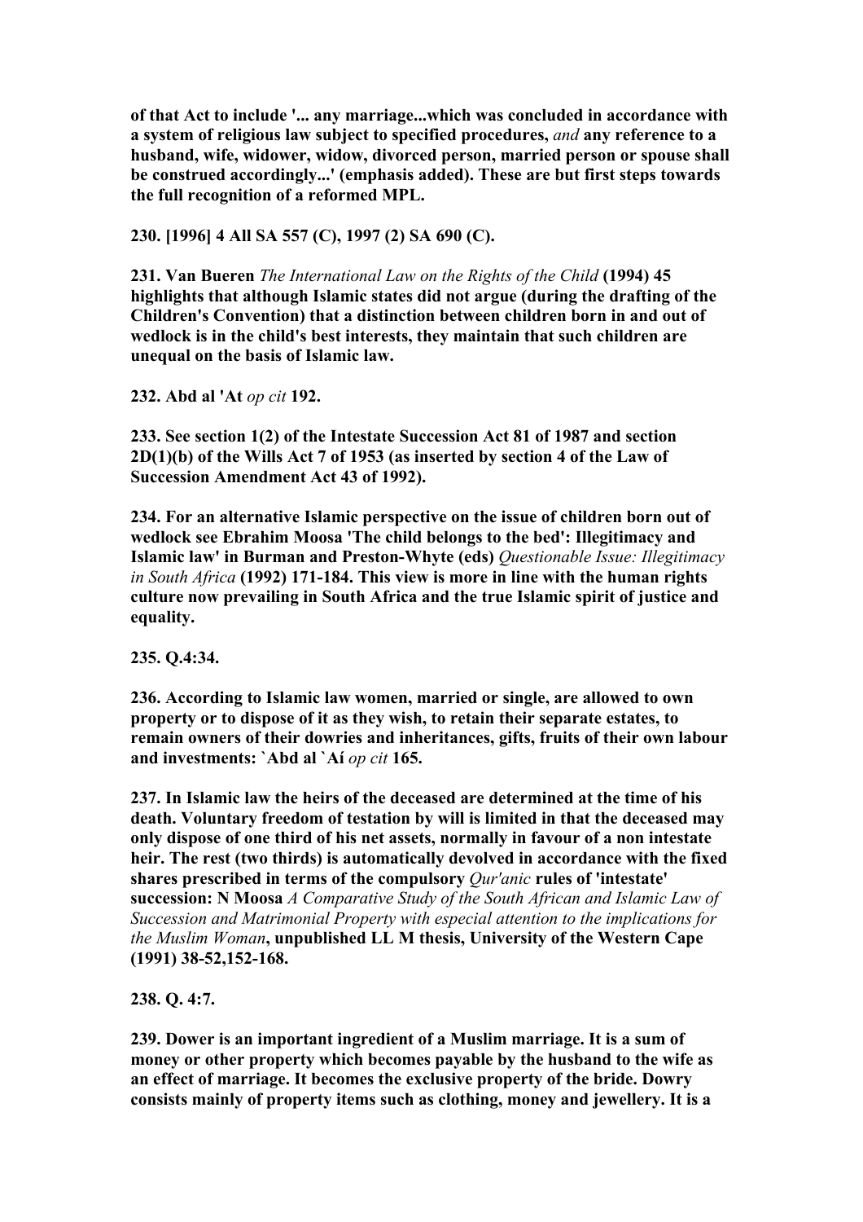**of that Act to include '... any marriage...which was concluded in accordance with a system of religious law subject to specified procedures,** ***and*** **any reference to a husband, wife, widower, widow, divorced person, married person or spouse shall be construed accordingly...' (emphasis added). These are but first steps towards the full recognition of a reformed MPL.**

**230. [1996] 4 All SA 557 (C), 1997 (2) SA 690 (C).**

**231. Van Bueren** ***The International Law on the Rights of the Child*** **(1994) 45 highlights that although Islamic states did not argue (during the drafting of the Children's Convention) that a distinction between children born in and out of wedlock is in the child's best interests, they maintain that such children are unequal on the basis of Islamic law.**

**232. Abd al 'At** ***op cit*** **192.**

**233. See section 1(2) of the Intestate Succession Act 81 of 1987 and section 2D(1)(b) of the Wills Act 7 of 1953 (as inserted by section 4 of the Law of Succession Amendment Act 43 of 1992).**

**234. For an alternative Islamic perspective on the issue of children born out of wedlock see Ebrahim Moosa 'The child belongs to the bed': Illegitimacy and Islamic law' in Burman and Preston-Whyte (eds)** ***Questionable Issue: Illegitimacy in South Africa*** **(1992) 171-184. This view is more in line with the human rights culture now prevailing in South Africa and the true Islamic spirit of justice and equality.**

**235. Q.4:34.**

**236. According to Islamic law women, married or single, are allowed to own property or to dispose of it as they wish, to retain their separate estates, to remain owners of their dowries and inheritances, gifts, fruits of their own labour and investments: `Abd al `Aí** ***op cit*** **165.**

**237. In Islamic law the heirs of the deceased are determined at the time of his death. Voluntary freedom of testation by will is limited in that the deceased may only dispose of one third of his net assets, normally in favour of a non intestate heir. The rest (two thirds) is automatically devolved in accordance with the fixed shares prescribed in terms of the compulsory** ***Qur'anic*** **rules of 'intestate' succession: N Moosa** ***A Comparative Study of the South African and Islamic Law of Succession and Matrimonial Property with especial attention to the implications for the Muslim Woman*****, unpublished LL M thesis, University of the Western Cape (1991) 38-52,152-168.**

**238. Q. 4:7.**

**239. Dower is an important ingredient of a Muslim marriage. It is a sum of money or other property which becomes payable by the husband to the wife as an effect of marriage. It becomes the exclusive property of the bride. Dowry consists mainly of property items such as clothing, money and jewellery. It is a**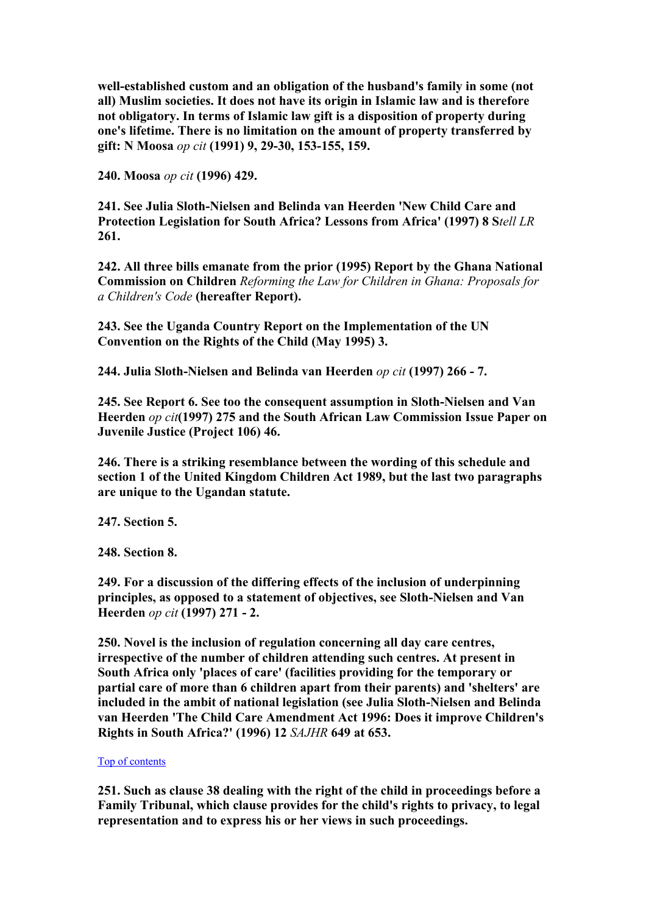**well-established custom and an obligation of the husband's family in some (not all) Muslim societies. It does not have its origin in Islamic law and is therefore not obligatory. In terms of Islamic law gift is a disposition of property during one's lifetime. There is no limitation on the amount of property transferred by gift: N Moosa** *op cit* **(1991) 9, 29-30, 153-155, 159.**

**240. Moosa** *op cit* **(1996) 429.**

**241. See Julia Sloth-Nielsen and Belinda van Heerden 'New Child Care and Protection Legislation for South Africa? Lessons from Africa' (1997) 8 S***tell LR* **261.**

**242. All three bills emanate from the prior (1995) Report by the Ghana National Commission on Children** *Reforming the Law for Children in Ghana: Proposals for a Children's Code* **(hereafter Report).**

**243. See the Uganda Country Report on the Implementation of the UN Convention on the Rights of the Child (May 1995) 3.**

**244. Julia Sloth-Nielsen and Belinda van Heerden** *op cit* **(1997) 266 - 7.**

**245. See Report 6. See too the consequent assumption in Sloth-Nielsen and Van Heerden** *op cit***(1997) 275 and the South African Law Commission Issue Paper on Juvenile Justice (Project 106) 46.**

**246. There is a striking resemblance between the wording of this schedule and section 1 of the United Kingdom Children Act 1989, but the last two paragraphs are unique to the Ugandan statute.**

**247. Section 5.**

**248. Section 8.**

**249. For a discussion of the differing effects of the inclusion of underpinning principles, as opposed to a statement of objectives, see Sloth-Nielsen and Van Heerden** *op cit* **(1997) 271 - 2.**

**250. Novel is the inclusion of regulation concerning all day care centres, irrespective of the number of children attending such centres. At present in South Africa only 'places of care' (facilities providing for the temporary or partial care of more than 6 children apart from their parents) and 'shelters' are included in the ambit of national legislation (see Julia Sloth-Nielsen and Belinda van Heerden 'The Child Care Amendment Act 1996: Does it improve Children's Rights in South Africa?' (1996) 12** *SAJHR* **649 at 653.**

Top of contents

**251. Such as clause 38 dealing with the right of the child in proceedings before a Family Tribunal, which clause provides for the child's rights to privacy, to legal representation and to express his or her views in such proceedings.**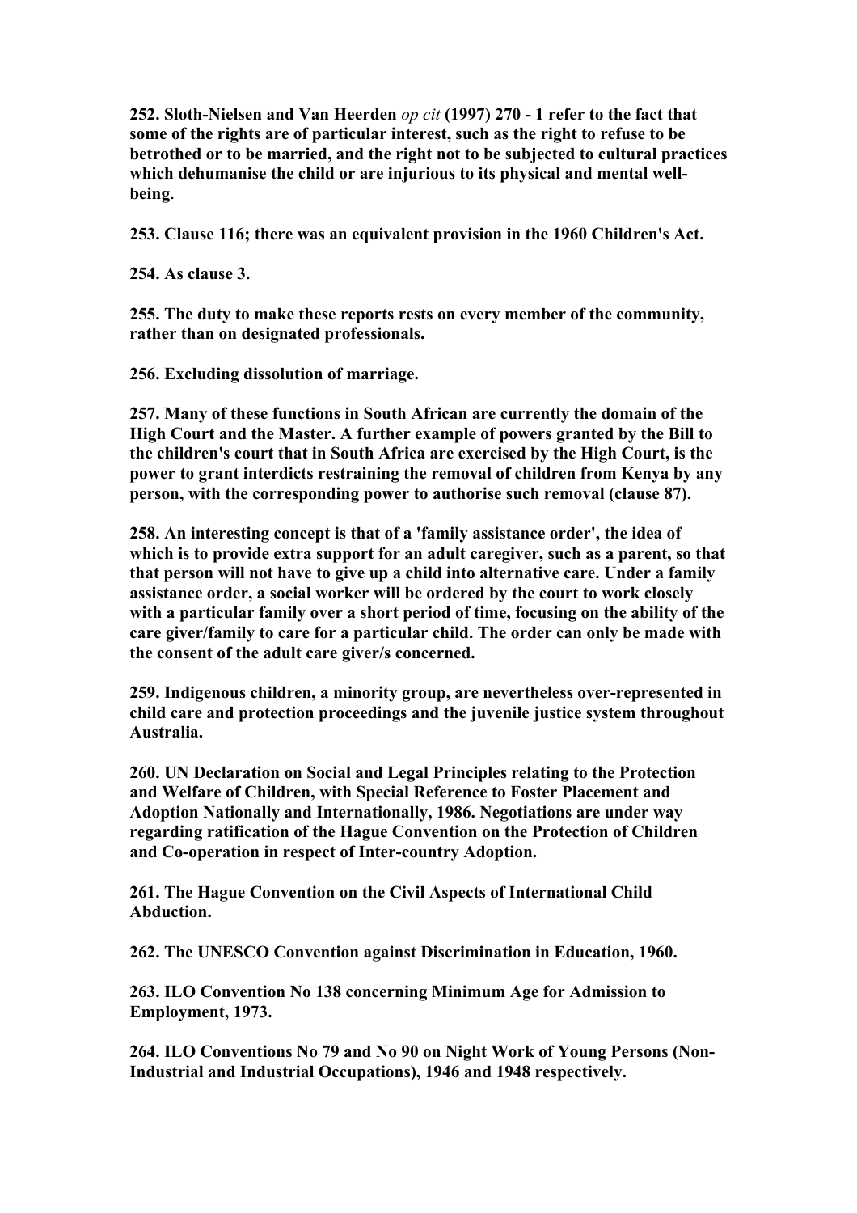**252. Sloth-Nielsen and Van Heerden *op cit* (1997) 270 - 1 refer to the fact that some of the rights are of particular interest, such as the right to refuse to be betrothed or to be married, and the right not to be subjected to cultural practices which dehumanise the child or are injurious to its physical and mental well-being.**

**253. Clause 116; there was an equivalent provision in the 1960 Children's Act.**

**254. As clause 3.**

**255. The duty to make these reports rests on every member of the community, rather than on designated professionals.**

**256. Excluding dissolution of marriage.**

**257. Many of these functions in South African are currently the domain of the High Court and the Master. A further example of powers granted by the Bill to the children's court that in South Africa are exercised by the High Court, is the power to grant interdicts restraining the removal of children from Kenya by any person, with the corresponding power to authorise such removal (clause 87).**

**258. An interesting concept is that of a 'family assistance order', the idea of which is to provide extra support for an adult caregiver, such as a parent, so that that person will not have to give up a child into alternative care. Under a family assistance order, a social worker will be ordered by the court to work closely with a particular family over a short period of time, focusing on the ability of the care giver/family to care for a particular child. The order can only be made with the consent of the adult care giver/s concerned.**

**259. Indigenous children, a minority group, are nevertheless over-represented in child care and protection proceedings and the juvenile justice system throughout Australia.**

**260. UN Declaration on Social and Legal Principles relating to the Protection and Welfare of Children, with Special Reference to Foster Placement and Adoption Nationally and Internationally, 1986. Negotiations are under way regarding ratification of the Hague Convention on the Protection of Children and Co-operation in respect of Inter-country Adoption.**

**261. The Hague Convention on the Civil Aspects of International Child Abduction.**

**262. The UNESCO Convention against Discrimination in Education, 1960.**

**263. ILO Convention No 138 concerning Minimum Age for Admission to Employment, 1973.**

**264. ILO Conventions No 79 and No 90 on Night Work of Young Persons (Non-Industrial and Industrial Occupations), 1946 and 1948 respectively.**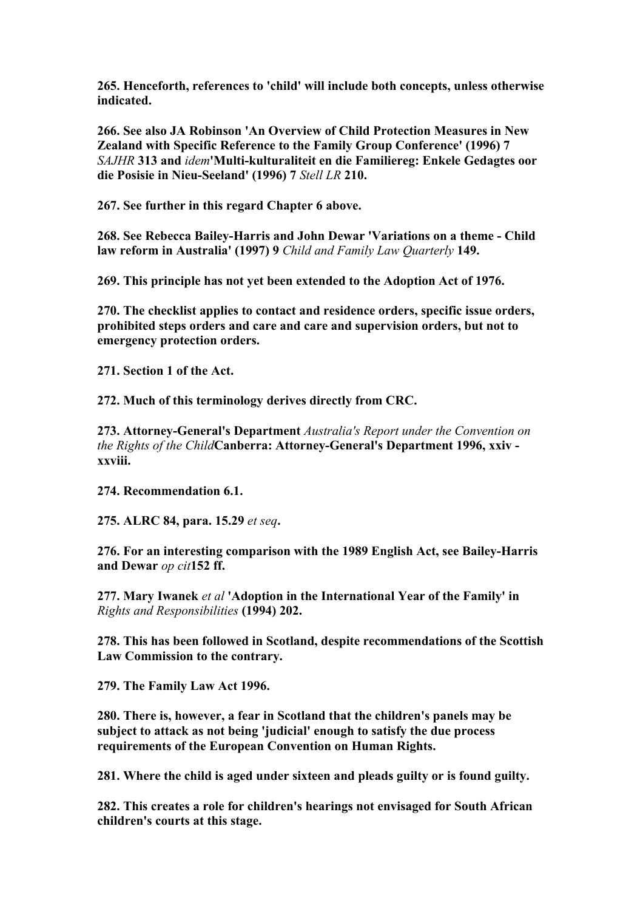**265. Henceforth, references to 'child' will include both concepts, unless otherwise indicated.**

**266. See also JA Robinson 'An Overview of Child Protection Measures in New Zealand with Specific Reference to the Family Group Conference' (1996) 7** *SAJHR* **313 and** *idem***'Multi-kulturaliteit en die Familiereg: Enkele Gedagtes oor die Posisie in Nieu-Seeland' (1996) 7** *Stell LR* **210.**

**267. See further in this regard Chapter 6 above.**

**268. See Rebecca Bailey-Harris and John Dewar 'Variations on a theme - Child law reform in Australia' (1997) 9** *Child and Family Law Quarterly* **149.**

**269. This principle has not yet been extended to the Adoption Act of 1976.**

**270. The checklist applies to contact and residence orders, specific issue orders, prohibited steps orders and care and care and supervision orders, but not to emergency protection orders.**

**271. Section 1 of the Act.**

**272. Much of this terminology derives directly from CRC.**

**273. Attorney-General's Department** *Australia's Report under the Convention on the Rights of the Child***Canberra: Attorney-General's Department 1996, xxiv - xxviii.**

**274. Recommendation 6.1.**

**275. ALRC 84, para. 15.29** *et seq***.**

**276. For an interesting comparison with the 1989 English Act, see Bailey-Harris and Dewar** *op cit***152 ff.**

**277. Mary Iwanek** *et al* **'Adoption in the International Year of the Family' in** *Rights and Responsibilities* **(1994) 202.**

**278. This has been followed in Scotland, despite recommendations of the Scottish Law Commission to the contrary.**

**279. The Family Law Act 1996.**

**280. There is, however, a fear in Scotland that the children's panels may be subject to attack as not being 'judicial' enough to satisfy the due process requirements of the European Convention on Human Rights.**

**281. Where the child is aged under sixteen and pleads guilty or is found guilty.**

**282. This creates a role for children's hearings not envisaged for South African children's courts at this stage.**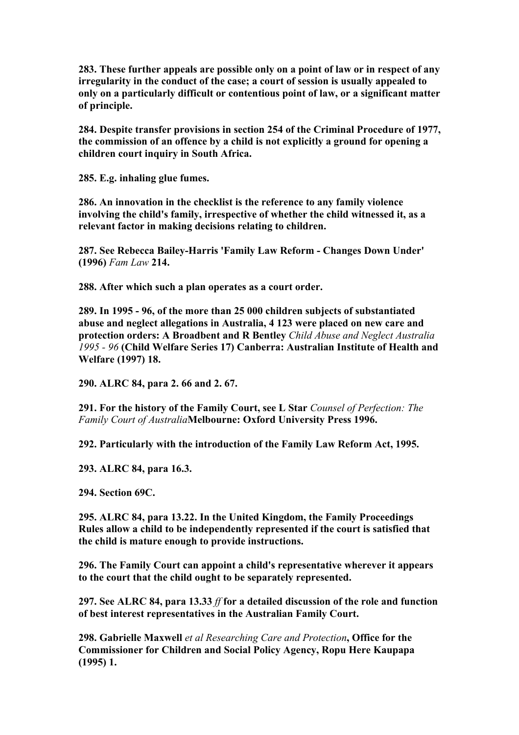**283. These further appeals are possible only on a point of law or in respect of any irregularity in the conduct of the case; a court of session is usually appealed to only on a particularly difficult or contentious point of law, or a significant matter of principle.**

**284. Despite transfer provisions in section 254 of the Criminal Procedure of 1977, the commission of an offence by a child is not explicitly a ground for opening a children court inquiry in South Africa.**

**285. E.g. inhaling glue fumes.**

**286. An innovation in the checklist is the reference to any family violence involving the child's family, irrespective of whether the child witnessed it, as a relevant factor in making decisions relating to children.**

**287. See Rebecca Bailey-Harris 'Family Law Reform - Changes Down Under' (1996)** ***Fam Law*** **214.**

**288. After which such a plan operates as a court order.**

**289. In 1995 - 96, of the more than 25 000 children subjects of substantiated abuse and neglect allegations in Australia, 4 123 were placed on new care and protection orders: A Broadbent and R Bentley** ***Child Abuse and Neglect Australia 1995 - 96*** **(Child Welfare Series 17) Canberra: Australian Institute of Health and Welfare (1997) 18.**

**290. ALRC 84, para 2. 66 and 2. 67.**

**291. For the history of the Family Court, see L Star** ***Counsel of Perfection: The Family Court of Australia*****Melbourne: Oxford University Press 1996.**

**292. Particularly with the introduction of the Family Law Reform Act, 1995.**

**293. ALRC 84, para 16.3.**

**294. Section 69C.**

**295. ALRC 84, para 13.22. In the United Kingdom, the Family Proceedings Rules allow a child to be independently represented if the court is satisfied that the child is mature enough to provide instructions.**

**296. The Family Court can appoint a child's representative wherever it appears to the court that the child ought to be separately represented.**

**297. See ALRC 84, para 13.33** ***ff*** **for a detailed discussion of the role and function of best interest representatives in the Australian Family Court.**

**298. Gabrielle Maxwell** ***et al Researching Care and Protection*****, Office for the Commissioner for Children and Social Policy Agency, Ropu Here Kaupapa (1995) 1.**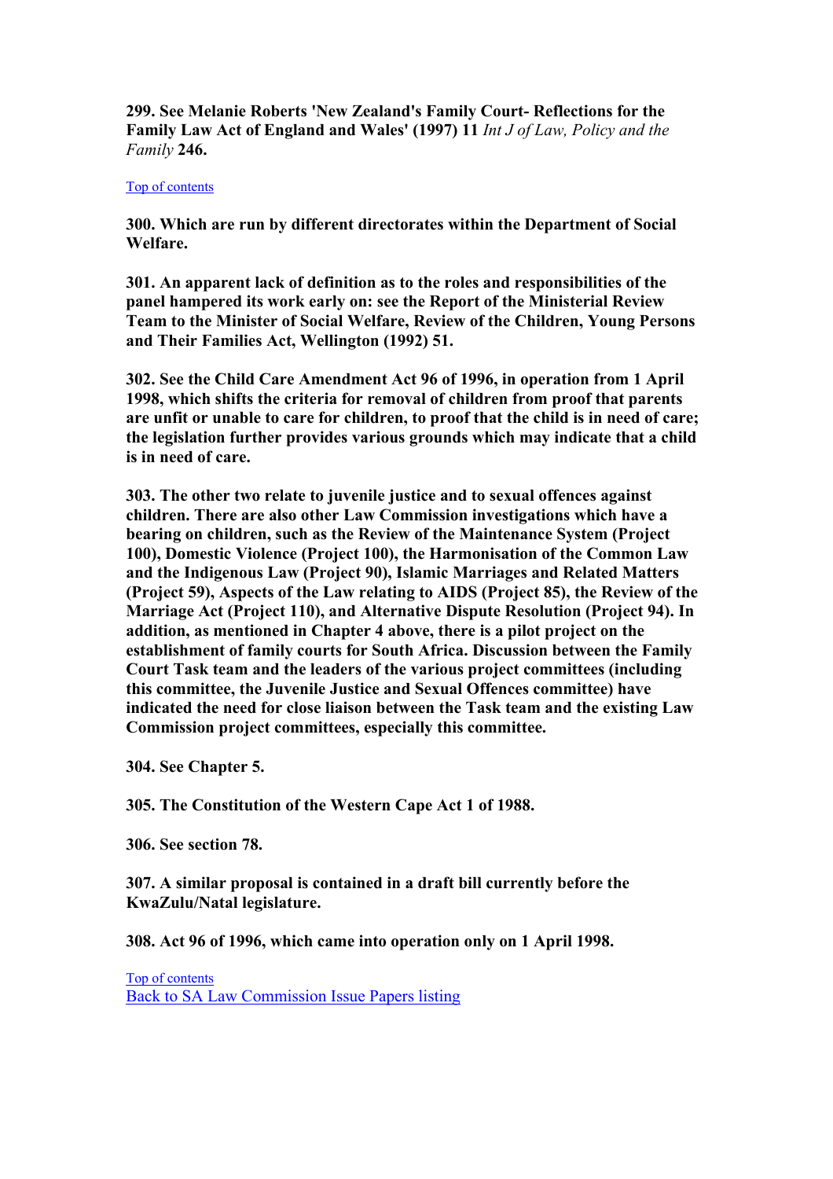**299. See Melanie Roberts 'New Zealand's Family Court- Reflections for the Family Law Act of England and Wales' (1997) 11** ***Int J of Law, Policy and the Family*** **246.**

[Top of contents]

**300. Which are run by different directorates within the Department of Social Welfare.**

**301. An apparent lack of definition as to the roles and responsibilities of the panel hampered its work early on: see the Report of the Ministerial Review Team to the Minister of Social Welfare, Review of the Children, Young Persons and Their Families Act, Wellington (1992) 51.**

**302. See the Child Care Amendment Act 96 of 1996, in operation from 1 April 1998, which shifts the criteria for removal of children from proof that parents are unfit or unable to care for children, to proof that the child is in need of care; the legislation further provides various grounds which may indicate that a child is in need of care.**

**303. The other two relate to juvenile justice and to sexual offences against children. There are also other Law Commission investigations which have a bearing on children, such as the Review of the Maintenance System (Project 100), Domestic Violence (Project 100), the Harmonisation of the Common Law and the Indigenous Law (Project 90), Islamic Marriages and Related Matters (Project 59), Aspects of the Law relating to AIDS (Project 85), the Review of the Marriage Act (Project 110), and Alternative Dispute Resolution (Project 94). In addition, as mentioned in Chapter 4 above, there is a pilot project on the establishment of family courts for South Africa. Discussion between the Family Court Task team and the leaders of the various project committees (including this committee, the Juvenile Justice and Sexual Offences committee) have indicated the need for close liaison between the Task team and the existing Law Commission project committees, especially this committee.**

**304. See Chapter 5.**

**305. The Constitution of the Western Cape Act 1 of 1988.**

**306. See section 78.**

**307. A similar proposal is contained in a draft bill currently before the KwaZulu/Natal legislature.**

**308. Act 96 of 1996, which came into operation only on 1 April 1998.**

[Top of contents]
[Back to SA Law Commission Issue Papers listing]